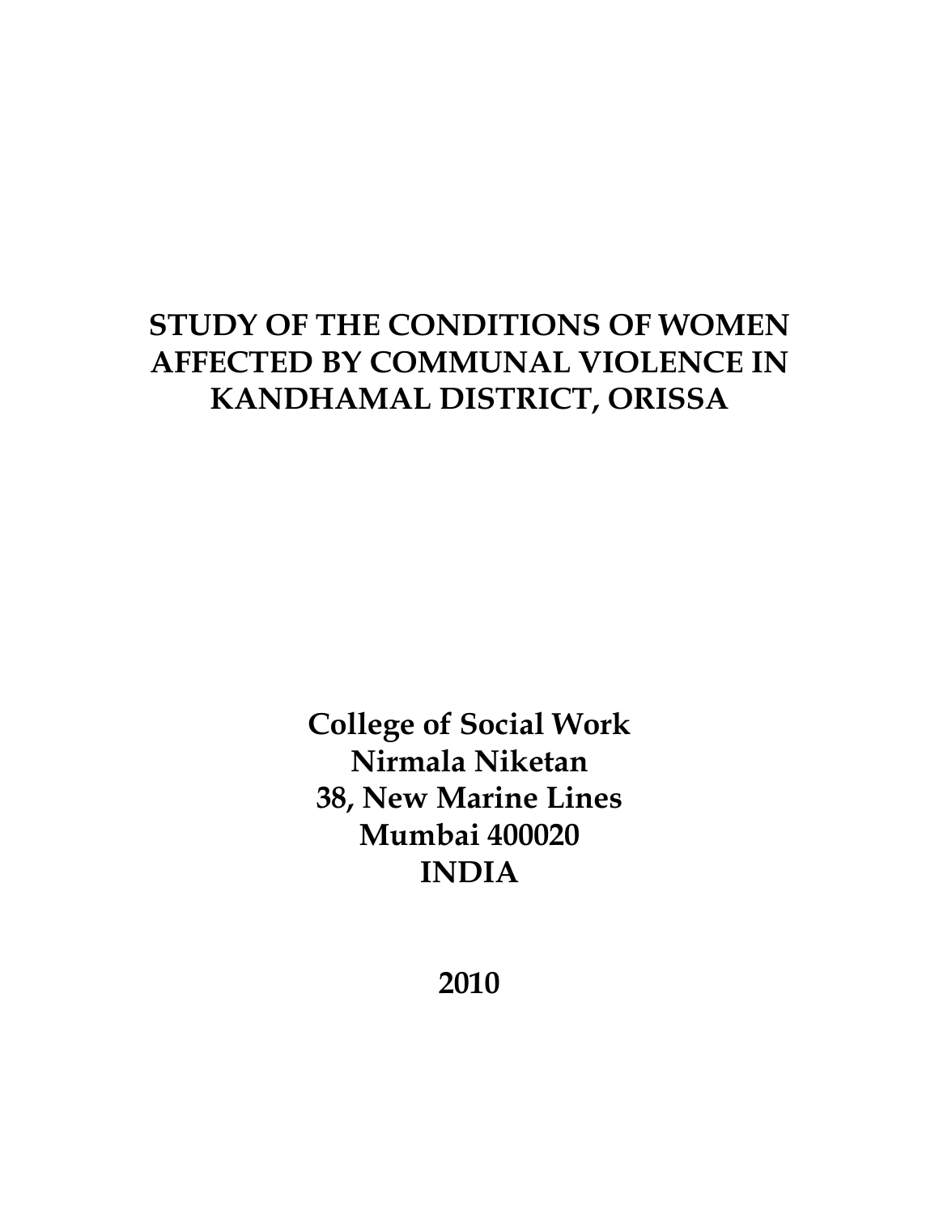# STUDY OF THE CONDITIONS OF WOMEN AFFECTED BY COMMUNAL VIOLENCE IN KANDHAMAL DISTRICT, ORISSA

**College of Social Work**
**Nirmala Niketan**
**38, New Marine Lines**
**Mumbai 400020**
**INDIA**

**2010**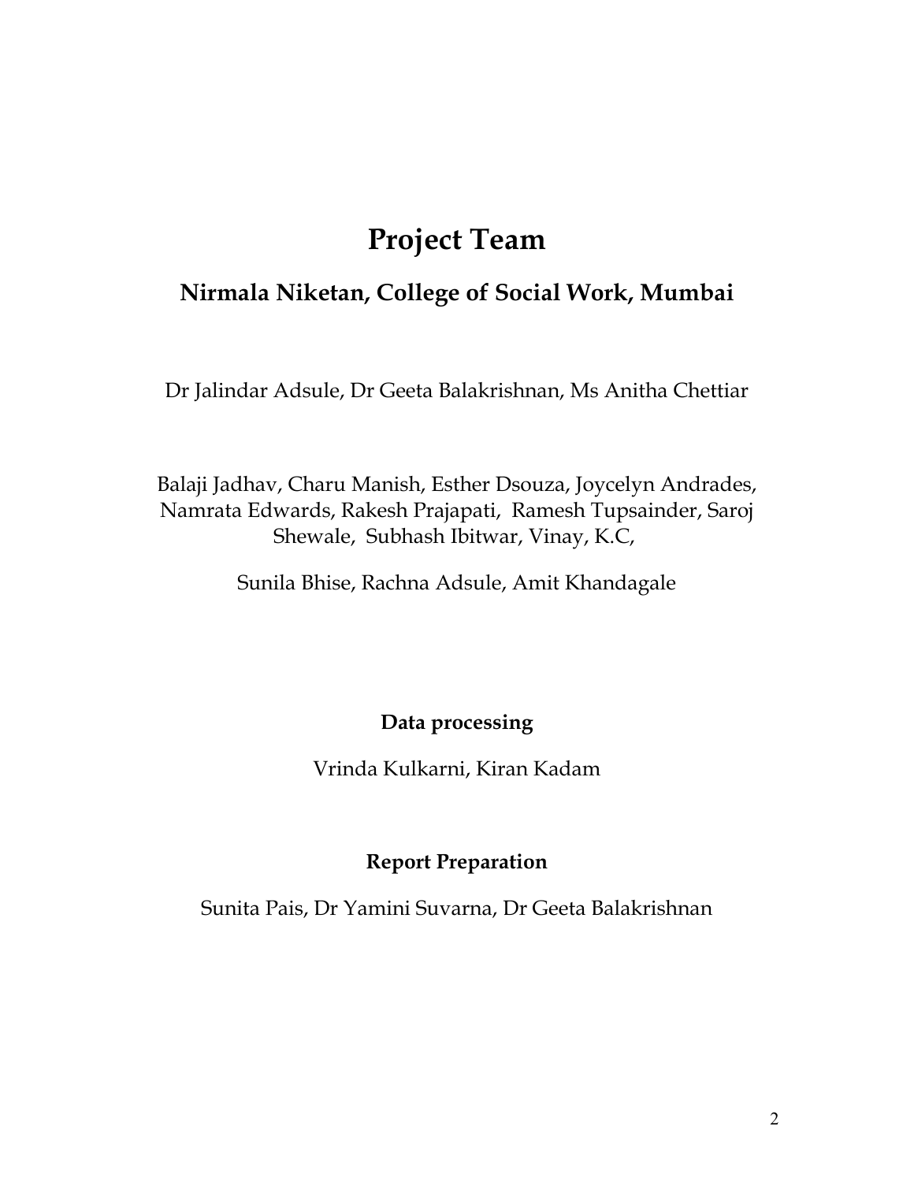# Project Team

## Nirmala Niketan, College of Social Work, Mumbai

Dr Jalindar Adsule, Dr Geeta Balakrishnan, Ms Anitha Chettiar

Balaji Jadhav, Charu Manish, Esther Dsouza, Joycelyn Andrades, Namrata Edwards, Rakesh Prajapati, Ramesh Tupsainder, Saroj Shewale, Subhash Ibitwar, Vinay, K.C,

Sunila Bhise, Rachna Adsule, Amit Khandagale

**Data processing**

Vrinda Kulkarni, Kiran Kadam

**Report Preparation**

Sunita Pais, Dr Yamini Suvarna, Dr Geeta Balakrishnan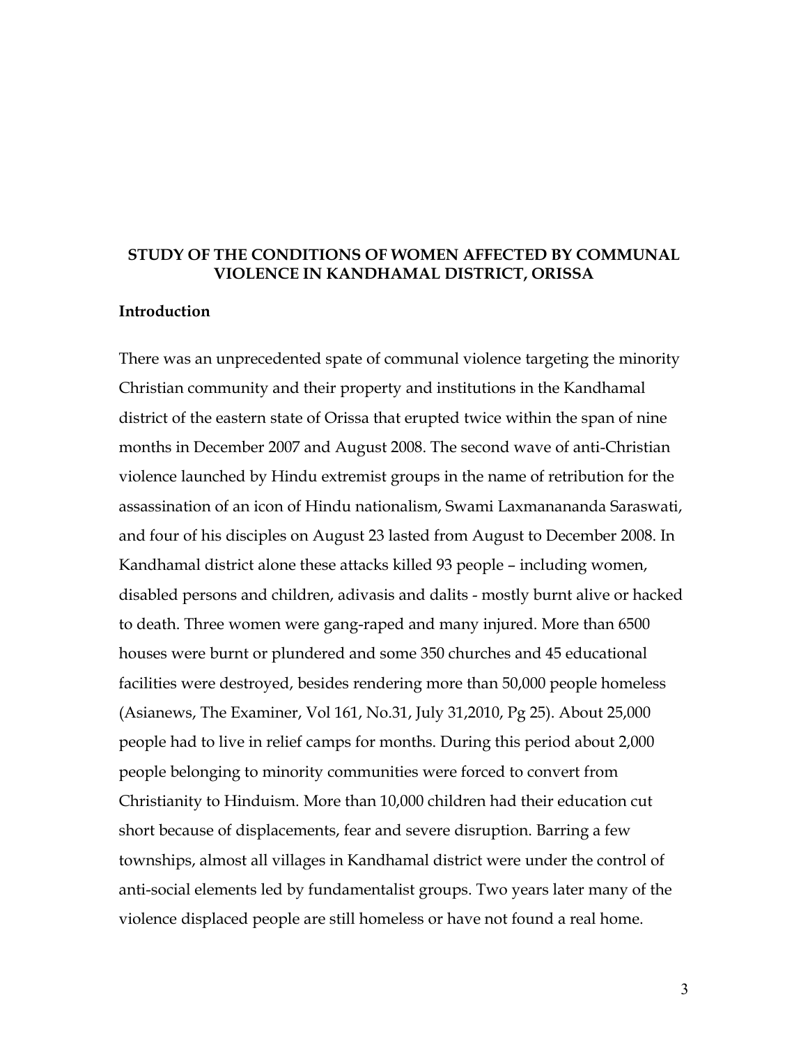# STUDY OF THE CONDITIONS OF WOMEN AFFECTED BY COMMUNAL VIOLENCE IN KANDHAMAL DISTRICT, ORISSA

## Introduction

There was an unprecedented spate of communal violence targeting the minority Christian community and their property and institutions in the Kandhamal district of the eastern state of Orissa that erupted twice within the span of nine months in December 2007 and August 2008. The second wave of anti-Christian violence launched by Hindu extremist groups in the name of retribution for the assassination of an icon of Hindu nationalism, Swami Laxmanananda Saraswati, and four of his disciples on August 23 lasted from August to December 2008. In Kandhamal district alone these attacks killed 93 people – including women, disabled persons and children, adivasis and dalits - mostly burnt alive or hacked to death. Three women were gang-raped and many injured. More than 6500 houses were burnt or plundered and some 350 churches and 45 educational facilities were destroyed, besides rendering more than 50,000 people homeless (Asianews, The Examiner, Vol 161, No.31, July 31,2010, Pg 25). About 25,000 people had to live in relief camps for months. During this period about 2,000 people belonging to minority communities were forced to convert from Christianity to Hinduism. More than 10,000 children had their education cut short because of displacements, fear and severe disruption. Barring a few townships, almost all villages in Kandhamal district were under the control of anti-social elements led by fundamentalist groups. Two years later many of the violence displaced people are still homeless or have not found a real home.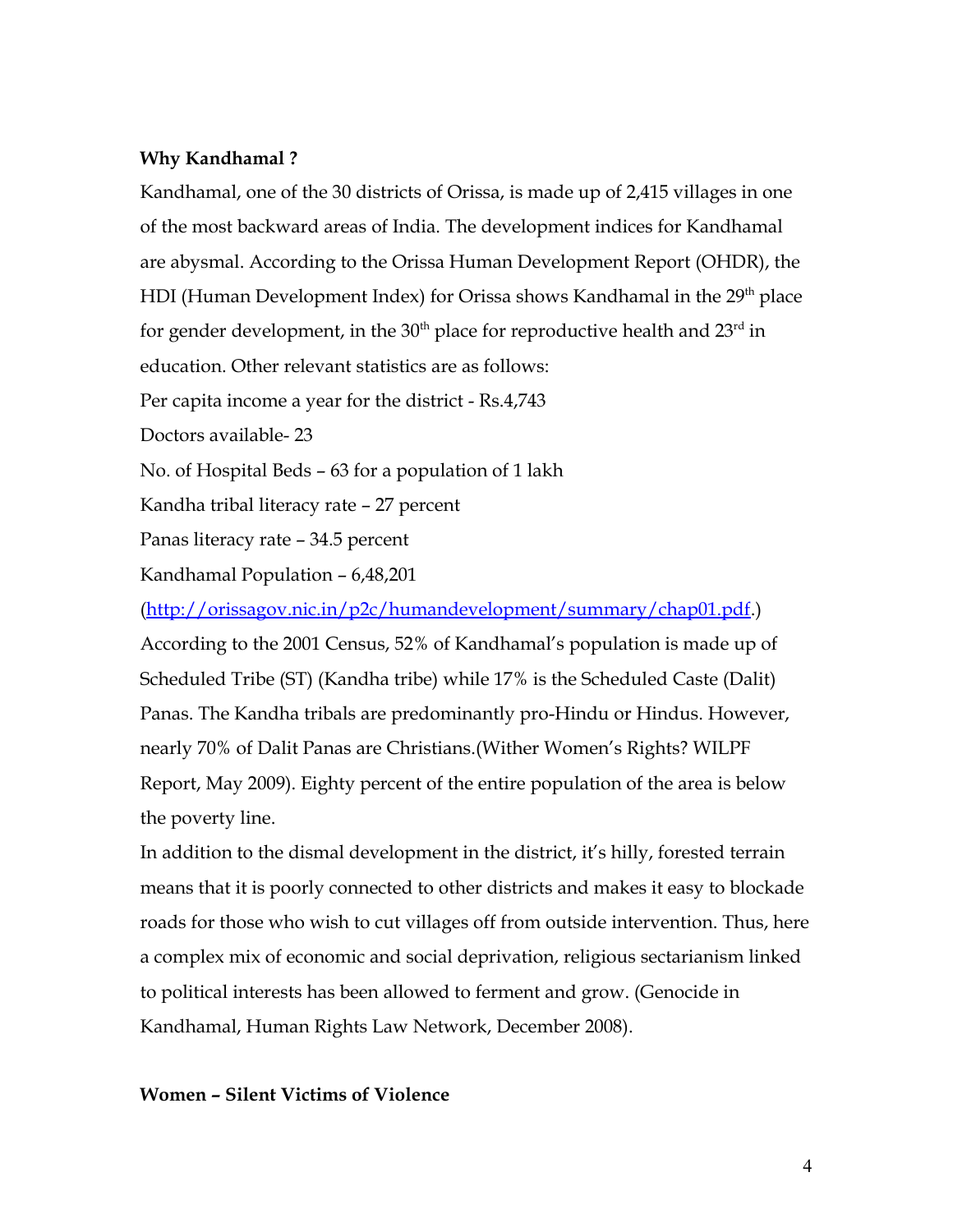**Why Kandhamal ?**

Kandhamal, one of the 30 districts of Orissa, is made up of 2,415 villages in one of the most backward areas of India. The development indices for Kandhamal are abysmal. According to the Orissa Human Development Report (OHDR), the HDI (Human Development Index) for Orissa shows Kandhamal in the 29th place for gender development, in the 30th place for reproductive health and 23rd in education. Other relevant statistics are as follows:

Per capita income a year for the district - Rs.4,743

Doctors available- 23

No. of Hospital Beds – 63 for a population of 1 lakh

Kandha tribal literacy rate – 27 percent

Panas literacy rate – 34.5 percent

Kandhamal Population – 6,48,201

(http://orissagov.nic.in/p2c/humandevelopment/summary/chap01.pdf.)

According to the 2001 Census, 52% of Kandhamal's population is made up of Scheduled Tribe (ST) (Kandha tribe) while 17% is the Scheduled Caste (Dalit) Panas. The Kandha tribals are predominantly pro-Hindu or Hindus. However, nearly 70% of Dalit Panas are Christians.(Wither Women's Rights? WILPF Report, May 2009). Eighty percent of the entire population of the area is below the poverty line.

In addition to the dismal development in the district, it's hilly, forested terrain means that it is poorly connected to other districts and makes it easy to blockade roads for those who wish to cut villages off from outside intervention. Thus, here a complex mix of economic and social deprivation, religious sectarianism linked to political interests has been allowed to ferment and grow. (Genocide in Kandhamal, Human Rights Law Network, December 2008).

**Women – Silent Victims of Violence**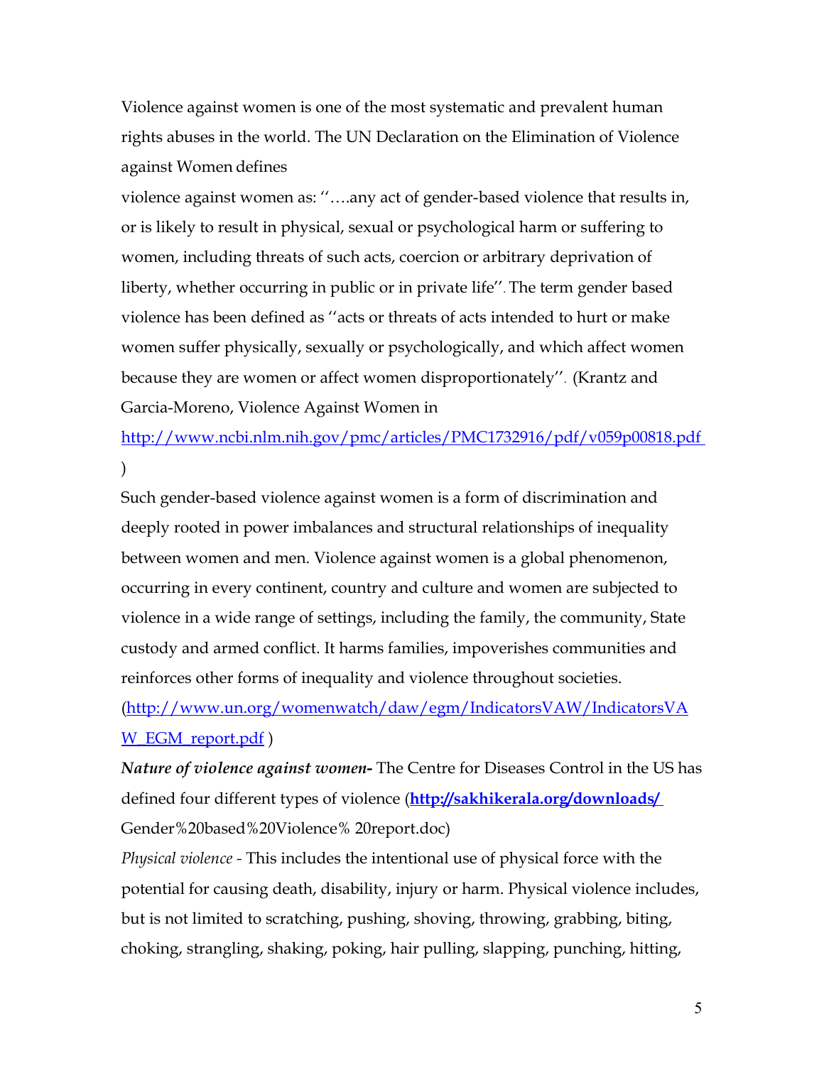Violence against women is one of the most systematic and prevalent human rights abuses in the world. The UN Declaration on the Elimination of Violence against Women defines violence against women as: ''….any act of gender-based violence that results in, or is likely to result in physical, sexual or psychological harm or suffering to women, including threats of such acts, coercion or arbitrary deprivation of liberty, whether occurring in public or in private life''. The term gender based violence has been defined as ''acts or threats of acts intended to hurt or make women suffer physically, sexually or psychologically, and which affect women because they are women or affect women disproportionately''. (Krantz and Garcia-Moreno, Violence Against Women in http://www.ncbi.nlm.nih.gov/pmc/articles/PMC1732916/pdf/v059p00818.pdf )

Such gender-based violence against women is a form of discrimination and deeply rooted in power imbalances and structural relationships of inequality between women and men. Violence against women is a global phenomenon, occurring in every continent, country and culture and women are subjected to violence in a wide range of settings, including the family, the community, State custody and armed conflict. It harms families, impoverishes communities and reinforces other forms of inequality and violence throughout societies. (http://www.un.org/womenwatch/daw/egm/IndicatorsVAW/IndicatorsVAW_EGM_report.pdf )

***Nature of violence against women-*** The Centre for Diseases Control in the US has defined four different types of violence (**http://sakhikerala.org/downloads/** Gender%20based%20Violence% 20report.doc)

*Physical violence -* This includes the intentional use of physical force with the potential for causing death, disability, injury or harm. Physical violence includes, but is not limited to scratching, pushing, shoving, throwing, grabbing, biting, choking, strangling, shaking, poking, hair pulling, slapping, punching, hitting,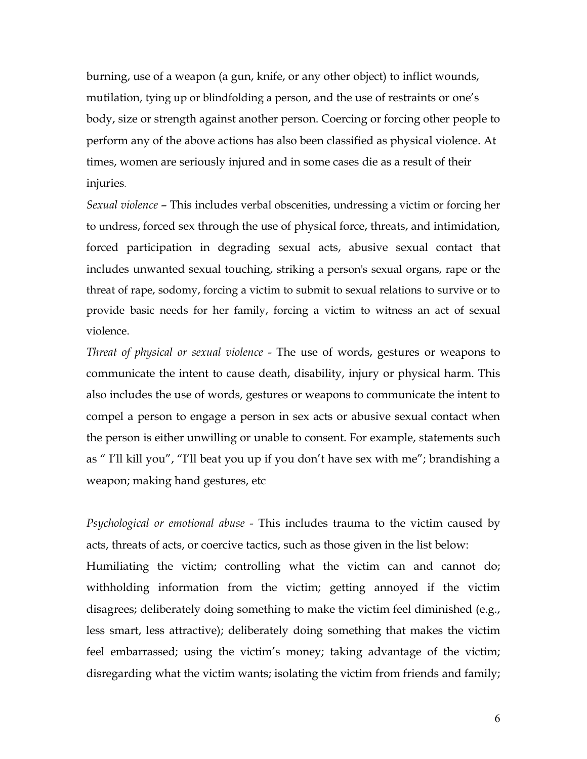burning, use of a weapon (a gun, knife, or any other object) to inflict wounds, mutilation, tying up or blindfolding a person, and the use of restraints or one's body, size or strength against another person. Coercing or forcing other people to perform any of the above actions has also been classified as physical violence. At times, women are seriously injured and in some cases die as a result of their injuries.

*Sexual violence* – This includes verbal obscenities, undressing a victim or forcing her to undress, forced sex through the use of physical force, threats, and intimidation, forced participation in degrading sexual acts, abusive sexual contact that includes unwanted sexual touching, striking a person's sexual organs, rape or the threat of rape, sodomy, forcing a victim to submit to sexual relations to survive or to provide basic needs for her family, forcing a victim to witness an act of sexual violence.

*Threat of physical or sexual violence* - The use of words, gestures or weapons to communicate the intent to cause death, disability, injury or physical harm. This also includes the use of words, gestures or weapons to communicate the intent to compel a person to engage a person in sex acts or abusive sexual contact when the person is either unwilling or unable to consent. For example, statements such as " I'll kill you", "I'll beat you up if you don't have sex with me"; brandishing a weapon; making hand gestures, etc

*Psychological or emotional abuse* - This includes trauma to the victim caused by acts, threats of acts, or coercive tactics, such as those given in the list below:

Humiliating the victim; controlling what the victim can and cannot do; withholding information from the victim; getting annoyed if the victim disagrees; deliberately doing something to make the victim feel diminished (e.g., less smart, less attractive); deliberately doing something that makes the victim feel embarrassed; using the victim's money; taking advantage of the victim; disregarding what the victim wants; isolating the victim from friends and family;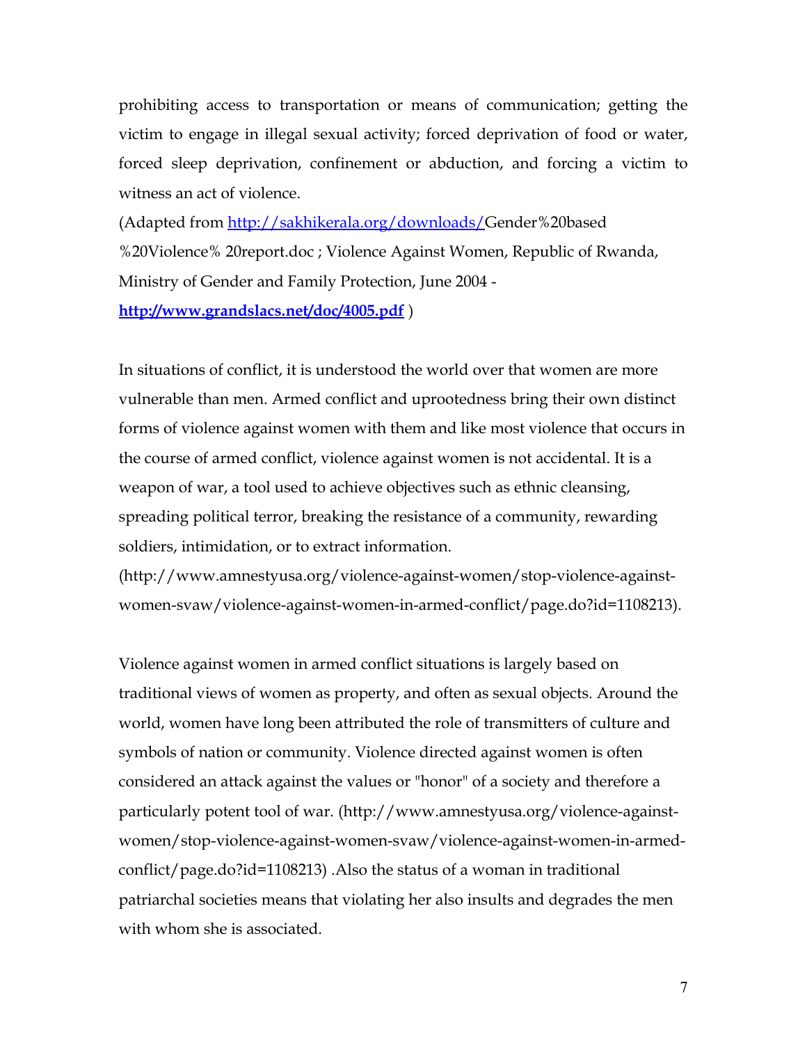prohibiting access to transportation or means of communication; getting the victim to engage in illegal sexual activity; forced deprivation of food or water, forced sleep deprivation, confinement or abduction, and forcing a victim to witness an act of violence.

(Adapted from [http://sakhikerala.org/downloads/](http://sakhikerala.org/downloads/)Gender%20based %20Violence% 20report.doc ; Violence Against Women, Republic of Rwanda, Ministry of Gender and Family Protection, June 2004 - **[http://www.grandslacs.net/doc/4005.pdf](http://www.grandslacs.net/doc/4005.pdf)** )

In situations of conflict, it is understood the world over that women are more vulnerable than men. Armed conflict and uprootedness bring their own distinct forms of violence against women with them and like most violence that occurs in the course of armed conflict, violence against women is not accidental. It is a weapon of war, a tool used to achieve objectives such as ethnic cleansing, spreading political terror, breaking the resistance of a community, rewarding soldiers, intimidation, or to extract information. (http://www.amnestyusa.org/violence-against-women/stop-violence-against-women-svaw/violence-against-women-in-armed-conflict/page.do?id=1108213).

Violence against women in armed conflict situations is largely based on traditional views of women as property, and often as sexual objects. Around the world, women have long been attributed the role of transmitters of culture and symbols of nation or community. Violence directed against women is often considered an attack against the values or "honor" of a society and therefore a particularly potent tool of war. (http://www.amnestyusa.org/violence-against-women/stop-violence-against-women-svaw/violence-against-women-in-armed-conflict/page.do?id=1108213) .Also the status of a woman in traditional patriarchal societies means that violating her also insults and degrades the men with whom she is associated.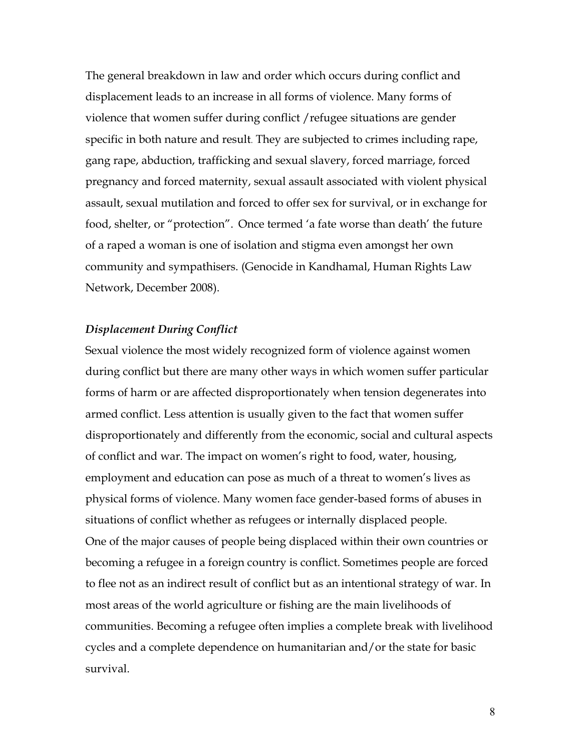The general breakdown in law and order which occurs during conflict and displacement leads to an increase in all forms of violence. Many forms of violence that women suffer during conflict /refugee situations are gender specific in both nature and result. They are subjected to crimes including rape, gang rape, abduction, trafficking and sexual slavery, forced marriage, forced pregnancy and forced maternity, sexual assault associated with violent physical assault, sexual mutilation and forced to offer sex for survival, or in exchange for food, shelter, or "protection". Once termed 'a fate worse than death' the future of a raped a woman is one of isolation and stigma even amongst her own community and sympathisers. (Genocide in Kandhamal, Human Rights Law Network, December 2008).

***Displacement During Conflict***

Sexual violence the most widely recognized form of violence against women during conflict but there are many other ways in which women suffer particular forms of harm or are affected disproportionately when tension degenerates into armed conflict. Less attention is usually given to the fact that women suffer disproportionately and differently from the economic, social and cultural aspects of conflict and war. The impact on women's right to food, water, housing, employment and education can pose as much of a threat to women's lives as physical forms of violence. Many women face gender-based forms of abuses in situations of conflict whether as refugees or internally displaced people.
One of the major causes of people being displaced within their own countries or becoming a refugee in a foreign country is conflict. Sometimes people are forced to flee not as an indirect result of conflict but as an intentional strategy of war. In most areas of the world agriculture or fishing are the main livelihoods of communities. Becoming a refugee often implies a complete break with livelihood cycles and a complete dependence on humanitarian and/or the state for basic survival.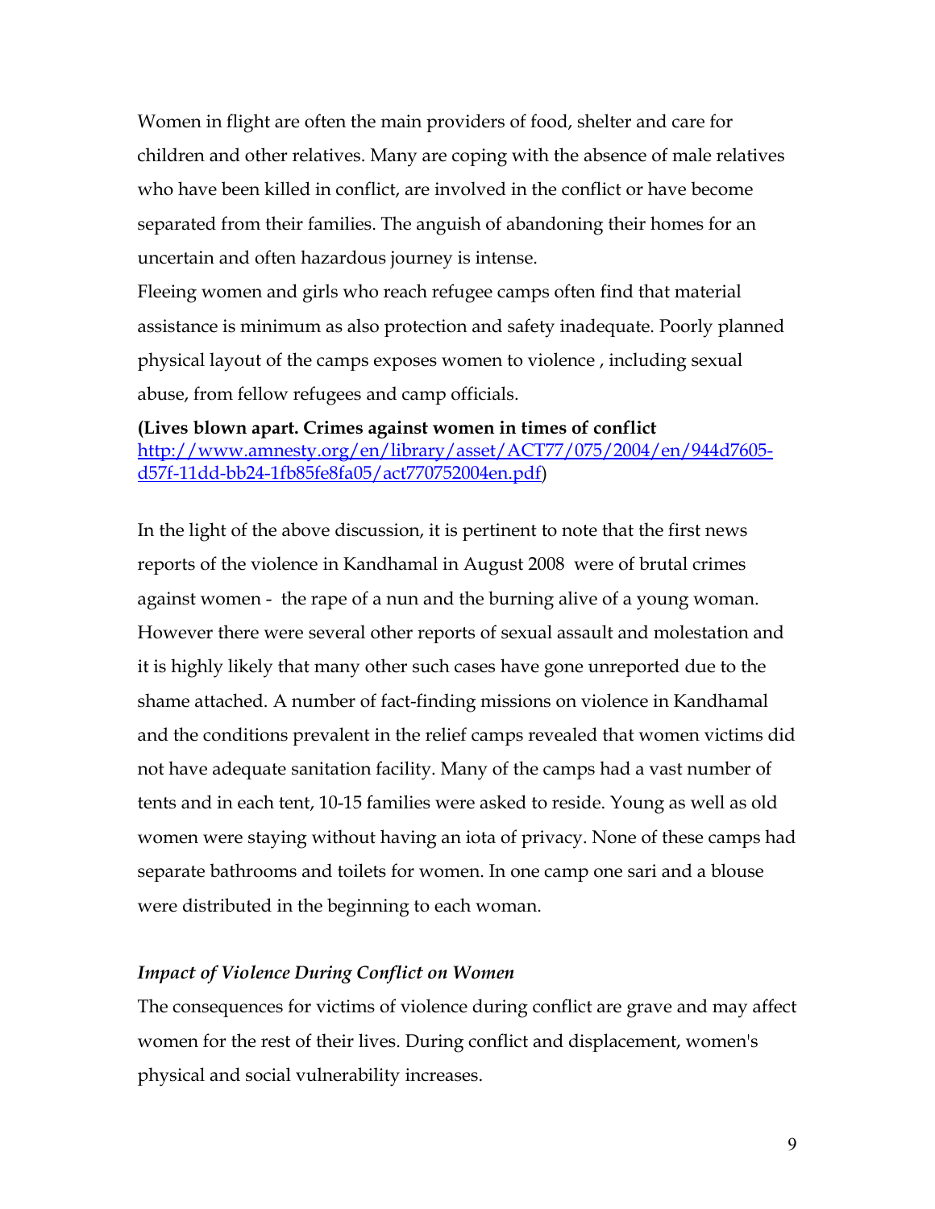Women in flight are often the main providers of food, shelter and care for children and other relatives. Many are coping with the absence of male relatives who have been killed in conflict, are involved in the conflict or have become separated from their families. The anguish of abandoning their homes for an uncertain and often hazardous journey is intense.

Fleeing women and girls who reach refugee camps often find that material assistance is minimum as also protection and safety inadequate. Poorly planned physical layout of the camps exposes women to violence , including sexual abuse, from fellow refugees and camp officials.

**(Lives blown apart. Crimes against women in times of conflict** [http://www.amnesty.org/en/library/asset/ACT77/075/2004/en/944d7605-d57f-11dd-bb24-1fb85fe8fa05/act770752004en.pdf](http://www.amnesty.org/en/library/asset/ACT77/075/2004/en/944d7605-d57f-11dd-bb24-1fb85fe8fa05/act770752004en.pdf))

In the light of the above discussion, it is pertinent to note that the first news reports of the violence in Kandhamal in August 2008 were of brutal crimes against women - the rape of a nun and the burning alive of a young woman. However there were several other reports of sexual assault and molestation and it is highly likely that many other such cases have gone unreported due to the shame attached. A number of fact-finding missions on violence in Kandhamal and the conditions prevalent in the relief camps revealed that women victims did not have adequate sanitation facility. Many of the camps had a vast number of tents and in each tent, 10-15 families were asked to reside. Young as well as old women were staying without having an iota of privacy. None of these camps had separate bathrooms and toilets for women. In one camp one sari and a blouse were distributed in the beginning to each woman.

### *Impact of Violence During Conflict on Women*

The consequences for victims of violence during conflict are grave and may affect women for the rest of their lives. During conflict and displacement, women's physical and social vulnerability increases.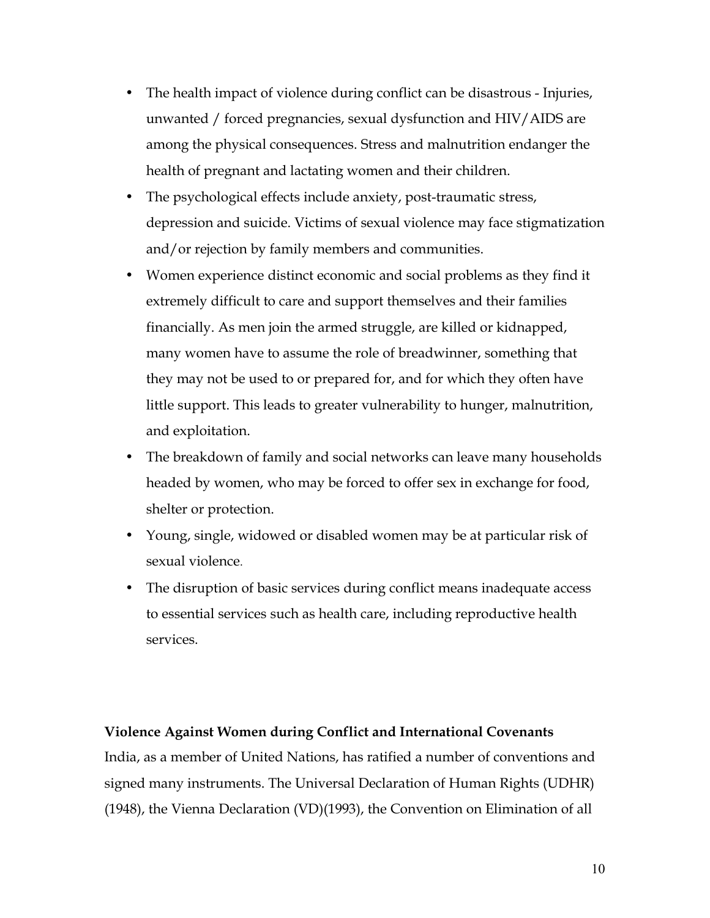- The health impact of violence during conflict can be disastrous - Injuries, unwanted / forced pregnancies, sexual dysfunction and HIV/AIDS are among the physical consequences. Stress and malnutrition endanger the health of pregnant and lactating women and their children.
- The psychological effects include anxiety, post-traumatic stress, depression and suicide. Victims of sexual violence may face stigmatization and/or rejection by family members and communities.
- Women experience distinct economic and social problems as they find it extremely difficult to care and support themselves and their families financially. As men join the armed struggle, are killed or kidnapped, many women have to assume the role of breadwinner, something that they may not be used to or prepared for, and for which they often have little support. This leads to greater vulnerability to hunger, malnutrition, and exploitation.
- The breakdown of family and social networks can leave many households headed by women, who may be forced to offer sex in exchange for food, shelter or protection.
- Young, single, widowed or disabled women may be at particular risk of sexual violence.
- The disruption of basic services during conflict means inadequate access to essential services such as health care, including reproductive health services.

**Violence Against Women during Conflict and International Covenants**

India, as a member of United Nations, has ratified a number of conventions and signed many instruments. The Universal Declaration of Human Rights (UDHR) (1948), the Vienna Declaration (VD)(1993), the Convention on Elimination of all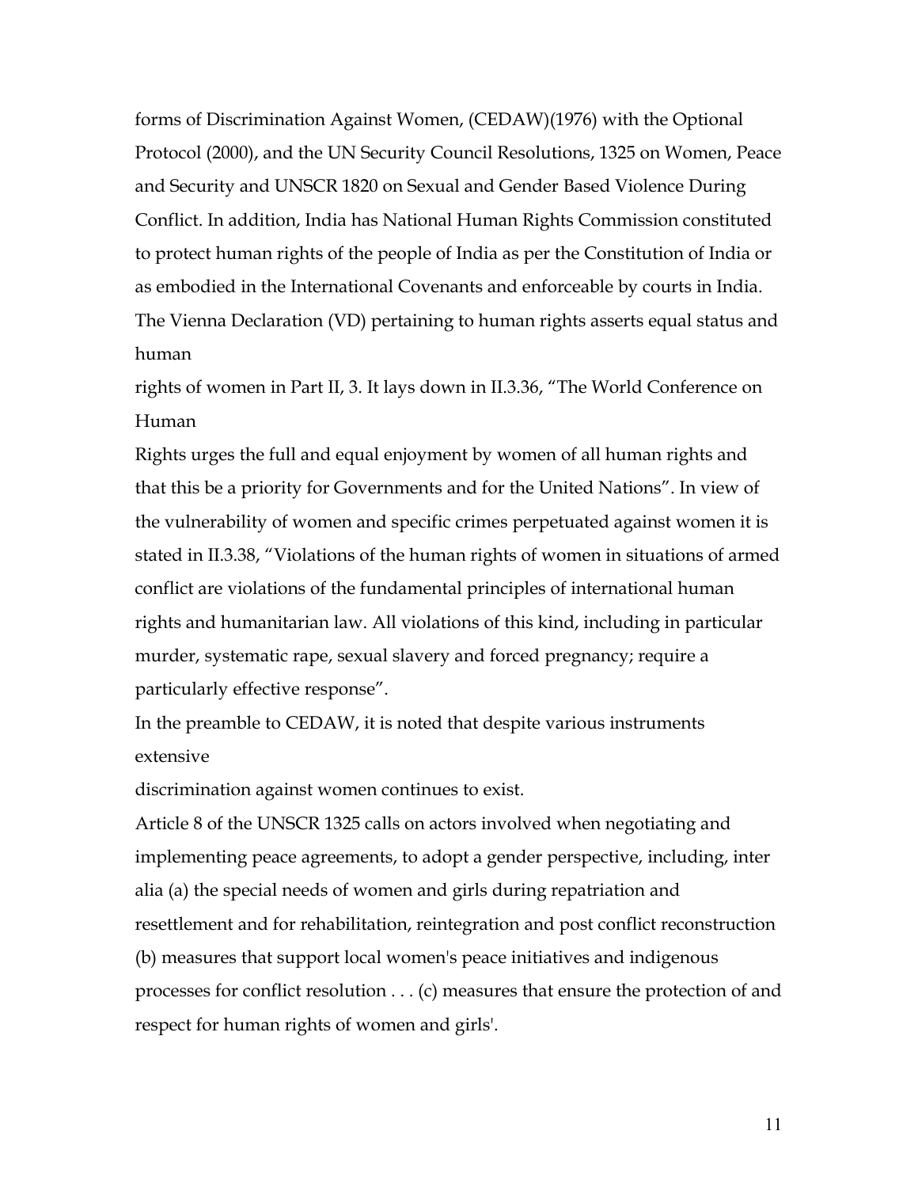forms of Discrimination Against Women, (CEDAW)(1976) with the Optional Protocol (2000), and the UN Security Council Resolutions, 1325 on Women, Peace and Security and UNSCR 1820 on Sexual and Gender Based Violence During Conflict. In addition, India has National Human Rights Commission constituted to protect human rights of the people of India as per the Constitution of India or as embodied in the International Covenants and enforceable by courts in India. The Vienna Declaration (VD) pertaining to human rights asserts equal status and human rights of women in Part II, 3. It lays down in II.3.36, "The World Conference on Human Rights urges the full and equal enjoyment by women of all human rights and that this be a priority for Governments and for the United Nations". In view of the vulnerability of women and specific crimes perpetuated against women it is stated in II.3.38, "Violations of the human rights of women in situations of armed conflict are violations of the fundamental principles of international human rights and humanitarian law. All violations of this kind, including in particular murder, systematic rape, sexual slavery and forced pregnancy; require a particularly effective response".

In the preamble to CEDAW, it is noted that despite various instruments extensive discrimination against women continues to exist.

Article 8 of the UNSCR 1325 calls on actors involved when negotiating and implementing peace agreements, to adopt a gender perspective, including, inter alia (a) the special needs of women and girls during repatriation and resettlement and for rehabilitation, reintegration and post conflict reconstruction (b) measures that support local women's peace initiatives and indigenous processes for conflict resolution . . . (c) measures that ensure the protection of and respect for human rights of women and girls'.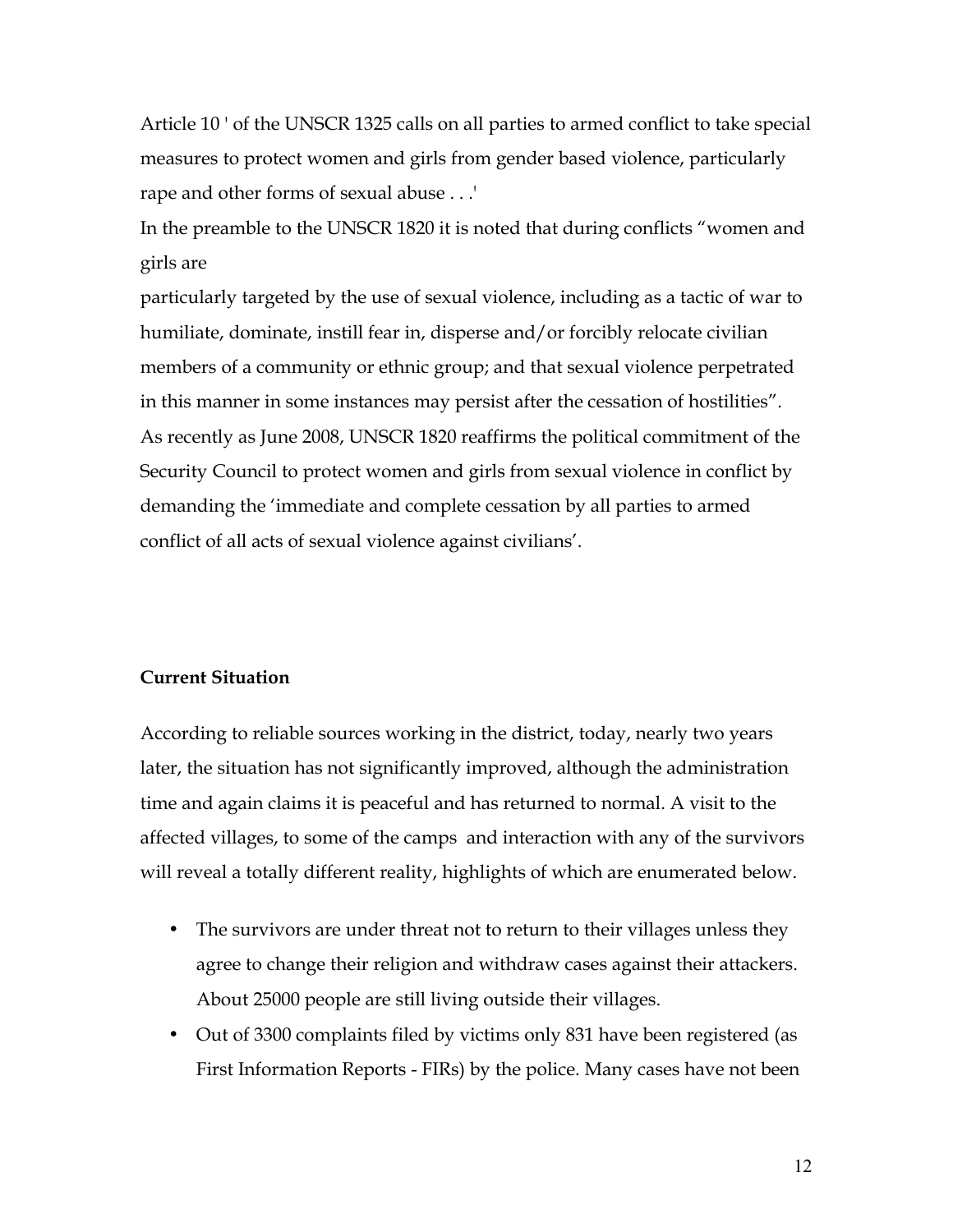Article 10 ' of the UNSCR 1325 calls on all parties to armed conflict to take special measures to protect women and girls from gender based violence, particularly rape and other forms of sexual abuse . . .'

In the preamble to the UNSCR 1820 it is noted that during conflicts "women and girls are

particularly targeted by the use of sexual violence, including as a tactic of war to humiliate, dominate, instill fear in, disperse and/or forcibly relocate civilian members of a community or ethnic group; and that sexual violence perpetrated in this manner in some instances may persist after the cessation of hostilities".

As recently as June 2008, UNSCR 1820 reaffirms the political commitment of the Security Council to protect women and girls from sexual violence in conflict by demanding the 'immediate and complete cessation by all parties to armed conflict of all acts of sexual violence against civilians'.

**Current Situation**

According to reliable sources working in the district, today, nearly two years later, the situation has not significantly improved, although the administration time and again claims it is peaceful and has returned to normal. A visit to the affected villages, to some of the camps and interaction with any of the survivors will reveal a totally different reality, highlights of which are enumerated below.

- The survivors are under threat not to return to their villages unless they agree to change their religion and withdraw cases against their attackers. About 25000 people are still living outside their villages.
- Out of 3300 complaints filed by victims only 831 have been registered (as First Information Reports - FIRs) by the police. Many cases have not been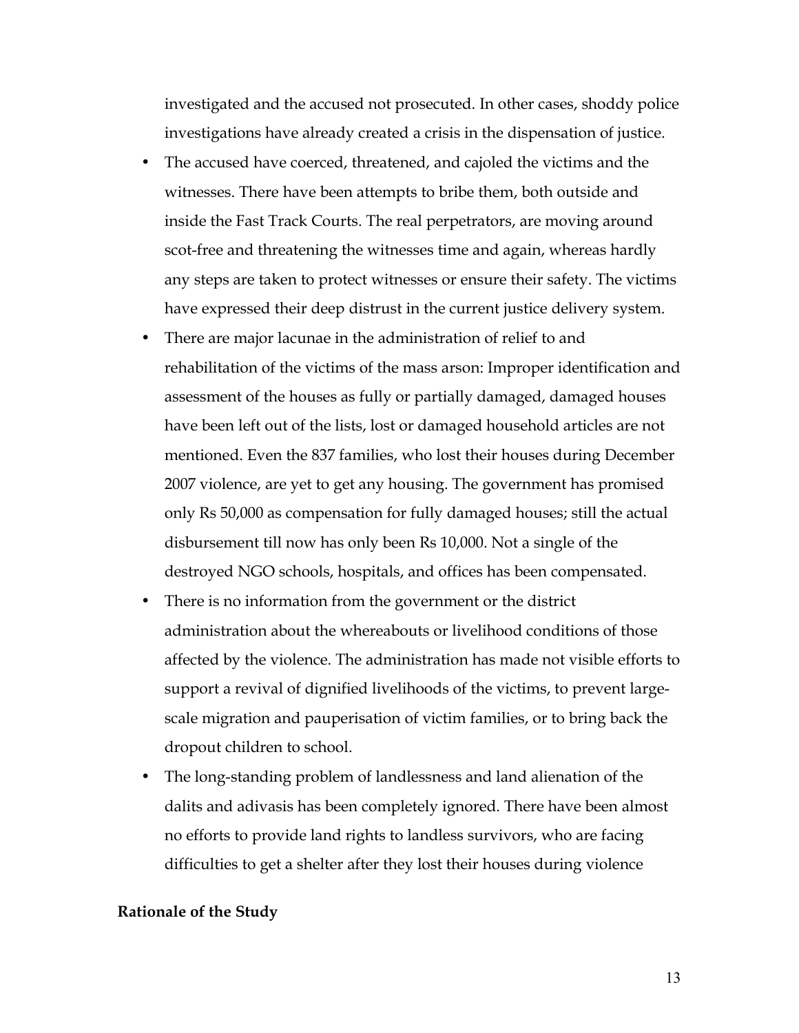investigated and the accused not prosecuted. In other cases, shoddy police investigations have already created a crisis in the dispensation of justice.

- The accused have coerced, threatened, and cajoled the victims and the witnesses. There have been attempts to bribe them, both outside and inside the Fast Track Courts. The real perpetrators, are moving around scot-free and threatening the witnesses time and again, whereas hardly any steps are taken to protect witnesses or ensure their safety. The victims have expressed their deep distrust in the current justice delivery system.
- There are major lacunae in the administration of relief to and rehabilitation of the victims of the mass arson: Improper identification and assessment of the houses as fully or partially damaged, damaged houses have been left out of the lists, lost or damaged household articles are not mentioned. Even the 837 families, who lost their houses during December 2007 violence, are yet to get any housing. The government has promised only Rs 50,000 as compensation for fully damaged houses; still the actual disbursement till now has only been Rs 10,000. Not a single of the destroyed NGO schools, hospitals, and offices has been compensated.
- There is no information from the government or the district administration about the whereabouts or livelihood conditions of those affected by the violence. The administration has made not visible efforts to support a revival of dignified livelihoods of the victims, to prevent large-scale migration and pauperisation of victim families, or to bring back the dropout children to school.
- The long-standing problem of landlessness and land alienation of the dalits and adivasis has been completely ignored. There have been almost no efforts to provide land rights to landless survivors, who are facing difficulties to get a shelter after they lost their houses during violence

**Rationale of the Study**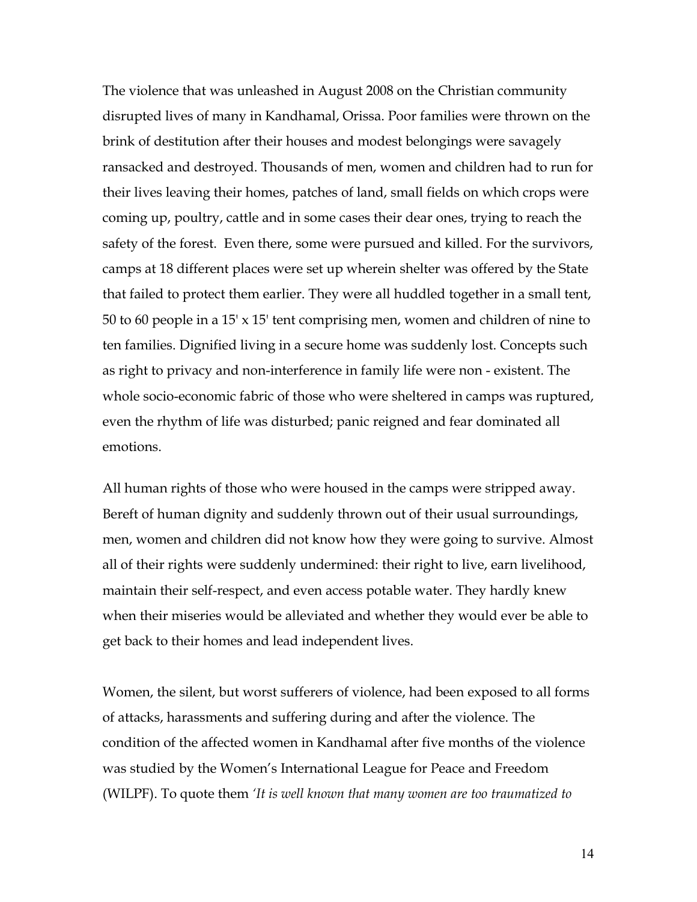The violence that was unleashed in August 2008 on the Christian community disrupted lives of many in Kandhamal, Orissa. Poor families were thrown on the brink of destitution after their houses and modest belongings were savagely ransacked and destroyed. Thousands of men, women and children had to run for their lives leaving their homes, patches of land, small fields on which crops were coming up, poultry, cattle and in some cases their dear ones, trying to reach the safety of the forest. Even there, some were pursued and killed. For the survivors, camps at 18 different places were set up wherein shelter was offered by the State that failed to protect them earlier. They were all huddled together in a small tent, 50 to 60 people in a 15' x 15' tent comprising men, women and children of nine to ten families. Dignified living in a secure home was suddenly lost. Concepts such as right to privacy and non-interference in family life were non - existent. The whole socio-economic fabric of those who were sheltered in camps was ruptured, even the rhythm of life was disturbed; panic reigned and fear dominated all emotions.

All human rights of those who were housed in the camps were stripped away. Bereft of human dignity and suddenly thrown out of their usual surroundings, men, women and children did not know how they were going to survive. Almost all of their rights were suddenly undermined: their right to live, earn livelihood, maintain their self-respect, and even access potable water. They hardly knew when their miseries would be alleviated and whether they would ever be able to get back to their homes and lead independent lives.

Women, the silent, but worst sufferers of violence, had been exposed to all forms of attacks, harassments and suffering during and after the violence. The condition of the affected women in Kandhamal after five months of the violence was studied by the Women's International League for Peace and Freedom (WILPF). To quote them *'It is well known that many women are too traumatized to*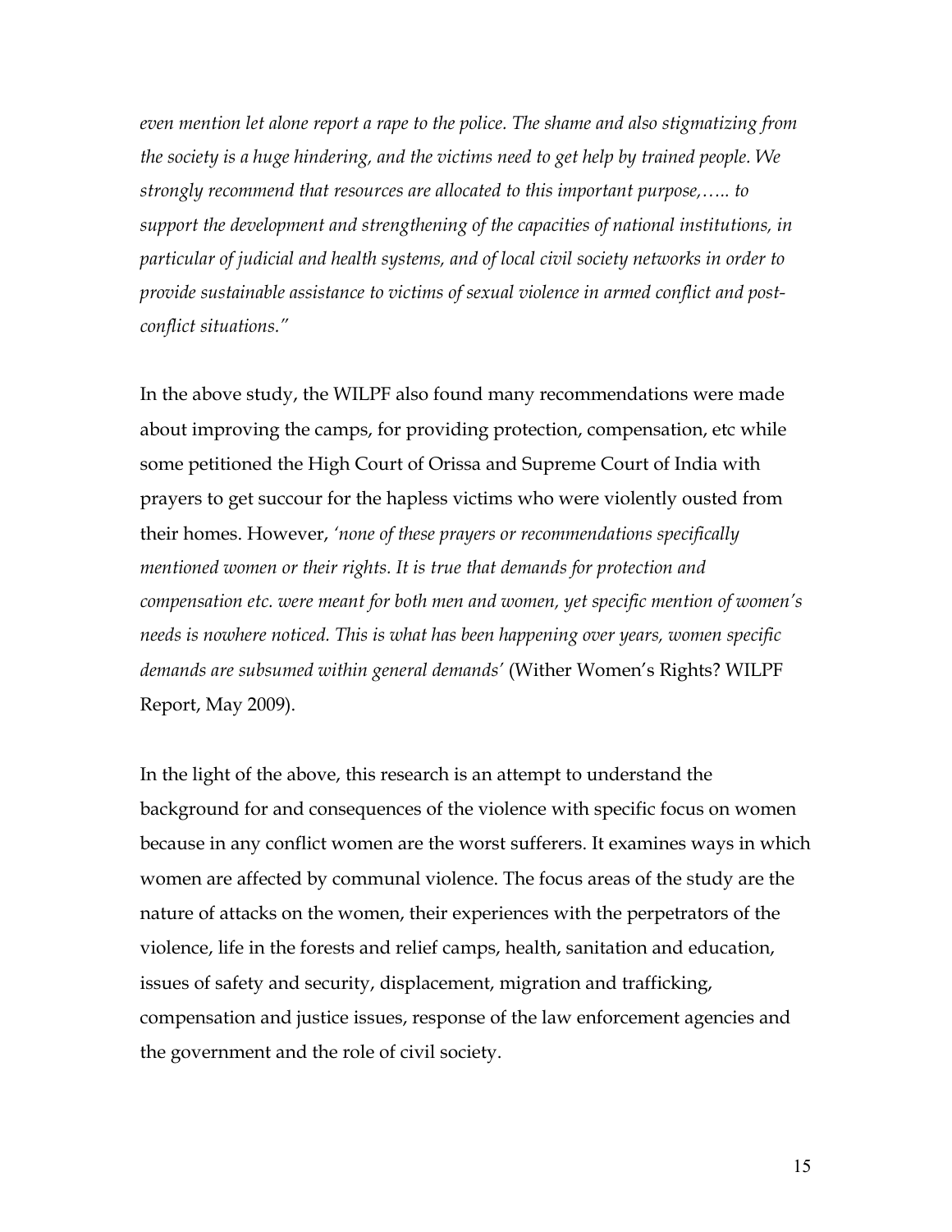*even mention let alone report a rape to the police. The shame and also stigmatizing from the society is a huge hindering, and the victims need to get help by trained people. We strongly recommend that resources are allocated to this important purpose,….. to support the development and strengthening of the capacities of national institutions, in particular of judicial and health systems, and of local civil society networks in order to provide sustainable assistance to victims of sexual violence in armed conflict and post-conflict situations."*

In the above study, the WILPF also found many recommendations were made about improving the camps, for providing protection, compensation, etc while some petitioned the High Court of Orissa and Supreme Court of India with prayers to get succour for the hapless victims who were violently ousted from their homes. However, *'none of these prayers or recommendations specifically mentioned women or their rights. It is true that demands for protection and compensation etc. were meant for both men and women, yet specific mention of women's needs is nowhere noticed. This is what has been happening over years, women specific demands are subsumed within general demands'* (Wither Women's Rights? WILPF Report, May 2009).

In the light of the above, this research is an attempt to understand the background for and consequences of the violence with specific focus on women because in any conflict women are the worst sufferers. It examines ways in which women are affected by communal violence. The focus areas of the study are the nature of attacks on the women, their experiences with the perpetrators of the violence, life in the forests and relief camps, health, sanitation and education, issues of safety and security, displacement, migration and trafficking, compensation and justice issues, response of the law enforcement agencies and the government and the role of civil society.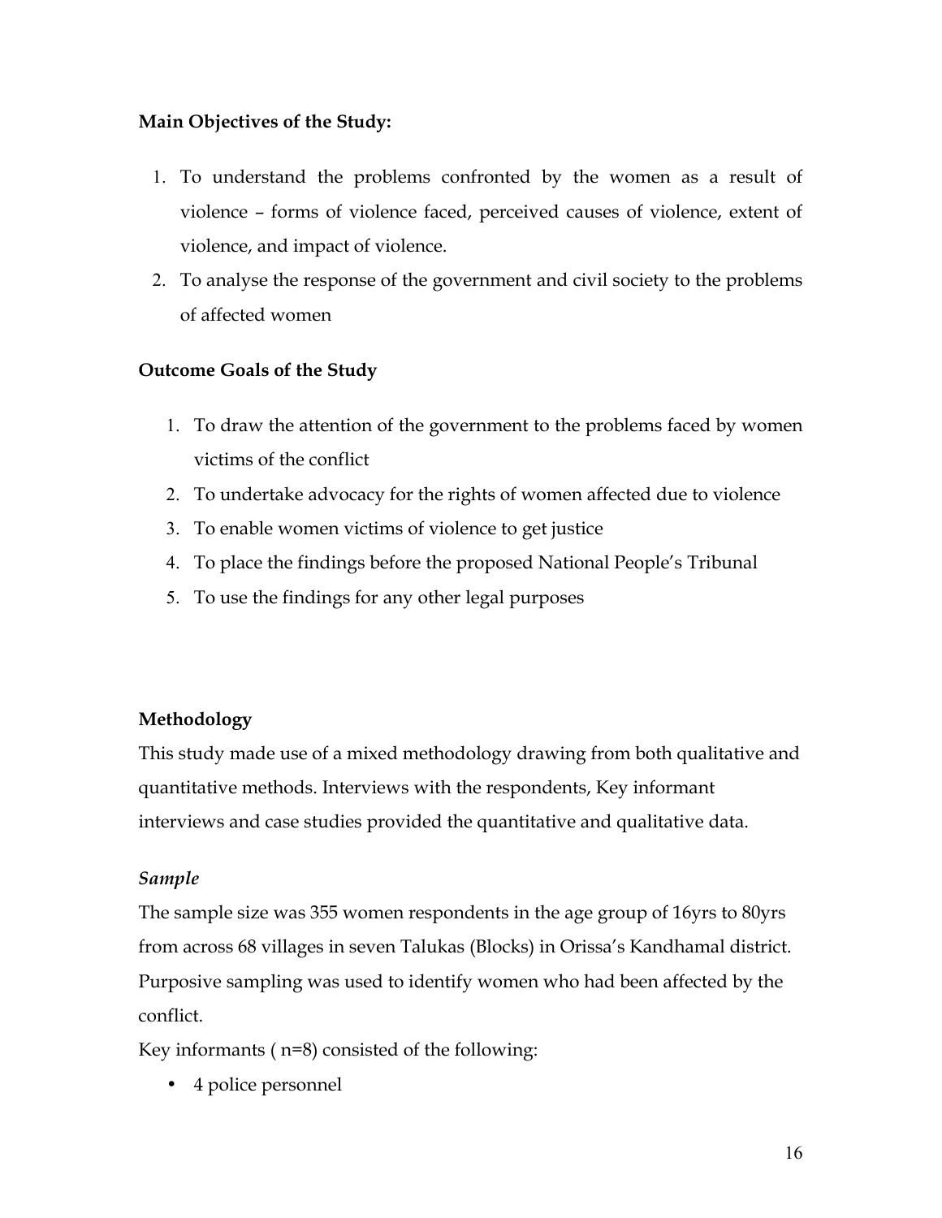**Main Objectives of the Study:**

1. To understand the problems confronted by the women as a result of violence – forms of violence faced, perceived causes of violence, extent of violence, and impact of violence.
2. To analyse the response of the government and civil society to the problems of affected women

**Outcome Goals of the Study**

1. To draw the attention of the government to the problems faced by women victims of the conflict
2. To undertake advocacy for the rights of women affected due to violence
3. To enable women victims of violence to get justice
4. To place the findings before the proposed National People's Tribunal
5. To use the findings for any other legal purposes

**Methodology**

This study made use of a mixed methodology drawing from both qualitative and quantitative methods. Interviews with the respondents, Key informant interviews and case studies provided the quantitative and qualitative data.

***Sample***

The sample size was 355 women respondents in the age group of 16yrs to 80yrs from across 68 villages in seven Talukas (Blocks) in Orissa's Kandhamal district. Purposive sampling was used to identify women who had been affected by the conflict.

Key informants ( n=8) consisted of the following:

- 4 police personnel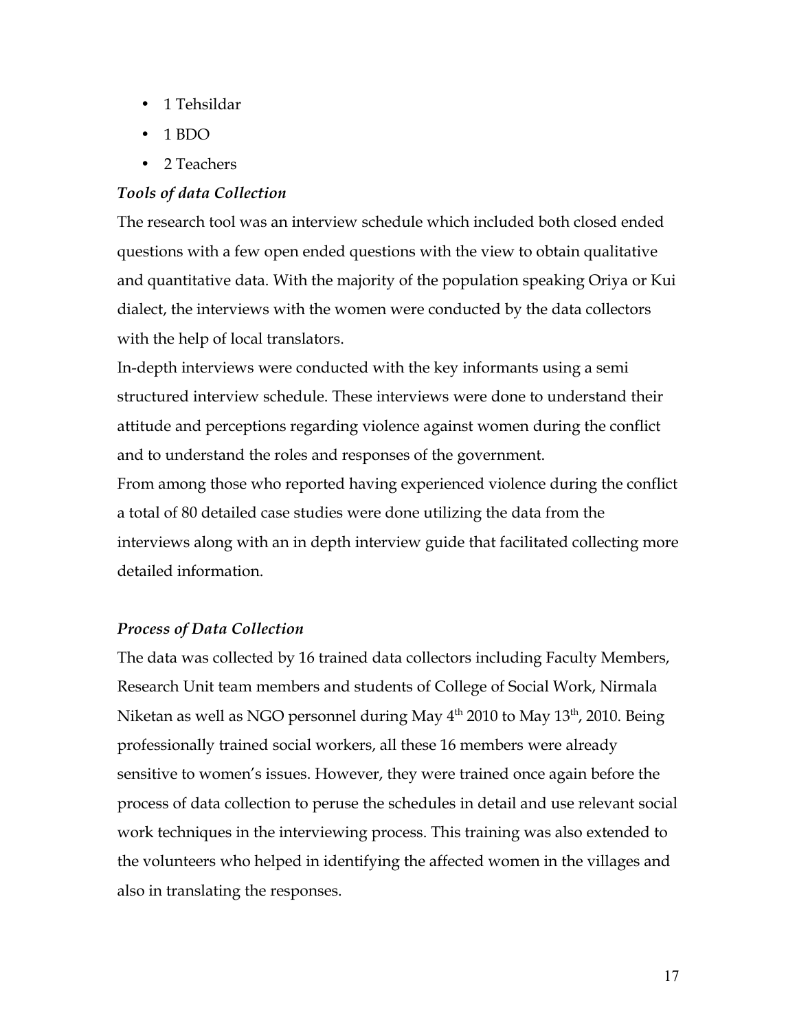- 1 Tehsildar
- 1 BDO
- 2 Teachers

***Tools of data Collection***

The research tool was an interview schedule which included both closed ended questions with a few open ended questions with the view to obtain qualitative and quantitative data. With the majority of the population speaking Oriya or Kui dialect, the interviews with the women were conducted by the data collectors with the help of local translators.

In-depth interviews were conducted with the key informants using a semi structured interview schedule. These interviews were done to understand their attitude and perceptions regarding violence against women during the conflict and to understand the roles and responses of the government.

From among those who reported having experienced violence during the conflict a total of 80 detailed case studies were done utilizing the data from the interviews along with an in depth interview guide that facilitated collecting more detailed information.

***Process of Data Collection***

The data was collected by 16 trained data collectors including Faculty Members, Research Unit team members and students of College of Social Work, Nirmala Niketan as well as NGO personnel during May 4th 2010 to May 13th, 2010. Being professionally trained social workers, all these 16 members were already sensitive to women's issues. However, they were trained once again before the process of data collection to peruse the schedules in detail and use relevant social work techniques in the interviewing process. This training was also extended to the volunteers who helped in identifying the affected women in the villages and also in translating the responses.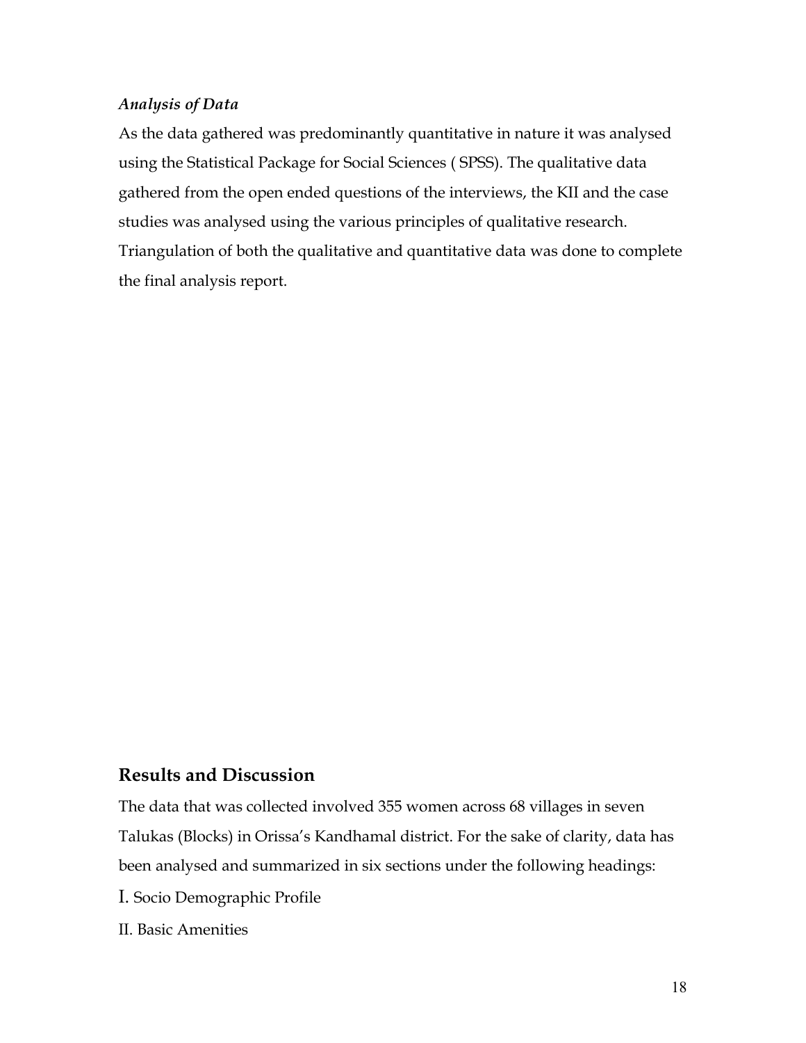*Analysis of Data*

As the data gathered was predominantly quantitative in nature it was analysed using the Statistical Package for Social Sciences ( SPSS). The qualitative data gathered from the open ended questions of the interviews, the KII and the case studies was analysed using the various principles of qualitative research. Triangulation of both the qualitative and quantitative data was done to complete the final analysis report.

## Results and Discussion

The data that was collected involved 355 women across 68 villages in seven Talukas (Blocks) in Orissa's Kandhamal district. For the sake of clarity, data has been analysed and summarized in six sections under the following headings:

I. Socio Demographic Profile

II. Basic Amenities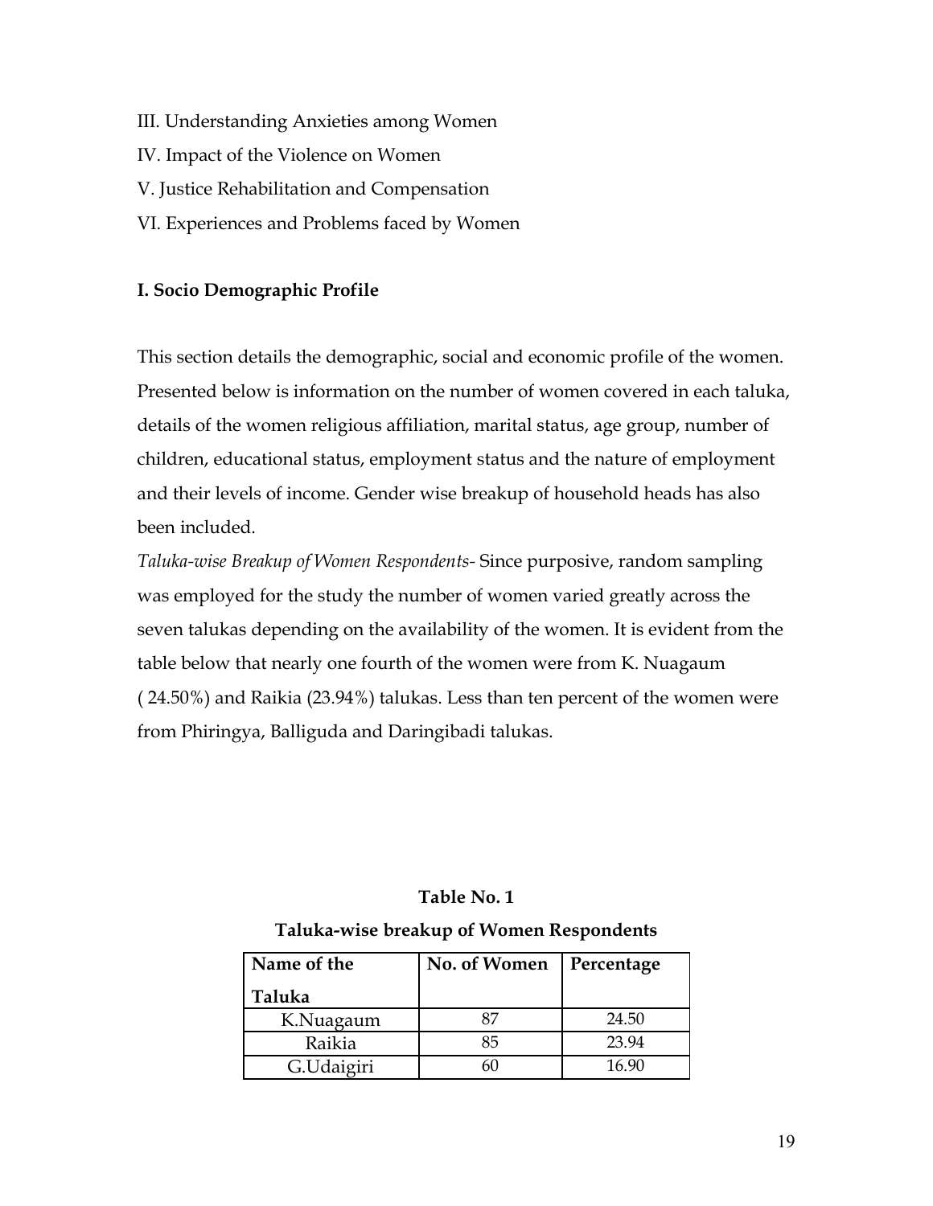III. Understanding Anxieties among Women

IV. Impact of the Violence on Women

V. Justice Rehabilitation and Compensation

VI. Experiences and Problems faced by Women

**I. Socio Demographic Profile**

This section details the demographic, social and economic profile of the women. Presented below is information on the number of women covered in each taluka, details of the women religious affiliation, marital status, age group, number of children, educational status, employment status and the nature of employment and their levels of income. Gender wise breakup of household heads has also been included.

*Taluka-wise Breakup of Women Respondents-* Since purposive, random sampling was employed for the study the number of women varied greatly across the seven talukas depending on the availability of the women. It is evident from the table below that nearly one fourth of the women were from K. Nuagaum ( 24.50%) and Raikia (23.94%) talukas. Less than ten percent of the women were from Phiringya, Balliguda and Daringibadi talukas.

**Table No. 1**

**Taluka-wise breakup of Women Respondents**

| Name of the Taluka | No. of Women | Percentage |
|---|---|---|
| K.Nuagaum | 87 | 24.50 |
| Raikia | 85 | 23.94 |
| G.Udaigiri | 60 | 16.90 |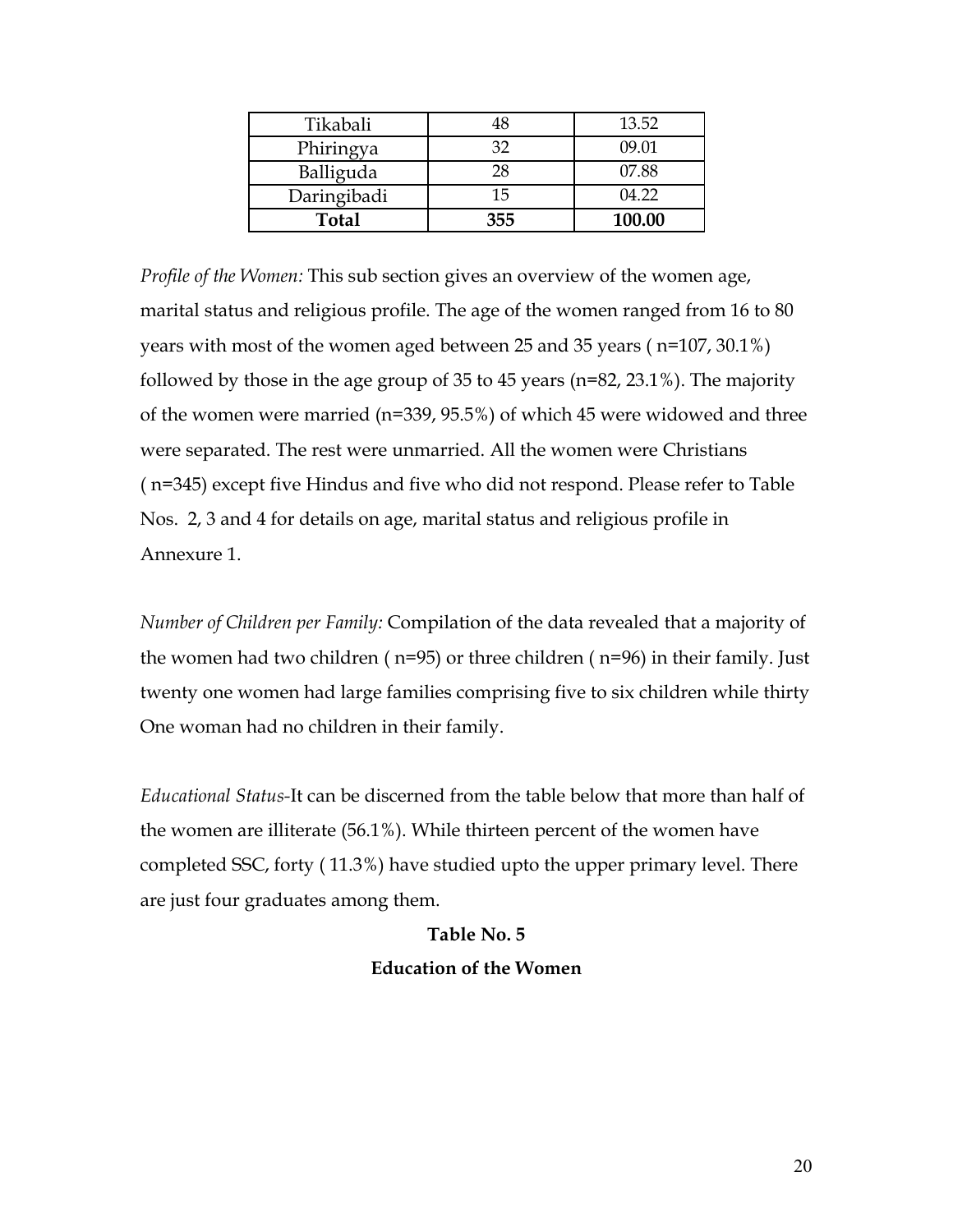| Tikabali | 48 | 13.52 |
| --- | --- | --- |
| Phiringya | 32 | 09.01 |
| Balliguda | 28 | 07.88 |
| Daringibadi | 15 | 04.22 |
| **Total** | **355** | **100.00** |

*Profile of the Women:* This sub section gives an overview of the women age, marital status and religious profile. The age of the women ranged from 16 to 80 years with most of the women aged between 25 and 35 years ( n=107, 30.1%) followed by those in the age group of 35 to 45 years (n=82, 23.1%). The majority of the women were married (n=339, 95.5%) of which 45 were widowed and three were separated. The rest were unmarried. All the women were Christians ( n=345) except five Hindus and five who did not respond. Please refer to Table Nos. 2, 3 and 4 for details on age, marital status and religious profile in Annexure 1.

*Number of Children per Family:* Compilation of the data revealed that a majority of the women had two children ( n=95) or three children ( n=96) in their family. Just twenty one women had large families comprising five to six children while thirty One woman had no children in their family.

*Educational Status*-It can be discerned from the table below that more than half of the women are illiterate (56.1%). While thirteen percent of the women have completed SSC, forty ( 11.3%) have studied upto the upper primary level. There are just four graduates among them.

**Table No. 5**

**Education of the Women**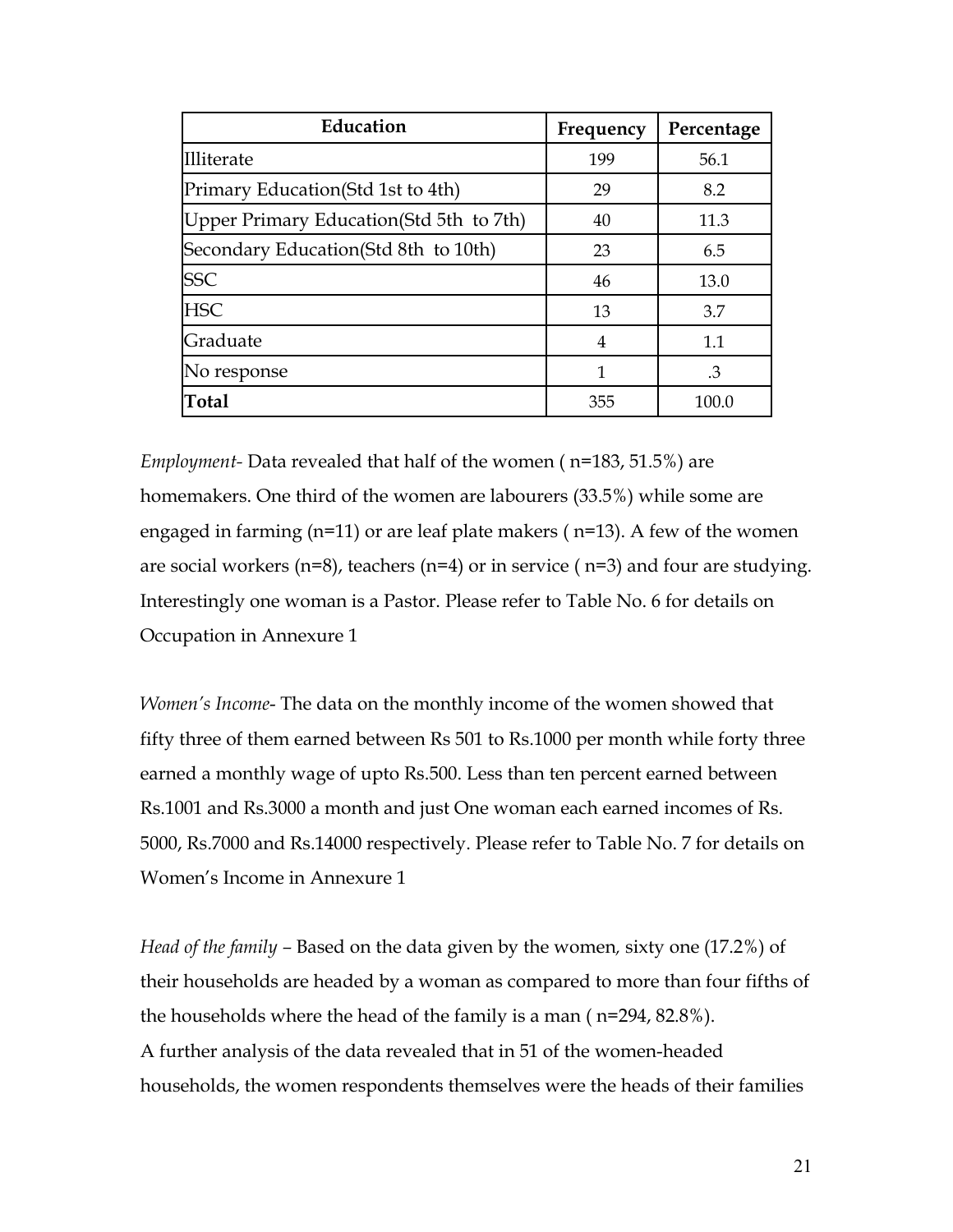| Education | Frequency | Percentage |
|---|---|---|
| Illiterate | 199 | 56.1 |
| Primary Education(Std 1st to 4th) | 29 | 8.2 |
| Upper Primary Education(Std 5th to 7th) | 40 | 11.3 |
| Secondary Education(Std 8th to 10th) | 23 | 6.5 |
| SSC | 46 | 13.0 |
| HSC | 13 | 3.7 |
| Graduate | 4 | 1.1 |
| No response | 1 | .3 |
| **Total** | 355 | 100.0 |

*Employment*- Data revealed that half of the women ( n=183, 51.5%) are homemakers. One third of the women are labourers (33.5%) while some are engaged in farming (n=11) or are leaf plate makers ( n=13). A few of the women are social workers (n=8), teachers (n=4) or in service ( n=3) and four are studying. Interestingly one woman is a Pastor. Please refer to Table No. 6 for details on Occupation in Annexure 1

*Women's Income*- The data on the monthly income of the women showed that fifty three of them earned between Rs 501 to Rs.1000 per month while forty three earned a monthly wage of upto Rs.500. Less than ten percent earned between Rs.1001 and Rs.3000 a month and just One woman each earned incomes of Rs. 5000, Rs.7000 and Rs.14000 respectively. Please refer to Table No. 7 for details on Women's Income in Annexure 1

*Head of the family* – Based on the data given by the women, sixty one (17.2%) of their households are headed by a woman as compared to more than four fifths of the households where the head of the family is a man ( n=294, 82.8%).
A further analysis of the data revealed that in 51 of the women-headed households, the women respondents themselves were the heads of their families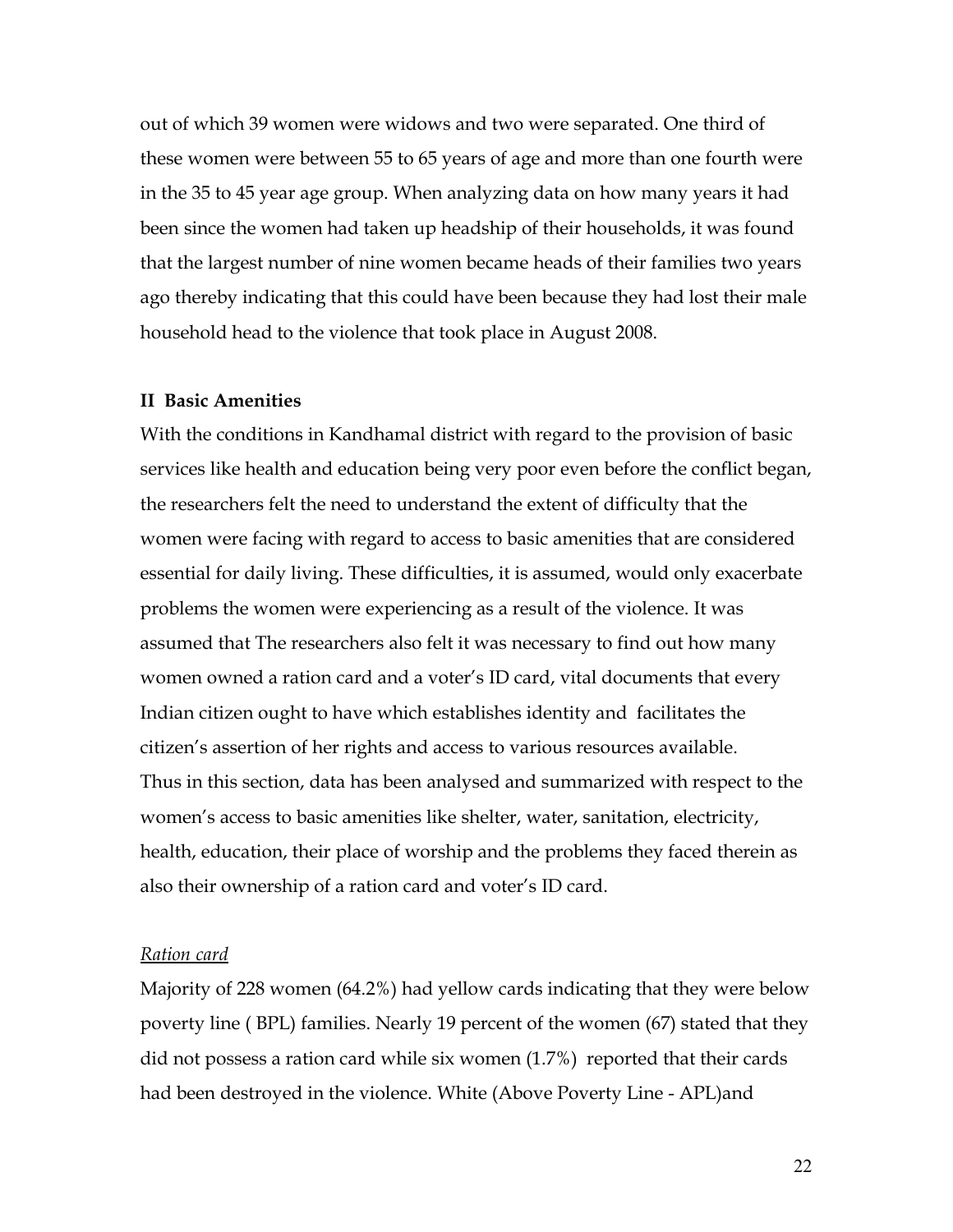out of which 39 women were widows and two were separated. One third of these women were between 55 to 65 years of age and more than one fourth were in the 35 to 45 year age group. When analyzing data on how many years it had been since the women had taken up headship of their households, it was found that the largest number of nine women became heads of their families two years ago thereby indicating that this could have been because they had lost their male household head to the violence that took place in August 2008.

### II Basic Amenities

With the conditions in Kandhamal district with regard to the provision of basic services like health and education being very poor even before the conflict began, the researchers felt the need to understand the extent of difficulty that the women were facing with regard to access to basic amenities that are considered essential for daily living. These difficulties, it is assumed, would only exacerbate problems the women were experiencing as a result of the violence. It was assumed that The researchers also felt it was necessary to find out how many women owned a ration card and a voter's ID card, vital documents that every Indian citizen ought to have which establishes identity and facilitates the citizen's assertion of her rights and access to various resources available.
Thus in this section, data has been analysed and summarized with respect to the women's access to basic amenities like shelter, water, sanitation, electricity, health, education, their place of worship and the problems they faced therein as also their ownership of a ration card and voter's ID card.

<u>*Ration card*</u>

Majority of 228 women (64.2%) had yellow cards indicating that they were below poverty line ( BPL) families. Nearly 19 percent of the women (67) stated that they did not possess a ration card while six women (1.7%) reported that their cards had been destroyed in the violence. White (Above Poverty Line - APL)and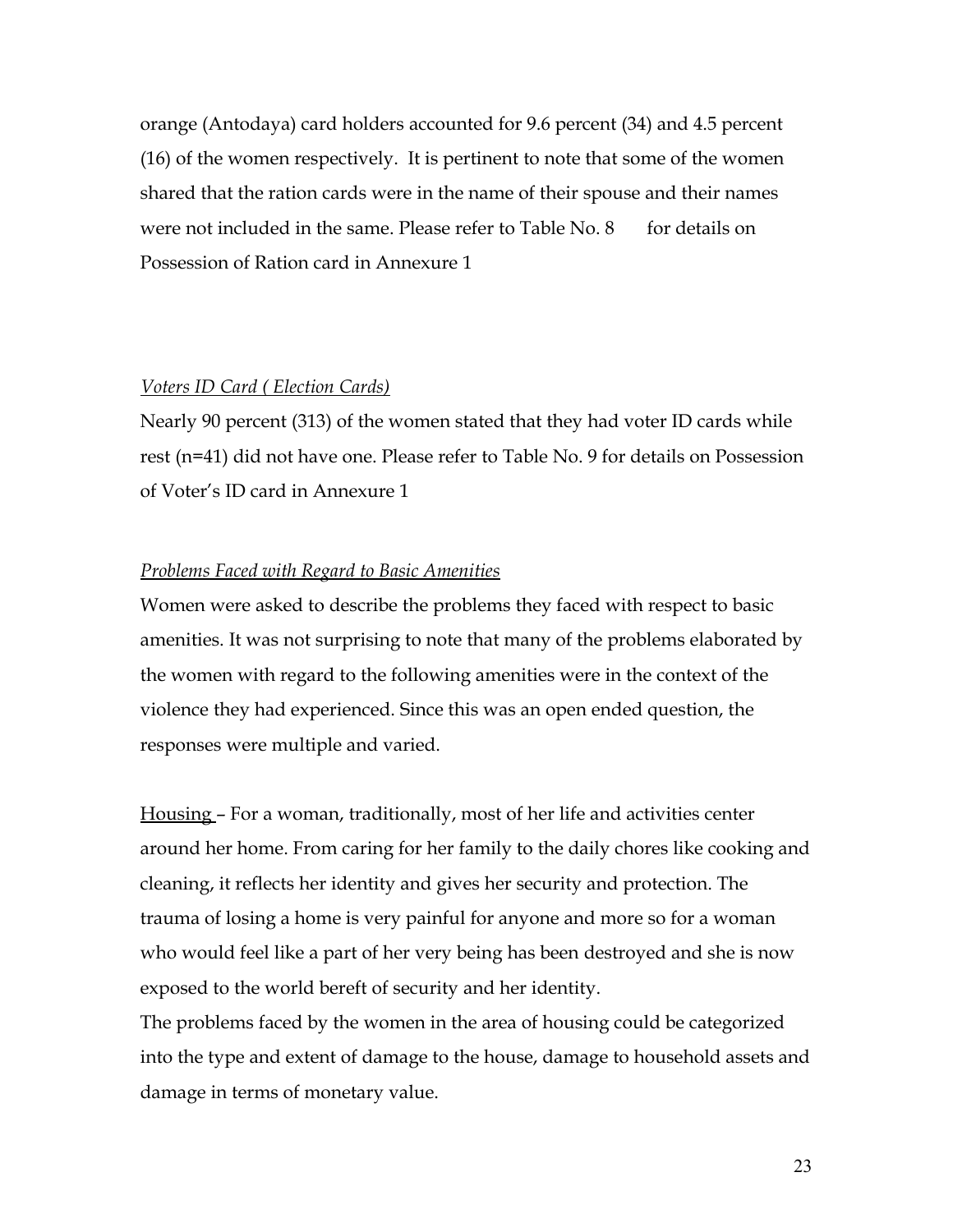orange (Antodaya) card holders accounted for 9.6 percent (34) and 4.5 percent (16) of the women respectively. It is pertinent to note that some of the women shared that the ration cards were in the name of their spouse and their names were not included in the same. Please refer to Table No. 8 for details on Possession of Ration card in Annexure 1

*Voters ID Card ( Election Cards)*

Nearly 90 percent (313) of the women stated that they had voter ID cards while rest (n=41) did not have one. Please refer to Table No. 9 for details on Possession of Voter's ID card in Annexure 1

*Problems Faced with Regard to Basic Amenities*

Women were asked to describe the problems they faced with respect to basic amenities. It was not surprising to note that many of the problems elaborated by the women with regard to the following amenities were in the context of the violence they had experienced. Since this was an open ended question, the responses were multiple and varied.

Housing – For a woman, traditionally, most of her life and activities center around her home. From caring for her family to the daily chores like cooking and cleaning, it reflects her identity and gives her security and protection. The trauma of losing a home is very painful for anyone and more so for a woman who would feel like a part of her very being has been destroyed and she is now exposed to the world bereft of security and her identity.

The problems faced by the women in the area of housing could be categorized into the type and extent of damage to the house, damage to household assets and damage in terms of monetary value.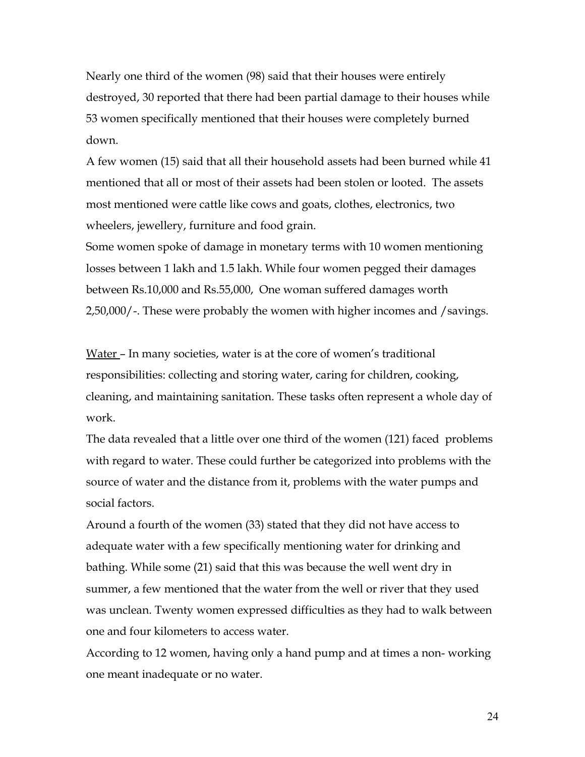Nearly one third of the women (98) said that their houses were entirely destroyed, 30 reported that there had been partial damage to their houses while 53 women specifically mentioned that their houses were completely burned down.

A few women (15) said that all their household assets had been burned while 41 mentioned that all or most of their assets had been stolen or looted. The assets most mentioned were cattle like cows and goats, clothes, electronics, two wheelers, jewellery, furniture and food grain.

Some women spoke of damage in monetary terms with 10 women mentioning losses between 1 lakh and 1.5 lakh. While four women pegged their damages between Rs.10,000 and Rs.55,000, One woman suffered damages worth 2,50,000/-. These were probably the women with higher incomes and /savings.

<u>Water</u> – In many societies, water is at the core of women's traditional responsibilities: collecting and storing water, caring for children, cooking, cleaning, and maintaining sanitation. These tasks often represent a whole day of work.

The data revealed that a little over one third of the women (121) faced problems with regard to water. These could further be categorized into problems with the source of water and the distance from it, problems with the water pumps and social factors.

Around a fourth of the women (33) stated that they did not have access to adequate water with a few specifically mentioning water for drinking and bathing. While some (21) said that this was because the well went dry in summer, a few mentioned that the water from the well or river that they used was unclean. Twenty women expressed difficulties as they had to walk between one and four kilometers to access water.

According to 12 women, having only a hand pump and at times a non- working one meant inadequate or no water.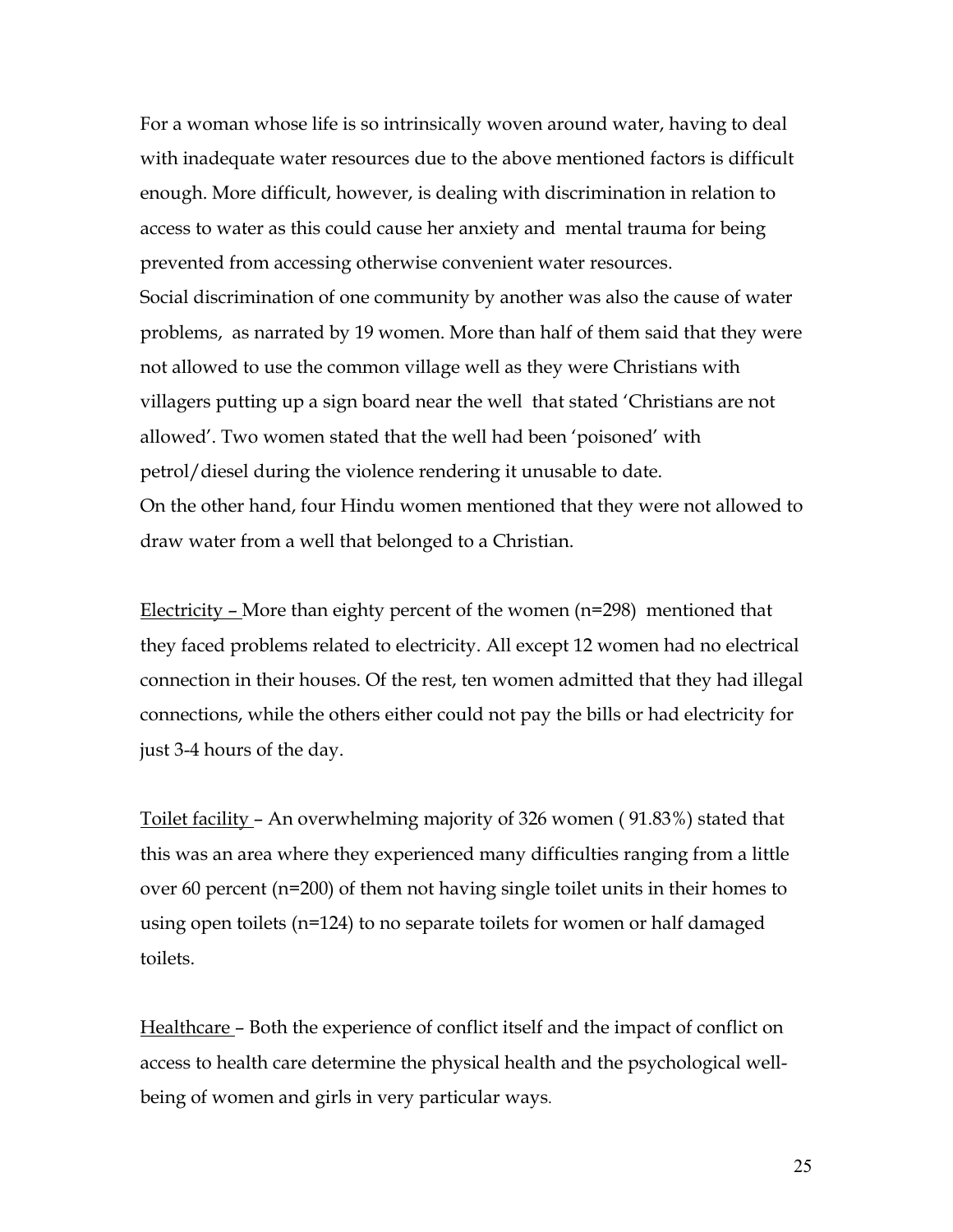For a woman whose life is so intrinsically woven around water, having to deal with inadequate water resources due to the above mentioned factors is difficult enough. More difficult, however, is dealing with discrimination in relation to access to water as this could cause her anxiety and mental trauma for being prevented from accessing otherwise convenient water resources.

Social discrimination of one community by another was also the cause of water problems, as narrated by 19 women. More than half of them said that they were not allowed to use the common village well as they were Christians with villagers putting up a sign board near the well that stated 'Christians are not allowed'. Two women stated that the well had been 'poisoned' with petrol/diesel during the violence rendering it unusable to date.

On the other hand, four Hindu women mentioned that they were not allowed to draw water from a well that belonged to a Christian.

<u>Electricity –</u> More than eighty percent of the women (n=298) mentioned that they faced problems related to electricity. All except 12 women had no electrical connection in their houses. Of the rest, ten women admitted that they had illegal connections, while the others either could not pay the bills or had electricity for just 3-4 hours of the day.

<u>Toilet facility</u> – An overwhelming majority of 326 women ( 91.83%) stated that this was an area where they experienced many difficulties ranging from a little over 60 percent (n=200) of them not having single toilet units in their homes to using open toilets (n=124) to no separate toilets for women or half damaged toilets.

<u>Healthcare</u> – Both the experience of conflict itself and the impact of conflict on access to health care determine the physical health and the psychological well-being of women and girls in very particular ways.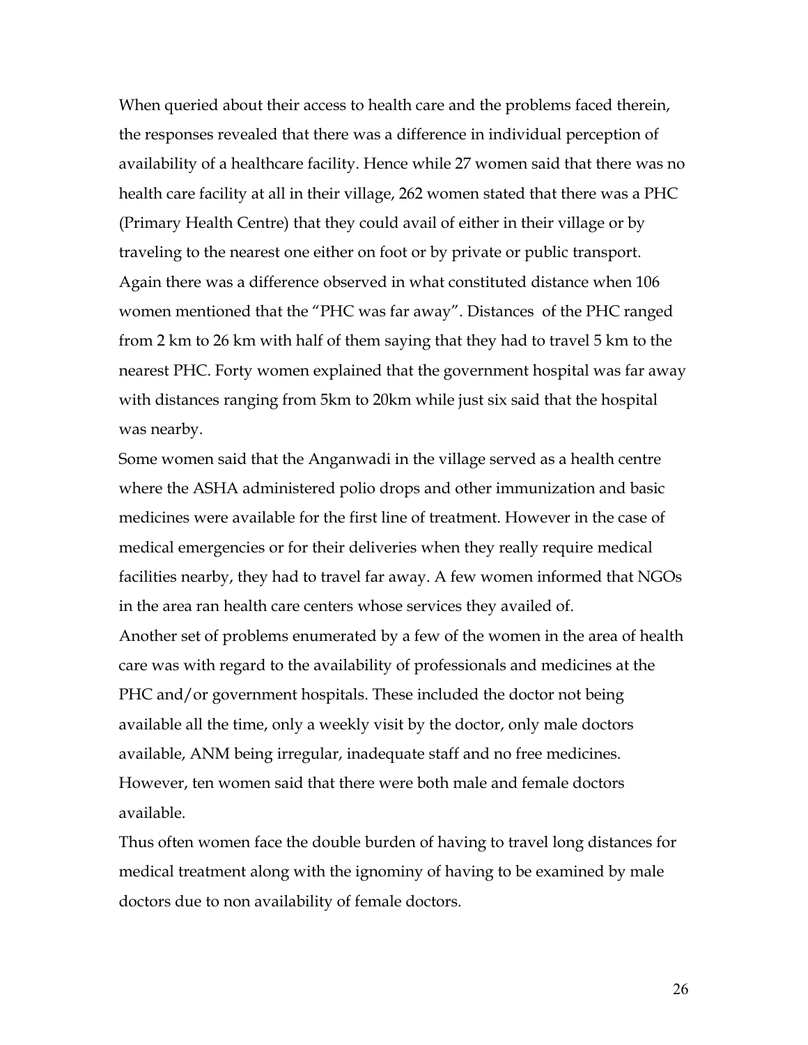When queried about their access to health care and the problems faced therein, the responses revealed that there was a difference in individual perception of availability of a healthcare facility. Hence while 27 women said that there was no health care facility at all in their village, 262 women stated that there was a PHC (Primary Health Centre) that they could avail of either in their village or by traveling to the nearest one either on foot or by private or public transport. Again there was a difference observed in what constituted distance when 106 women mentioned that the "PHC was far away". Distances of the PHC ranged from 2 km to 26 km with half of them saying that they had to travel 5 km to the nearest PHC. Forty women explained that the government hospital was far away with distances ranging from 5km to 20km while just six said that the hospital was nearby.

Some women said that the Anganwadi in the village served as a health centre where the ASHA administered polio drops and other immunization and basic medicines were available for the first line of treatment. However in the case of medical emergencies or for their deliveries when they really require medical facilities nearby, they had to travel far away. A few women informed that NGOs in the area ran health care centers whose services they availed of.

Another set of problems enumerated by a few of the women in the area of health care was with regard to the availability of professionals and medicines at the PHC and/or government hospitals. These included the doctor not being available all the time, only a weekly visit by the doctor, only male doctors available, ANM being irregular, inadequate staff and no free medicines. However, ten women said that there were both male and female doctors available.

Thus often women face the double burden of having to travel long distances for medical treatment along with the ignominy of having to be examined by male doctors due to non availability of female doctors.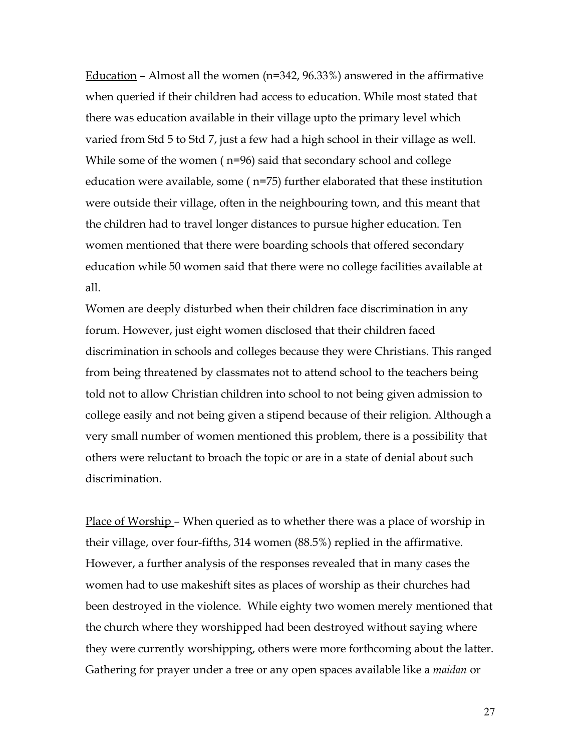<u>Education</u> – Almost all the women (n=342, 96.33%) answered in the affirmative when queried if their children had access to education. While most stated that there was education available in their village upto the primary level which varied from Std 5 to Std 7, just a few had a high school in their village as well. While some of the women ( n=96) said that secondary school and college education were available, some ( n=75) further elaborated that these institution were outside their village, often in the neighbouring town, and this meant that the children had to travel longer distances to pursue higher education. Ten women mentioned that there were boarding schools that offered secondary education while 50 women said that there were no college facilities available at all.

Women are deeply disturbed when their children face discrimination in any forum. However, just eight women disclosed that their children faced discrimination in schools and colleges because they were Christians. This ranged from being threatened by classmates not to attend school to the teachers being told not to allow Christian children into school to not being given admission to college easily and not being given a stipend because of their religion. Although a very small number of women mentioned this problem, there is a possibility that others were reluctant to broach the topic or are in a state of denial about such discrimination.

<u>Place of Worship</u> – When queried as to whether there was a place of worship in their village, over four-fifths, 314 women (88.5%) replied in the affirmative. However, a further analysis of the responses revealed that in many cases the women had to use makeshift sites as places of worship as their churches had been destroyed in the violence. While eighty two women merely mentioned that the church where they worshipped had been destroyed without saying where they were currently worshipping, others were more forthcoming about the latter. Gathering for prayer under a tree or any open spaces available like a *maidan* or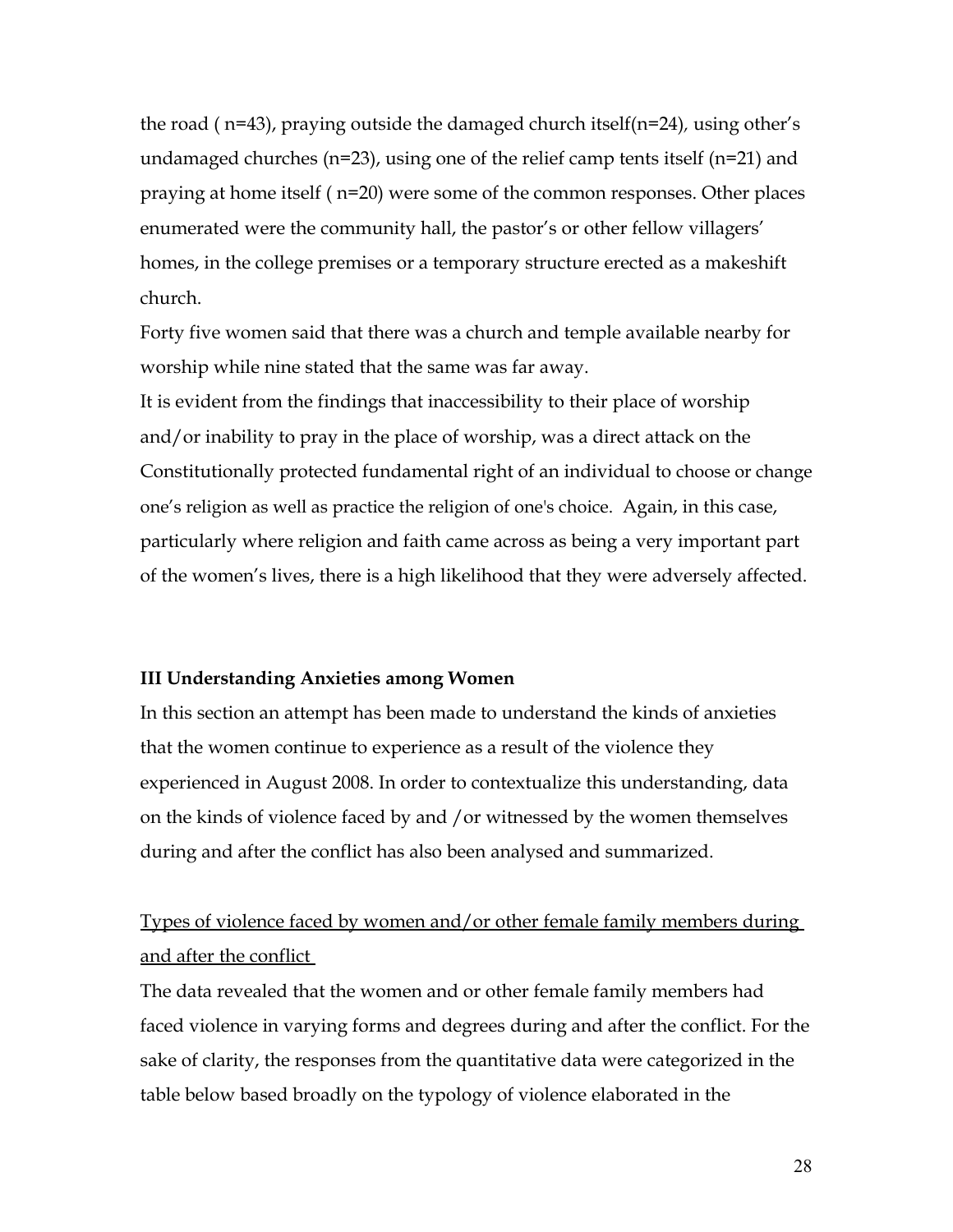the road ( n=43), praying outside the damaged church itself(n=24), using other's undamaged churches (n=23), using one of the relief camp tents itself (n=21) and praying at home itself ( n=20) were some of the common responses. Other places enumerated were the community hall, the pastor's or other fellow villagers' homes, in the college premises or a temporary structure erected as a makeshift church.

Forty five women said that there was a church and temple available nearby for worship while nine stated that the same was far away.

It is evident from the findings that inaccessibility to their place of worship and/or inability to pray in the place of worship, was a direct attack on the Constitutionally protected fundamental right of an individual to choose or change one's religion as well as practice the religion of one's choice. Again, in this case, particularly where religion and faith came across as being a very important part of the women's lives, there is a high likelihood that they were adversely affected.

### III Understanding Anxieties among Women

In this section an attempt has been made to understand the kinds of anxieties that the women continue to experience as a result of the violence they experienced in August 2008. In order to contextualize this understanding, data on the kinds of violence faced by and /or witnessed by the women themselves during and after the conflict has also been analysed and summarized.

<u>Types of violence faced by women and/or other female family members during and after the conflict</u>

The data revealed that the women and or other female family members had faced violence in varying forms and degrees during and after the conflict. For the sake of clarity, the responses from the quantitative data were categorized in the table below based broadly on the typology of violence elaborated in the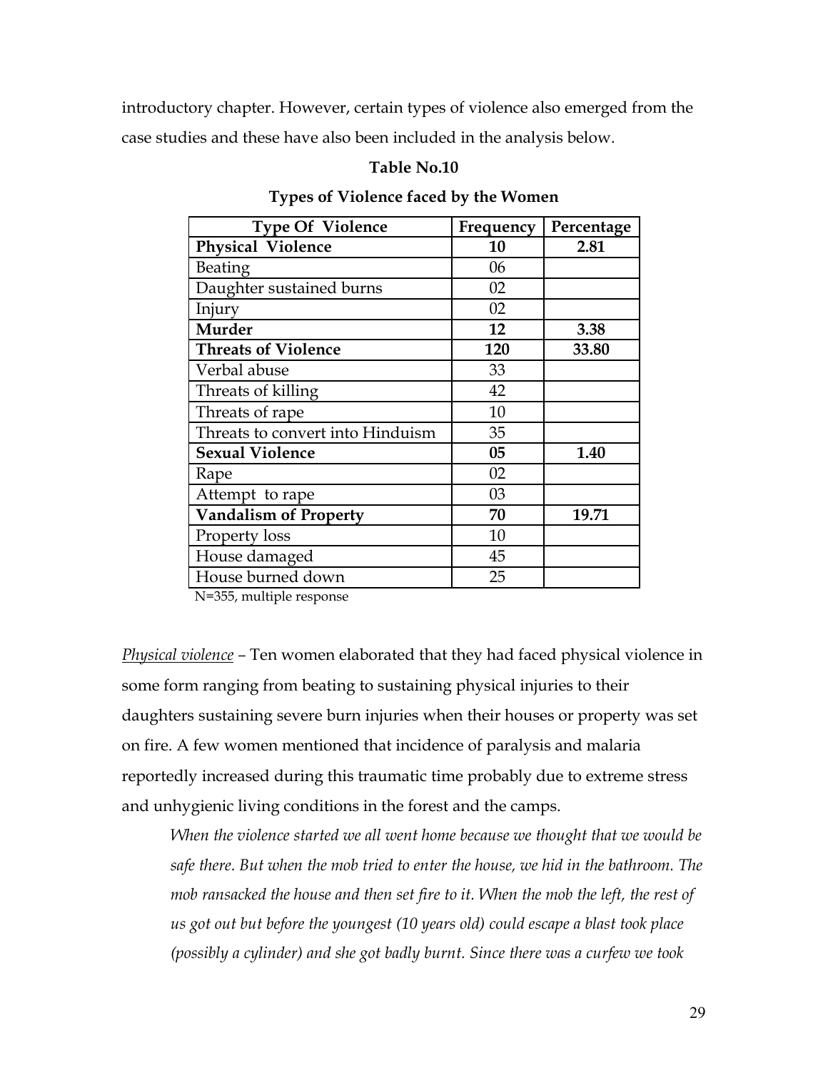introductory chapter. However, certain types of violence also emerged from the case studies and these have also been included in the analysis below.

**Table No.10**

**Types of Violence faced by the Women**

| Type Of Violence | Frequency | Percentage |
|---|---|---|
| **Physical Violence** | **10** | **2.81** |
| Beating | 06 | |
| Daughter sustained burns | 02 | |
| Injury | 02 | |
| **Murder** | **12** | **3.38** |
| **Threats of Violence** | **120** | **33.80** |
| Verbal abuse | 33 | |
| Threats of killing | 42 | |
| Threats of rape | 10 | |
| Threats to convert into Hinduism | 35 | |
| **Sexual Violence** | **05** | **1.40** |
| Rape | 02 | |
| Attempt to rape | 03 | |
| **Vandalism of Property** | **70** | **19.71** |
| Property loss | 10 | |
| House damaged | 45 | |
| House burned down | 25 | |

N=355, multiple response

*Physical violence* – Ten women elaborated that they had faced physical violence in some form ranging from beating to sustaining physical injuries to their daughters sustaining severe burn injuries when their houses or property was set on fire. A few women mentioned that incidence of paralysis and malaria reportedly increased during this traumatic time probably due to extreme stress and unhygienic living conditions in the forest and the camps.

> *When the violence started we all went home because we thought that we would be safe there. But when the mob tried to enter the house, we hid in the bathroom. The mob ransacked the house and then set fire to it. When the mob the left, the rest of us got out but before the youngest (10 years old) could escape a blast took place (possibly a cylinder) and she got badly burnt. Since there was a curfew we took*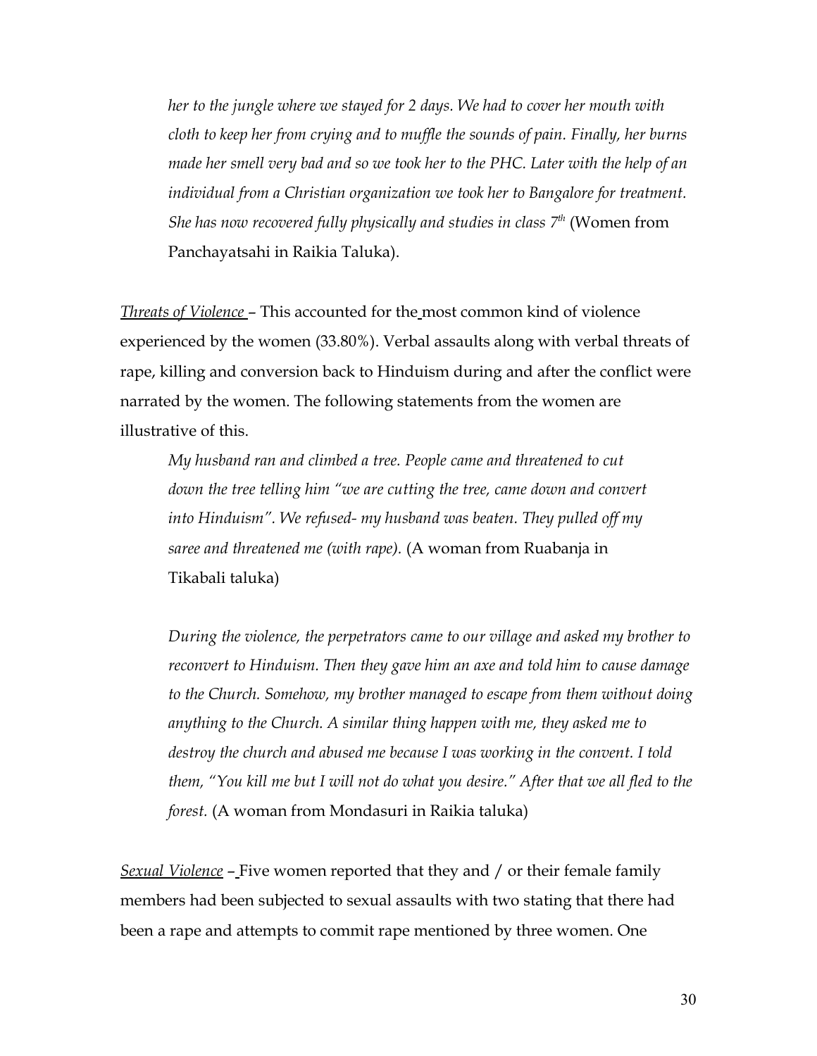*her to the jungle where we stayed for 2 days. We had to cover her mouth with cloth to keep her from crying and to muffle the sounds of pain. Finally, her burns made her smell very bad and so we took her to the PHC. Later with the help of an individual from a Christian organization we took her to Bangalore for treatment. She has now recovered fully physically and studies in class 7th* (Women from Panchayatsahi in Raikia Taluka).

*Threats of Violence* – This accounted for the most common kind of violence experienced by the women (33.80%). Verbal assaults along with verbal threats of rape, killing and conversion back to Hinduism during and after the conflict were narrated by the women. The following statements from the women are illustrative of this.

> *My husband ran and climbed a tree. People came and threatened to cut down the tree telling him "we are cutting the tree, came down and convert into Hinduism". We refused- my husband was beaten. They pulled off my saree and threatened me (with rape).* (A woman from Ruabanja in Tikabali taluka)

> *During the violence, the perpetrators came to our village and asked my brother to reconvert to Hinduism. Then they gave him an axe and told him to cause damage to the Church. Somehow, my brother managed to escape from them without doing anything to the Church. A similar thing happen with me, they asked me to destroy the church and abused me because I was working in the convent. I told them, "You kill me but I will not do what you desire." After that we all fled to the forest.* (A woman from Mondasuri in Raikia taluka)

*Sexual Violence* – Five women reported that they and / or their female family members had been subjected to sexual assaults with two stating that there had been a rape and attempts to commit rape mentioned by three women. One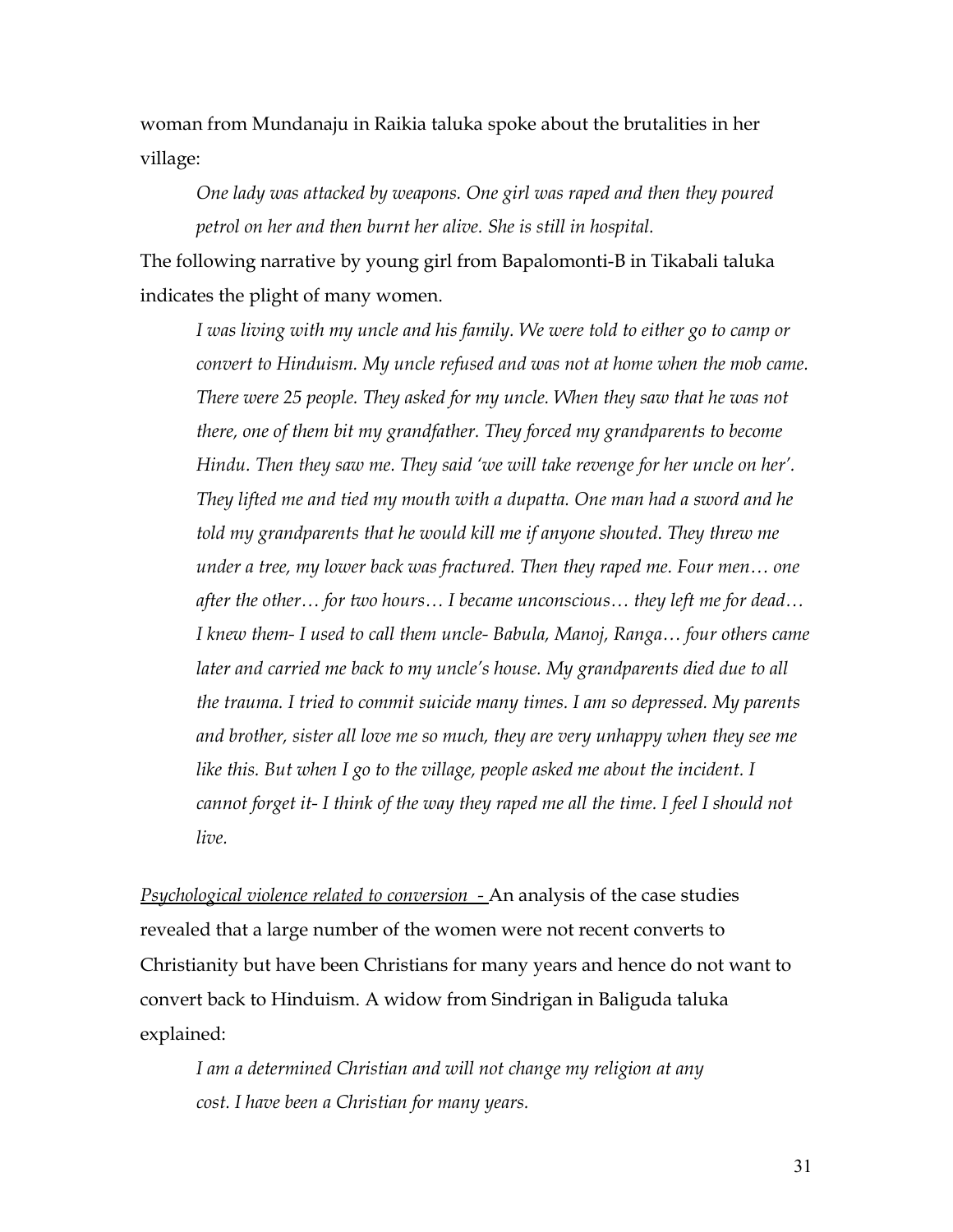woman from Mundanaju in Raikia taluka spoke about the brutalities in her village:

> *One lady was attacked by weapons. One girl was raped and then they poured petrol on her and then burnt her alive. She is still in hospital.*

The following narrative by young girl from Bapalomonti-B in Tikabali taluka indicates the plight of many women.

> *I was living with my uncle and his family. We were told to either go to camp or convert to Hinduism. My uncle refused and was not at home when the mob came. There were 25 people. They asked for my uncle. When they saw that he was not there, one of them bit my grandfather. They forced my grandparents to become Hindu. Then they saw me. They said 'we will take revenge for her uncle on her'. They lifted me and tied my mouth with a dupatta. One man had a sword and he told my grandparents that he would kill me if anyone shouted. They threw me under a tree, my lower back was fractured. Then they raped me. Four men… one after the other… for two hours… I became unconscious… they left me for dead… I knew them- I used to call them uncle- Babula, Manoj, Ranga… four others came later and carried me back to my uncle's house. My grandparents died due to all the trauma. I tried to commit suicide many times. I am so depressed. My parents and brother, sister all love me so much, they are very unhappy when they see me like this. But when I go to the village, people asked me about the incident. I cannot forget it- I think of the way they raped me all the time. I feel I should not live.*

<u>*Psychological violence related to conversion -*</u> An analysis of the case studies revealed that a large number of the women were not recent converts to Christianity but have been Christians for many years and hence do not want to convert back to Hinduism. A widow from Sindrigan in Baliguda taluka explained:

> *I am a determined Christian and will not change my religion at any cost. I have been a Christian for many years.*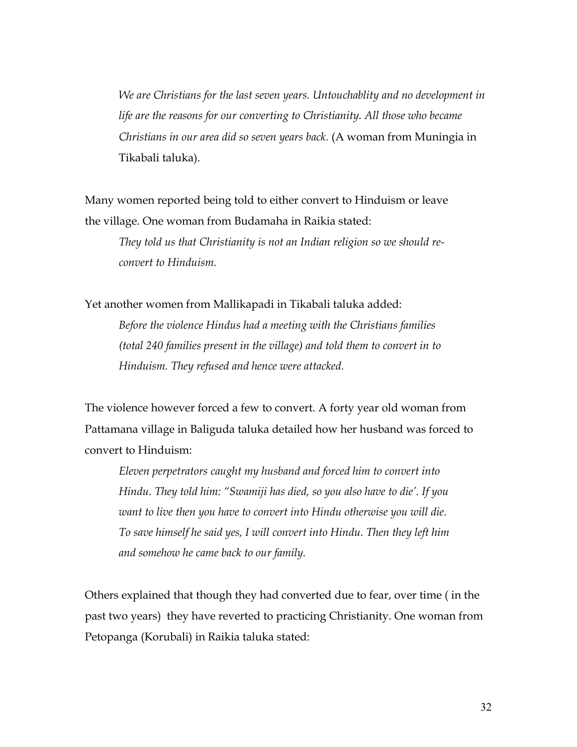> *We are Christians for the last seven years. Untouchablity and no development in life are the reasons for our converting to Christianity. All those who became Christians in our area did so seven years back.* (A woman from Muningia in Tikabali taluka).

Many women reported being told to either convert to Hinduism or leave the village. One woman from Budamaha in Raikia stated:

> *They told us that Christianity is not an Indian religion so we should re-convert to Hinduism.*

Yet another women from Mallikapadi in Tikabali taluka added:

> *Before the violence Hindus had a meeting with the Christians families (total 240 families present in the village) and told them to convert in to Hinduism. They refused and hence were attacked.*

The violence however forced a few to convert. A forty year old woman from Pattamana village in Baliguda taluka detailed how her husband was forced to convert to Hinduism:

> *Eleven perpetrators caught my husband and forced him to convert into Hindu. They told him: "Swamiji has died, so you also have to die'. If you want to live then you have to convert into Hindu otherwise you will die. To save himself he said yes, I will convert into Hindu. Then they left him and somehow he came back to our family.*

Others explained that though they had converted due to fear, over time ( in the past two years) they have reverted to practicing Christianity. One woman from Petopanga (Korubali) in Raikia taluka stated: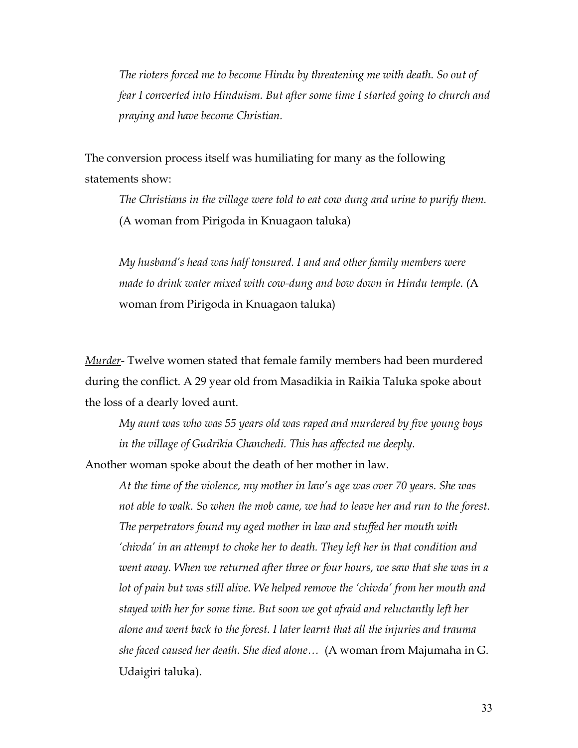*The rioters forced me to become Hindu by threatening me with death. So out of fear I converted into Hinduism. But after some time I started going to church and praying and have become Christian.*

The conversion process itself was humiliating for many as the following statements show:

> *The Christians in the village were told to eat cow dung and urine to purify them.* (A woman from Pirigoda in Knuagaon taluka)

> *My husband's head was half tonsured. I and and other family members were made to drink water mixed with cow-dung and bow down in Hindu temple. (*A woman from Pirigoda in Knuagaon taluka)

<u>*Murder*</u>- Twelve women stated that female family members had been murdered during the conflict. A 29 year old from Masadikia in Raikia Taluka spoke about the loss of a dearly loved aunt.

> *My aunt was who was 55 years old was raped and murdered by five young boys in the village of Gudrikia Chanchedi. This has affected me deeply.*

Another woman spoke about the death of her mother in law.

> *At the time of the violence, my mother in law's age was over 70 years. She was not able to walk. So when the mob came, we had to leave her and run to the forest. The perpetrators found my aged mother in law and stuffed her mouth with 'chivda' in an attempt to choke her to death. They left her in that condition and went away. When we returned after three or four hours, we saw that she was in a lot of pain but was still alive. We helped remove the 'chivda' from her mouth and stayed with her for some time. But soon we got afraid and reluctantly left her alone and went back to the forest. I later learnt that all the injuries and trauma she faced caused her death. She died alone…* (A woman from Majumaha in G. Udaigiri taluka).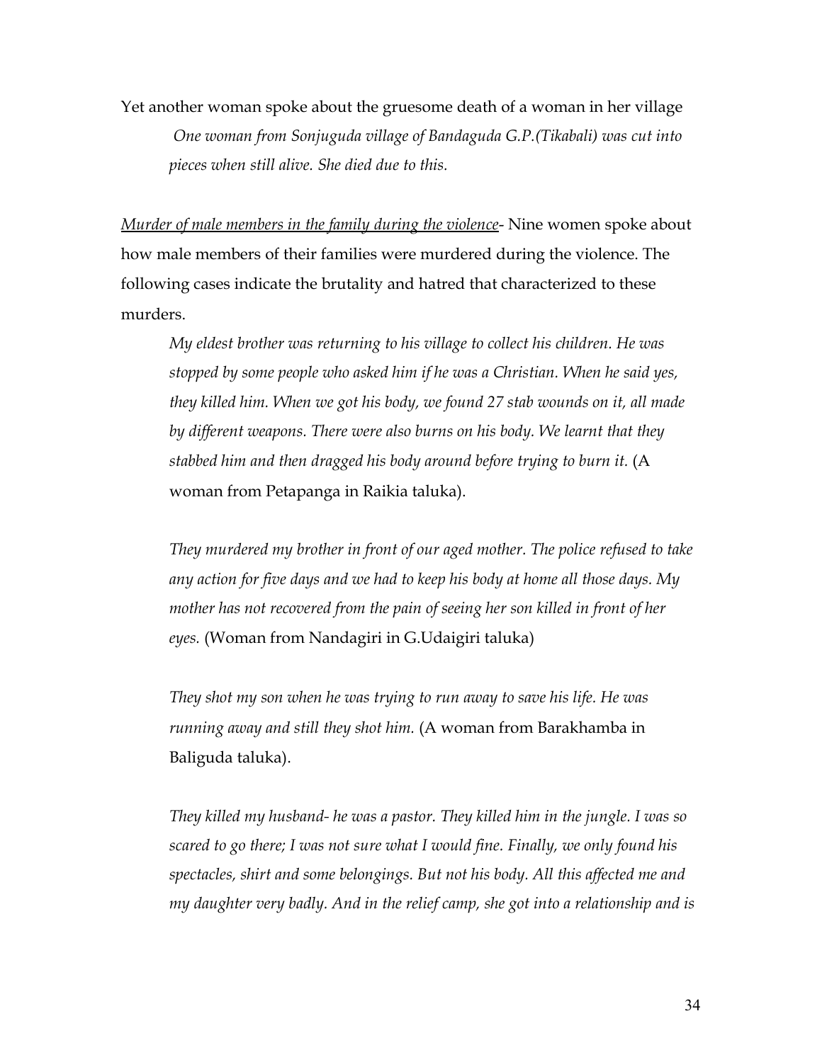Yet another woman spoke about the gruesome death of a woman in her village

> *One woman from Sonjuguda village of Bandaguda G.P.(Tikabali) was cut into pieces when still alive. She died due to this.*

<u>*Murder of male members in the family during the violence*</u>- Nine women spoke about how male members of their families were murdered during the violence. The following cases indicate the brutality and hatred that characterized to these murders.

> *My eldest brother was returning to his village to collect his children. He was stopped by some people who asked him if he was a Christian. When he said yes, they killed him. When we got his body, we found 27 stab wounds on it, all made by different weapons. There were also burns on his body. We learnt that they stabbed him and then dragged his body around before trying to burn it.* (A woman from Petapanga in Raikia taluka).

> *They murdered my brother in front of our aged mother. The police refused to take any action for five days and we had to keep his body at home all those days. My mother has not recovered from the pain of seeing her son killed in front of her eyes.* (Woman from Nandagiri in G.Udaigiri taluka)

> *They shot my son when he was trying to run away to save his life. He was running away and still they shot him.* (A woman from Barakhamba in Baliguda taluka).

> *They killed my husband- he was a pastor. They killed him in the jungle. I was so scared to go there; I was not sure what I would fine. Finally, we only found his spectacles, shirt and some belongings. But not his body. All this affected me and my daughter very badly. And in the relief camp, she got into a relationship and is*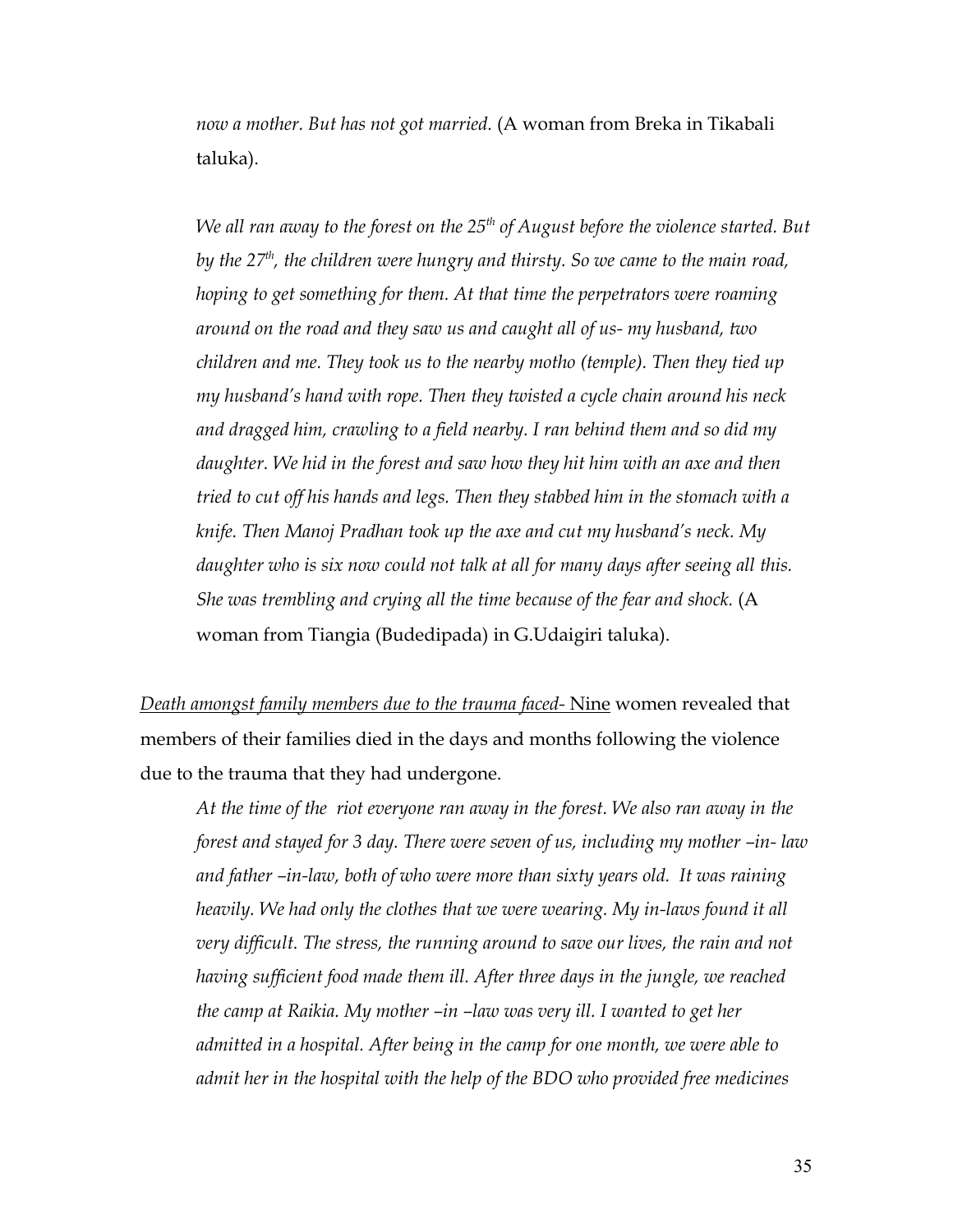> *now a mother. But has not got married.* (A woman from Breka in Tikabali taluka).

> *We all ran away to the forest on the 25th of August before the violence started. But by the 27th, the children were hungry and thirsty. So we came to the main road, hoping to get something for them. At that time the perpetrators were roaming around on the road and they saw us and caught all of us- my husband, two children and me. They took us to the nearby motho (temple). Then they tied up my husband's hand with rope. Then they twisted a cycle chain around his neck and dragged him, crawling to a field nearby. I ran behind them and so did my daughter. We hid in the forest and saw how they hit him with an axe and then tried to cut off his hands and legs. Then they stabbed him in the stomach with a knife. Then Manoj Pradhan took up the axe and cut my husband's neck. My daughter who is six now could not talk at all for many days after seeing all this. She was trembling and crying all the time because of the fear and shock.* (A woman from Tiangia (Budedipada) in G.Udaigiri taluka).

<u>*Death amongst family members due to the trauma faced-* Nine</u> women revealed that members of their families died in the days and months following the violence due to the trauma that they had undergone.

> *At the time of the riot everyone ran away in the forest. We also ran away in the forest and stayed for 3 day. There were seven of us, including my mother –in- law and father –in-law, both of who were more than sixty years old. It was raining heavily. We had only the clothes that we were wearing. My in-laws found it all very difficult. The stress, the running around to save our lives, the rain and not having sufficient food made them ill. After three days in the jungle, we reached the camp at Raikia. My mother –in –law was very ill. I wanted to get her admitted in a hospital. After being in the camp for one month, we were able to admit her in the hospital with the help of the BDO who provided free medicines*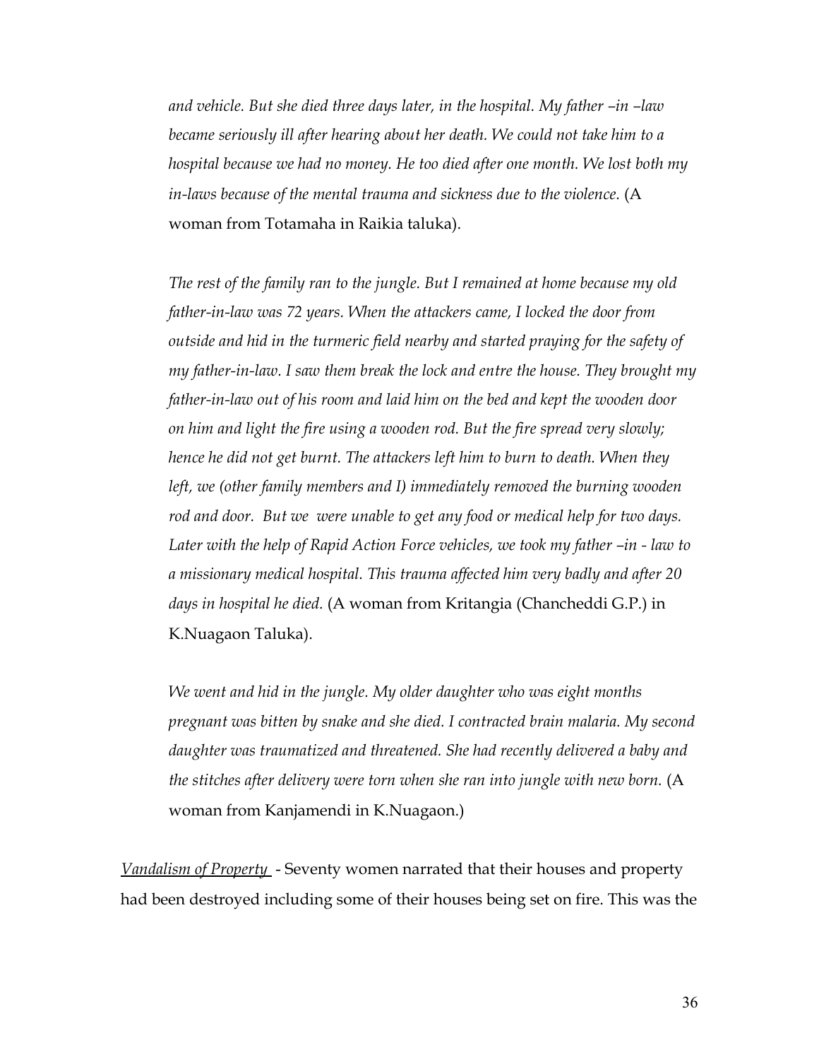*and vehicle. But she died three days later, in the hospital. My father –in –law became seriously ill after hearing about her death. We could not take him to a hospital because we had no money. He too died after one month. We lost both my in-laws because of the mental trauma and sickness due to the violence.* (A woman from Totamaha in Raikia taluka).

*The rest of the family ran to the jungle. But I remained at home because my old father-in-law was 72 years. When the attackers came, I locked the door from outside and hid in the turmeric field nearby and started praying for the safety of my father-in-law. I saw them break the lock and entre the house. They brought my father-in-law out of his room and laid him on the bed and kept the wooden door on him and light the fire using a wooden rod. But the fire spread very slowly; hence he did not get burnt. The attackers left him to burn to death. When they left, we (other family members and I) immediately removed the burning wooden rod and door. But we were unable to get any food or medical help for two days. Later with the help of Rapid Action Force vehicles, we took my father –in - law to a missionary medical hospital. This trauma affected him very badly and after 20 days in hospital he died.* (A woman from Kritangia (Chancheddi G.P.) in K.Nuagaon Taluka).

*We went and hid in the jungle. My older daughter who was eight months pregnant was bitten by snake and she died. I contracted brain malaria. My second daughter was traumatized and threatened. She had recently delivered a baby and the stitches after delivery were torn when she ran into jungle with new born.* (A woman from Kanjamendi in K.Nuagaon.)

*Vandalism of Property* - Seventy women narrated that their houses and property had been destroyed including some of their houses being set on fire. This was the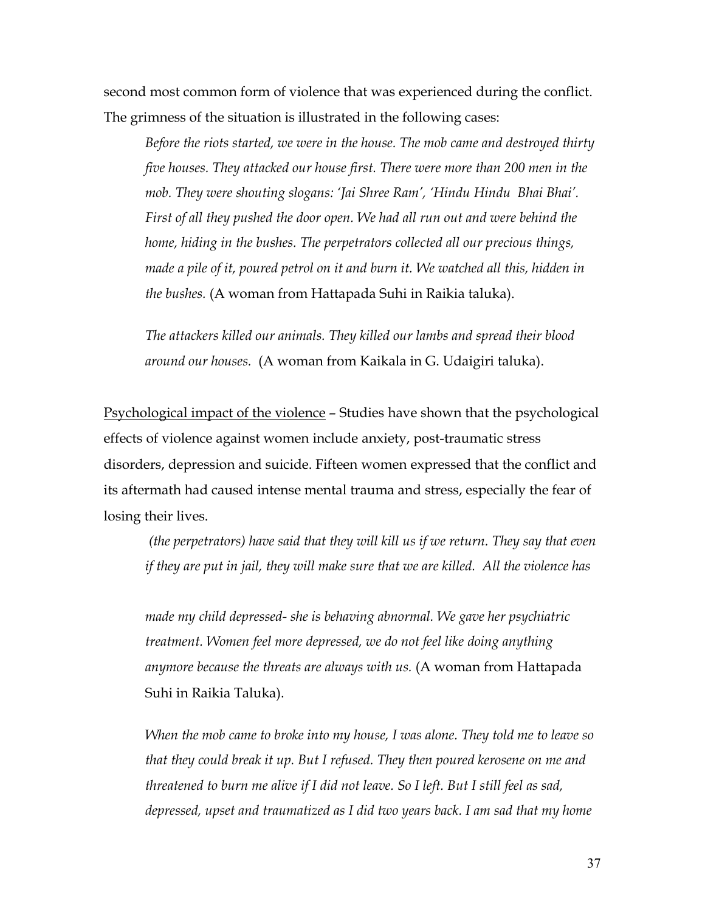second most common form of violence that was experienced during the conflict. The grimness of the situation is illustrated in the following cases:

> *Before the riots started, we were in the house. The mob came and destroyed thirty five houses. They attacked our house first. There were more than 200 men in the mob. They were shouting slogans: 'Jai Shree Ram', 'Hindu Hindu Bhai Bhai'. First of all they pushed the door open. We had all run out and were behind the home, hiding in the bushes. The perpetrators collected all our precious things, made a pile of it, poured petrol on it and burn it. We watched all this, hidden in the bushes.* (A woman from Hattapada Suhi in Raikia taluka).

> *The attackers killed our animals. They killed our lambs and spread their blood around our houses.* (A woman from Kaikala in G. Udaigiri taluka).

<u>Psychological impact of the violence</u> – Studies have shown that the psychological effects of violence against women include anxiety, post-traumatic stress disorders, depression and suicide. Fifteen women expressed that the conflict and its aftermath had caused intense mental trauma and stress, especially the fear of losing their lives.

> *(the perpetrators) have said that they will kill us if we return. They say that even if they are put in jail, they will make sure that we are killed. All the violence has made my child depressed- she is behaving abnormal. We gave her psychiatric treatment. Women feel more depressed, we do not feel like doing anything anymore because the threats are always with us.* (A woman from Hattapada Suhi in Raikia Taluka).

> *When the mob came to broke into my house, I was alone. They told me to leave so that they could break it up. But I refused. They then poured kerosene on me and threatened to burn me alive if I did not leave. So I left. But I still feel as sad, depressed, upset and traumatized as I did two years back. I am sad that my home*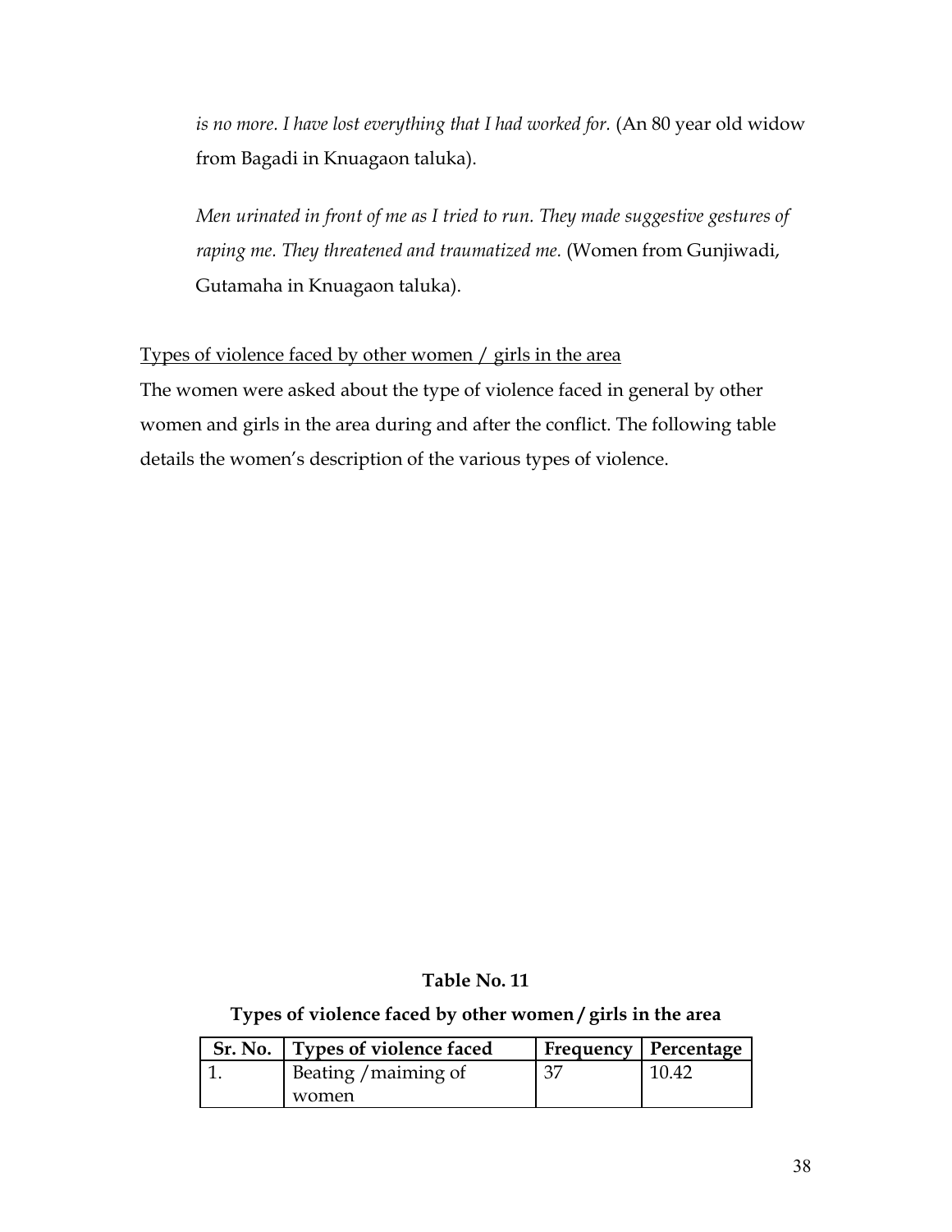*is no more. I have lost everything that I had worked for.* (An 80 year old widow from Bagadi in Knuagaon taluka).

*Men urinated in front of me as I tried to run. They made suggestive gestures of raping me. They threatened and traumatized me.* (Women from Gunjiwadi, Gutamaha in Knuagaon taluka).

<u>Types of violence faced by other women / girls in the area</u>

The women were asked about the type of violence faced in general by other women and girls in the area during and after the conflict. The following table details the women's description of the various types of violence.

**Table No. 11**

**Types of violence faced by other women / girls in the area**

| Sr. No. | Types of violence faced | Frequency | Percentage |
|---|---|---|---|
| 1. | Beating / maiming of women | 37 | 10.42 |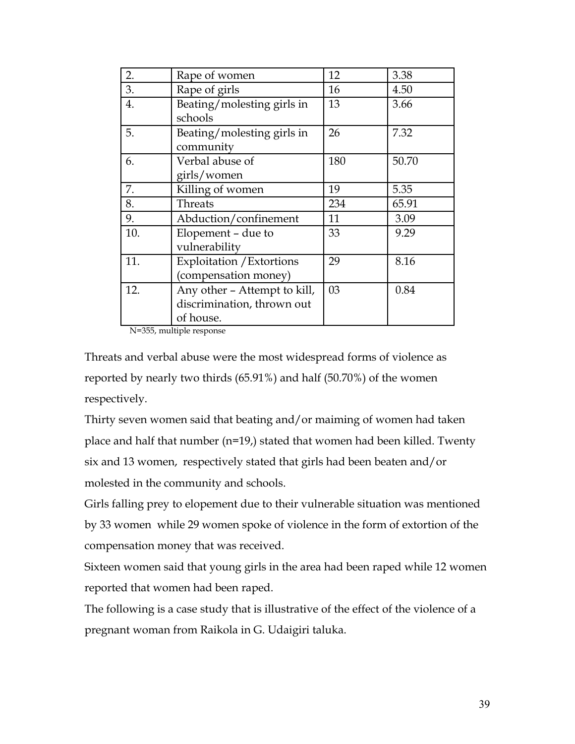| 2. | Rape of women | 12 | 3.38 |
|---|---|---|---|
| 3. | Rape of girls | 16 | 4.50 |
| 4. | Beating/molesting girls in schools | 13 | 3.66 |
| 5. | Beating/molesting girls in community | 26 | 7.32 |
| 6. | Verbal abuse of girls/women | 180 | 50.70 |
| 7. | Killing of women | 19 | 5.35 |
| 8. | Threats | 234 | 65.91 |
| 9. | Abduction/confinement | 11 | 3.09 |
| 10. | Elopement – due to vulnerability | 33 | 9.29 |
| 11. | Exploitation /Extortions (compensation money) | 29 | 8.16 |
| 12. | Any other – Attempt to kill, discrimination, thrown out of house. | 03 | 0.84 |

N=355, multiple response

Threats and verbal abuse were the most widespread forms of violence as reported by nearly two thirds (65.91%) and half (50.70%) of the women respectively.

Thirty seven women said that beating and/or maiming of women had taken place and half that number (n=19,) stated that women had been killed. Twenty six and 13 women, respectively stated that girls had been beaten and/or molested in the community and schools.

Girls falling prey to elopement due to their vulnerable situation was mentioned by 33 women while 29 women spoke of violence in the form of extortion of the compensation money that was received.

Sixteen women said that young girls in the area had been raped while 12 women reported that women had been raped.

The following is a case study that is illustrative of the effect of the violence of a pregnant woman from Raikola in G. Udaigiri taluka.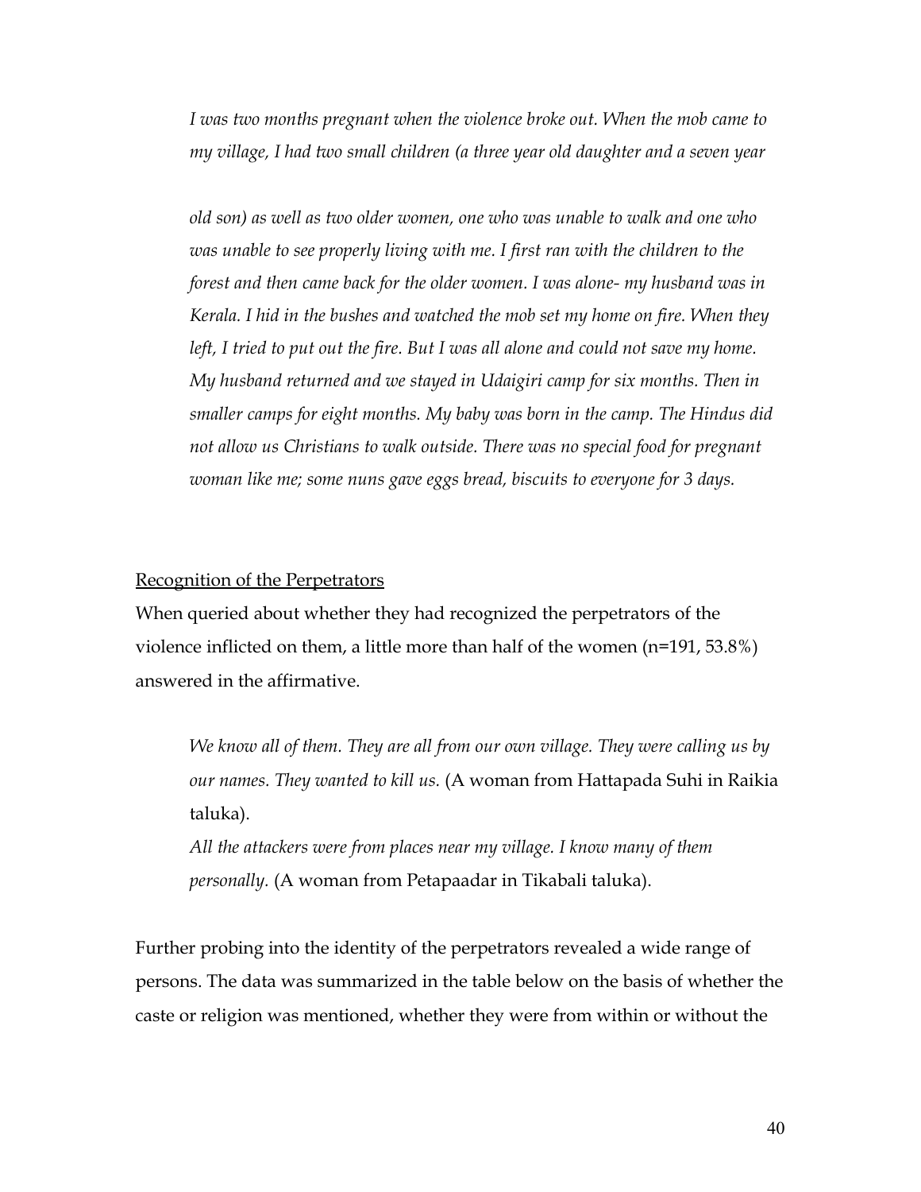*I was two months pregnant when the violence broke out. When the mob came to my village, I had two small children (a three year old daughter and a seven year old son) as well as two older women, one who was unable to walk and one who was unable to see properly living with me. I first ran with the children to the forest and then came back for the older women. I was alone- my husband was in Kerala. I hid in the bushes and watched the mob set my home on fire. When they left, I tried to put out the fire. But I was all alone and could not save my home. My husband returned and we stayed in Udaigiri camp for six months. Then in smaller camps for eight months. My baby was born in the camp. The Hindus did not allow us Christians to walk outside. There was no special food for pregnant woman like me; some nuns gave eggs bread, biscuits to everyone for 3 days.*

<u>Recognition of the Perpetrators</u>

When queried about whether they had recognized the perpetrators of the violence inflicted on them, a little more than half of the women (n=191, 53.8%) answered in the affirmative.

*We know all of them. They are all from our own village. They were calling us by our names. They wanted to kill us.* (A woman from Hattapada Suhi in Raikia taluka).

*All the attackers were from places near my village. I know many of them personally.* (A woman from Petapaadar in Tikabali taluka).

Further probing into the identity of the perpetrators revealed a wide range of persons. The data was summarized in the table below on the basis of whether the caste or religion was mentioned, whether they were from within or without the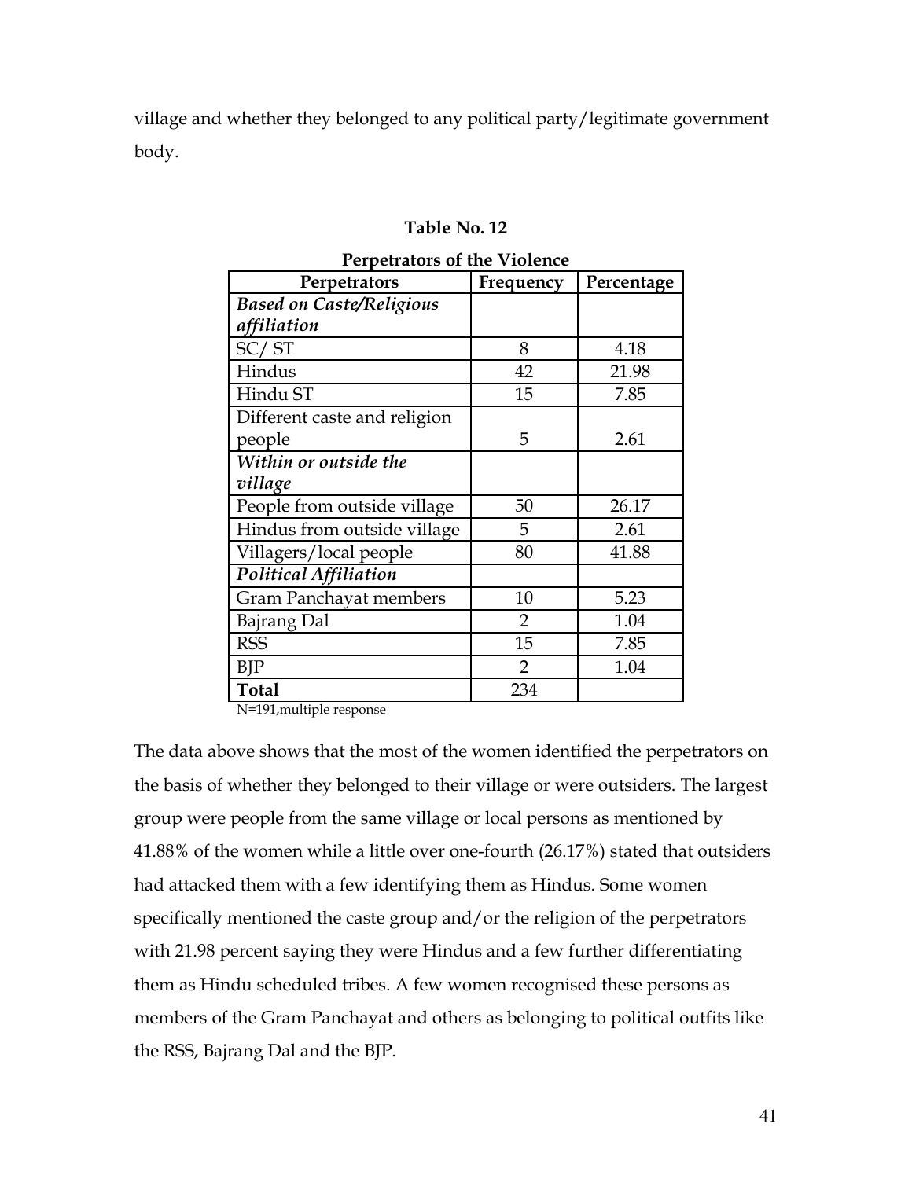village and whether they belonged to any political party/legitimate government body.

**Table No. 12**

**Perpetrators of the Violence**

| Perpetrators | Frequency | Percentage |
|---|---|---|
| ***Based on Caste/Religious affiliation*** | | |
| SC/ ST | 8 | 4.18 |
| Hindus | 42 | 21.98 |
| Hindu ST | 15 | 7.85 |
| Different caste and religion people | 5 | 2.61 |
| ***Within or outside the village*** | | |
| People from outside village | 50 | 26.17 |
| Hindus from outside village | 5 | 2.61 |
| Villagers/local people | 80 | 41.88 |
| ***Political Affiliation*** | | |
| Gram Panchayat members | 10 | 5.23 |
| Bajrang Dal | 2 | 1.04 |
| RSS | 15 | 7.85 |
| BJP | 2 | 1.04 |
| **Total** | 234 | |

N=191,multiple response

The data above shows that the most of the women identified the perpetrators on the basis of whether they belonged to their village or were outsiders. The largest group were people from the same village or local persons as mentioned by 41.88% of the women while a little over one-fourth (26.17%) stated that outsiders had attacked them with a few identifying them as Hindus. Some women specifically mentioned the caste group and/or the religion of the perpetrators with 21.98 percent saying they were Hindus and a few further differentiating them as Hindu scheduled tribes. A few women recognised these persons as members of the Gram Panchayat and others as belonging to political outfits like the RSS, Bajrang Dal and the BJP.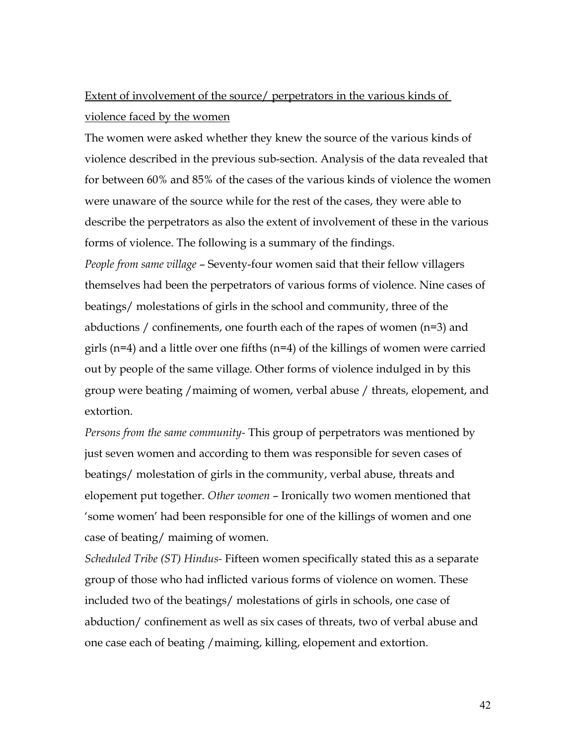Extent of involvement of the source/ perpetrators in the various kinds of violence faced by the women

The women were asked whether they knew the source of the various kinds of violence described in the previous sub-section. Analysis of the data revealed that for between 60% and 85% of the cases of the various kinds of violence the women were unaware of the source while for the rest of the cases, they were able to describe the perpetrators as also the extent of involvement of these in the various forms of violence. The following is a summary of the findings.

*People from same village* – Seventy-four women said that their fellow villagers themselves had been the perpetrators of various forms of violence. Nine cases of beatings/ molestations of girls in the school and community, three of the abductions / confinements, one fourth each of the rapes of women (n=3) and girls (n=4) and a little over one fifths (n=4) of the killings of women were carried out by people of the same village. Other forms of violence indulged in by this group were beating /maiming of women, verbal abuse / threats, elopement, and extortion.

*Persons from the same community-* This group of perpetrators was mentioned by just seven women and according to them was responsible for seven cases of beatings/ molestation of girls in the community, verbal abuse, threats and elopement put together. *Other women* – Ironically two women mentioned that 'some women' had been responsible for one of the killings of women and one case of beating/ maiming of women.

*Scheduled Tribe (ST) Hindus-* Fifteen women specifically stated this as a separate group of those who had inflicted various forms of violence on women. These included two of the beatings/ molestations of girls in schools, one case of abduction/ confinement as well as six cases of threats, two of verbal abuse and one case each of beating /maiming, killing, elopement and extortion.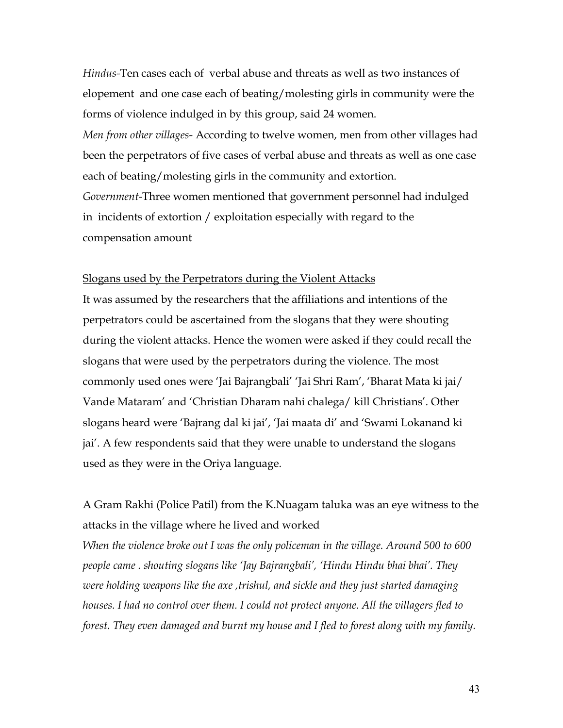*Hindus*-Ten cases each of verbal abuse and threats as well as two instances of elopement and one case each of beating/molesting girls in community were the forms of violence indulged in by this group, said 24 women.

*Men from other villages*- According to twelve women, men from other villages had been the perpetrators of five cases of verbal abuse and threats as well as one case each of beating/molesting girls in the community and extortion.

*Government*-Three women mentioned that government personnel had indulged in incidents of extortion / exploitation especially with regard to the compensation amount

<u>Slogans used by the Perpetrators during the Violent Attacks</u>

It was assumed by the researchers that the affiliations and intentions of the perpetrators could be ascertained from the slogans that they were shouting during the violent attacks. Hence the women were asked if they could recall the slogans that were used by the perpetrators during the violence. The most commonly used ones were 'Jai Bajrangbali' 'Jai Shri Ram', 'Bharat Mata ki jai/ Vande Mataram' and 'Christian Dharam nahi chalega/ kill Christians'. Other slogans heard were 'Bajrang dal ki jai', 'Jai maata di' and 'Swami Lokanand ki jai'. A few respondents said that they were unable to understand the slogans used as they were in the Oriya language.

A Gram Rakhi (Police Patil) from the K.Nuagam taluka was an eye witness to the attacks in the village where he lived and worked

*When the violence broke out I was the only policeman in the village. Around 500 to 600 people came . shouting slogans like 'Jay Bajrangbali', 'Hindu Hindu bhai bhai'. They were holding weapons like the axe ,trishul, and sickle and they just started damaging houses. I had no control over them. I could not protect anyone. All the villagers fled to forest. They even damaged and burnt my house and I fled to forest along with my family.*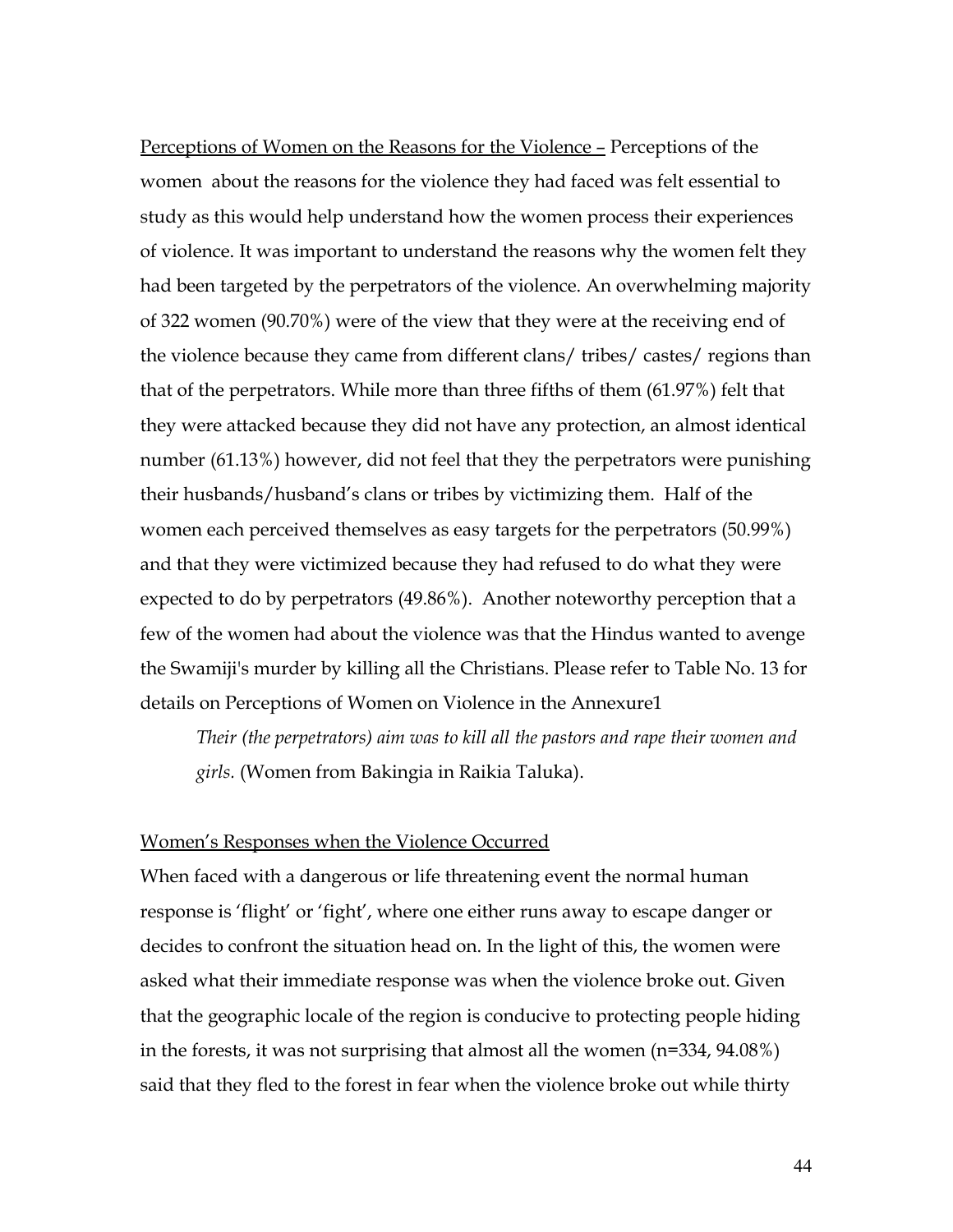Perceptions of Women on the Reasons for the Violence – Perceptions of the women about the reasons for the violence they had faced was felt essential to study as this would help understand how the women process their experiences of violence. It was important to understand the reasons why the women felt they had been targeted by the perpetrators of the violence. An overwhelming majority of 322 women (90.70%) were of the view that they were at the receiving end of the violence because they came from different clans/ tribes/ castes/ regions than that of the perpetrators. While more than three fifths of them (61.97%) felt that they were attacked because they did not have any protection, an almost identical number (61.13%) however, did not feel that they the perpetrators were punishing their husbands/husband's clans or tribes by victimizing them. Half of the women each perceived themselves as easy targets for the perpetrators (50.99%) and that they were victimized because they had refused to do what they were expected to do by perpetrators (49.86%). Another noteworthy perception that a few of the women had about the violence was that the Hindus wanted to avenge the Swamiji's murder by killing all the Christians. Please refer to Table No. 13 for details on Perceptions of Women on Violence in the Annexure1

> *Their (the perpetrators) aim was to kill all the pastors and rape their women and girls.* (Women from Bakingia in Raikia Taluka).

## Women's Responses when the Violence Occurred

When faced with a dangerous or life threatening event the normal human response is 'flight' or 'fight', where one either runs away to escape danger or decides to confront the situation head on. In the light of this, the women were asked what their immediate response was when the violence broke out. Given that the geographic locale of the region is conducive to protecting people hiding in the forests, it was not surprising that almost all the women (n=334, 94.08%) said that they fled to the forest in fear when the violence broke out while thirty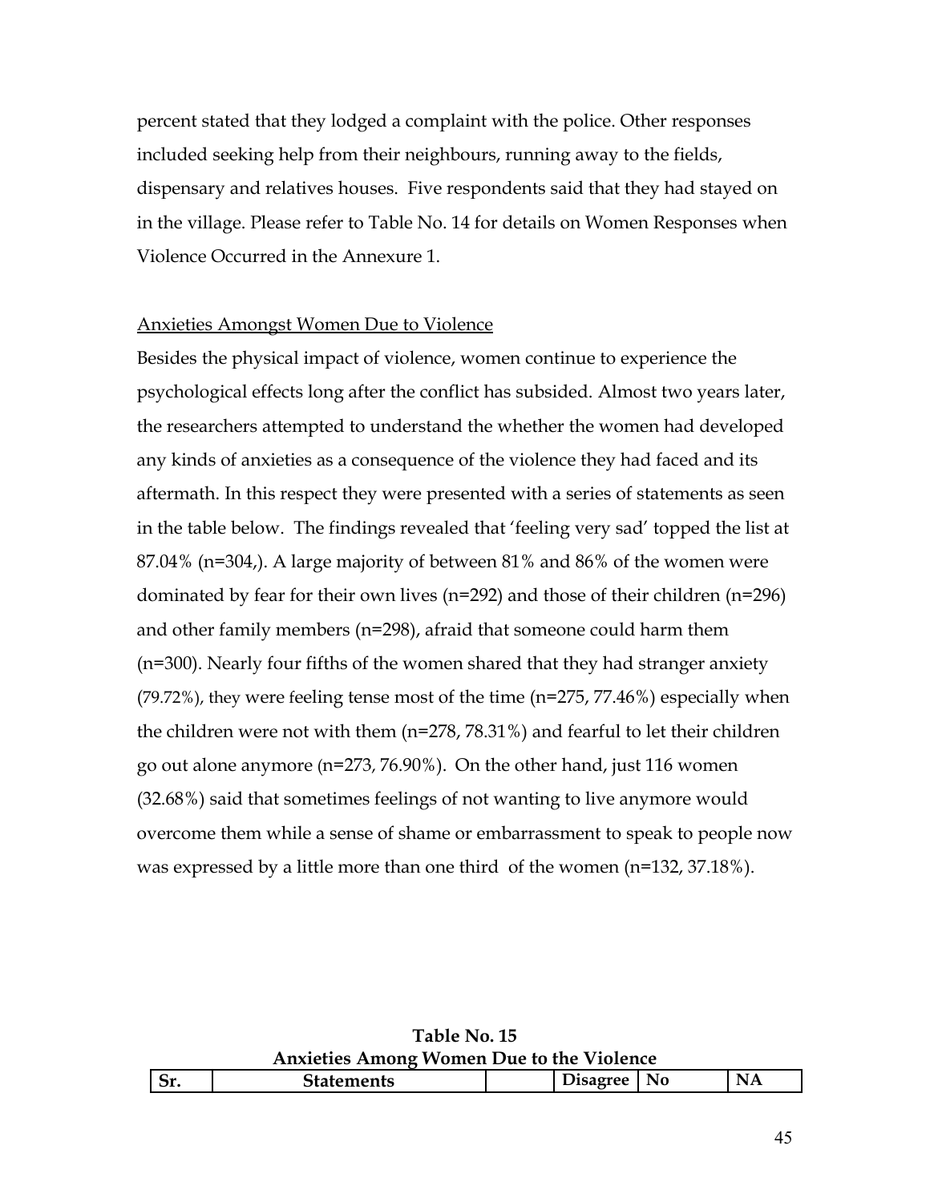percent stated that they lodged a complaint with the police. Other responses included seeking help from their neighbours, running away to the fields, dispensary and relatives houses. Five respondents said that they had stayed on in the village. Please refer to Table No. 14 for details on Women Responses when Violence Occurred in the Annexure 1.

Anxieties Amongst Women Due to Violence

Besides the physical impact of violence, women continue to experience the psychological effects long after the conflict has subsided. Almost two years later, the researchers attempted to understand the whether the women had developed any kinds of anxieties as a consequence of the violence they had faced and its aftermath. In this respect they were presented with a series of statements as seen in the table below. The findings revealed that 'feeling very sad' topped the list at 87.04% (n=304,). A large majority of between 81% and 86% of the women were dominated by fear for their own lives (n=292) and those of their children (n=296) and other family members (n=298), afraid that someone could harm them (n=300). Nearly four fifths of the women shared that they had stranger anxiety (79.72%), they were feeling tense most of the time (n=275, 77.46%) especially when the children were not with them (n=278, 78.31%) and fearful to let their children go out alone anymore (n=273, 76.90%). On the other hand, just 116 women (32.68%) said that sometimes feelings of not wanting to live anymore would overcome them while a sense of shame or embarrassment to speak to people now was expressed by a little more than one third of the women (n=132, 37.18%).

**Table No. 15**
**Anxieties Among Women Due to the Violence**

| Sr. | Statements | | Disagree | No | NA |
|---|---|---|---|---|---|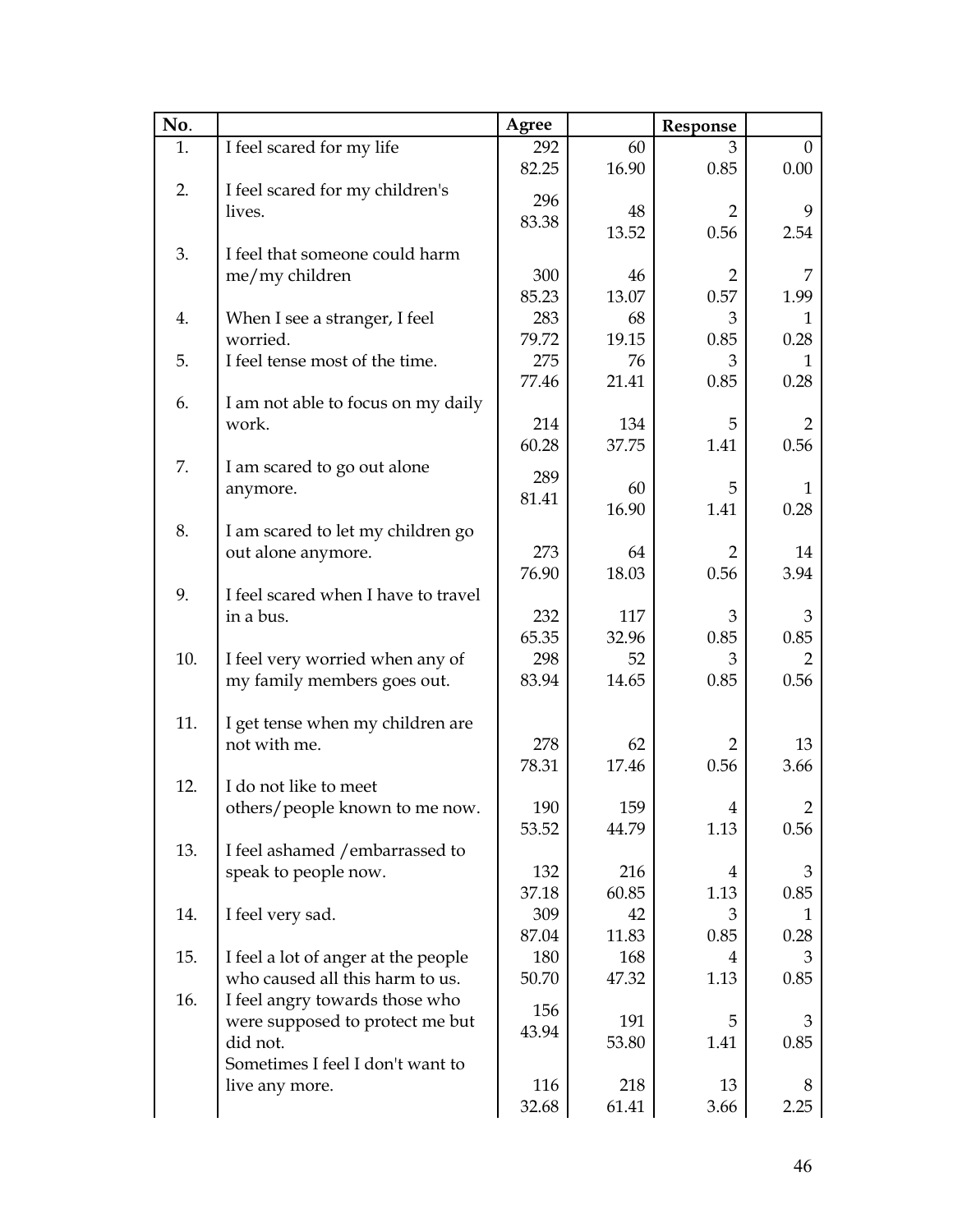| No. | | Agree | | Response | |
|---|---|---|---|---|---|
| 1. | I feel scared for my life | 292 | 60 | 3 | 0 |
| | | 82.25 | 16.90 | 0.85 | 0.00 |
| 2. | I feel scared for my children's lives. | 296 | 48 | 2 | 9 |
| | | 83.38 | 13.52 | 0.56 | 2.54 |
| 3. | I feel that someone could harm me/my children | 300 | 46 | 2 | 7 |
| | | 85.23 | 13.07 | 0.57 | 1.99 |
| 4. | When I see a stranger, I feel worried. | 283 | 68 | 3 | 1 |
| | | 79.72 | 19.15 | 0.85 | 0.28 |
| 5. | I feel tense most of the time. | 275 | 76 | 3 | 1 |
| | | 77.46 | 21.41 | 0.85 | 0.28 |
| 6. | I am not able to focus on my daily work. | 214 | 134 | 5 | 2 |
| | | 60.28 | 37.75 | 1.41 | 0.56 |
| 7. | I am scared to go out alone anymore. | 289 | 60 | 5 | 1 |
| | | 81.41 | 16.90 | 1.41 | 0.28 |
| 8. | I am scared to let my children go out alone anymore. | 273 | 64 | 2 | 14 |
| | | 76.90 | 18.03 | 0.56 | 3.94 |
| 9. | I feel scared when I have to travel in a bus. | 232 | 117 | 3 | 3 |
| | | 65.35 | 32.96 | 0.85 | 0.85 |
| 10. | I feel very worried when any of my family members goes out. | 298 | 52 | 3 | 2 |
| | | 83.94 | 14.65 | 0.85 | 0.56 |
| 11. | I get tense when my children are not with me. | 278 | 62 | 2 | 13 |
| | | 78.31 | 17.46 | 0.56 | 3.66 |
| 12. | I do not like to meet others/people known to me now. | 190 | 159 | 4 | 2 |
| | | 53.52 | 44.79 | 1.13 | 0.56 |
| 13. | I feel ashamed /embarrassed to speak to people now. | 132 | 216 | 4 | 3 |
| | | 37.18 | 60.85 | 1.13 | 0.85 |
| 14. | I feel very sad. | 309 | 42 | 3 | 1 |
| | | 87.04 | 11.83 | 0.85 | 0.28 |
| 15. | I feel a lot of anger at the people who caused all this harm to us. | 180 | 168 | 4 | 3 |
| | | 50.70 | 47.32 | 1.13 | 0.85 |
| 16. | I feel angry towards those who were supposed to protect me but did not. | 156 | 191 | 5 | 3 |
| | | 43.94 | 53.80 | 1.41 | 0.85 |
| | Sometimes I feel I don't want to live any more. | 116 | 218 | 13 | 8 |
| | | 32.68 | 61.41 | 3.66 | 2.25 |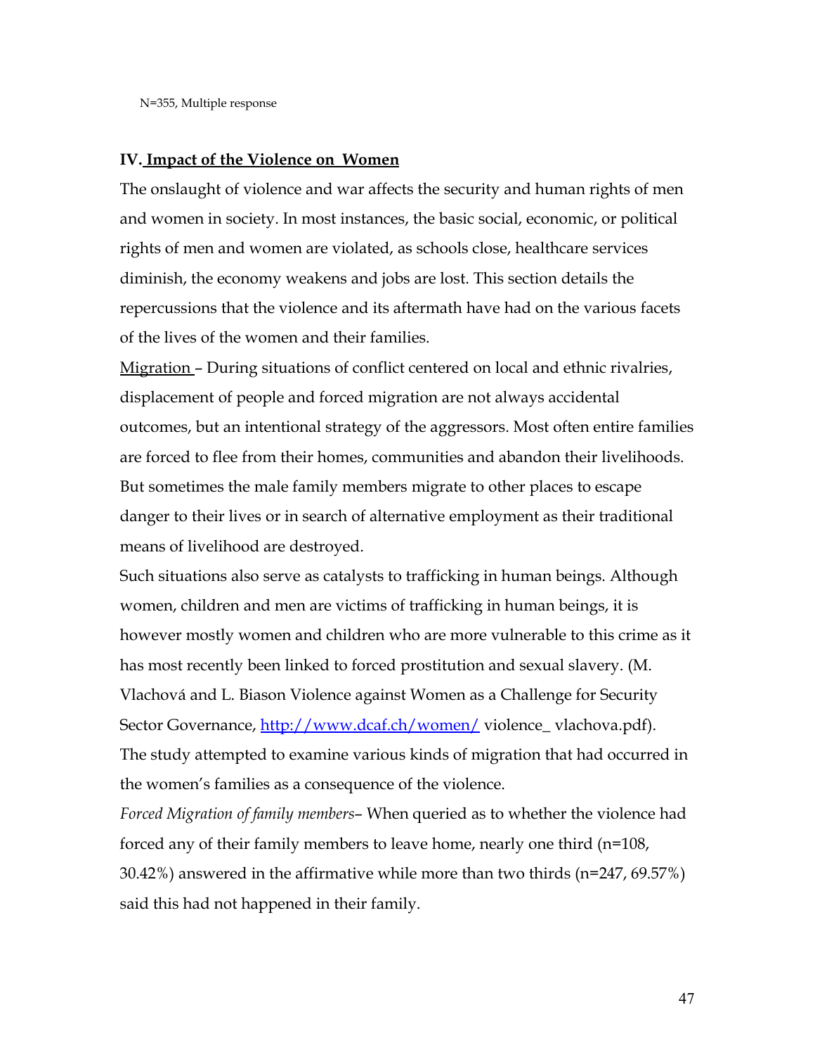N=355, Multiple response

## IV. Impact of the Violence on Women

The onslaught of violence and war affects the security and human rights of men and women in society. In most instances, the basic social, economic, or political rights of men and women are violated, as schools close, healthcare services diminish, the economy weakens and jobs are lost. This section details the repercussions that the violence and its aftermath have had on the various facets of the lives of the women and their families.

Migration – During situations of conflict centered on local and ethnic rivalries, displacement of people and forced migration are not always accidental outcomes, but an intentional strategy of the aggressors. Most often entire families are forced to flee from their homes, communities and abandon their livelihoods. But sometimes the male family members migrate to other places to escape danger to their lives or in search of alternative employment as their traditional means of livelihood are destroyed.

Such situations also serve as catalysts to trafficking in human beings. Although women, children and men are victims of trafficking in human beings, it is however mostly women and children who are more vulnerable to this crime as it has most recently been linked to forced prostitution and sexual slavery. (M. Vlachová and L. Biason Violence against Women as a Challenge for Security Sector Governance, http://www.dcaf.ch/women/ violence_ vlachova.pdf).

The study attempted to examine various kinds of migration that had occurred in the women's families as a consequence of the violence.

*Forced Migration of family members*– When queried as to whether the violence had forced any of their family members to leave home, nearly one third (n=108, 30.42%) answered in the affirmative while more than two thirds (n=247, 69.57%) said this had not happened in their family.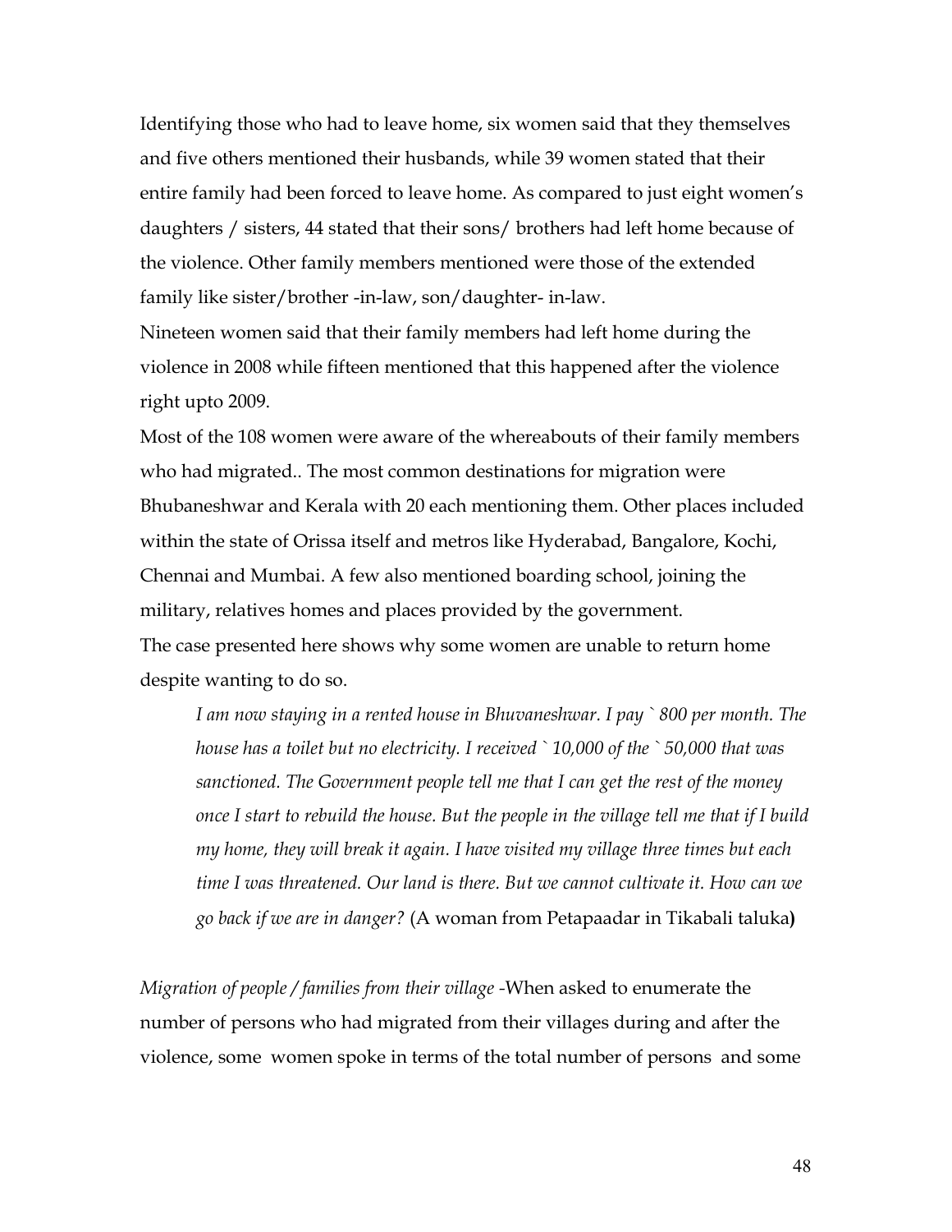Identifying those who had to leave home, six women said that they themselves and five others mentioned their husbands, while 39 women stated that their entire family had been forced to leave home. As compared to just eight women's daughters / sisters, 44 stated that their sons/ brothers had left home because of the violence. Other family members mentioned were those of the extended family like sister/brother -in-law, son/daughter- in-law.

Nineteen women said that their family members had left home during the violence in 2008 while fifteen mentioned that this happened after the violence right upto 2009.

Most of the 108 women were aware of the whereabouts of their family members who had migrated.. The most common destinations for migration were Bhubaneshwar and Kerala with 20 each mentioning them. Other places included within the state of Orissa itself and metros like Hyderabad, Bangalore, Kochi, Chennai and Mumbai. A few also mentioned boarding school, joining the military, relatives homes and places provided by the government.

The case presented here shows why some women are unable to return home despite wanting to do so.

> *I am now staying in a rented house in Bhuvaneshwar. I pay ` 800 per month. The house has a toilet but no electricity. I received ` 10,000 of the ` 50,000 that was sanctioned. The Government people tell me that I can get the rest of the money once I start to rebuild the house. But the people in the village tell me that if I build my home, they will break it again. I have visited my village three times but each time I was threatened. Our land is there. But we cannot cultivate it. How can we go back if we are in danger?* (A woman from Petapaadar in Tikabali taluka)

*Migration of people / families from their village* -When asked to enumerate the number of persons who had migrated from their villages during and after the violence, some women spoke in terms of the total number of persons and some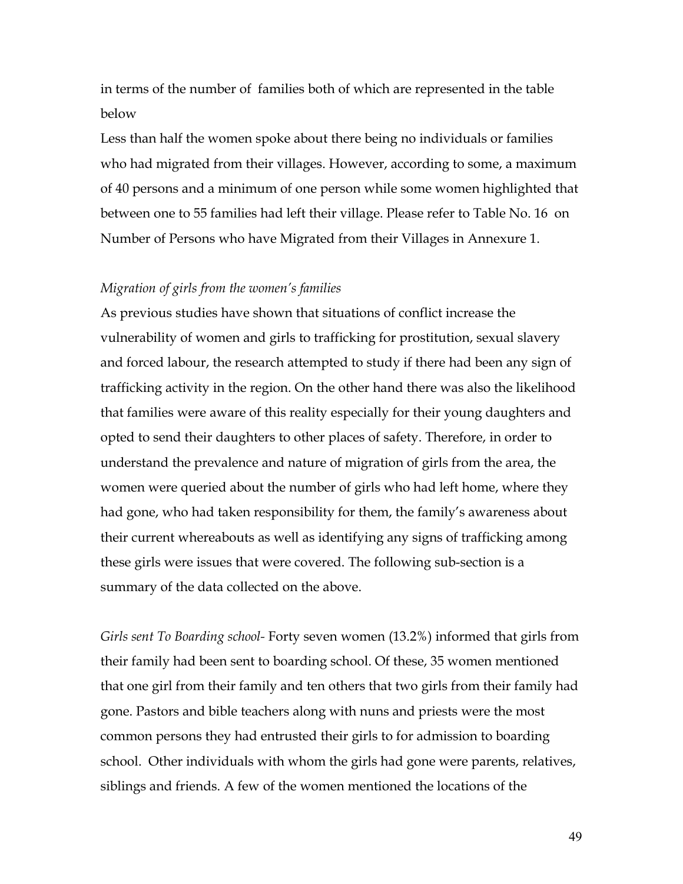in terms of the number of families both of which are represented in the table below

Less than half the women spoke about there being no individuals or families who had migrated from their villages. However, according to some, a maximum of 40 persons and a minimum of one person while some women highlighted that between one to 55 families had left their village. Please refer to Table No. 16 on Number of Persons who have Migrated from their Villages in Annexure 1.

*Migration of girls from the women's families*

As previous studies have shown that situations of conflict increase the vulnerability of women and girls to trafficking for prostitution, sexual slavery and forced labour, the research attempted to study if there had been any sign of trafficking activity in the region. On the other hand there was also the likelihood that families were aware of this reality especially for their young daughters and opted to send their daughters to other places of safety. Therefore, in order to understand the prevalence and nature of migration of girls from the area, the women were queried about the number of girls who had left home, where they had gone, who had taken responsibility for them, the family's awareness about their current whereabouts as well as identifying any signs of trafficking among these girls were issues that were covered. The following sub-section is a summary of the data collected on the above.

*Girls sent To Boarding school-* Forty seven women (13.2%) informed that girls from their family had been sent to boarding school. Of these, 35 women mentioned that one girl from their family and ten others that two girls from their family had gone. Pastors and bible teachers along with nuns and priests were the most common persons they had entrusted their girls to for admission to boarding school. Other individuals with whom the girls had gone were parents, relatives, siblings and friends. A few of the women mentioned the locations of the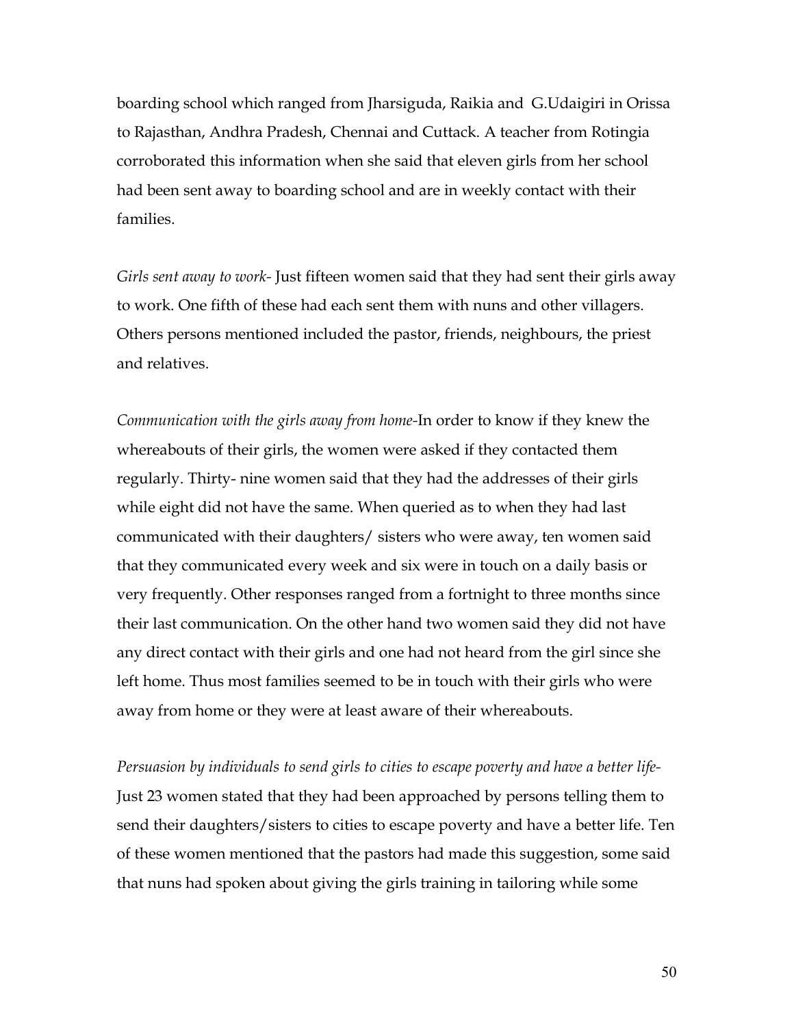boarding school which ranged from Jharsiguda, Raikia and G.Udaigiri in Orissa to Rajasthan, Andhra Pradesh, Chennai and Cuttack. A teacher from Rotingia corroborated this information when she said that eleven girls from her school had been sent away to boarding school and are in weekly contact with their families.

*Girls sent away to work-* Just fifteen women said that they had sent their girls away to work. One fifth of these had each sent them with nuns and other villagers. Others persons mentioned included the pastor, friends, neighbours, the priest and relatives.

*Communication with the girls away from home-*In order to know if they knew the whereabouts of their girls, the women were asked if they contacted them regularly. Thirty- nine women said that they had the addresses of their girls while eight did not have the same. When queried as to when they had last communicated with their daughters/ sisters who were away, ten women said that they communicated every week and six were in touch on a daily basis or very frequently. Other responses ranged from a fortnight to three months since their last communication. On the other hand two women said they did not have any direct contact with their girls and one had not heard from the girl since she left home. Thus most families seemed to be in touch with their girls who were away from home or they were at least aware of their whereabouts.

*Persuasion by individuals to send girls to cities to escape poverty and have a better life-* Just 23 women stated that they had been approached by persons telling them to send their daughters/sisters to cities to escape poverty and have a better life. Ten of these women mentioned that the pastors had made this suggestion, some said that nuns had spoken about giving the girls training in tailoring while some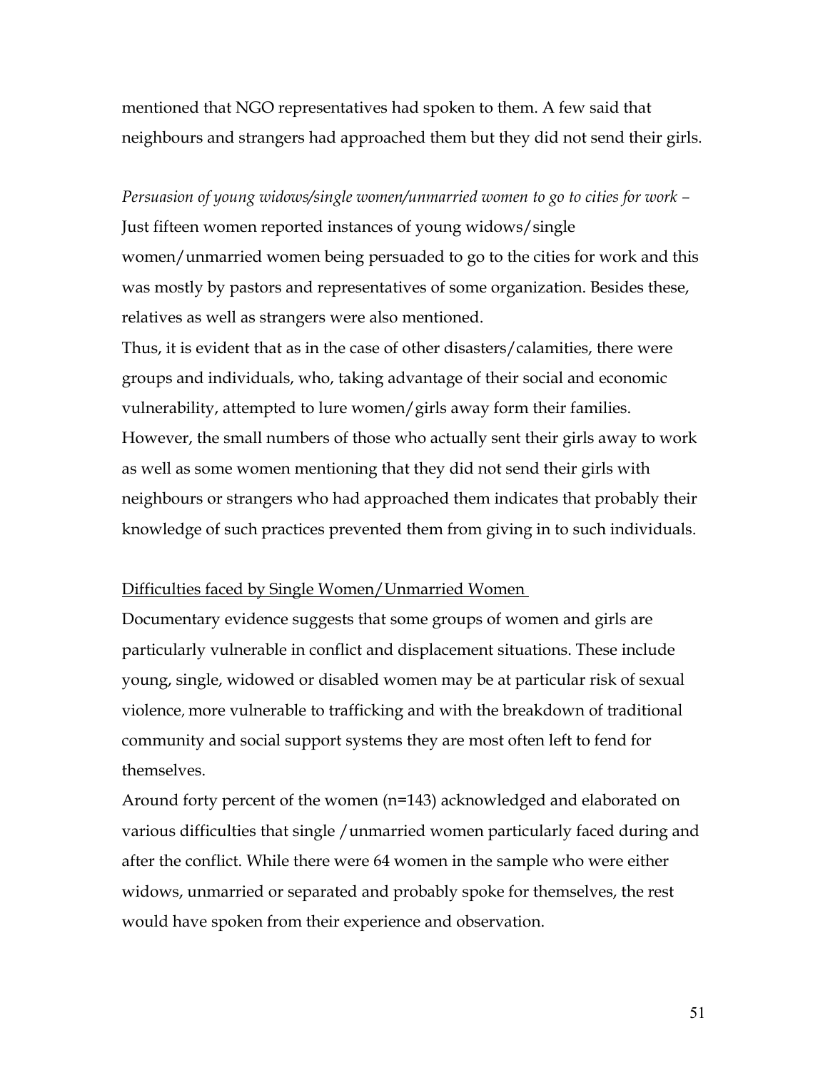mentioned that NGO representatives had spoken to them. A few said that neighbours and strangers had approached them but they did not send their girls.

*Persuasion of young widows/single women/unmarried women to go to cities for work* – Just fifteen women reported instances of young widows/single women/unmarried women being persuaded to go to the cities for work and this was mostly by pastors and representatives of some organization. Besides these, relatives as well as strangers were also mentioned.

Thus, it is evident that as in the case of other disasters/calamities, there were groups and individuals, who, taking advantage of their social and economic vulnerability, attempted to lure women/girls away form their families. However, the small numbers of those who actually sent their girls away to work as well as some women mentioning that they did not send their girls with neighbours or strangers who had approached them indicates that probably their knowledge of such practices prevented them from giving in to such individuals.

<u>Difficulties faced by Single Women/Unmarried Women</u>

Documentary evidence suggests that some groups of women and girls are particularly vulnerable in conflict and displacement situations. These include young, single, widowed or disabled women may be at particular risk of sexual violence, more vulnerable to trafficking and with the breakdown of traditional community and social support systems they are most often left to fend for themselves.

Around forty percent of the women (n=143) acknowledged and elaborated on various difficulties that single /unmarried women particularly faced during and after the conflict. While there were 64 women in the sample who were either widows, unmarried or separated and probably spoke for themselves, the rest would have spoken from their experience and observation.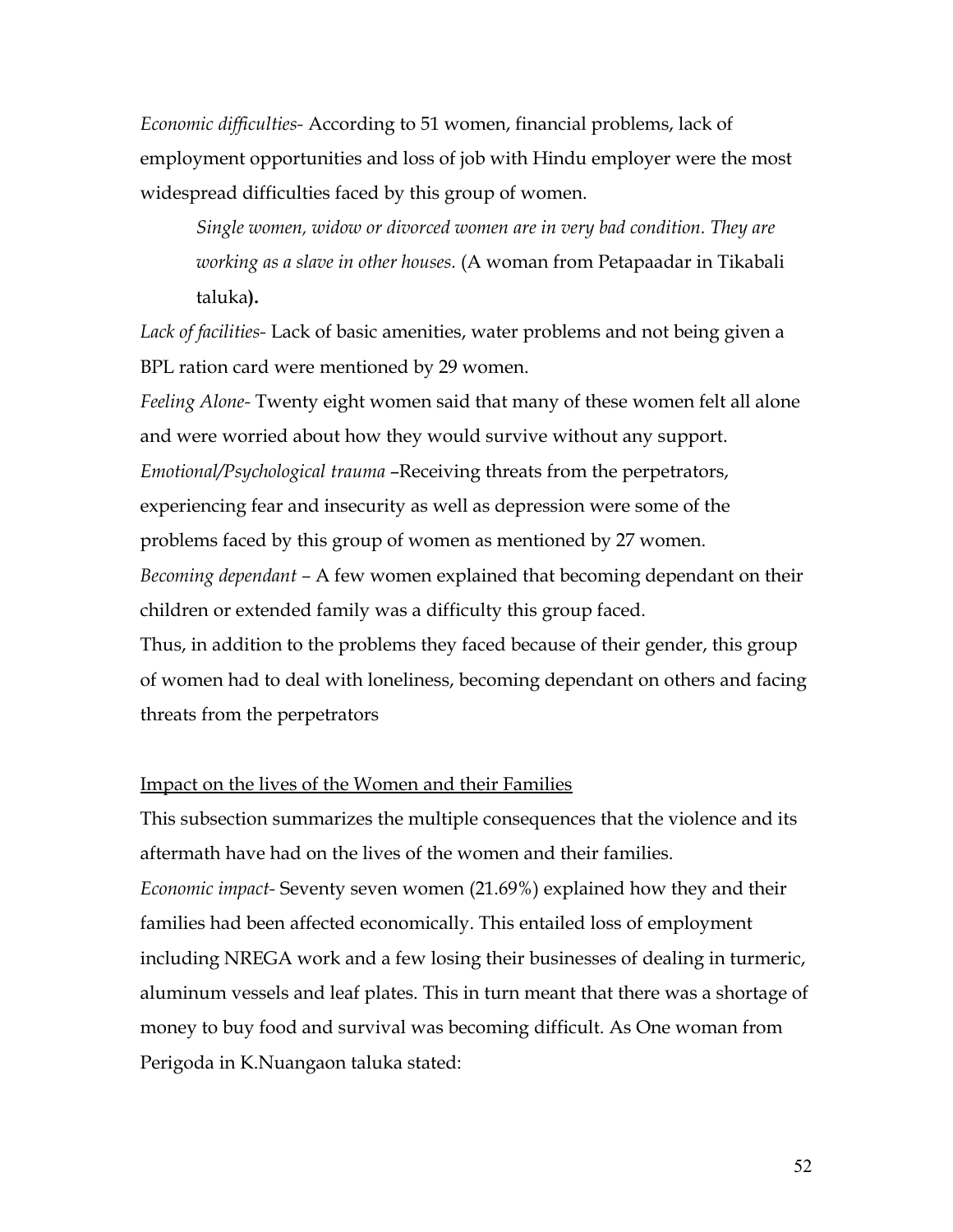*Economic difficulties-* According to 51 women, financial problems, lack of employment opportunities and loss of job with Hindu employer were the most widespread difficulties faced by this group of women.

> *Single women, widow or divorced women are in very bad condition. They are working as a slave in other houses.* (A woman from Petapaadar in Tikabali taluka**).**

*Lack of facilities-* Lack of basic amenities, water problems and not being given a BPL ration card were mentioned by 29 women.

*Feeling Alone-* Twenty eight women said that many of these women felt all alone and were worried about how they would survive without any support.

*Emotional/Psychological trauma* –Receiving threats from the perpetrators, experiencing fear and insecurity as well as depression were some of the problems faced by this group of women as mentioned by 27 women.

*Becoming dependant* – A few women explained that becoming dependant on their children or extended family was a difficulty this group faced.

Thus, in addition to the problems they faced because of their gender, this group of women had to deal with loneliness, becoming dependant on others and facing threats from the perpetrators

<u>Impact on the lives of the Women and their Families</u>

This subsection summarizes the multiple consequences that the violence and its aftermath have had on the lives of the women and their families.

*Economic impact-* Seventy seven women (21.69%) explained how they and their families had been affected economically. This entailed loss of employment including NREGA work and a few losing their businesses of dealing in turmeric, aluminum vessels and leaf plates. This in turn meant that there was a shortage of money to buy food and survival was becoming difficult. As One woman from Perigoda in K.Nuangaon taluka stated: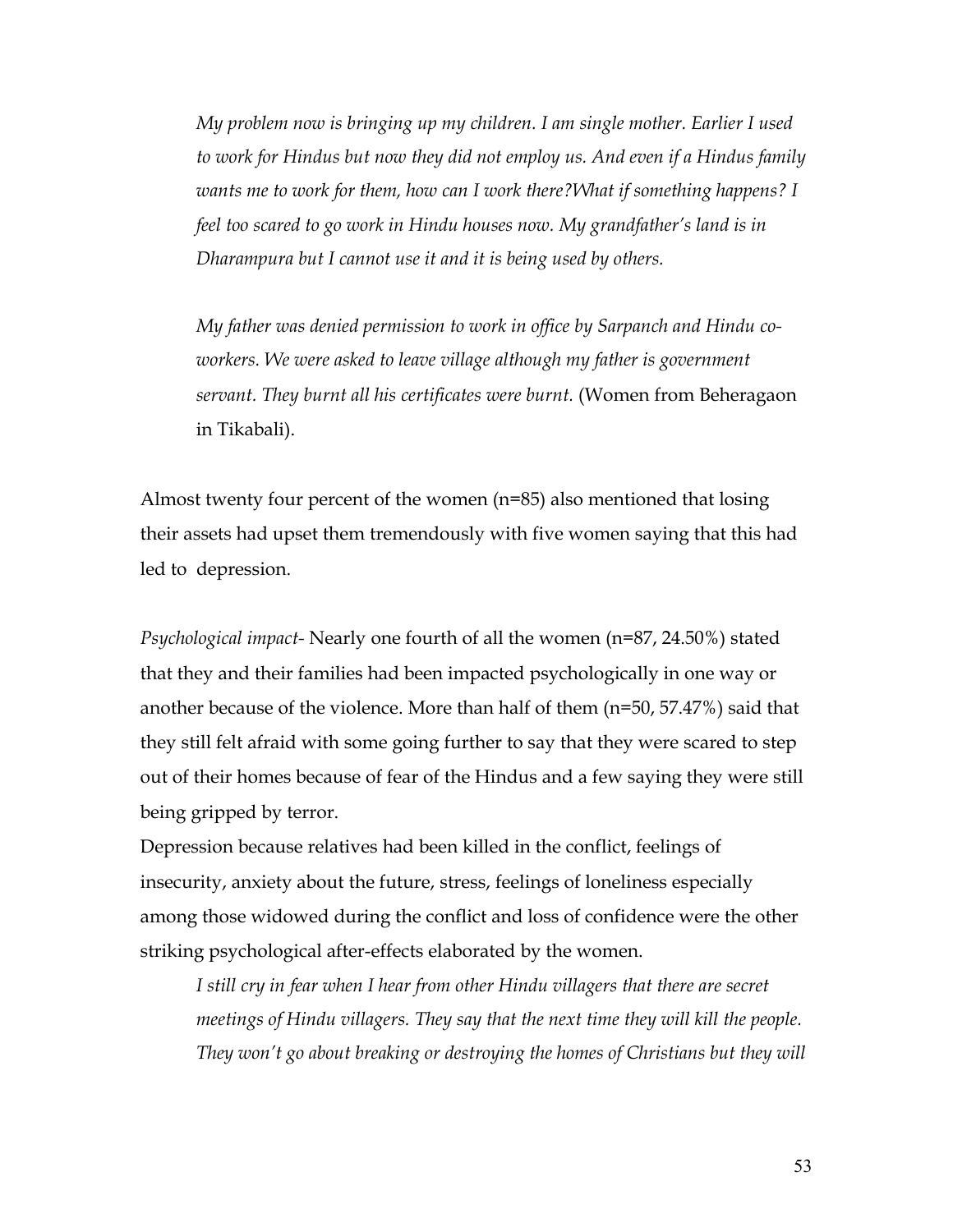*My problem now is bringing up my children. I am single mother. Earlier I used to work for Hindus but now they did not employ us. And even if a Hindus family wants me to work for them, how can I work there?What if something happens? I feel too scared to go work in Hindu houses now. My grandfather's land is in Dharampura but I cannot use it and it is being used by others.*

*My father was denied permission to work in office by Sarpanch and Hindu co-workers. We were asked to leave village although my father is government servant. They burnt all his certificates were burnt.* (Women from Beheragaon in Tikabali).

Almost twenty four percent of the women (n=85) also mentioned that losing their assets had upset them tremendously with five women saying that this had led to depression.

*Psychological impact-* Nearly one fourth of all the women (n=87, 24.50%) stated that they and their families had been impacted psychologically in one way or another because of the violence. More than half of them (n=50, 57.47%) said that they still felt afraid with some going further to say that they were scared to step out of their homes because of fear of the Hindus and a few saying they were still being gripped by terror.

Depression because relatives had been killed in the conflict, feelings of insecurity, anxiety about the future, stress, feelings of loneliness especially among those widowed during the conflict and loss of confidence were the other striking psychological after-effects elaborated by the women.

*I still cry in fear when I hear from other Hindu villagers that there are secret meetings of Hindu villagers. They say that the next time they will kill the people. They won't go about breaking or destroying the homes of Christians but they will*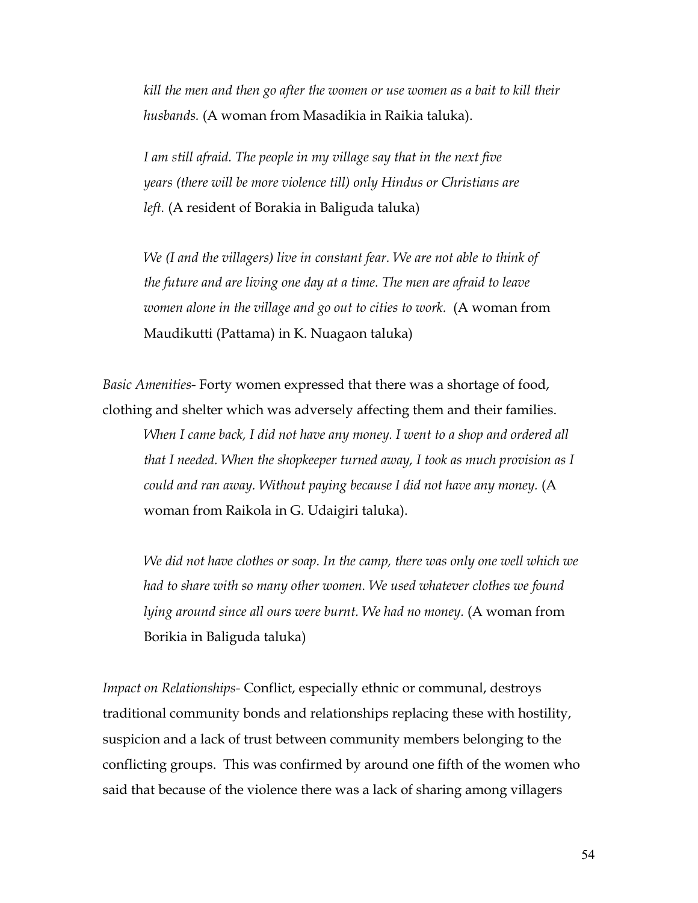*kill the men and then go after the women or use women as a bait to kill their husbands.* (A woman from Masadikia in Raikia taluka).

*I am still afraid. The people in my village say that in the next five years (there will be more violence till) only Hindus or Christians are left.* (A resident of Borakia in Baliguda taluka)

*We (I and the villagers) live in constant fear. We are not able to think of the future and are living one day at a time. The men are afraid to leave women alone in the village and go out to cities to work.* (A woman from Maudikutti (Pattama) in K. Nuagaon taluka)

*Basic Amenities*- Forty women expressed that there was a shortage of food, clothing and shelter which was adversely affecting them and their families.

*When I came back, I did not have any money. I went to a shop and ordered all that I needed. When the shopkeeper turned away, I took as much provision as I could and ran away. Without paying because I did not have any money.* (A woman from Raikola in G. Udaigiri taluka).

*We did not have clothes or soap. In the camp, there was only one well which we had to share with so many other women. We used whatever clothes we found lying around since all ours were burnt. We had no money.* (A woman from Borikia in Baliguda taluka)

*Impact on Relationships*- Conflict, especially ethnic or communal, destroys traditional community bonds and relationships replacing these with hostility, suspicion and a lack of trust between community members belonging to the conflicting groups. This was confirmed by around one fifth of the women who said that because of the violence there was a lack of sharing among villagers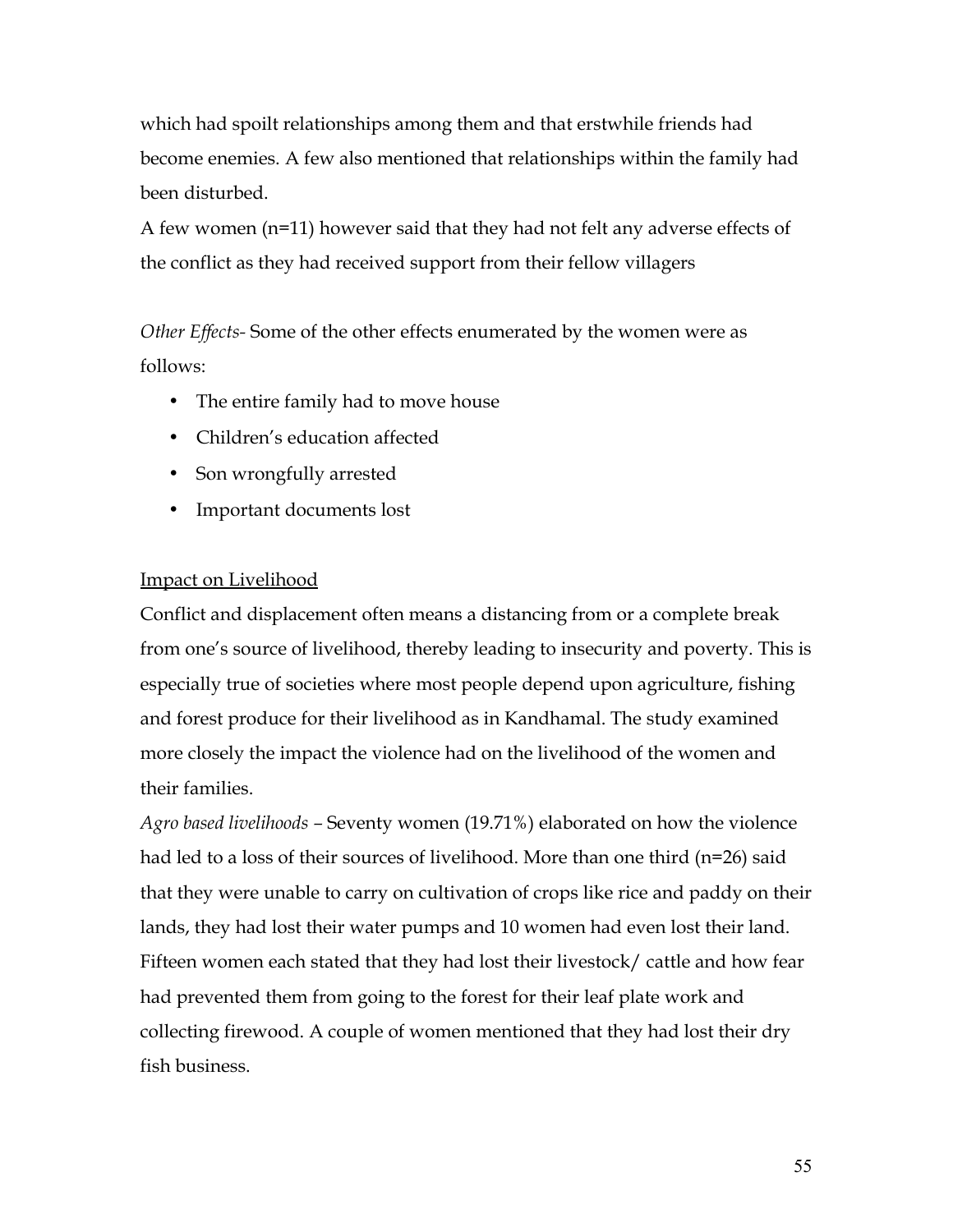which had spoilt relationships among them and that erstwhile friends had become enemies. A few also mentioned that relationships within the family had been disturbed.

A few women (n=11) however said that they had not felt any adverse effects of the conflict as they had received support from their fellow villagers

*Other Effects-* Some of the other effects enumerated by the women were as follows:

- The entire family had to move house
- Children's education affected
- Son wrongfully arrested
- Important documents lost

<u>Impact on Livelihood</u>

Conflict and displacement often means a distancing from or a complete break from one's source of livelihood, thereby leading to insecurity and poverty. This is especially true of societies where most people depend upon agriculture, fishing and forest produce for their livelihood as in Kandhamal. The study examined more closely the impact the violence had on the livelihood of the women and their families.

*Agro based livelihoods –* Seventy women (19.71%) elaborated on how the violence had led to a loss of their sources of livelihood. More than one third (n=26) said that they were unable to carry on cultivation of crops like rice and paddy on their lands, they had lost their water pumps and 10 women had even lost their land. Fifteen women each stated that they had lost their livestock/ cattle and how fear had prevented them from going to the forest for their leaf plate work and collecting firewood. A couple of women mentioned that they had lost their dry fish business.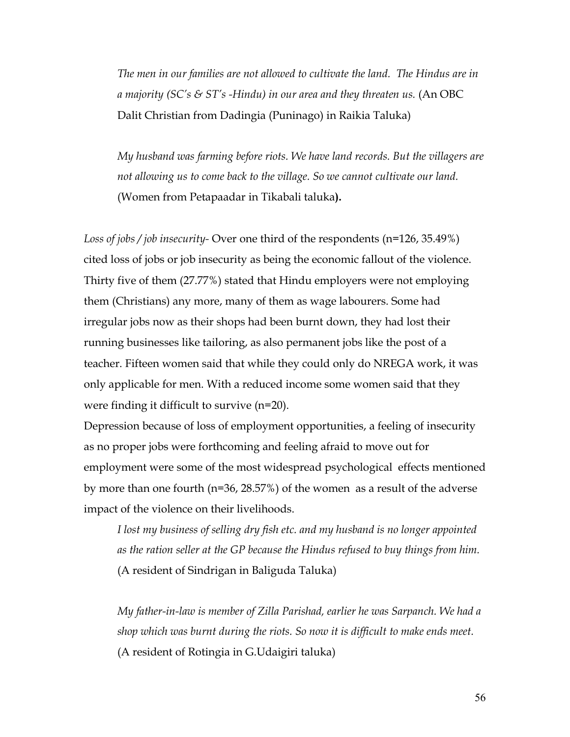> *The men in our families are not allowed to cultivate the land. The Hindus are in a majority (SC's & ST's -Hindu) in our area and they threaten us.* (An OBC Dalit Christian from Dadingia (Puninago) in Raikia Taluka)

> *My husband was farming before riots. We have land records. But the villagers are not allowing us to come back to the village. So we cannot cultivate our land.* (Women from Petapaadar in Tikabali taluka**).**

*Loss of jobs / job insecurity-* Over one third of the respondents (n=126, 35.49%) cited loss of jobs or job insecurity as being the economic fallout of the violence. Thirty five of them (27.77%) stated that Hindu employers were not employing them (Christians) any more, many of them as wage labourers. Some had irregular jobs now as their shops had been burnt down, they had lost their running businesses like tailoring, as also permanent jobs like the post of a teacher. Fifteen women said that while they could only do NREGA work, it was only applicable for men. With a reduced income some women said that they were finding it difficult to survive (n=20).

Depression because of loss of employment opportunities, a feeling of insecurity as no proper jobs were forthcoming and feeling afraid to move out for employment were some of the most widespread psychological effects mentioned by more than one fourth (n=36, 28.57%) of the women as a result of the adverse impact of the violence on their livelihoods.

> *I lost my business of selling dry fish etc. and my husband is no longer appointed as the ration seller at the GP because the Hindus refused to buy things from him.* (A resident of Sindrigan in Baliguda Taluka)

> *My father-in-law is member of Zilla Parishad, earlier he was Sarpanch. We had a shop which was burnt during the riots. So now it is difficult to make ends meet.* (A resident of Rotingia in G.Udaigiri taluka)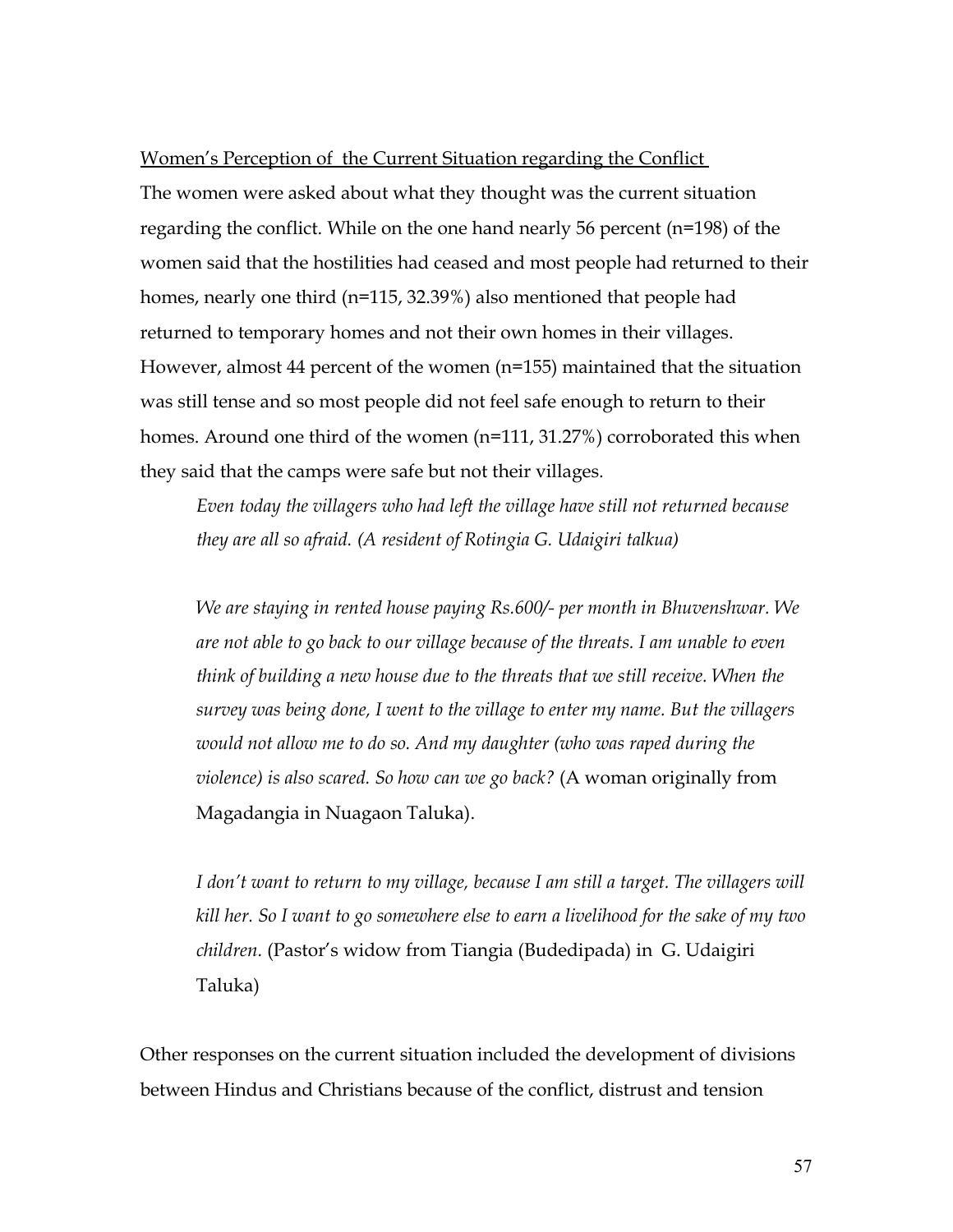<u>Women's Perception of the Current Situation regarding the Conflict</u>

The women were asked about what they thought was the current situation regarding the conflict. While on the one hand nearly 56 percent (n=198) of the women said that the hostilities had ceased and most people had returned to their homes, nearly one third (n=115, 32.39%) also mentioned that people had returned to temporary homes and not their own homes in their villages. However, almost 44 percent of the women (n=155) maintained that the situation was still tense and so most people did not feel safe enough to return to their homes. Around one third of the women (n=111, 31.27%) corroborated this when they said that the camps were safe but not their villages.

> *Even today the villagers who had left the village have still not returned because they are all so afraid. (A resident of Rotingia G. Udaigiri talkua)*
>
> *We are staying in rented house paying Rs.600/- per month in Bhuvenshwar. We are not able to go back to our village because of the threats. I am unable to even think of building a new house due to the threats that we still receive. When the survey was being done, I went to the village to enter my name. But the villagers would not allow me to do so. And my daughter (who was raped during the violence) is also scared. So how can we go back?* (A woman originally from Magadangia in Nuagaon Taluka).
>
> *I don't want to return to my village, because I am still a target. The villagers will kill her. So I want to go somewhere else to earn a livelihood for the sake of my two children.* (Pastor's widow from Tiangia (Budedipada) in G. Udaigiri Taluka)

Other responses on the current situation included the development of divisions between Hindus and Christians because of the conflict, distrust and tension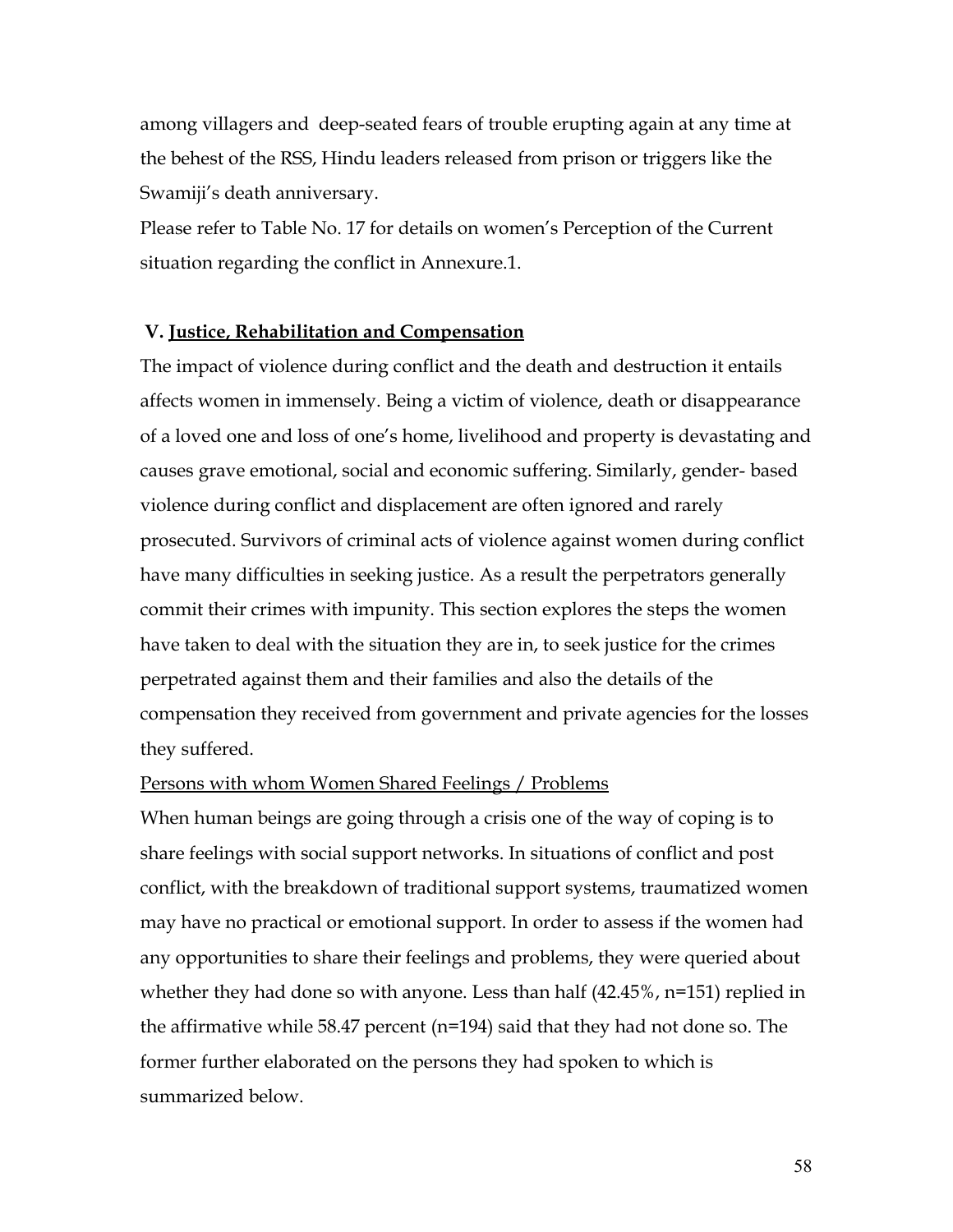among villagers and deep-seated fears of trouble erupting again at any time at the behest of the RSS, Hindu leaders released from prison or triggers like the Swamiji's death anniversary.

Please refer to Table No. 17 for details on women's Perception of the Current situation regarding the conflict in Annexure.1.

## V. <u>Justice, Rehabilitation and Compensation</u>

The impact of violence during conflict and the death and destruction it entails affects women in immensely. Being a victim of violence, death or disappearance of a loved one and loss of one's home, livelihood and property is devastating and causes grave emotional, social and economic suffering. Similarly, gender- based violence during conflict and displacement are often ignored and rarely prosecuted. Survivors of criminal acts of violence against women during conflict have many difficulties in seeking justice. As a result the perpetrators generally commit their crimes with impunity. This section explores the steps the women have taken to deal with the situation they are in, to seek justice for the crimes perpetrated against them and their families and also the details of the compensation they received from government and private agencies for the losses they suffered.

<u>Persons with whom Women Shared Feelings / Problems</u>

When human beings are going through a crisis one of the way of coping is to share feelings with social support networks. In situations of conflict and post conflict, with the breakdown of traditional support systems, traumatized women may have no practical or emotional support. In order to assess if the women had any opportunities to share their feelings and problems, they were queried about whether they had done so with anyone. Less than half (42.45%, n=151) replied in the affirmative while 58.47 percent (n=194) said that they had not done so. The former further elaborated on the persons they had spoken to which is summarized below.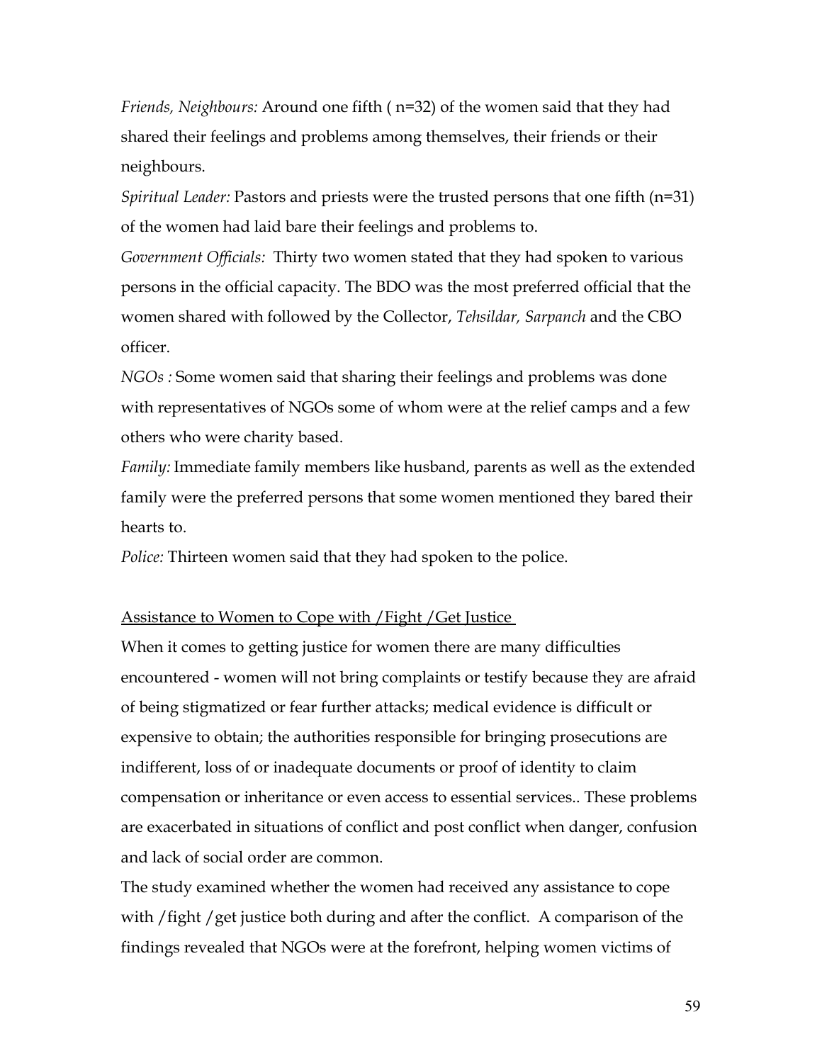*Friends, Neighbours:* Around one fifth ( n=32) of the women said that they had shared their feelings and problems among themselves, their friends or their neighbours.

*Spiritual Leader:* Pastors and priests were the trusted persons that one fifth (n=31) of the women had laid bare their feelings and problems to.

*Government Officials:* Thirty two women stated that they had spoken to various persons in the official capacity. The BDO was the most preferred official that the women shared with followed by the Collector, *Tehsildar, Sarpanch* and the CBO officer.

*NGOs :* Some women said that sharing their feelings and problems was done with representatives of NGOs some of whom were at the relief camps and a few others who were charity based.

*Family:* Immediate family members like husband, parents as well as the extended family were the preferred persons that some women mentioned they bared their hearts to.

*Police:* Thirteen women said that they had spoken to the police.

## Assistance to Women to Cope with /Fight /Get Justice

When it comes to getting justice for women there are many difficulties encountered - women will not bring complaints or testify because they are afraid of being stigmatized or fear further attacks; medical evidence is difficult or expensive to obtain; the authorities responsible for bringing prosecutions are indifferent, loss of or inadequate documents or proof of identity to claim compensation or inheritance or even access to essential services.. These problems are exacerbated in situations of conflict and post conflict when danger, confusion and lack of social order are common.

The study examined whether the women had received any assistance to cope with /fight /get justice both during and after the conflict. A comparison of the findings revealed that NGOs were at the forefront, helping women victims of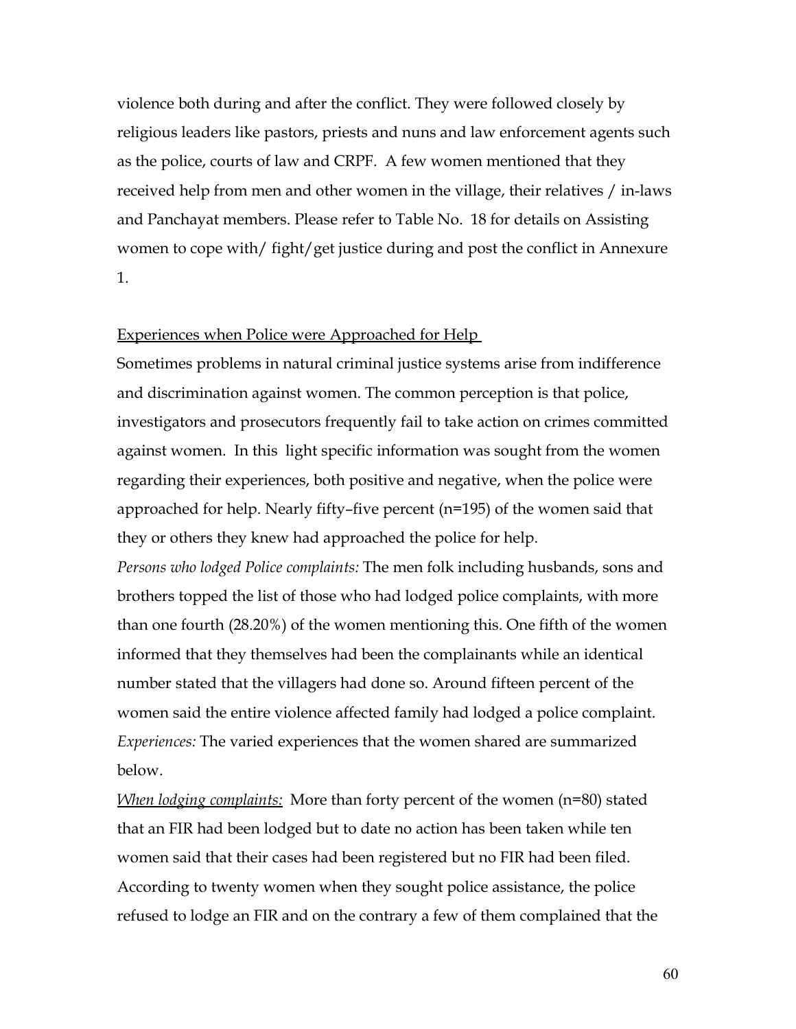violence both during and after the conflict. They were followed closely by religious leaders like pastors, priests and nuns and law enforcement agents such as the police, courts of law and CRPF. A few women mentioned that they received help from men and other women in the village, their relatives / in-laws and Panchayat members. Please refer to Table No. 18 for details on Assisting women to cope with/ fight/get justice during and post the conflict in Annexure 1.

<u>Experiences when Police were Approached for Help</u>

Sometimes problems in natural criminal justice systems arise from indifference and discrimination against women. The common perception is that police, investigators and prosecutors frequently fail to take action on crimes committed against women. In this light specific information was sought from the women regarding their experiences, both positive and negative, when the police were approached for help. Nearly fifty–five percent (n=195) of the women said that they or others they knew had approached the police for help.

*Persons who lodged Police complaints:* The men folk including husbands, sons and brothers topped the list of those who had lodged police complaints, with more than one fourth (28.20%) of the women mentioning this. One fifth of the women informed that they themselves had been the complainants while an identical number stated that the villagers had done so. Around fifteen percent of the women said the entire violence affected family had lodged a police complaint.

*Experiences:* The varied experiences that the women shared are summarized below.

*<u>When lodging complaints:</u>* More than forty percent of the women (n=80) stated that an FIR had been lodged but to date no action has been taken while ten women said that their cases had been registered but no FIR had been filed. According to twenty women when they sought police assistance, the police refused to lodge an FIR and on the contrary a few of them complained that the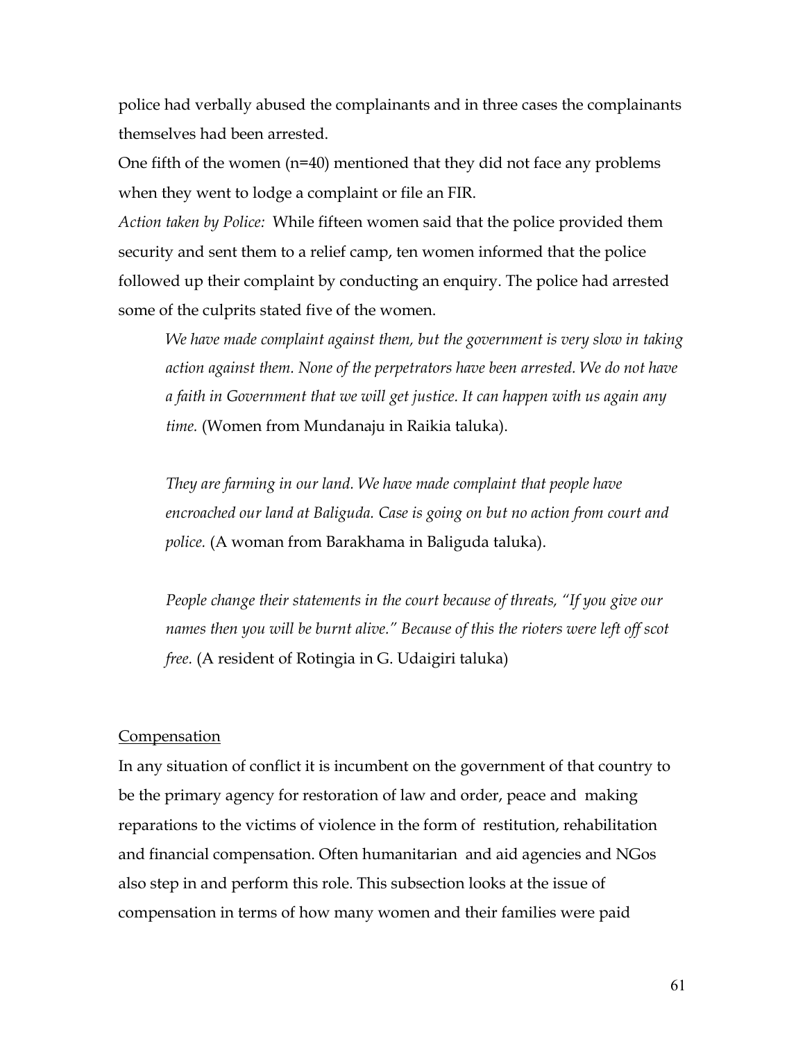police had verbally abused the complainants and in three cases the complainants themselves had been arrested.

One fifth of the women (n=40) mentioned that they did not face any problems when they went to lodge a complaint or file an FIR.

*Action taken by Police:* While fifteen women said that the police provided them security and sent them to a relief camp, ten women informed that the police followed up their complaint by conducting an enquiry. The police had arrested some of the culprits stated five of the women.

> *We have made complaint against them, but the government is very slow in taking action against them. None of the perpetrators have been arrested. We do not have a faith in Government that we will get justice. It can happen with us again any time.* (Women from Mundanaju in Raikia taluka).

> *They are farming in our land. We have made complaint that people have encroached our land at Baliguda. Case is going on but no action from court and police.* (A woman from Barakhama in Baliguda taluka).

> *People change their statements in the court because of threats, "If you give our names then you will be burnt alive." Because of this the rioters were left off scot free.* (A resident of Rotingia in G. Udaigiri taluka)

<u>Compensation</u>

In any situation of conflict it is incumbent on the government of that country to be the primary agency for restoration of law and order, peace and making reparations to the victims of violence in the form of restitution, rehabilitation and financial compensation. Often humanitarian and aid agencies and NGos also step in and perform this role. This subsection looks at the issue of compensation in terms of how many women and their families were paid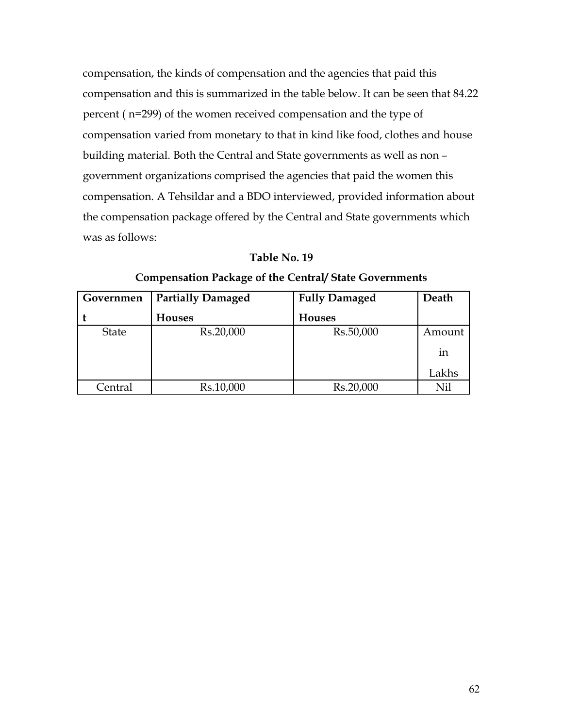compensation, the kinds of compensation and the agencies that paid this compensation and this is summarized in the table below. It can be seen that 84.22 percent ( n=299) of the women received compensation and the type of compensation varied from monetary to that in kind like food, clothes and house building material. Both the Central and State governments as well as non – government organizations comprised the agencies that paid the women this compensation. A Tehsildar and a BDO interviewed, provided information about the compensation package offered by the Central and State governments which was as follows:

**Table No. 19**

**Compensation Package of the Central/ State Governments**

| Government | Partially Damaged Houses | Fully Damaged Houses | Death |
|---|---|---|---|
| State | Rs.20,000 | Rs.50,000 | Amount in Lakhs |
| Central | Rs.10,000 | Rs.20,000 | Nil |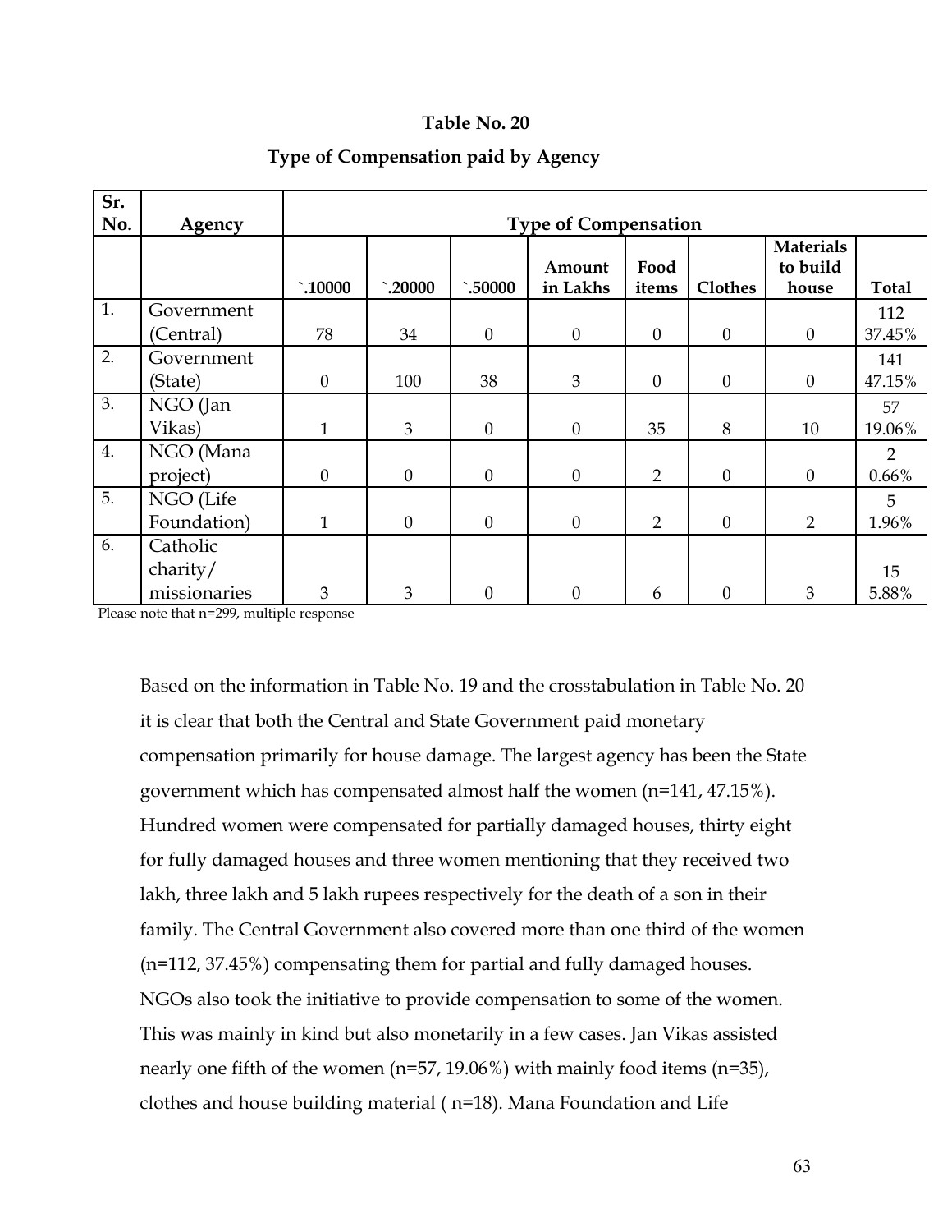**Table No. 20**

**Type of Compensation paid by Agency**

| Sr. No. | Agency | Type of Compensation | | | | | | | |
|---|---|---|---|---|---|---|---|---|---|
| | | `.10000 | `.20000 | `.50000 | Amount in Lakhs | Food items | Clothes | Materials to build house | Total |
| 1. | Government (Central) | 78 | 34 | 0 | 0 | 0 | 0 | 0 | 112 37.45% |
| 2. | Government (State) | 0 | 100 | 38 | 3 | 0 | 0 | 0 | 141 47.15% |
| 3. | NGO (Jan Vikas) | 1 | 3 | 0 | 0 | 35 | 8 | 10 | 57 19.06% |
| 4. | NGO (Mana project) | 0 | 0 | 0 | 0 | 2 | 0 | 0 | 2 0.66% |
| 5. | NGO (Life Foundation) | 1 | 0 | 0 | 0 | 2 | 0 | 2 | 5 1.96% |
| 6. | Catholic charity/ missionaries | 3 | 3 | 0 | 0 | 6 | 0 | 3 | 15 5.88% |

Please note that n=299, multiple response

Based on the information in Table No. 19 and the crosstabulation in Table No. 20 it is clear that both the Central and State Government paid monetary compensation primarily for house damage. The largest agency has been the State government which has compensated almost half the women (n=141, 47.15%). Hundred women were compensated for partially damaged houses, thirty eight for fully damaged houses and three women mentioning that they received two lakh, three lakh and 5 lakh rupees respectively for the death of a son in their family. The Central Government also covered more than one third of the women (n=112, 37.45%) compensating them for partial and fully damaged houses. NGOs also took the initiative to provide compensation to some of the women. This was mainly in kind but also monetarily in a few cases. Jan Vikas assisted nearly one fifth of the women (n=57, 19.06%) with mainly food items (n=35), clothes and house building material ( n=18). Mana Foundation and Life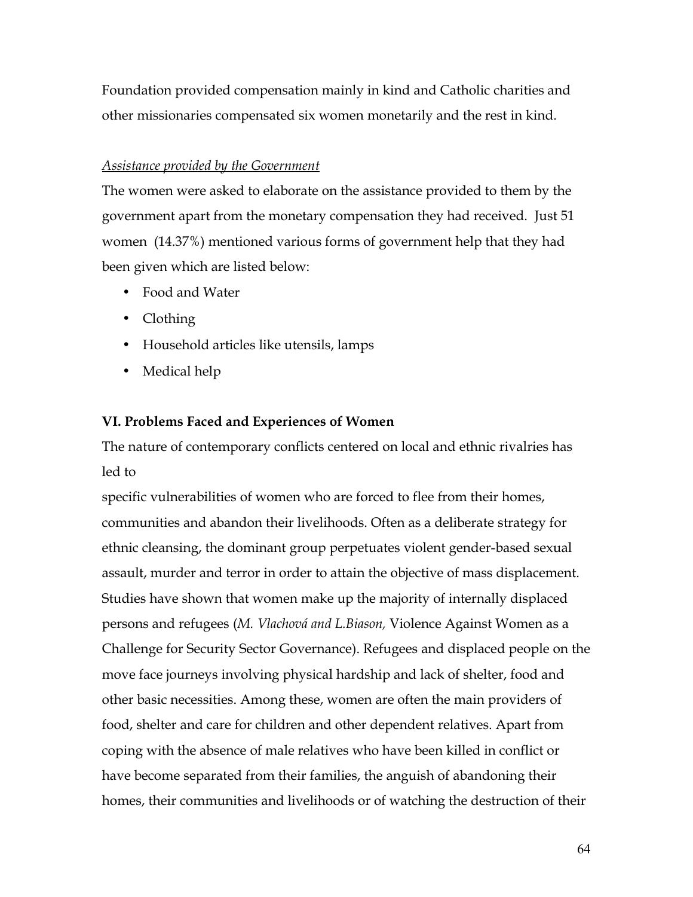Foundation provided compensation mainly in kind and Catholic charities and other missionaries compensated six women monetarily and the rest in kind.

*Assistance provided by the Government*

The women were asked to elaborate on the assistance provided to them by the government apart from the monetary compensation they had received. Just 51 women (14.37%) mentioned various forms of government help that they had been given which are listed below:

- Food and Water
- Clothing
- Household articles like utensils, lamps
- Medical help

**VI. Problems Faced and Experiences of Women**

The nature of contemporary conflicts centered on local and ethnic rivalries has led to

specific vulnerabilities of women who are forced to flee from their homes, communities and abandon their livelihoods. Often as a deliberate strategy for ethnic cleansing, the dominant group perpetuates violent gender-based sexual assault, murder and terror in order to attain the objective of mass displacement. Studies have shown that women make up the majority of internally displaced persons and refugees (*M. Vlachová and L.Biason,* Violence Against Women as a Challenge for Security Sector Governance). Refugees and displaced people on the move face journeys involving physical hardship and lack of shelter, food and other basic necessities. Among these, women are often the main providers of food, shelter and care for children and other dependent relatives. Apart from coping with the absence of male relatives who have been killed in conflict or have become separated from their families, the anguish of abandoning their homes, their communities and livelihoods or of watching the destruction of their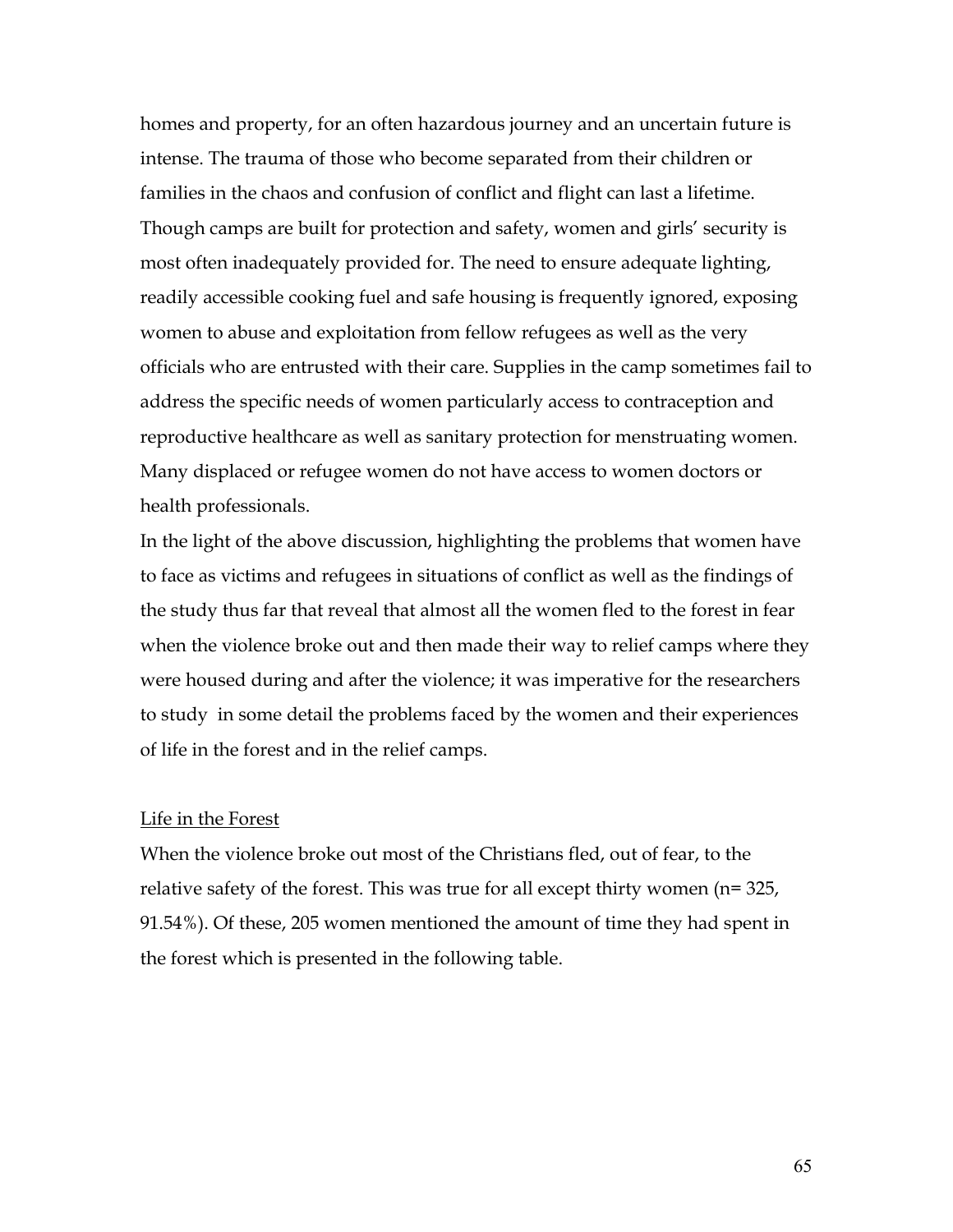homes and property, for an often hazardous journey and an uncertain future is intense. The trauma of those who become separated from their children or families in the chaos and confusion of conflict and flight can last a lifetime. Though camps are built for protection and safety, women and girls' security is most often inadequately provided for. The need to ensure adequate lighting, readily accessible cooking fuel and safe housing is frequently ignored, exposing women to abuse and exploitation from fellow refugees as well as the very officials who are entrusted with their care. Supplies in the camp sometimes fail to address the specific needs of women particularly access to contraception and reproductive healthcare as well as sanitary protection for menstruating women. Many displaced or refugee women do not have access to women doctors or health professionals.

In the light of the above discussion, highlighting the problems that women have to face as victims and refugees in situations of conflict as well as the findings of the study thus far that reveal that almost all the women fled to the forest in fear when the violence broke out and then made their way to relief camps where they were housed during and after the violence; it was imperative for the researchers to study in some detail the problems faced by the women and their experiences of life in the forest and in the relief camps.

<u>Life in the Forest</u>

When the violence broke out most of the Christians fled, out of fear, to the relative safety of the forest. This was true for all except thirty women (n= 325, 91.54%). Of these, 205 women mentioned the amount of time they had spent in the forest which is presented in the following table.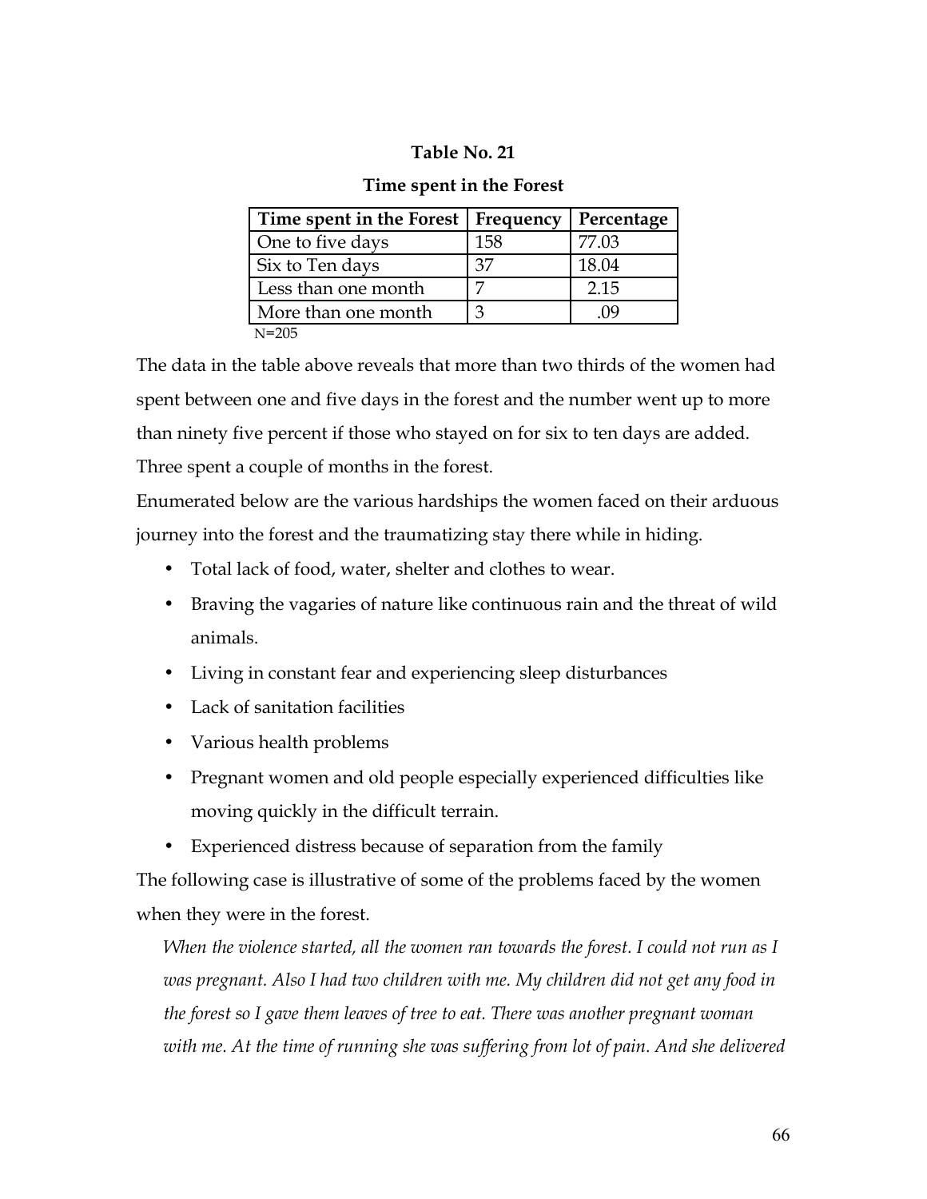**Table No. 21**

**Time spent in the Forest**

| Time spent in the Forest | Frequency | Percentage |
|---|---|---|
| One to five days | 158 | 77.03 |
| Six to Ten days | 37 | 18.04 |
| Less than one month | 7 | 2.15 |
| More than one month | 3 | .09 |

N=205

The data in the table above reveals that more than two thirds of the women had spent between one and five days in the forest and the number went up to more than ninety five percent if those who stayed on for six to ten days are added. Three spent a couple of months in the forest.

Enumerated below are the various hardships the women faced on their arduous journey into the forest and the traumatizing stay there while in hiding.

- Total lack of food, water, shelter and clothes to wear.
- Braving the vagaries of nature like continuous rain and the threat of wild animals.
- Living in constant fear and experiencing sleep disturbances
- Lack of sanitation facilities
- Various health problems
- Pregnant women and old people especially experienced difficulties like moving quickly in the difficult terrain.
- Experienced distress because of separation from the family

The following case is illustrative of some of the problems faced by the women when they were in the forest.

*When the violence started, all the women ran towards the forest. I could not run as I was pregnant. Also I had two children with me. My children did not get any food in the forest so I gave them leaves of tree to eat. There was another pregnant woman with me. At the time of running she was suffering from lot of pain. And she delivered*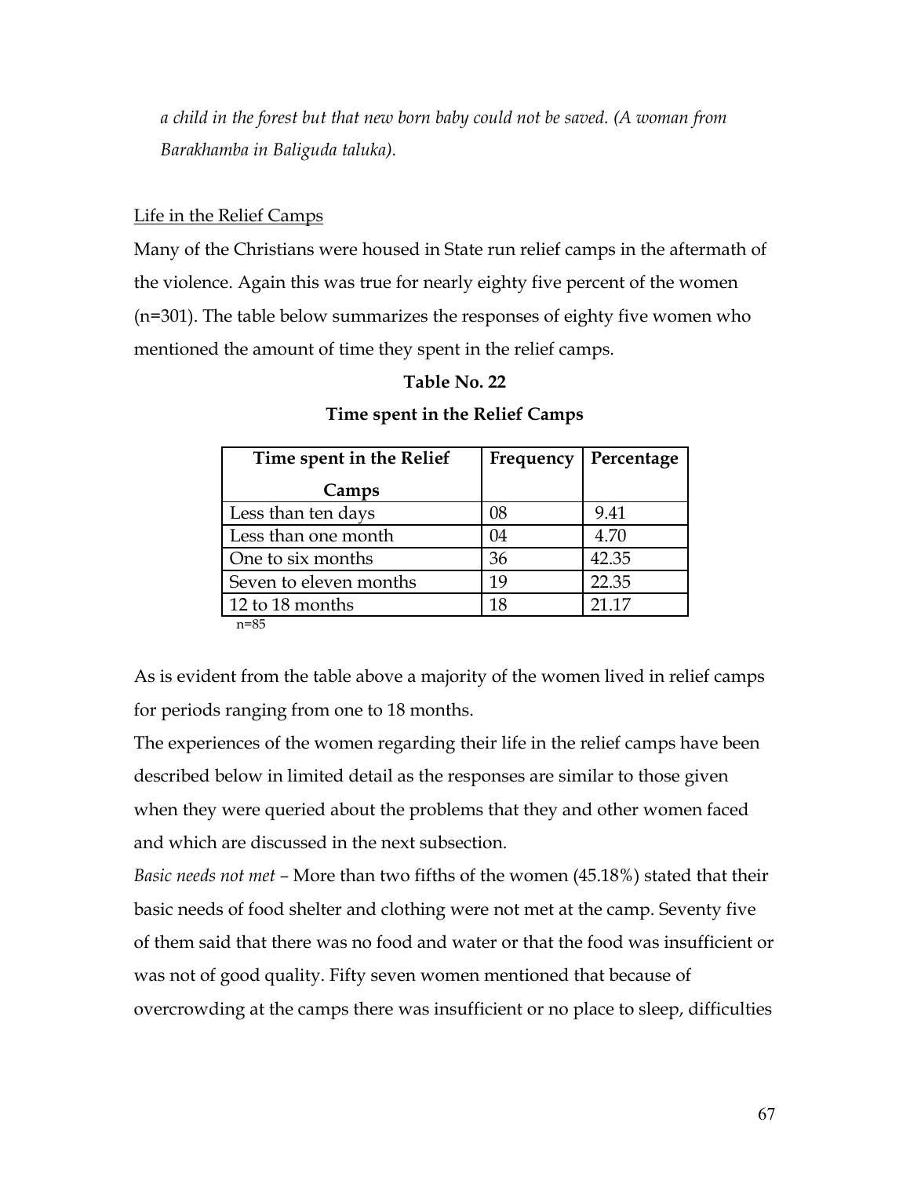*a child in the forest but that new born baby could not be saved. (A woman from Barakhamba in Baliguda taluka).*

Life in the Relief Camps

Many of the Christians were housed in State run relief camps in the aftermath of the violence. Again this was true for nearly eighty five percent of the women (n=301). The table below summarizes the responses of eighty five women who mentioned the amount of time they spent in the relief camps.

**Table No. 22**

**Time spent in the Relief Camps**

| Time spent in the Relief Camps | Frequency | Percentage |
|---|---|---|
| Less than ten days | 08 | 9.41 |
| Less than one month | 04 | 4.70 |
| One to six months | 36 | 42.35 |
| Seven to eleven months | 19 | 22.35 |
| 12 to 18 months | 18 | 21.17 |

n=85

As is evident from the table above a majority of the women lived in relief camps for periods ranging from one to 18 months.

The experiences of the women regarding their life in the relief camps have been described below in limited detail as the responses are similar to those given when they were queried about the problems that they and other women faced and which are discussed in the next subsection.

*Basic needs not met* – More than two fifths of the women (45.18%) stated that their basic needs of food shelter and clothing were not met at the camp. Seventy five of them said that there was no food and water or that the food was insufficient or was not of good quality. Fifty seven women mentioned that because of overcrowding at the camps there was insufficient or no place to sleep, difficulties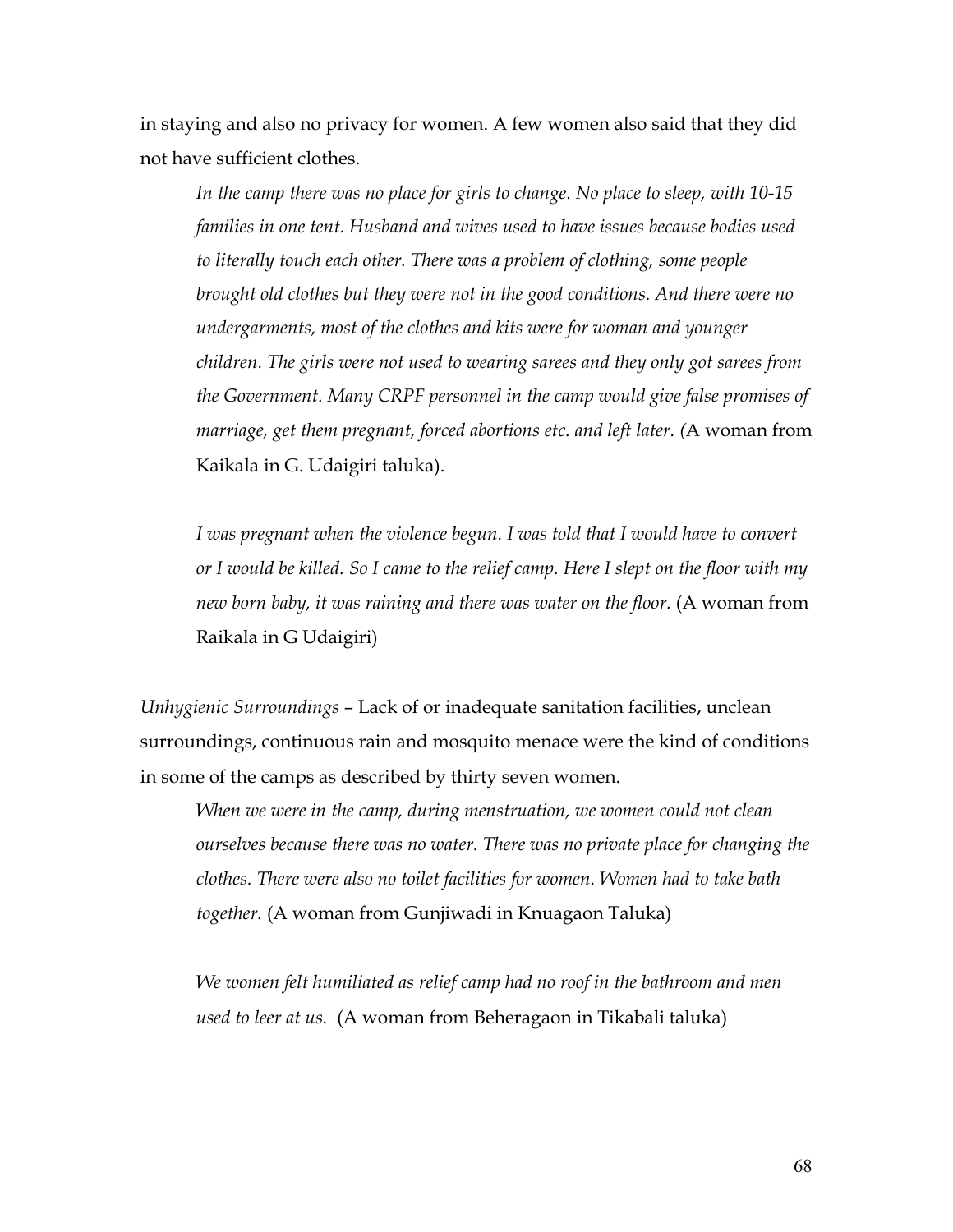in staying and also no privacy for women. A few women also said that they did not have sufficient clothes.

> *In the camp there was no place for girls to change. No place to sleep, with 10-15 families in one tent. Husband and wives used to have issues because bodies used to literally touch each other. There was a problem of clothing, some people brought old clothes but they were not in the good conditions. And there were no undergarments, most of the clothes and kits were for woman and younger children. The girls were not used to wearing sarees and they only got sarees from the Government. Many CRPF personnel in the camp would give false promises of marriage, get them pregnant, forced abortions etc. and left later.* (A woman from Kaikala in G. Udaigiri taluka).

> *I was pregnant when the violence begun. I was told that I would have to convert or I would be killed. So I came to the relief camp. Here I slept on the floor with my new born baby, it was raining and there was water on the floor.* (A woman from Raikala in G Udaigiri)

*Unhygienic Surroundings* – Lack of or inadequate sanitation facilities, unclean surroundings, continuous rain and mosquito menace were the kind of conditions in some of the camps as described by thirty seven women.

> *When we were in the camp, during menstruation, we women could not clean ourselves because there was no water. There was no private place for changing the clothes. There were also no toilet facilities for women. Women had to take bath together.* (A woman from Gunjiwadi in Knuagaon Taluka)

> *We women felt humiliated as relief camp had no roof in the bathroom and men used to leer at us.* (A woman from Beheragaon in Tikabali taluka)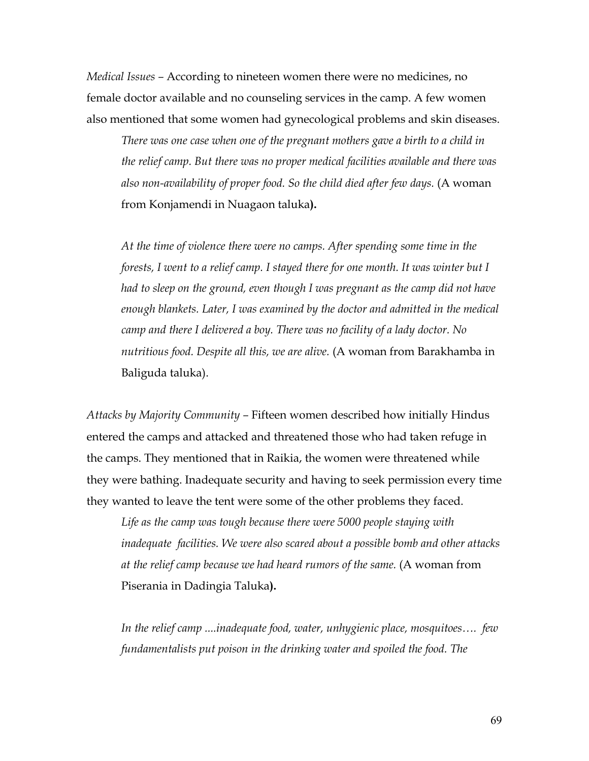*Medical Issues* – According to nineteen women there were no medicines, no female doctor available and no counseling services in the camp. A few women also mentioned that some women had gynecological problems and skin diseases.

> *There was one case when one of the pregnant mothers gave a birth to a child in the relief camp. But there was no proper medical facilities available and there was also non-availability of proper food. So the child died after few days.* (A woman from Konjamendi in Nuagaon taluka**).**
>
> *At the time of violence there were no camps. After spending some time in the forests, I went to a relief camp. I stayed there for one month. It was winter but I had to sleep on the ground, even though I was pregnant as the camp did not have enough blankets. Later, I was examined by the doctor and admitted in the medical camp and there I delivered a boy. There was no facility of a lady doctor. No nutritious food. Despite all this, we are alive.* (A woman from Barakhamba in Baliguda taluka).

*Attacks by Majority Community* – Fifteen women described how initially Hindus entered the camps and attacked and threatened those who had taken refuge in the camps. They mentioned that in Raikia, the women were threatened while they were bathing. Inadequate security and having to seek permission every time they wanted to leave the tent were some of the other problems they faced.

> *Life as the camp was tough because there were 5000 people staying with inadequate facilities. We were also scared about a possible bomb and other attacks at the relief camp because we had heard rumors of the same.* (A woman from Piserania in Dadingia Taluka**).**
>
> *In the relief camp ....inadequate food, water, unhygienic place, mosquitoes…. few fundamentalists put poison in the drinking water and spoiled the food. The*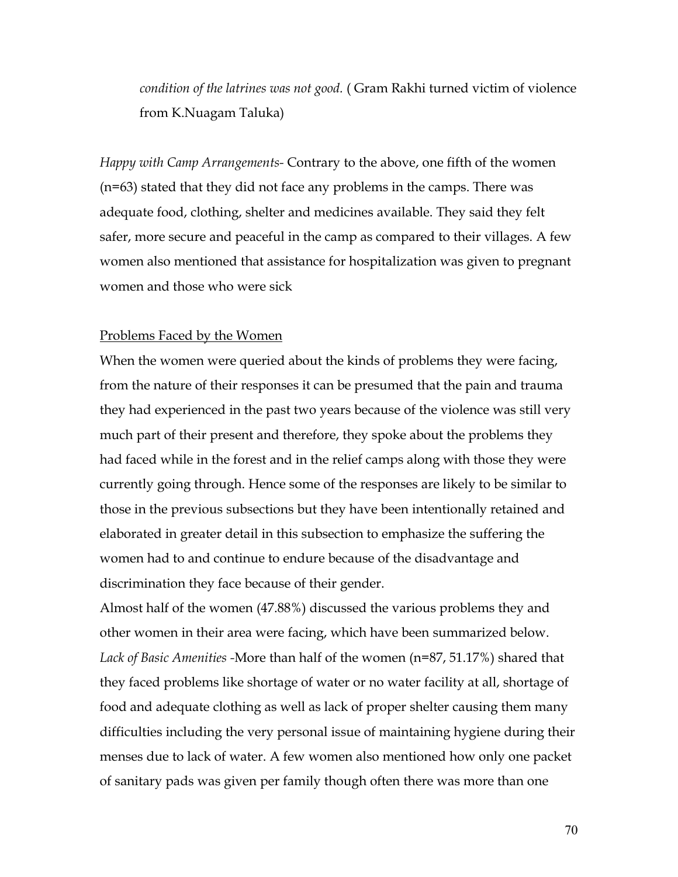*condition of the latrines was not good.* ( Gram Rakhi turned victim of violence from K.Nuagam Taluka)

*Happy with Camp Arrangements-* Contrary to the above, one fifth of the women (n=63) stated that they did not face any problems in the camps. There was adequate food, clothing, shelter and medicines available. They said they felt safer, more secure and peaceful in the camp as compared to their villages. A few women also mentioned that assistance for hospitalization was given to pregnant women and those who were sick

<u>Problems Faced by the Women</u>

When the women were queried about the kinds of problems they were facing, from the nature of their responses it can be presumed that the pain and trauma they had experienced in the past two years because of the violence was still very much part of their present and therefore, they spoke about the problems they had faced while in the forest and in the relief camps along with those they were currently going through. Hence some of the responses are likely to be similar to those in the previous subsections but they have been intentionally retained and elaborated in greater detail in this subsection to emphasize the suffering the women had to and continue to endure because of the disadvantage and discrimination they face because of their gender.

Almost half of the women (47.88%) discussed the various problems they and other women in their area were facing, which have been summarized below.

*Lack of Basic Amenities* -More than half of the women (n=87, 51.17%) shared that they faced problems like shortage of water or no water facility at all, shortage of food and adequate clothing as well as lack of proper shelter causing them many difficulties including the very personal issue of maintaining hygiene during their menses due to lack of water. A few women also mentioned how only one packet of sanitary pads was given per family though often there was more than one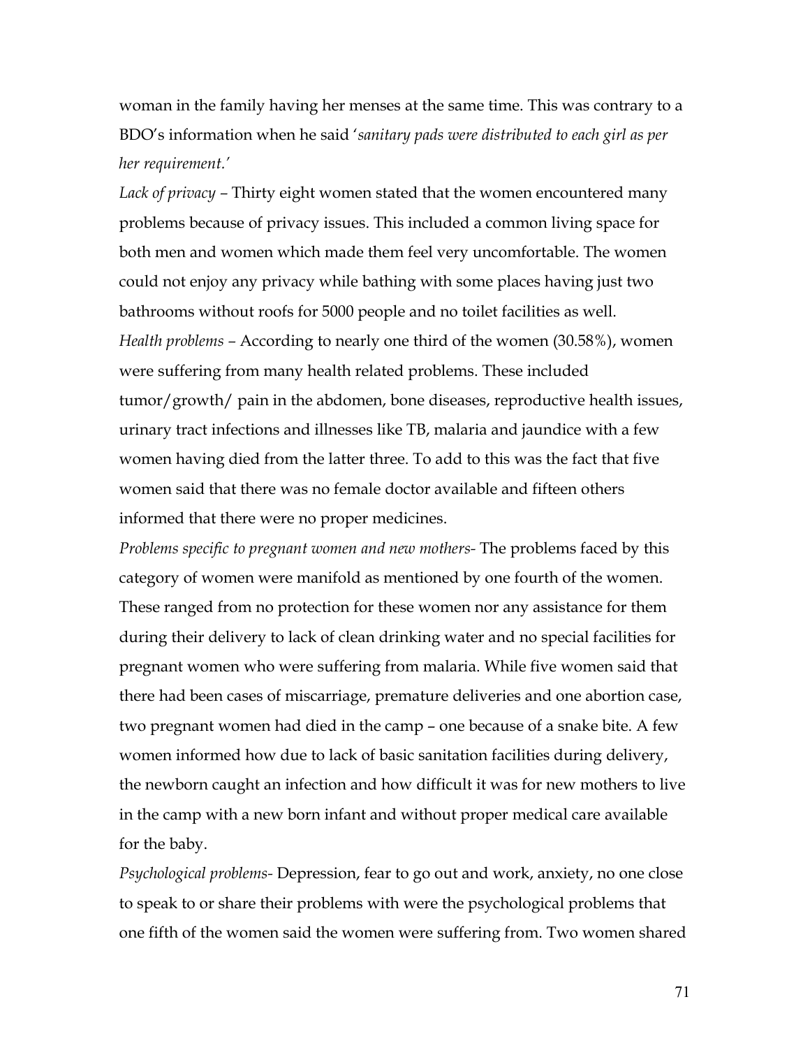woman in the family having her menses at the same time. This was contrary to a BDO's information when he said '*sanitary pads were distributed to each girl as per her requirement.'*

*Lack of privacy* – Thirty eight women stated that the women encountered many problems because of privacy issues. This included a common living space for both men and women which made them feel very uncomfortable. The women could not enjoy any privacy while bathing with some places having just two bathrooms without roofs for 5000 people and no toilet facilities as well.

*Health problems* – According to nearly one third of the women (30.58%), women were suffering from many health related problems. These included tumor/growth/ pain in the abdomen, bone diseases, reproductive health issues, urinary tract infections and illnesses like TB, malaria and jaundice with a few women having died from the latter three. To add to this was the fact that five women said that there was no female doctor available and fifteen others informed that there were no proper medicines.

*Problems specific to pregnant women and new mothers-* The problems faced by this category of women were manifold as mentioned by one fourth of the women. These ranged from no protection for these women nor any assistance for them during their delivery to lack of clean drinking water and no special facilities for pregnant women who were suffering from malaria. While five women said that there had been cases of miscarriage, premature deliveries and one abortion case, two pregnant women had died in the camp – one because of a snake bite. A few women informed how due to lack of basic sanitation facilities during delivery, the newborn caught an infection and how difficult it was for new mothers to live in the camp with a new born infant and without proper medical care available for the baby.

*Psychological problems-* Depression, fear to go out and work, anxiety, no one close to speak to or share their problems with were the psychological problems that one fifth of the women said the women were suffering from. Two women shared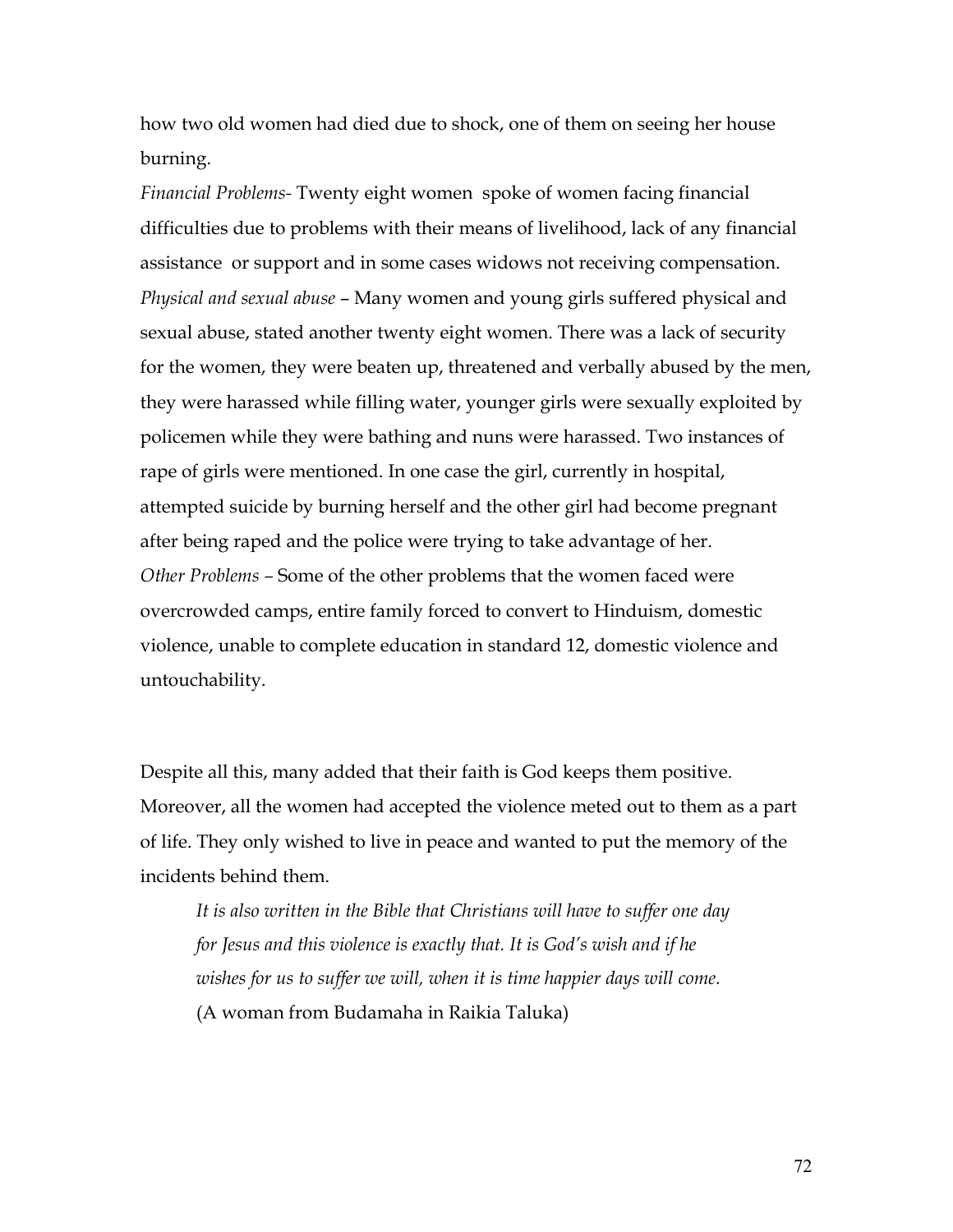how two old women had died due to shock, one of them on seeing her house burning.

*Financial Problems-* Twenty eight women spoke of women facing financial difficulties due to problems with their means of livelihood, lack of any financial assistance or support and in some cases widows not receiving compensation.

*Physical and sexual abuse* – Many women and young girls suffered physical and sexual abuse, stated another twenty eight women. There was a lack of security for the women, they were beaten up, threatened and verbally abused by the men, they were harassed while filling water, younger girls were sexually exploited by policemen while they were bathing and nuns were harassed. Two instances of rape of girls were mentioned. In one case the girl, currently in hospital, attempted suicide by burning herself and the other girl had become pregnant after being raped and the police were trying to take advantage of her.

*Other Problems –* Some of the other problems that the women faced were overcrowded camps, entire family forced to convert to Hinduism, domestic violence, unable to complete education in standard 12, domestic violence and untouchability.

Despite all this, many added that their faith is God keeps them positive. Moreover, all the women had accepted the violence meted out to them as a part of life. They only wished to live in peace and wanted to put the memory of the incidents behind them.

> *It is also written in the Bible that Christians will have to suffer one day for Jesus and this violence is exactly that. It is God's wish and if he wishes for us to suffer we will, when it is time happier days will come.*
> (A woman from Budamaha in Raikia Taluka)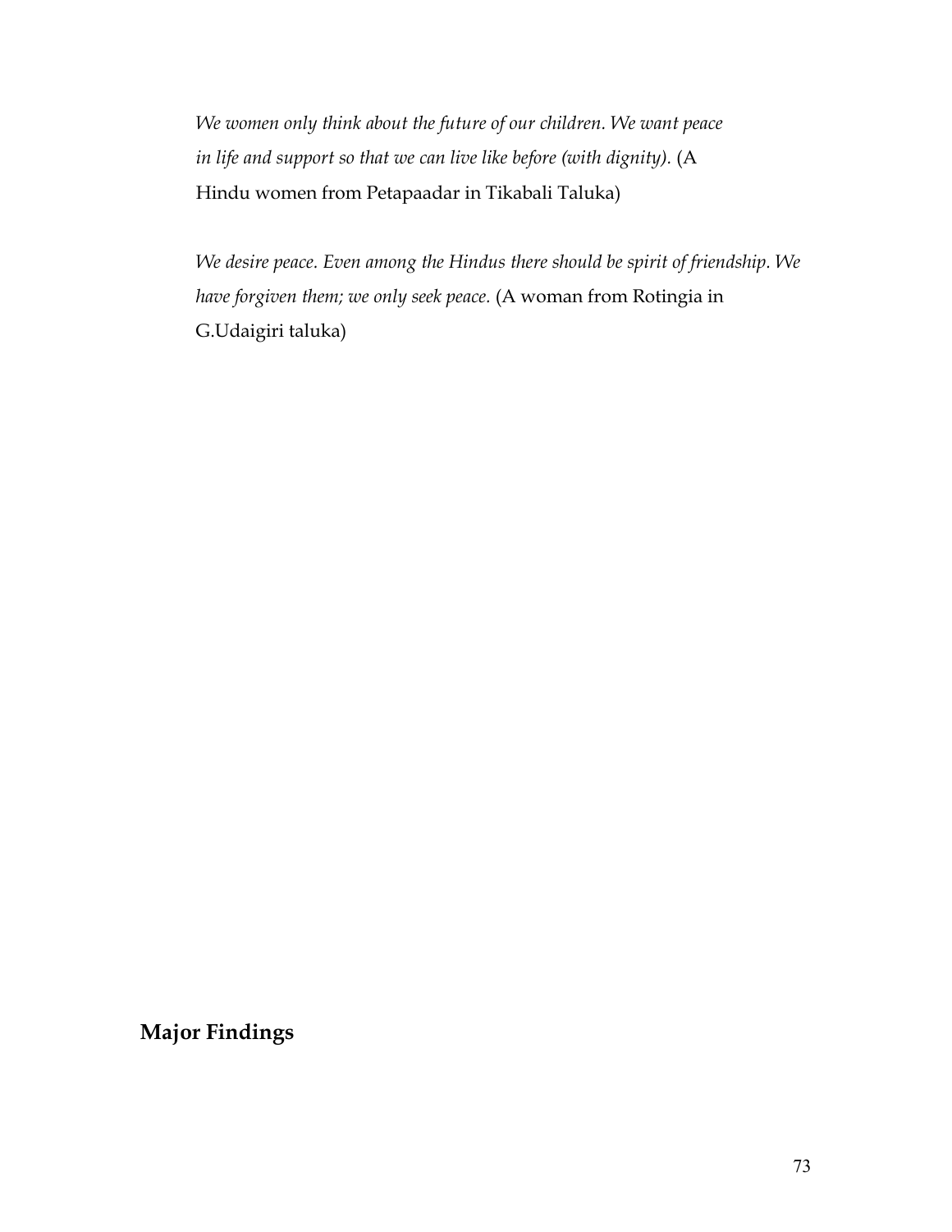*We women only think about the future of our children. We want peace in life and support so that we can live like before (with dignity).* (A Hindu women from Petapaadar in Tikabali Taluka)

*We desire peace. Even among the Hindus there should be spirit of friendship. We have forgiven them; we only seek peace.* (A woman from Rotingia in G.Udaigiri taluka)

## Major Findings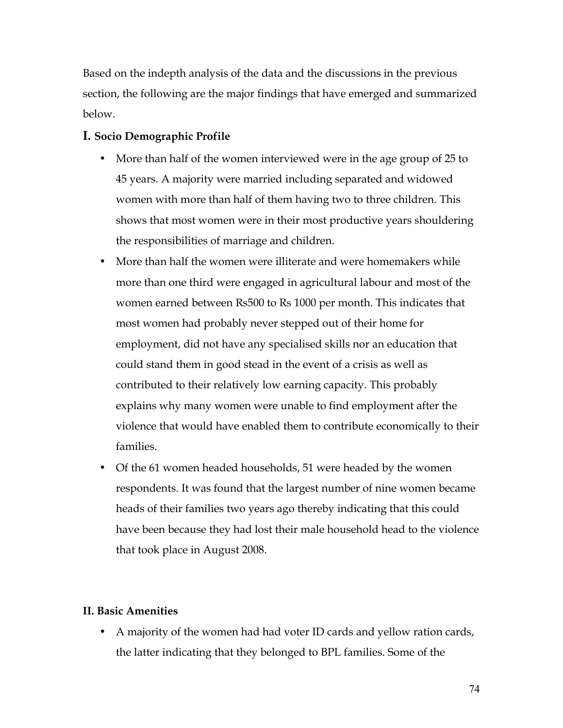Based on the indepth analysis of the data and the discussions in the previous section, the following are the major findings that have emerged and summarized below.

## I. Socio Demographic Profile

- More than half of the women interviewed were in the age group of 25 to 45 years. A majority were married including separated and widowed women with more than half of them having two to three children. This shows that most women were in their most productive years shouldering the responsibilities of marriage and children.
- More than half the women were illiterate and were homemakers while more than one third were engaged in agricultural labour and most of the women earned between Rs500 to Rs 1000 per month. This indicates that most women had probably never stepped out of their home for employment, did not have any specialised skills nor an education that could stand them in good stead in the event of a crisis as well as contributed to their relatively low earning capacity. This probably explains why many women were unable to find employment after the violence that would have enabled them to contribute economically to their families.
- Of the 61 women headed households, 51 were headed by the women respondents. It was found that the largest number of nine women became heads of their families two years ago thereby indicating that this could have been because they had lost their male household head to the violence that took place in August 2008.

## II. Basic Amenities

- A majority of the women had had voter ID cards and yellow ration cards, the latter indicating that they belonged to BPL families. Some of the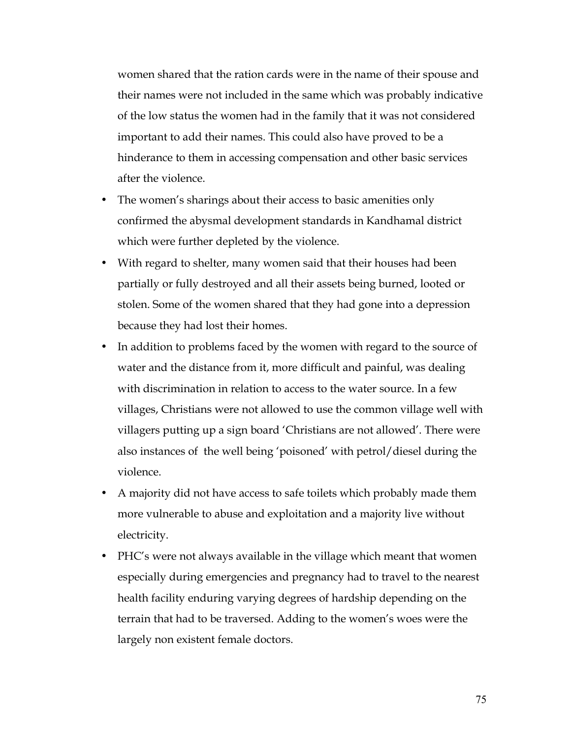women shared that the ration cards were in the name of their spouse and their names were not included in the same which was probably indicative of the low status the women had in the family that it was not considered important to add their names. This could also have proved to be a hinderance to them in accessing compensation and other basic services after the violence.

- The women's sharings about their access to basic amenities only confirmed the abysmal development standards in Kandhamal district which were further depleted by the violence.
- With regard to shelter, many women said that their houses had been partially or fully destroyed and all their assets being burned, looted or stolen. Some of the women shared that they had gone into a depression because they had lost their homes.
- In addition to problems faced by the women with regard to the source of water and the distance from it, more difficult and painful, was dealing with discrimination in relation to access to the water source. In a few villages, Christians were not allowed to use the common village well with villagers putting up a sign board 'Christians are not allowed'. There were also instances of the well being 'poisoned' with petrol/diesel during the violence.
- A majority did not have access to safe toilets which probably made them more vulnerable to abuse and exploitation and a majority live without electricity.
- PHC's were not always available in the village which meant that women especially during emergencies and pregnancy had to travel to the nearest health facility enduring varying degrees of hardship depending on the terrain that had to be traversed. Adding to the women's woes were the largely non existent female doctors.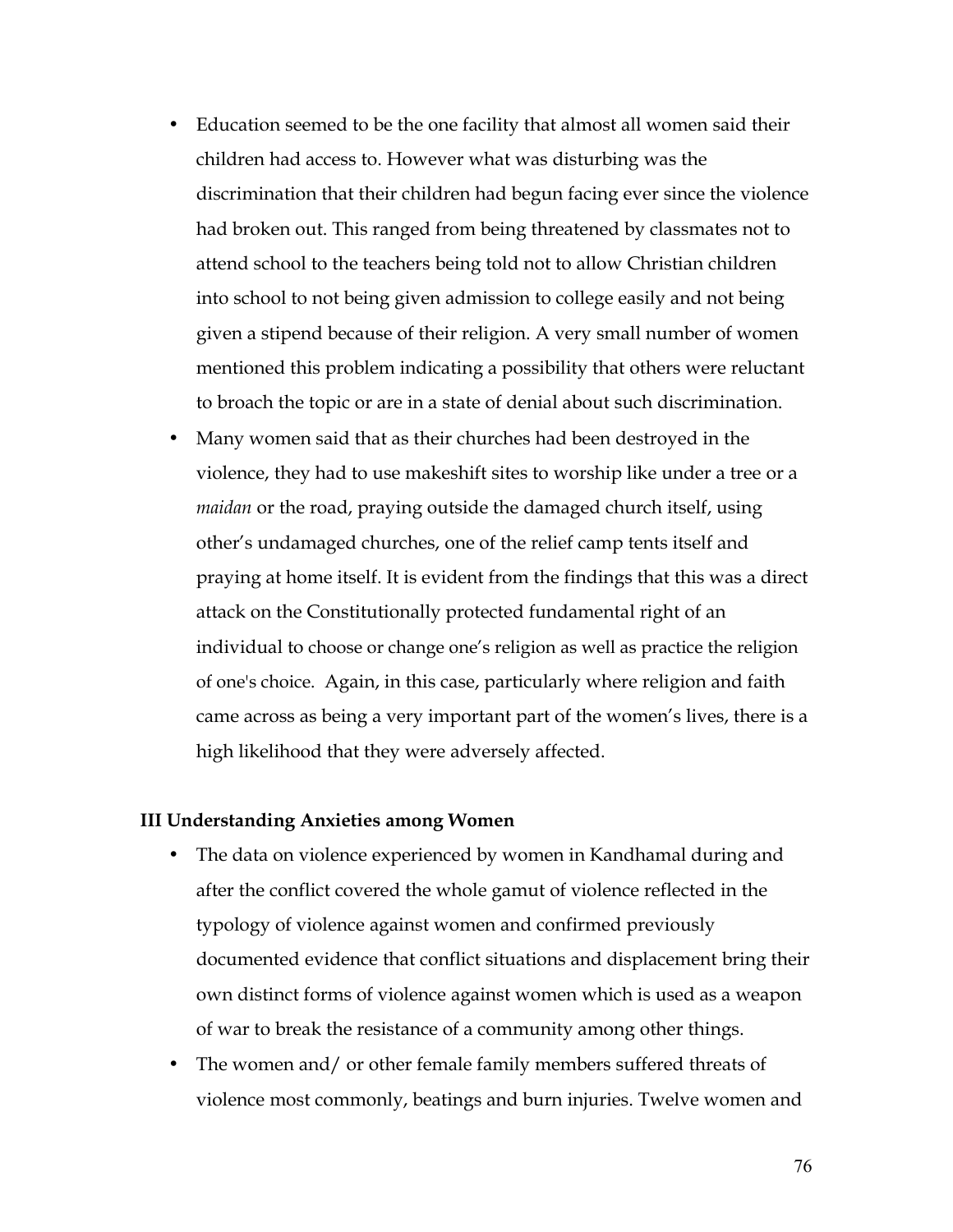- Education seemed to be the one facility that almost all women said their children had access to. However what was disturbing was the discrimination that their children had begun facing ever since the violence had broken out. This ranged from being threatened by classmates not to attend school to the teachers being told not to allow Christian children into school to not being given admission to college easily and not being given a stipend because of their religion. A very small number of women mentioned this problem indicating a possibility that others were reluctant to broach the topic or are in a state of denial about such discrimination.
- Many women said that as their churches had been destroyed in the violence, they had to use makeshift sites to worship like under a tree or a *maidan* or the road, praying outside the damaged church itself, using other's undamaged churches, one of the relief camp tents itself and praying at home itself. It is evident from the findings that this was a direct attack on the Constitutionally protected fundamental right of an individual to choose or change one's religion as well as practice the religion of one's choice. Again, in this case, particularly where religion and faith came across as being a very important part of the women's lives, there is a high likelihood that they were adversely affected.

**III Understanding Anxieties among Women**

- The data on violence experienced by women in Kandhamal during and after the conflict covered the whole gamut of violence reflected in the typology of violence against women and confirmed previously documented evidence that conflict situations and displacement bring their own distinct forms of violence against women which is used as a weapon of war to break the resistance of a community among other things.
- The women and/ or other female family members suffered threats of violence most commonly, beatings and burn injuries. Twelve women and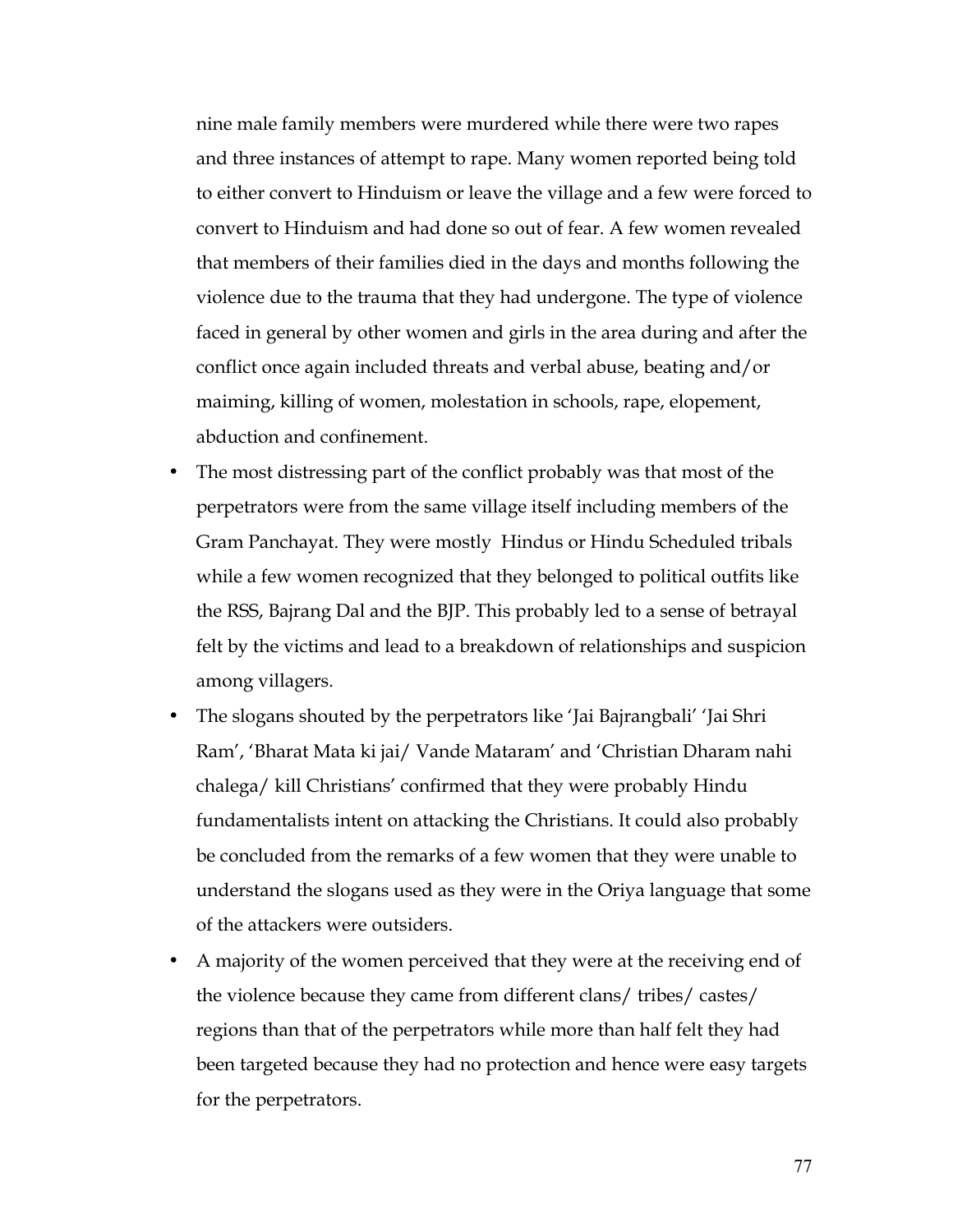nine male family members were murdered while there were two rapes and three instances of attempt to rape. Many women reported being told to either convert to Hinduism or leave the village and a few were forced to convert to Hinduism and had done so out of fear. A few women revealed that members of their families died in the days and months following the violence due to the trauma that they had undergone. The type of violence faced in general by other women and girls in the area during and after the conflict once again included threats and verbal abuse, beating and/or maiming, killing of women, molestation in schools, rape, elopement, abduction and confinement.

- The most distressing part of the conflict probably was that most of the perpetrators were from the same village itself including members of the Gram Panchayat. They were mostly Hindus or Hindu Scheduled tribals while a few women recognized that they belonged to political outfits like the RSS, Bajrang Dal and the BJP. This probably led to a sense of betrayal felt by the victims and lead to a breakdown of relationships and suspicion among villagers.
- The slogans shouted by the perpetrators like 'Jai Bajrangbali' 'Jai Shri Ram', 'Bharat Mata ki jai/ Vande Mataram' and 'Christian Dharam nahi chalega/ kill Christians' confirmed that they were probably Hindu fundamentalists intent on attacking the Christians. It could also probably be concluded from the remarks of a few women that they were unable to understand the slogans used as they were in the Oriya language that some of the attackers were outsiders.
- A majority of the women perceived that they were at the receiving end of the violence because they came from different clans/ tribes/ castes/ regions than that of the perpetrators while more than half felt they had been targeted because they had no protection and hence were easy targets for the perpetrators.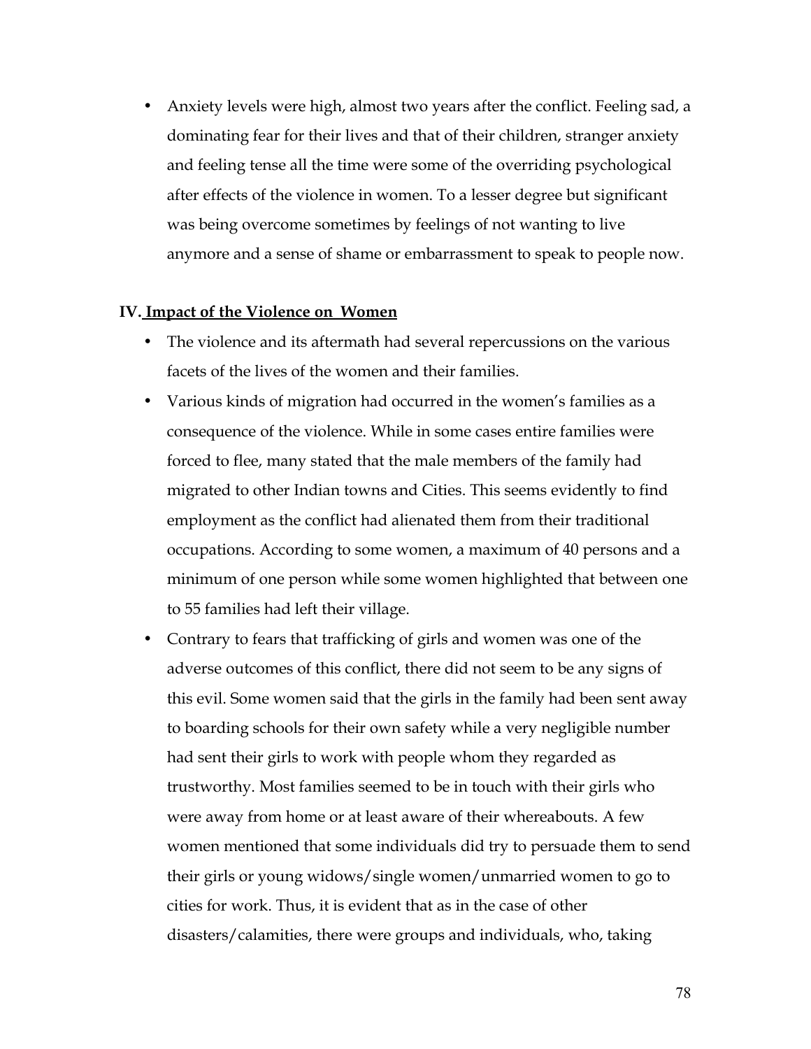- Anxiety levels were high, almost two years after the conflict. Feeling sad, a dominating fear for their lives and that of their children, stranger anxiety and feeling tense all the time were some of the overriding psychological after effects of the violence in women. To a lesser degree but significant was being overcome sometimes by feelings of not wanting to live anymore and a sense of shame or embarrassment to speak to people now.

### IV. Impact of the Violence on Women

- The violence and its aftermath had several repercussions on the various facets of the lives of the women and their families.
- Various kinds of migration had occurred in the women's families as a consequence of the violence. While in some cases entire families were forced to flee, many stated that the male members of the family had migrated to other Indian towns and Cities. This seems evidently to find employment as the conflict had alienated them from their traditional occupations. According to some women, a maximum of 40 persons and a minimum of one person while some women highlighted that between one to 55 families had left their village.
- Contrary to fears that trafficking of girls and women was one of the adverse outcomes of this conflict, there did not seem to be any signs of this evil. Some women said that the girls in the family had been sent away to boarding schools for their own safety while a very negligible number had sent their girls to work with people whom they regarded as trustworthy. Most families seemed to be in touch with their girls who were away from home or at least aware of their whereabouts. A few women mentioned that some individuals did try to persuade them to send their girls or young widows/single women/unmarried women to go to cities for work. Thus, it is evident that as in the case of other disasters/calamities, there were groups and individuals, who, taking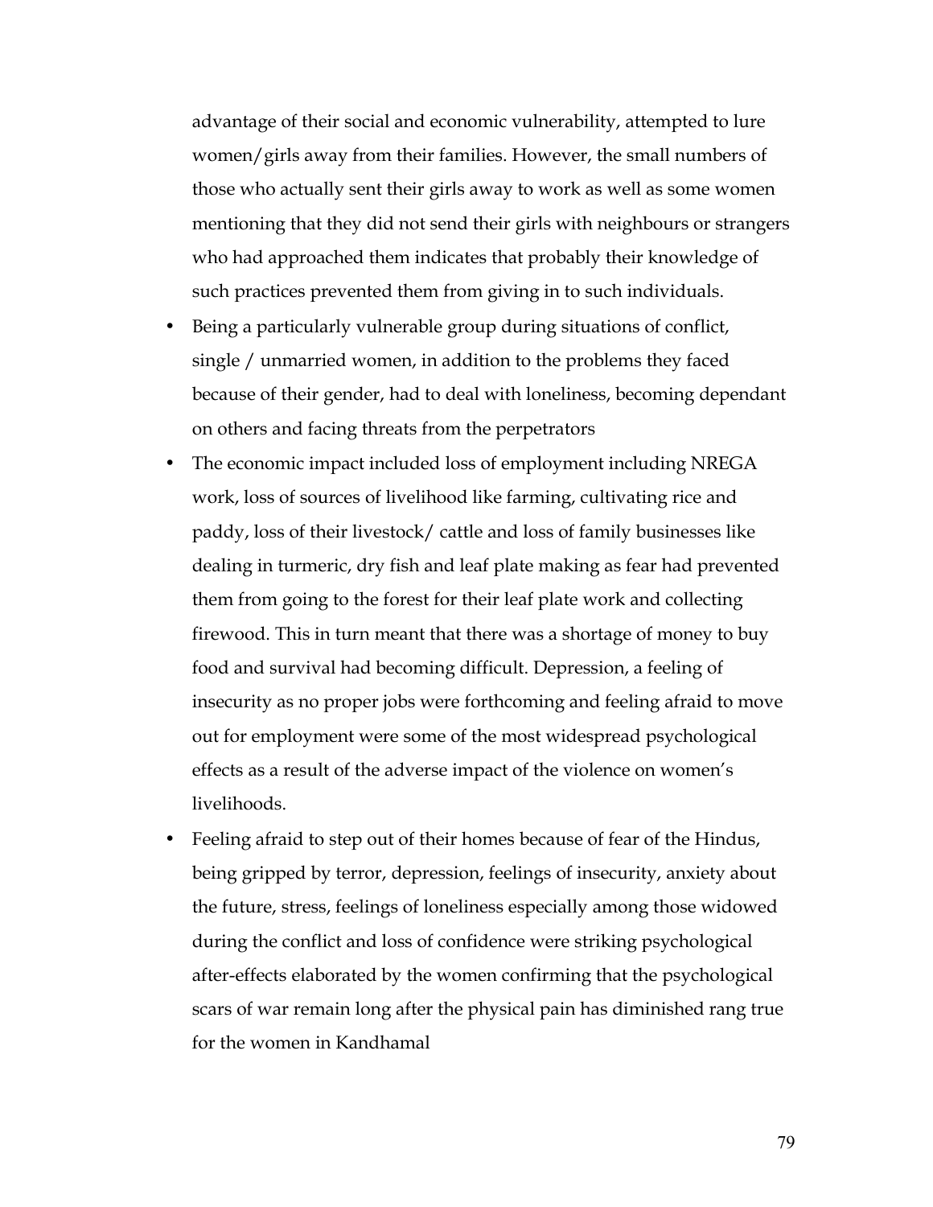advantage of their social and economic vulnerability, attempted to lure women/girls away from their families. However, the small numbers of those who actually sent their girls away to work as well as some women mentioning that they did not send their girls with neighbours or strangers who had approached them indicates that probably their knowledge of such practices prevented them from giving in to such individuals.

- Being a particularly vulnerable group during situations of conflict, single / unmarried women, in addition to the problems they faced because of their gender, had to deal with loneliness, becoming dependant on others and facing threats from the perpetrators
- The economic impact included loss of employment including NREGA work, loss of sources of livelihood like farming, cultivating rice and paddy, loss of their livestock/ cattle and loss of family businesses like dealing in turmeric, dry fish and leaf plate making as fear had prevented them from going to the forest for their leaf plate work and collecting firewood. This in turn meant that there was a shortage of money to buy food and survival had becoming difficult. Depression, a feeling of insecurity as no proper jobs were forthcoming and feeling afraid to move out for employment were some of the most widespread psychological effects as a result of the adverse impact of the violence on women's livelihoods.
- Feeling afraid to step out of their homes because of fear of the Hindus, being gripped by terror, depression, feelings of insecurity, anxiety about the future, stress, feelings of loneliness especially among those widowed during the conflict and loss of confidence were striking psychological after-effects elaborated by the women confirming that the psychological scars of war remain long after the physical pain has diminished rang true for the women in Kandhamal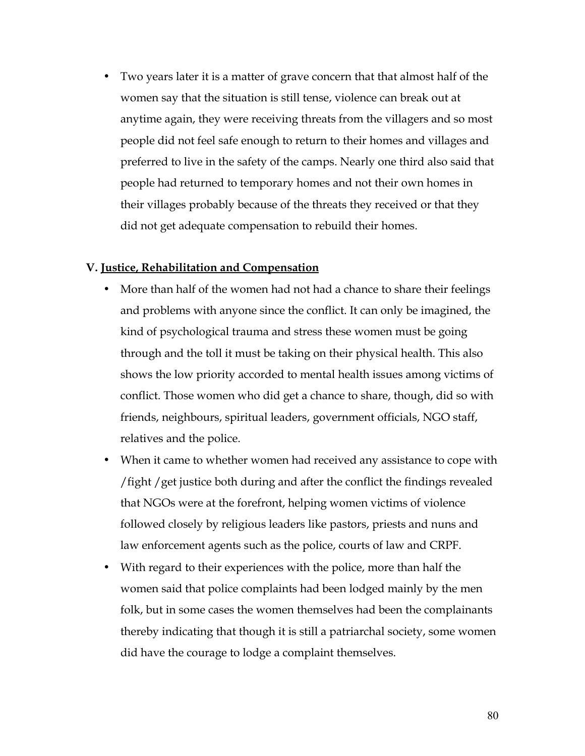- Two years later it is a matter of grave concern that that almost half of the women say that the situation is still tense, violence can break out at anytime again, they were receiving threats from the villagers and so most people did not feel safe enough to return to their homes and villages and preferred to live in the safety of the camps. Nearly one third also said that people had returned to temporary homes and not their own homes in their villages probably because of the threats they received or that they did not get adequate compensation to rebuild their homes.

### V. <u>Justice, Rehabilitation and Compensation</u>

- More than half of the women had not had a chance to share their feelings and problems with anyone since the conflict. It can only be imagined, the kind of psychological trauma and stress these women must be going through and the toll it must be taking on their physical health. This also shows the low priority accorded to mental health issues among victims of conflict. Those women who did get a chance to share, though, did so with friends, neighbours, spiritual leaders, government officials, NGO staff, relatives and the police.
- When it came to whether women had received any assistance to cope with /fight /get justice both during and after the conflict the findings revealed that NGOs were at the forefront, helping women victims of violence followed closely by religious leaders like pastors, priests and nuns and law enforcement agents such as the police, courts of law and CRPF.
- With regard to their experiences with the police, more than half the women said that police complaints had been lodged mainly by the men folk, but in some cases the women themselves had been the complainants thereby indicating that though it is still a patriarchal society, some women did have the courage to lodge a complaint themselves.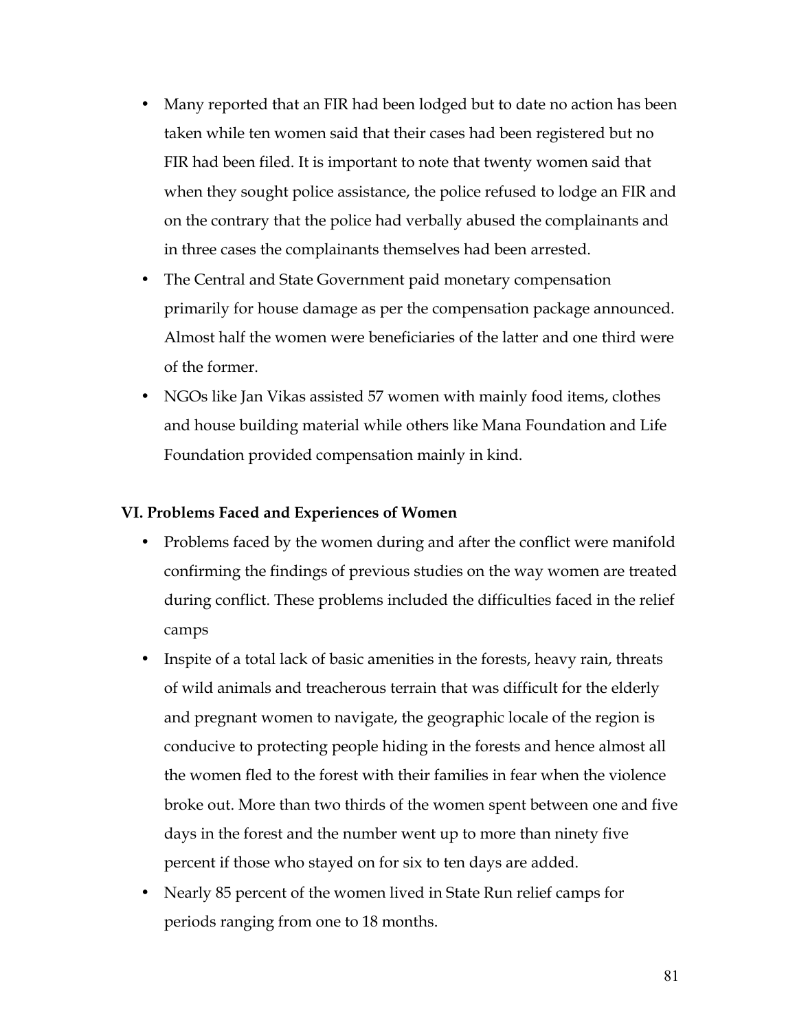- Many reported that an FIR had been lodged but to date no action has been taken while ten women said that their cases had been registered but no FIR had been filed. It is important to note that twenty women said that when they sought police assistance, the police refused to lodge an FIR and on the contrary that the police had verbally abused the complainants and in three cases the complainants themselves had been arrested.
- The Central and State Government paid monetary compensation primarily for house damage as per the compensation package announced. Almost half the women were beneficiaries of the latter and one third were of the former.
- NGOs like Jan Vikas assisted 57 women with mainly food items, clothes and house building material while others like Mana Foundation and Life Foundation provided compensation mainly in kind.

**VI. Problems Faced and Experiences of Women**

- Problems faced by the women during and after the conflict were manifold confirming the findings of previous studies on the way women are treated during conflict. These problems included the difficulties faced in the relief camps
- Inspite of a total lack of basic amenities in the forests, heavy rain, threats of wild animals and treacherous terrain that was difficult for the elderly and pregnant women to navigate, the geographic locale of the region is conducive to protecting people hiding in the forests and hence almost all the women fled to the forest with their families in fear when the violence broke out. More than two thirds of the women spent between one and five days in the forest and the number went up to more than ninety five percent if those who stayed on for six to ten days are added.
- Nearly 85 percent of the women lived in State Run relief camps for periods ranging from one to 18 months.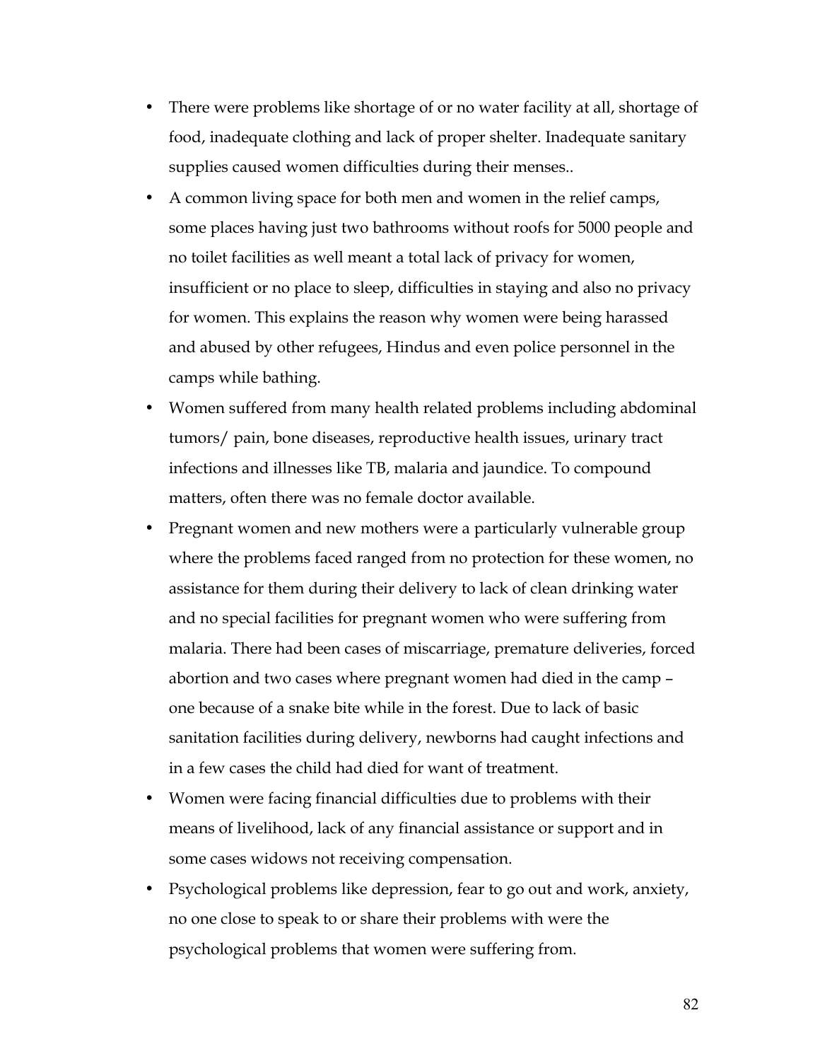- There were problems like shortage of or no water facility at all, shortage of food, inadequate clothing and lack of proper shelter. Inadequate sanitary supplies caused women difficulties during their menses..
- A common living space for both men and women in the relief camps, some places having just two bathrooms without roofs for 5000 people and no toilet facilities as well meant a total lack of privacy for women, insufficient or no place to sleep, difficulties in staying and also no privacy for women. This explains the reason why women were being harassed and abused by other refugees, Hindus and even police personnel in the camps while bathing.
- Women suffered from many health related problems including abdominal tumors/ pain, bone diseases, reproductive health issues, urinary tract infections and illnesses like TB, malaria and jaundice. To compound matters, often there was no female doctor available.
- Pregnant women and new mothers were a particularly vulnerable group where the problems faced ranged from no protection for these women, no assistance for them during their delivery to lack of clean drinking water and no special facilities for pregnant women who were suffering from malaria. There had been cases of miscarriage, premature deliveries, forced abortion and two cases where pregnant women had died in the camp – one because of a snake bite while in the forest. Due to lack of basic sanitation facilities during delivery, newborns had caught infections and in a few cases the child had died for want of treatment.
- Women were facing financial difficulties due to problems with their means of livelihood, lack of any financial assistance or support and in some cases widows not receiving compensation.
- Psychological problems like depression, fear to go out and work, anxiety, no one close to speak to or share their problems with were the psychological problems that women were suffering from.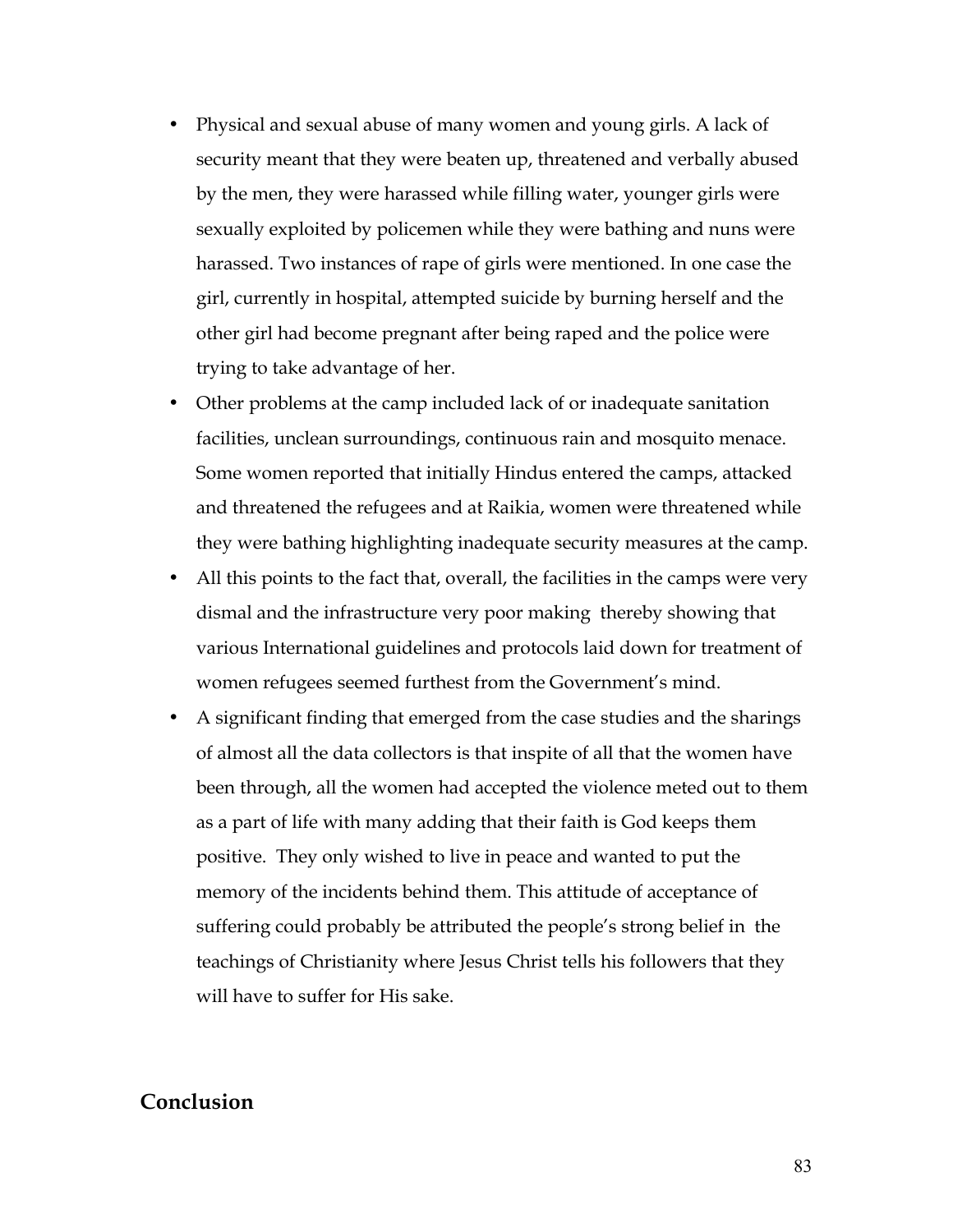- Physical and sexual abuse of many women and young girls. A lack of security meant that they were beaten up, threatened and verbally abused by the men, they were harassed while filling water, younger girls were sexually exploited by policemen while they were bathing and nuns were harassed. Two instances of rape of girls were mentioned. In one case the girl, currently in hospital, attempted suicide by burning herself and the other girl had become pregnant after being raped and the police were trying to take advantage of her.
- Other problems at the camp included lack of or inadequate sanitation facilities, unclean surroundings, continuous rain and mosquito menace. Some women reported that initially Hindus entered the camps, attacked and threatened the refugees and at Raikia, women were threatened while they were bathing highlighting inadequate security measures at the camp.
- All this points to the fact that, overall, the facilities in the camps were very dismal and the infrastructure very poor making thereby showing that various International guidelines and protocols laid down for treatment of women refugees seemed furthest from the Government's mind.
- A significant finding that emerged from the case studies and the sharings of almost all the data collectors is that inspite of all that the women have been through, all the women had accepted the violence meted out to them as a part of life with many adding that their faith is God keeps them positive. They only wished to live in peace and wanted to put the memory of the incidents behind them. This attitude of acceptance of suffering could probably be attributed the people's strong belief in the teachings of Christianity where Jesus Christ tells his followers that they will have to suffer for His sake.

## Conclusion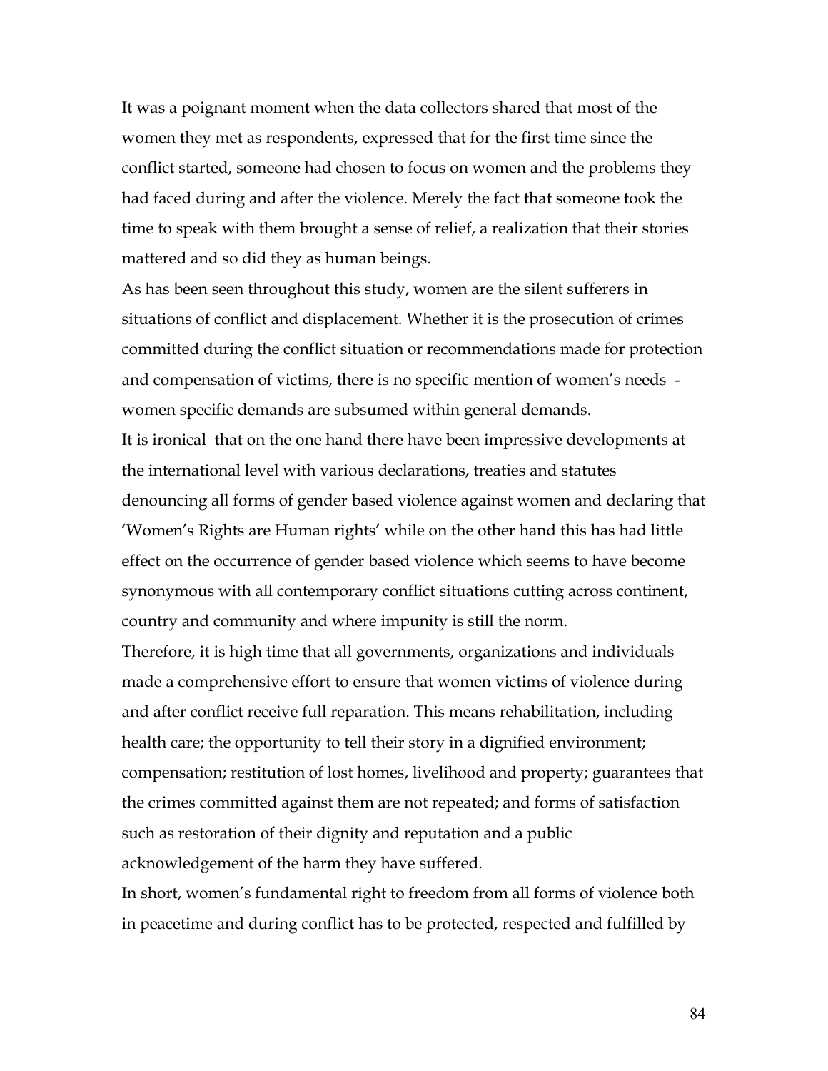It was a poignant moment when the data collectors shared that most of the women they met as respondents, expressed that for the first time since the conflict started, someone had chosen to focus on women and the problems they had faced during and after the violence. Merely the fact that someone took the time to speak with them brought a sense of relief, a realization that their stories mattered and so did they as human beings.

As has been seen throughout this study, women are the silent sufferers in situations of conflict and displacement. Whether it is the prosecution of crimes committed during the conflict situation or recommendations made for protection and compensation of victims, there is no specific mention of women's needs - women specific demands are subsumed within general demands.

It is ironical that on the one hand there have been impressive developments at the international level with various declarations, treaties and statutes denouncing all forms of gender based violence against women and declaring that 'Women's Rights are Human rights' while on the other hand this has had little effect on the occurrence of gender based violence which seems to have become synonymous with all contemporary conflict situations cutting across continent, country and community and where impunity is still the norm.

Therefore, it is high time that all governments, organizations and individuals made a comprehensive effort to ensure that women victims of violence during and after conflict receive full reparation. This means rehabilitation, including health care; the opportunity to tell their story in a dignified environment; compensation; restitution of lost homes, livelihood and property; guarantees that the crimes committed against them are not repeated; and forms of satisfaction such as restoration of their dignity and reputation and a public acknowledgement of the harm they have suffered.

In short, women's fundamental right to freedom from all forms of violence both in peacetime and during conflict has to be protected, respected and fulfilled by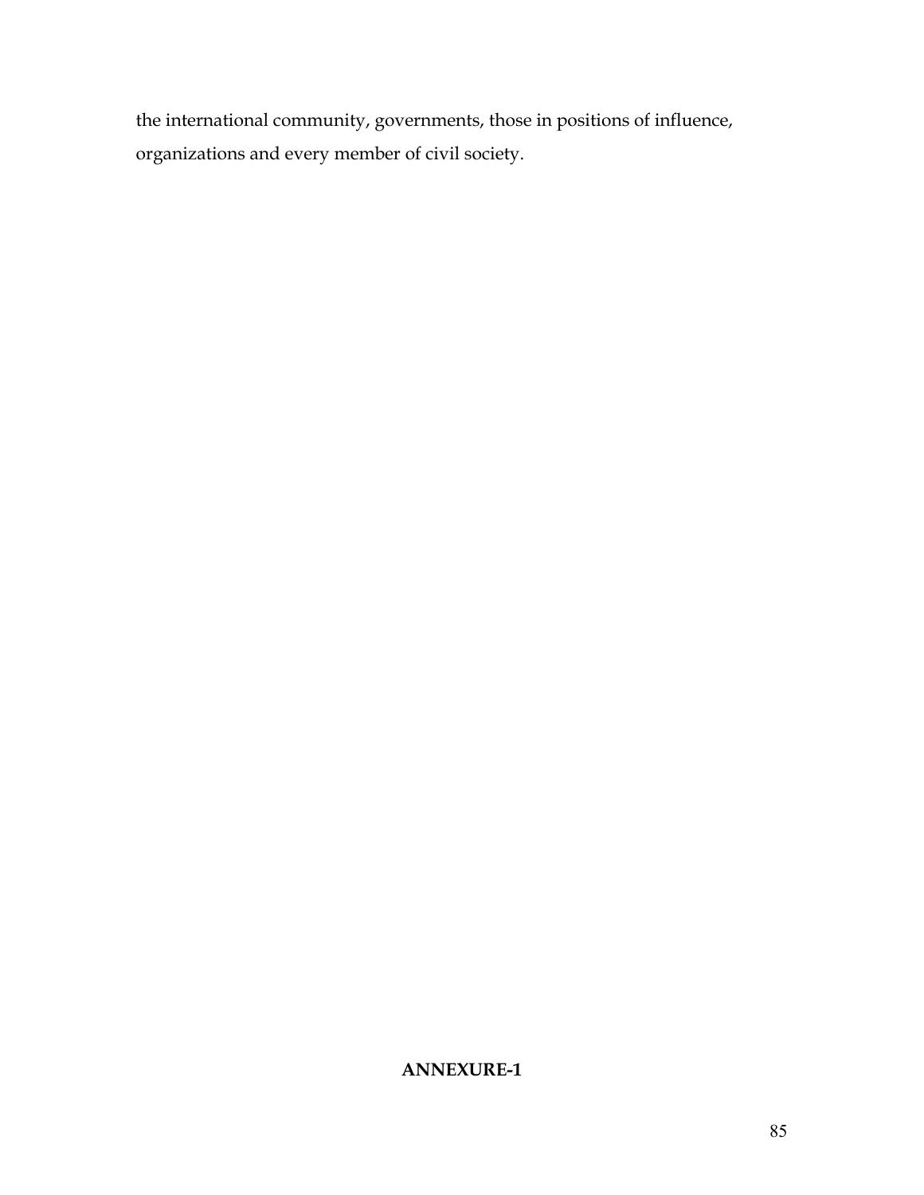the international community, governments, those in positions of influence, organizations and every member of civil society.

**ANNEXURE-1**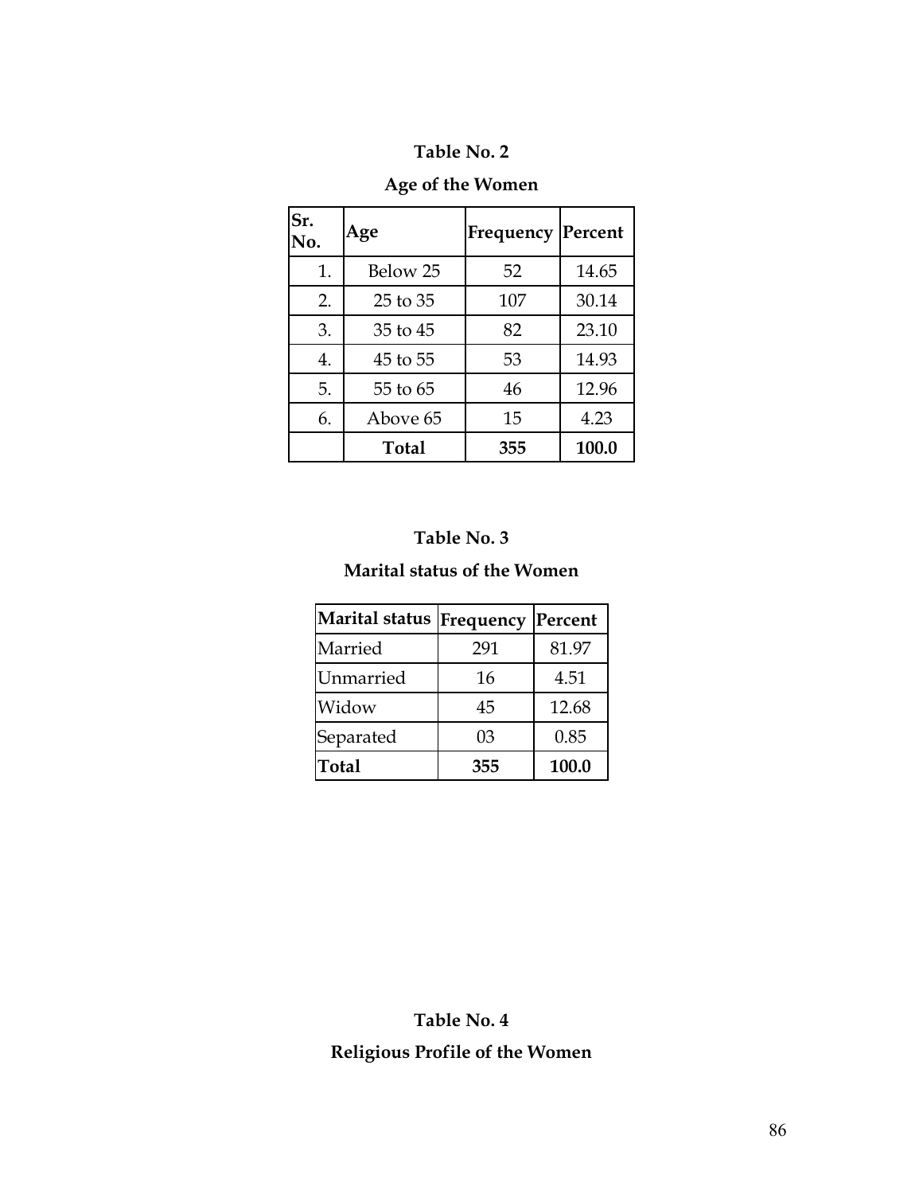**Table No. 2**

**Age of the Women**

| Sr. No. | Age | Frequency | Percent |
|---|---|---|---|
| 1. | Below 25 | 52 | 14.65 |
| 2. | 25 to 35 | 107 | 30.14 |
| 3. | 35 to 45 | 82 | 23.10 |
| 4. | 45 to 55 | 53 | 14.93 |
| 5. | 55 to 65 | 46 | 12.96 |
| 6. | Above 65 | 15 | 4.23 |
| | **Total** | **355** | **100.0** |

**Table No. 3**

**Marital status of the Women**

| Marital status | Frequency | Percent |
|---|---|---|
| Married | 291 | 81.97 |
| Unmarried | 16 | 4.51 |
| Widow | 45 | 12.68 |
| Separated | 03 | 0.85 |
| **Total** | **355** | **100.0** |

**Table No. 4**

**Religious Profile of the Women**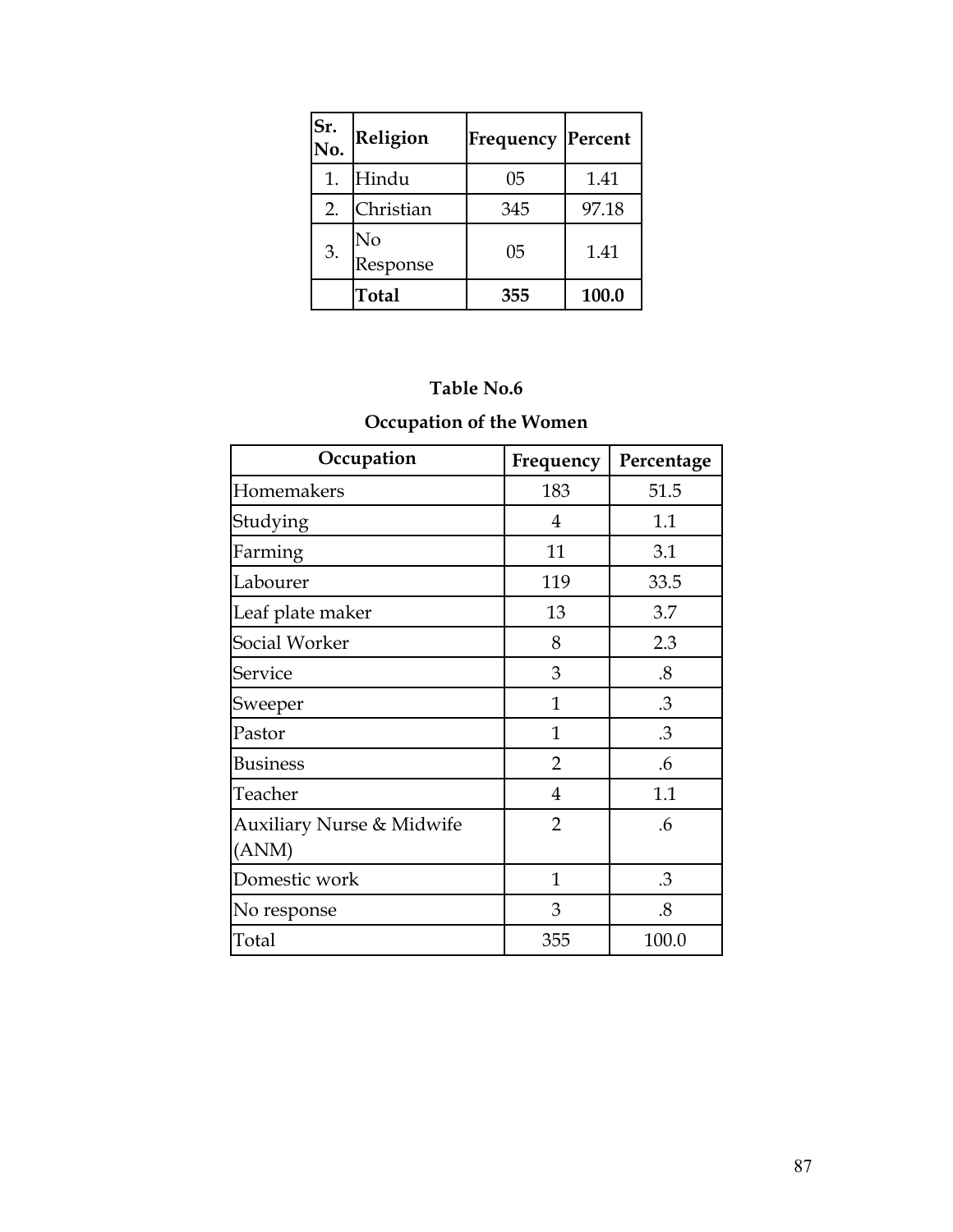| Sr. No. | Religion | Frequency | Percent |
|---|---|---|---|
| 1. | Hindu | 05 | 1.41 |
| 2. | Christian | 345 | 97.18 |
| 3. | No Response | 05 | 1.41 |
| | **Total** | **355** | **100.0** |

**Table No.6**

**Occupation of the Women**

| Occupation | Frequency | Percentage |
|---|---|---|
| Homemakers | 183 | 51.5 |
| Studying | 4 | 1.1 |
| Farming | 11 | 3.1 |
| Labourer | 119 | 33.5 |
| Leaf plate maker | 13 | 3.7 |
| Social Worker | 8 | 2.3 |
| Service | 3 | .8 |
| Sweeper | 1 | .3 |
| Pastor | 1 | .3 |
| Business | 2 | .6 |
| Teacher | 4 | 1.1 |
| Auxiliary Nurse & Midwife (ANM) | 2 | .6 |
| Domestic work | 1 | .3 |
| No response | 3 | .8 |
| Total | 355 | 100.0 |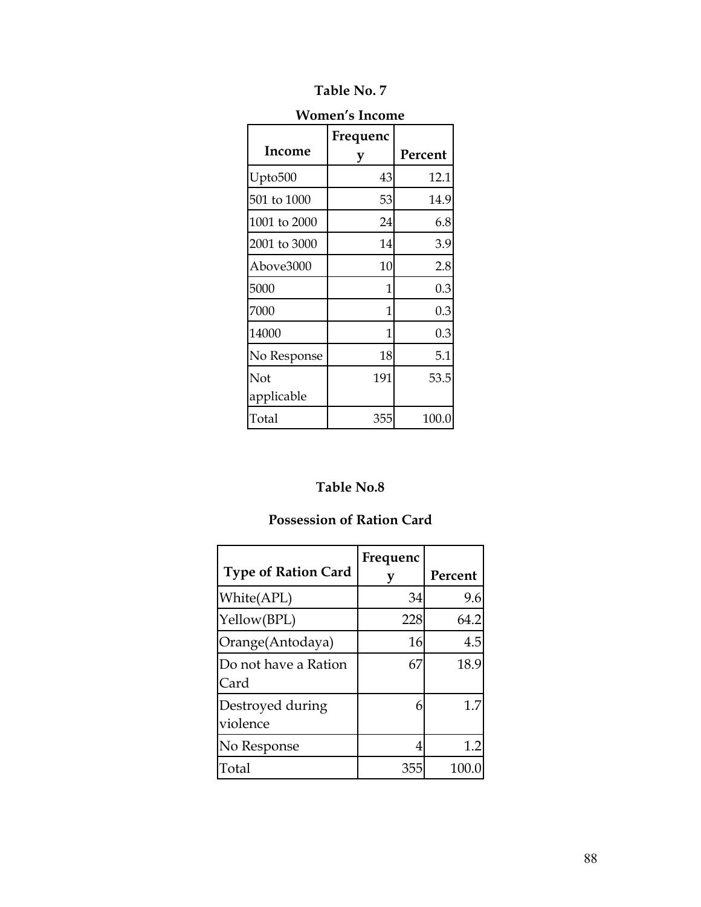**Table No. 7**

**Women's Income**

| Income | Frequency | Percent |
|---|---|---|
| Upto500 | 43 | 12.1 |
| 501 to 1000 | 53 | 14.9 |
| 1001 to 2000 | 24 | 6.8 |
| 2001 to 3000 | 14 | 3.9 |
| Above3000 | 10 | 2.8 |
| 5000 | 1 | 0.3 |
| 7000 | 1 | 0.3 |
| 14000 | 1 | 0.3 |
| No Response | 18 | 5.1 |
| Not applicable | 191 | 53.5 |
| Total | 355 | 100.0 |

**Table No.8**

**Possession of Ration Card**

| Type of Ration Card | Frequency | Percent |
|---|---|---|
| White(APL) | 34 | 9.6 |
| Yellow(BPL) | 228 | 64.2 |
| Orange(Antodaya) | 16 | 4.5 |
| Do not have a Ration Card | 67 | 18.9 |
| Destroyed during violence | 6 | 1.7 |
| No Response | 4 | 1.2 |
| Total | 355 | 100.0 |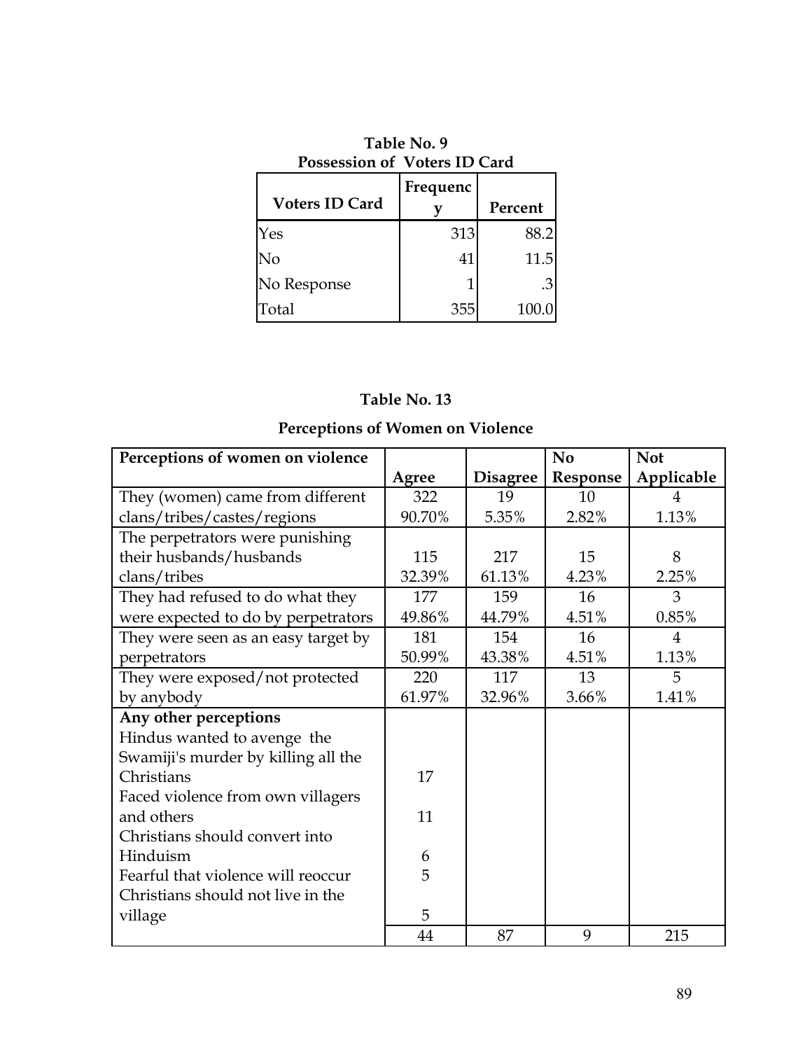**Table No. 9**
**Possession of Voters ID Card**

| Voters ID Card | Frequency | Percent |
|---|---|---|
| Yes | 313 | 88.2 |
| No | 41 | 11.5 |
| No Response | 1 | .3 |
| Total | 355 | 100.0 |

**Table No. 13**

**Perceptions of Women on Violence**

| Perceptions of women on violence | Agree | Disagree | No Response | Not Applicable |
|---|---|---|---|---|
| They (women) came from different clans/tribes/castes/regions | 322<br>90.70% | 19<br>5.35% | 10<br>2.82% | 4<br>1.13% |
| The perpetrators were punishing their husbands/husbands clans/tribes | 115<br>32.39% | 217<br>61.13% | 15<br>4.23% | 8<br>2.25% |
| They had refused to do what they were expected to do by perpetrators | 177<br>49.86% | 159<br>44.79% | 16<br>4.51% | 3<br>0.85% |
| They were seen as an easy target by perpetrators | 181<br>50.99% | 154<br>43.38% | 16<br>4.51% | 4<br>1.13% |
| They were exposed/not protected by anybody | 220<br>61.97% | 117<br>32.96% | 13<br>3.66% | 5<br>1.41% |
| **Any other perceptions** | | | | |
| Hindus wanted to avenge the Swamiji's murder by killing all the Christians | 17 | | | |
| Faced violence from own villagers and others | 11 | | | |
| Christians should convert into Hinduism | 6 | | | |
| Fearful that violence will reoccur | 5 | | | |
| Christians should not live in the village | 5 | | | |
| | 44 | 87 | 9 | 215 |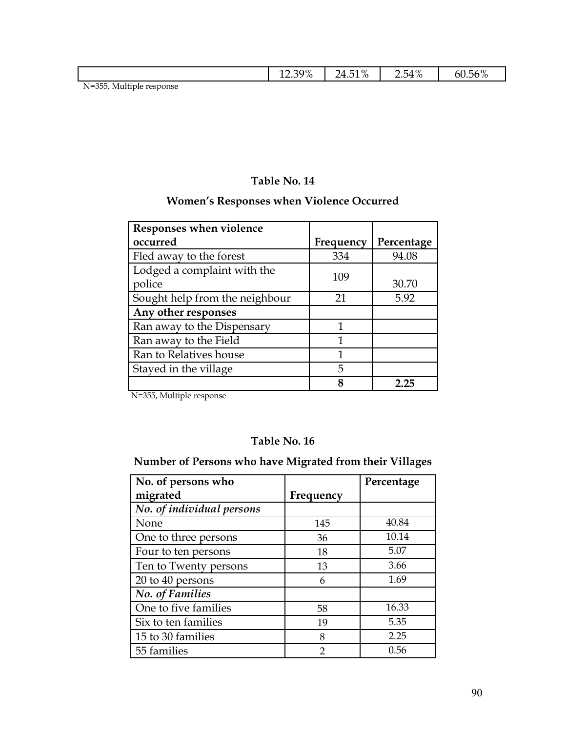| | 12.39% | 24.51% | 2.54% | 60.56% |
|---|---|---|---|---|

N=355, Multiple response

**Table No. 14**

**Women's Responses when Violence Occurred**

| Responses when violence occurred | Frequency | Percentage |
|---|---|---|
| Fled away to the forest | 334 | 94.08 |
| Lodged a complaint with the police | 109 | 30.70 |
| Sought help from the neighbour | 21 | 5.92 |
| **Any other responses** | | |
| Ran away to the Dispensary | 1 | |
| Ran away to the Field | 1 | |
| Ran to Relatives house | 1 | |
| Stayed in the village | 5 | |
| | **8** | **2.25** |

N=355, Multiple response

**Table No. 16**

**Number of Persons who have Migrated from their Villages**

| No. of persons who migrated | Frequency | Percentage |
|---|---|---|
| ***No. of individual persons*** | | |
| None | 145 | 40.84 |
| One to three persons | 36 | 10.14 |
| Four to ten persons | 18 | 5.07 |
| Ten to Twenty persons | 13 | 3.66 |
| 20 to 40 persons | 6 | 1.69 |
| ***No. of Families*** | | |
| One to five families | 58 | 16.33 |
| Six to ten families | 19 | 5.35 |
| 15 to 30 families | 8 | 2.25 |
| 55 families | 2 | 0.56 |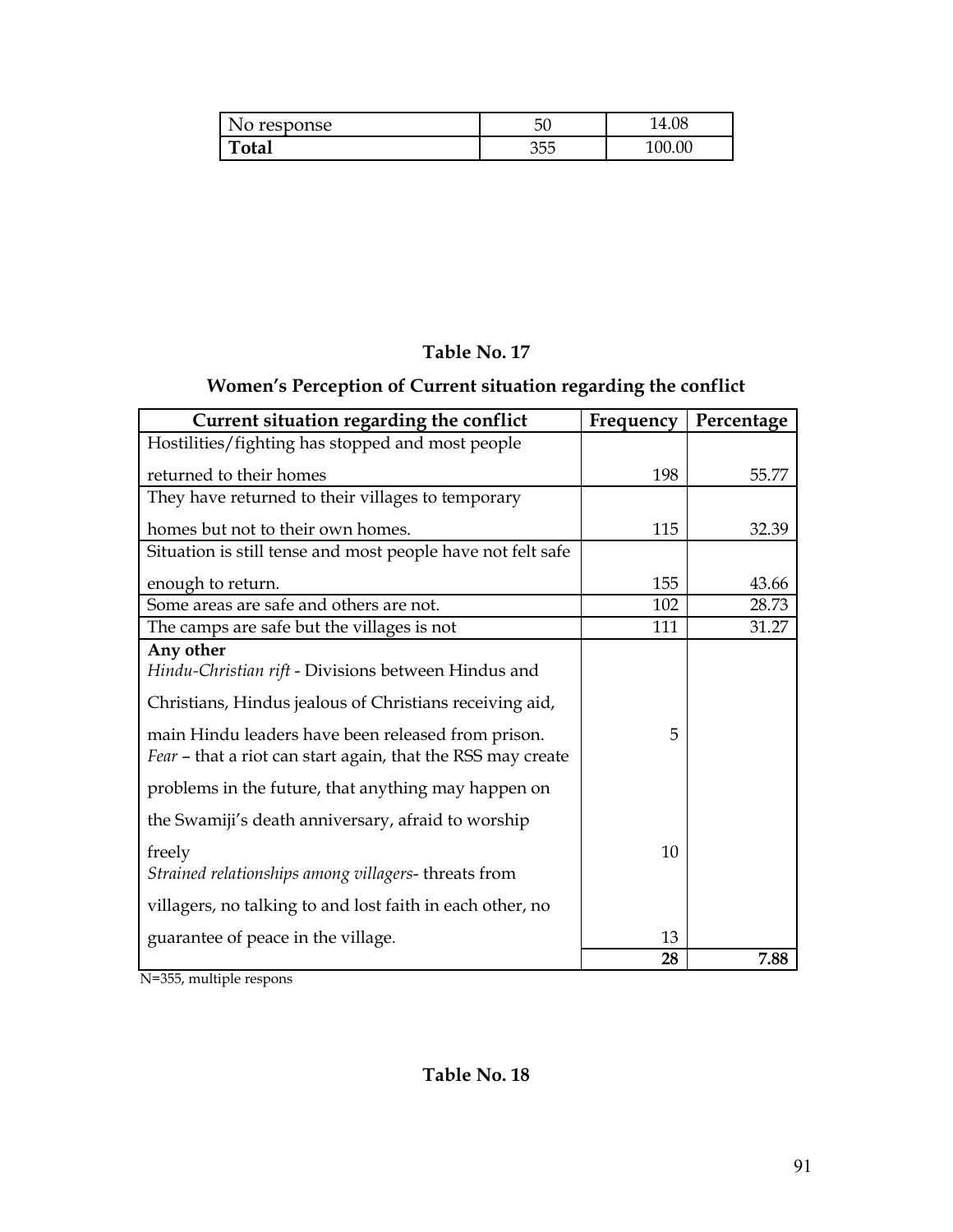| No response | 50 | 14.08 |
|---|---|---|
| **Total** | 355 | 100.00 |

**Table No. 17**

**Women's Perception of Current situation regarding the conflict**

| Current situation regarding the conflict | Frequency | Percentage |
|---|---|---|
| Hostilities/fighting has stopped and most people returned to their homes | 198 | 55.77 |
| They have returned to their villages to temporary homes but not to their own homes. | 115 | 32.39 |
| Situation is still tense and most people have not felt safe enough to return. | 155 | 43.66 |
| Some areas are safe and others are not. | 102 | 28.73 |
| The camps are safe but the villages is not | 111 | 31.27 |
| **Any other** | | |
| *Hindu-Christian rift* - Divisions between Hindus and Christians, Hindus jealous of Christians receiving aid, main Hindu leaders have been released from prison. | 5 | |
| *Fear* – that a riot can start again, that the RSS may create problems in the future, that anything may happen on the Swamiji's death anniversary, afraid to worship freely | 10 | |
| *Strained relationships among villagers*- threats from villagers, no talking to and lost faith in each other, no guarantee of peace in the village. | 13 | |
| | **28** | **7.88** |

N=355, multiple respons

**Table No. 18**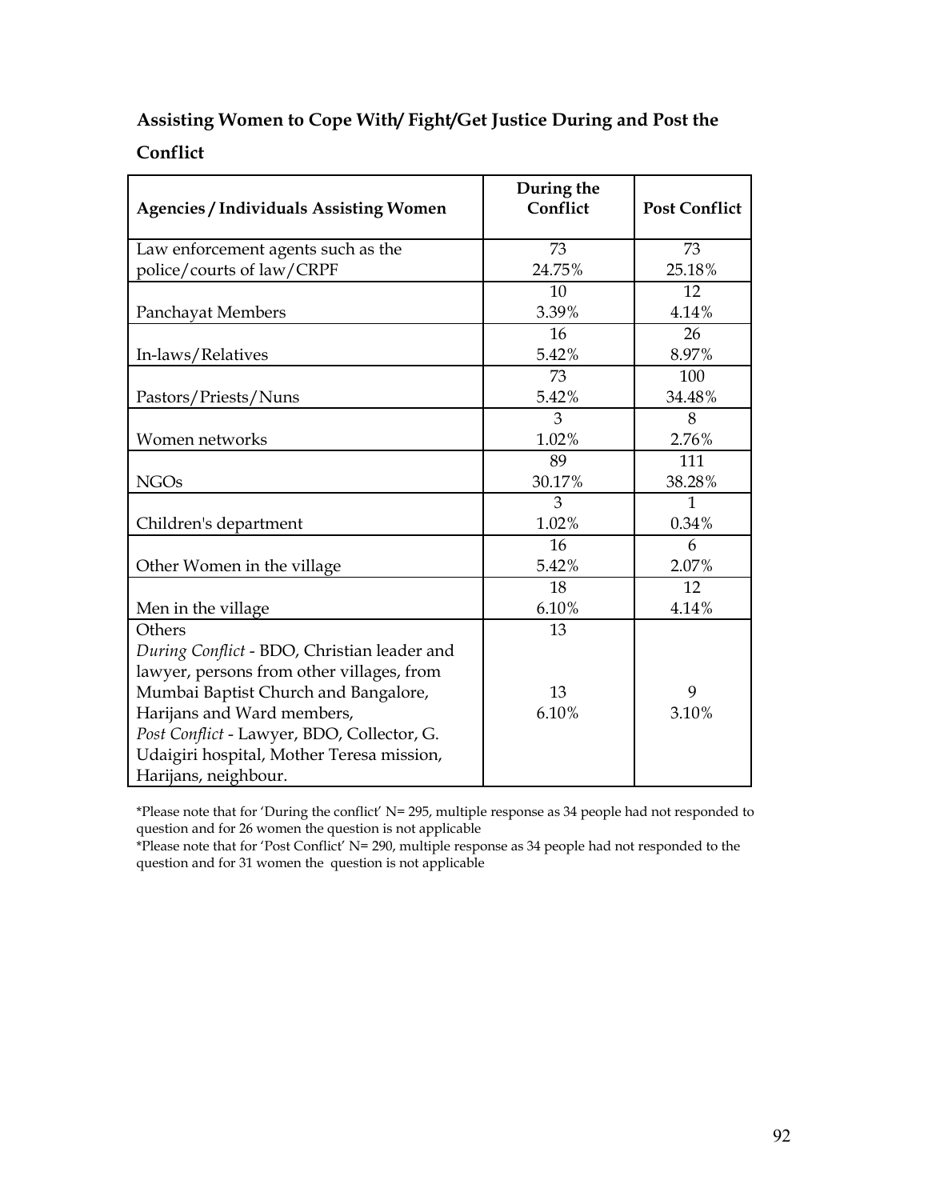## Assisting Women to Cope With/ Fight/Get Justice During and Post the Conflict

| Agencies / Individuals Assisting Women | During the Conflict | Post Conflict |
|---|---|---|
| Law enforcement agents such as the police/courts of law/CRPF | 73<br>24.75% | 73<br>25.18% |
| Panchayat Members | 10<br>3.39% | 12<br>4.14% |
| In-laws/Relatives | 16<br>5.42% | 26<br>8.97% |
| Pastors/Priests/Nuns | 73<br>5.42% | 100<br>34.48% |
| Women networks | 3<br>1.02% | 8<br>2.76% |
| NGOs | 89<br>30.17% | 111<br>38.28% |
| Children's department | 3<br>1.02% | 1<br>0.34% |
| Other Women in the village | 16<br>5.42% | 6<br>2.07% |
| Men in the village | 18<br>6.10% | 12<br>4.14% |
| Others<br>*During Conflict* - BDO, Christian leader and lawyer, persons from other villages, from Mumbai Baptist Church and Bangalore, Harijans and Ward members,<br>*Post Conflict* - Lawyer, BDO, Collector, G. Udaigiri hospital, Mother Teresa mission, Harijans, neighbour. | 13<br><br>13<br>6.10% | 9<br>3.10% |

*Please note that for 'During the conflict' N= 295, multiple response as 34 people had not responded to question and for 26 women the question is not applicable

*Please note that for 'Post Conflict' N= 290, multiple response as 34 people had not responded to the question and for 31 women the question is not applicable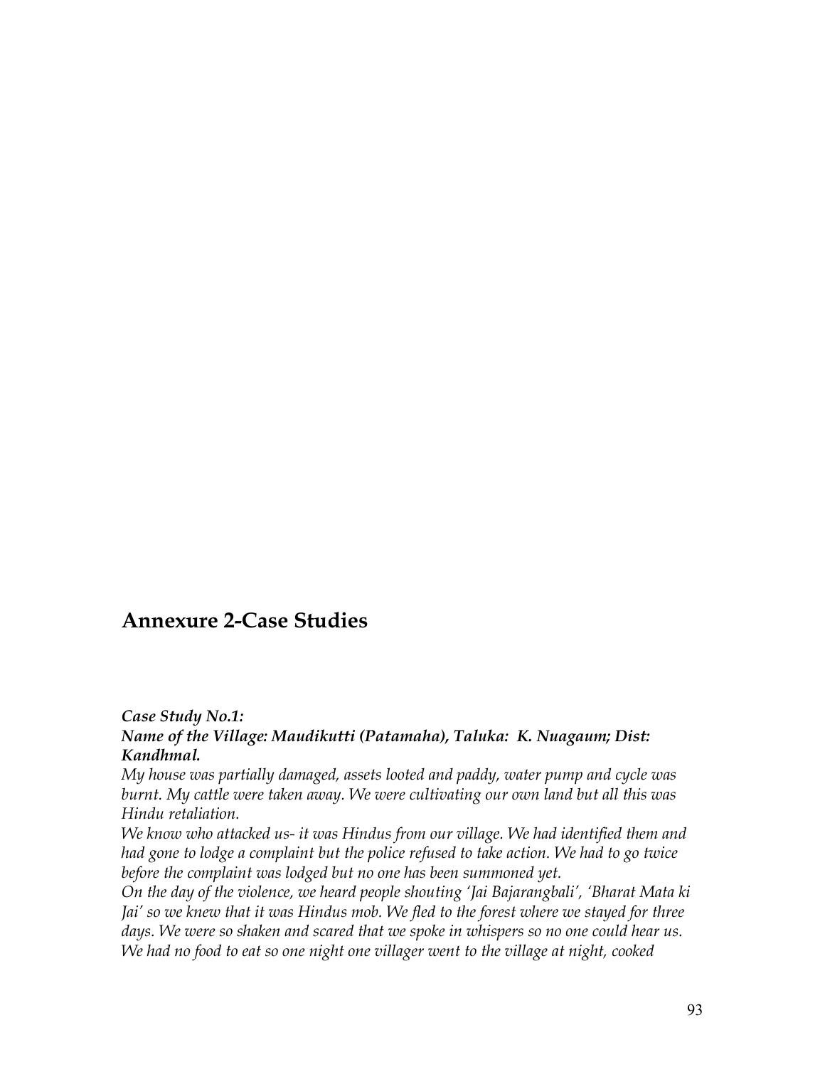## Annexure 2-Case Studies

***Case Study No.1:***
***Name of the Village: Maudikutti (Patamaha), Taluka: K. Nuagaum; Dist: Kandhmal.***

*My house was partially damaged, assets looted and paddy, water pump and cycle was burnt. My cattle were taken away. We were cultivating our own land but all this was Hindu retaliation.*

*We know who attacked us- it was Hindus from our village. We had identified them and had gone to lodge a complaint but the police refused to take action. We had to go twice before the complaint was lodged but no one has been summoned yet.*

*On the day of the violence, we heard people shouting 'Jai Bajarangbali', 'Bharat Mata ki Jai' so we knew that it was Hindus mob. We fled to the forest where we stayed for three days. We were so shaken and scared that we spoke in whispers so no one could hear us. We had no food to eat so one night one villager went to the village at night, cooked*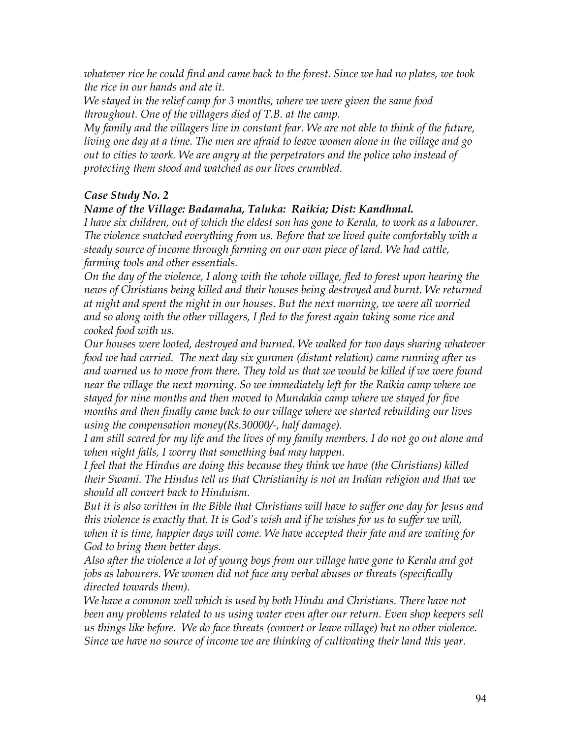*whatever rice he could find and came back to the forest. Since we had no plates, we took the rice in our hands and ate it.*

*We stayed in the relief camp for 3 months, where we were given the same food throughout. One of the villagers died of T.B. at the camp.*

*My family and the villagers live in constant fear. We are not able to think of the future, living one day at a time. The men are afraid to leave women alone in the village and go out to cities to work. We are angry at the perpetrators and the police who instead of protecting them stood and watched as our lives crumbled.*

***Case Study No. 2***

***Name of the Village: Badamaha, Taluka: Raikia; Dist: Kandhmal.***

*I have six children, out of which the eldest son has gone to Kerala, to work as a labourer. The violence snatched everything from us. Before that we lived quite comfortably with a steady source of income through farming on our own piece of land. We had cattle, farming tools and other essentials.*

*On the day of the violence, I along with the whole village, fled to forest upon hearing the news of Christians being killed and their houses being destroyed and burnt. We returned at night and spent the night in our houses. But the next morning, we were all worried and so along with the other villagers, I fled to the forest again taking some rice and cooked food with us.*

*Our houses were looted, destroyed and burned. We walked for two days sharing whatever food we had carried. The next day six gunmen (distant relation) came running after us and warned us to move from there. They told us that we would be killed if we were found near the village the next morning. So we immediately left for the Raikia camp where we stayed for nine months and then moved to Mundakia camp where we stayed for five months and then finally came back to our village where we started rebuilding our lives using the compensation money(Rs.30000/-, half damage).*

*I am still scared for my life and the lives of my family members. I do not go out alone and when night falls, I worry that something bad may happen.*

*I feel that the Hindus are doing this because they think we have (the Christians) killed their Swami. The Hindus tell us that Christianity is not an Indian religion and that we should all convert back to Hinduism.*

*But it is also written in the Bible that Christians will have to suffer one day for Jesus and this violence is exactly that. It is God's wish and if he wishes for us to suffer we will, when it is time, happier days will come. We have accepted their fate and are waiting for God to bring them better days.*

*Also after the violence a lot of young boys from our village have gone to Kerala and got jobs as labourers. We women did not face any verbal abuses or threats (specifically directed towards them).*

*We have a common well which is used by both Hindu and Christians. There have not been any problems related to us using water even after our return. Even shop keepers sell us things like before. We do face threats (convert or leave village) but no other violence. Since we have no source of income we are thinking of cultivating their land this year.*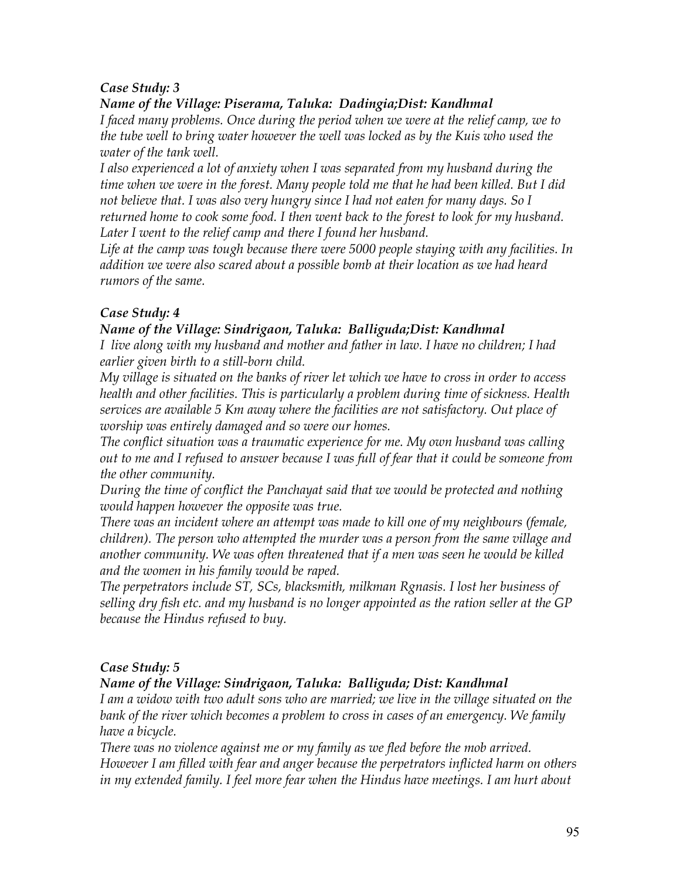***Case Study: 3***

***Name of the Village: Piserama, Taluka: Dadingia;Dist: Kandhmal***

*I faced many problems. Once during the period when we were at the relief camp, we to the tube well to bring water however the well was locked as by the Kuis who used the water of the tank well.*

*I also experienced a lot of anxiety when I was separated from my husband during the time when we were in the forest. Many people told me that he had been killed. But I did not believe that. I was also very hungry since I had not eaten for many days. So I returned home to cook some food. I then went back to the forest to look for my husband. Later I went to the relief camp and there I found her husband.*

*Life at the camp was tough because there were 5000 people staying with any facilities. In addition we were also scared about a possible bomb at their location as we had heard rumors of the same.*

***Case Study: 4***

***Name of the Village: Sindrigaon, Taluka: Balliguda;Dist: Kandhmal***

*I live along with my husband and mother and father in law. I have no children; I had earlier given birth to a still-born child.*

*My village is situated on the banks of river let which we have to cross in order to access health and other facilities. This is particularly a problem during time of sickness. Health services are available 5 Km away where the facilities are not satisfactory. Out place of worship was entirely damaged and so were our homes.*

*The conflict situation was a traumatic experience for me. My own husband was calling out to me and I refused to answer because I was full of fear that it could be someone from the other community.*

*During the time of conflict the Panchayat said that we would be protected and nothing would happen however the opposite was true.*

*There was an incident where an attempt was made to kill one of my neighbours (female, children). The person who attempted the murder was a person from the same village and another community. We was often threatened that if a men was seen he would be killed and the women in his family would be raped.*

*The perpetrators include ST, SCs, blacksmith, milkman Rgnasis. I lost her business of selling dry fish etc. and my husband is no longer appointed as the ration seller at the GP because the Hindus refused to buy.*

***Case Study: 5***

***Name of the Village: Sindrigaon, Taluka: Balliguda; Dist: Kandhmal***

*I am a widow with two adult sons who are married; we live in the village situated on the bank of the river which becomes a problem to cross in cases of an emergency. We family have a bicycle.*

*There was no violence against me or my family as we fled before the mob arrived. However I am filled with fear and anger because the perpetrators inflicted harm on others in my extended family. I feel more fear when the Hindus have meetings. I am hurt about*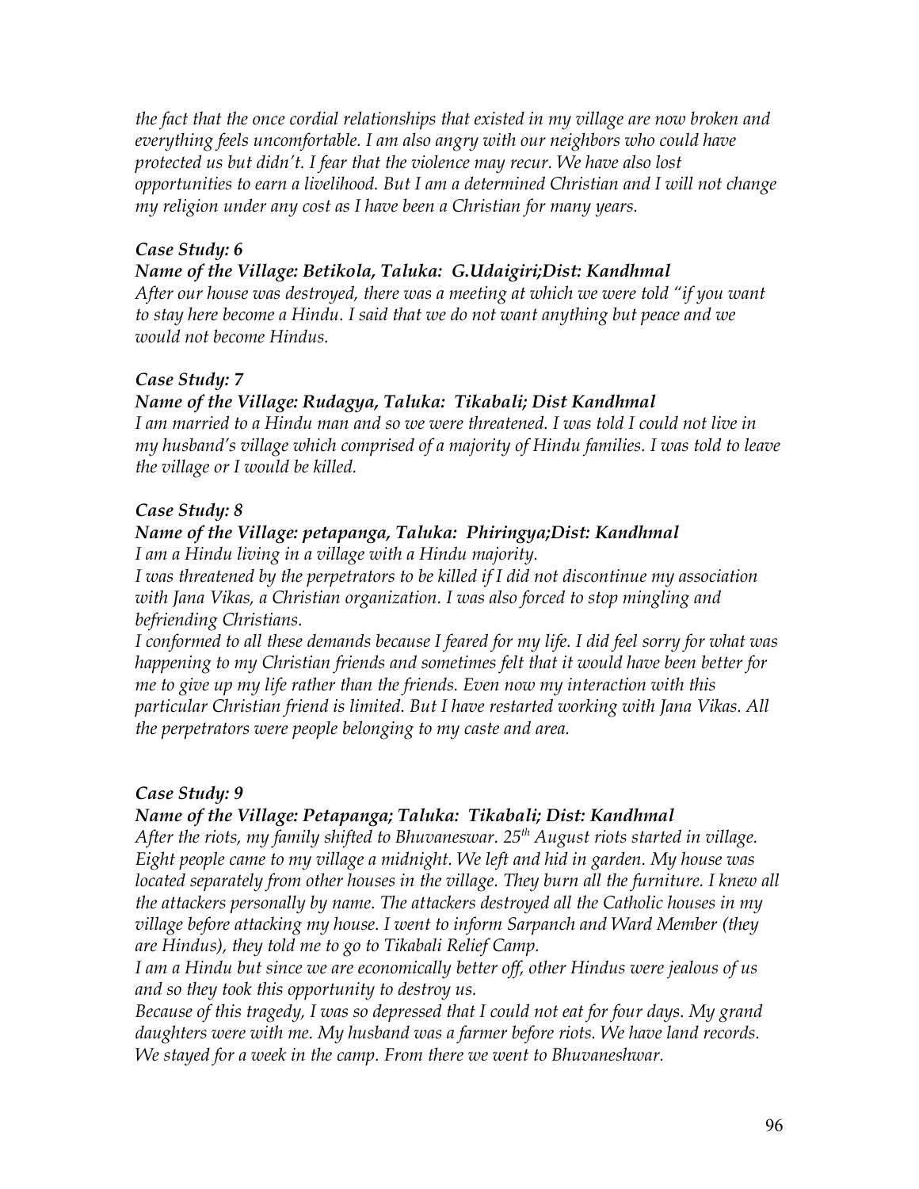*the fact that the once cordial relationships that existed in my village are now broken and everything feels uncomfortable. I am also angry with our neighbors who could have protected us but didn't. I fear that the violence may recur. We have also lost opportunities to earn a livelihood. But I am a determined Christian and I will not change my religion under any cost as I have been a Christian for many years.*

***Case Study: 6***

***Name of the Village: Betikola, Taluka: G.Udaigiri;Dist: Kandhmal***

*After our house was destroyed, there was a meeting at which we were told "if you want to stay here become a Hindu. I said that we do not want anything but peace and we would not become Hindus.*

***Case Study: 7***

***Name of the Village: Rudagya, Taluka: Tikabali; Dist Kandhmal***

*I am married to a Hindu man and so we were threatened. I was told I could not live in my husband's village which comprised of a majority of Hindu families. I was told to leave the village or I would be killed.*

***Case Study: 8***

***Name of the Village: petapanga, Taluka: Phiringya;Dist: Kandhmal***

*I am a Hindu living in a village with a Hindu majority.*

*I was threatened by the perpetrators to be killed if I did not discontinue my association with Jana Vikas, a Christian organization. I was also forced to stop mingling and befriending Christians.*

*I conformed to all these demands because I feared for my life. I did feel sorry for what was happening to my Christian friends and sometimes felt that it would have been better for me to give up my life rather than the friends. Even now my interaction with this particular Christian friend is limited. But I have restarted working with Jana Vikas. All the perpetrators were people belonging to my caste and area.*

***Case Study: 9***

***Name of the Village: Petapanga; Taluka: Tikabali; Dist: Kandhmal***

*After the riots, my family shifted to Bhuvaneswar. 25th August riots started in village. Eight people came to my village a midnight. We left and hid in garden. My house was located separately from other houses in the village. They burn all the furniture. I knew all the attackers personally by name. The attackers destroyed all the Catholic houses in my village before attacking my house. I went to inform Sarpanch and Ward Member (they are Hindus), they told me to go to Tikabali Relief Camp.*

*I am a Hindu but since we are economically better off, other Hindus were jealous of us and so they took this opportunity to destroy us.*

*Because of this tragedy, I was so depressed that I could not eat for four days. My grand daughters were with me. My husband was a farmer before riots. We have land records. We stayed for a week in the camp. From there we went to Bhuvaneshwar.*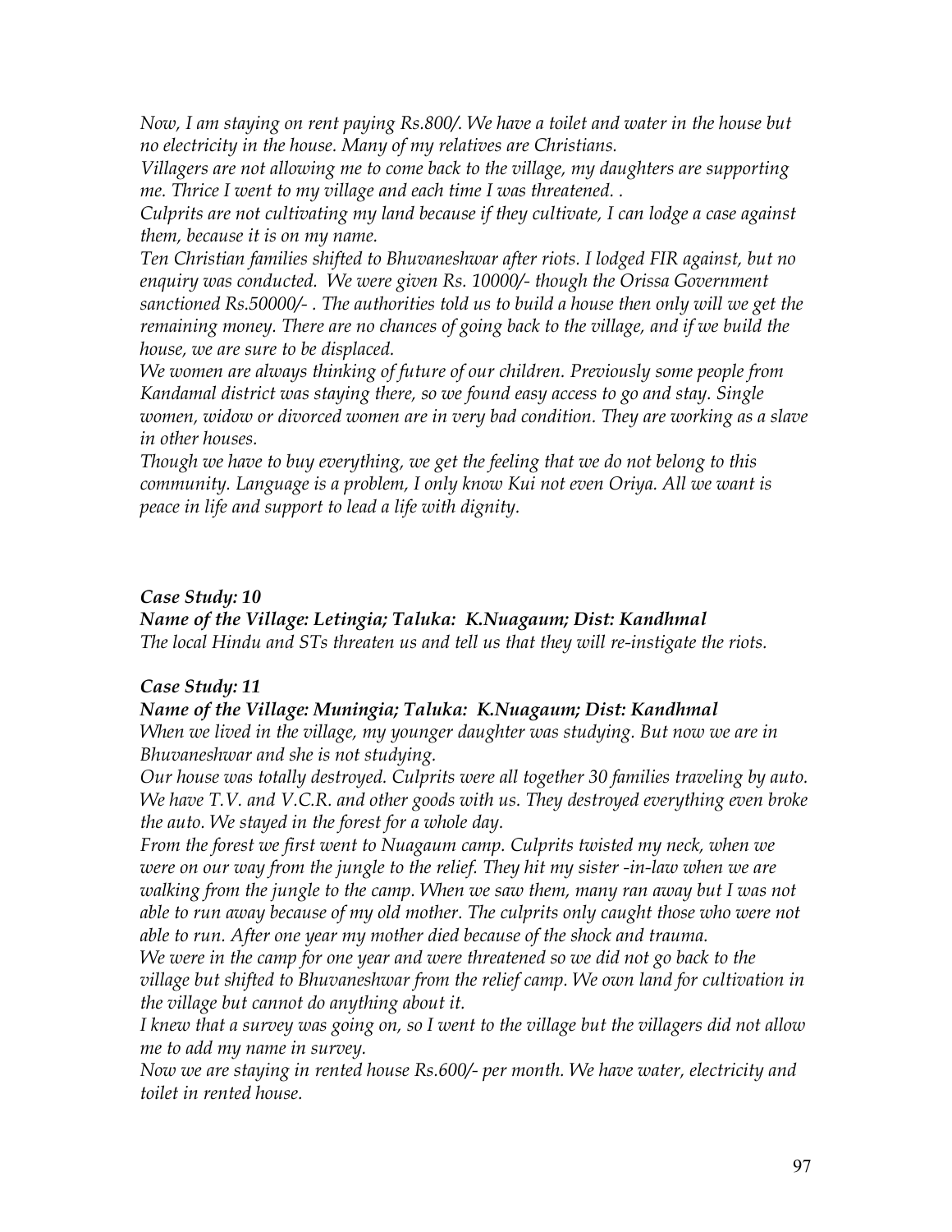*Now, I am staying on rent paying Rs.800/. We have a toilet and water in the house but no electricity in the house. Many of my relatives are Christians.*

*Villagers are not allowing me to come back to the village, my daughters are supporting me. Thrice I went to my village and each time I was threatened. .*

*Culprits are not cultivating my land because if they cultivate, I can lodge a case against them, because it is on my name.*

*Ten Christian families shifted to Bhuvaneshwar after riots. I lodged FIR against, but no enquiry was conducted. We were given Rs. 10000/- though the Orissa Government sanctioned Rs.50000/- . The authorities told us to build a house then only will we get the remaining money. There are no chances of going back to the village, and if we build the house, we are sure to be displaced.*

*We women are always thinking of future of our children. Previously some people from Kandamal district was staying there, so we found easy access to go and stay. Single women, widow or divorced women are in very bad condition. They are working as a slave in other houses.*

*Though we have to buy everything, we get the feeling that we do not belong to this community. Language is a problem, I only know Kui not even Oriya. All we want is peace in life and support to lead a life with dignity.*

***Case Study: 10***

***Name of the Village: Letingia; Taluka: K.Nuagaum; Dist: Kandhmal***

*The local Hindu and STs threaten us and tell us that they will re-instigate the riots.*

***Case Study: 11***

***Name of the Village: Muningia; Taluka: K.Nuagaum; Dist: Kandhmal***

*When we lived in the village, my younger daughter was studying. But now we are in Bhuvaneshwar and she is not studying.*

*Our house was totally destroyed. Culprits were all together 30 families traveling by auto. We have T.V. and V.C.R. and other goods with us. They destroyed everything even broke the auto. We stayed in the forest for a whole day.*

*From the forest we first went to Nuagaum camp. Culprits twisted my neck, when we were on our way from the jungle to the relief. They hit my sister -in-law when we are walking from the jungle to the camp. When we saw them, many ran away but I was not able to run away because of my old mother. The culprits only caught those who were not able to run. After one year my mother died because of the shock and trauma.*

*We were in the camp for one year and were threatened so we did not go back to the village but shifted to Bhuvaneshwar from the relief camp. We own land for cultivation in the village but cannot do anything about it.*

*I knew that a survey was going on, so I went to the village but the villagers did not allow me to add my name in survey.*

*Now we are staying in rented house Rs.600/- per month. We have water, electricity and toilet in rented house.*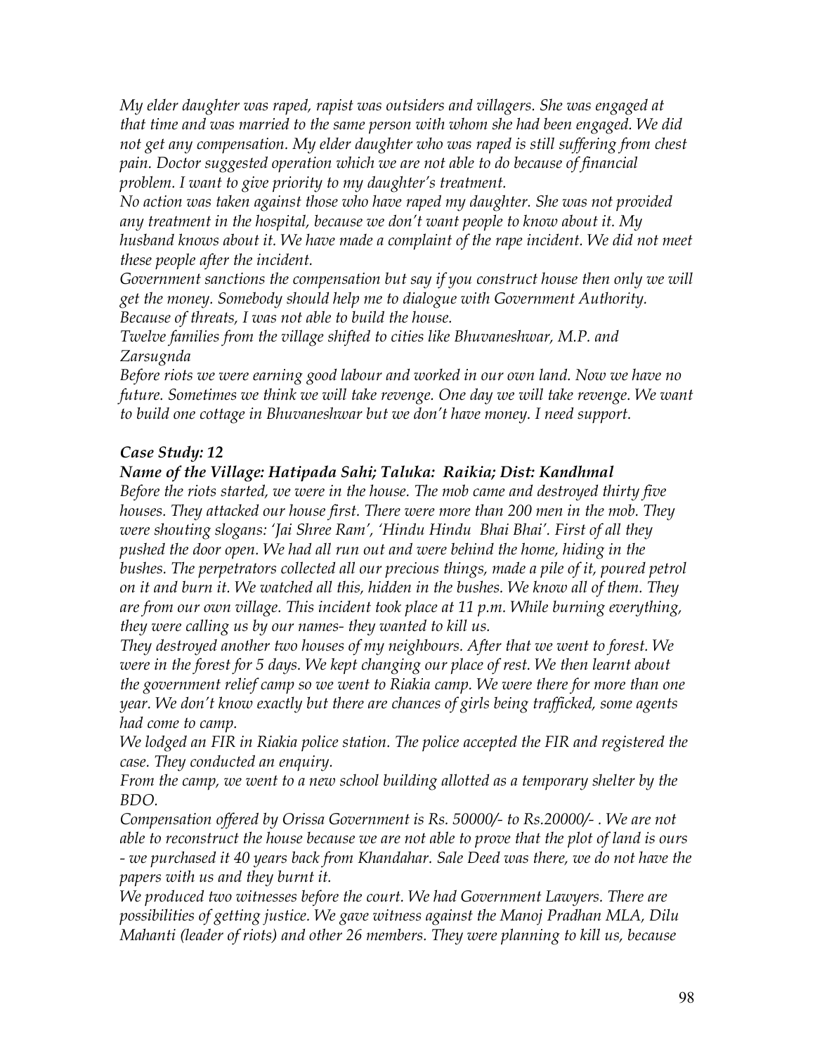*My elder daughter was raped, rapist was outsiders and villagers. She was engaged at that time and was married to the same person with whom she had been engaged. We did not get any compensation. My elder daughter who was raped is still suffering from chest pain. Doctor suggested operation which we are not able to do because of financial problem. I want to give priority to my daughter's treatment.*

*No action was taken against those who have raped my daughter. She was not provided any treatment in the hospital, because we don't want people to know about it. My husband knows about it. We have made a complaint of the rape incident. We did not meet these people after the incident.*

*Government sanctions the compensation but say if you construct house then only we will get the money. Somebody should help me to dialogue with Government Authority. Because of threats, I was not able to build the house.*

*Twelve families from the village shifted to cities like Bhuvaneshwar, M.P. and Zarsugnda*

*Before riots we were earning good labour and worked in our own land. Now we have no future. Sometimes we think we will take revenge. One day we will take revenge. We want to build one cottage in Bhuvaneshwar but we don't have money. I need support.*

***Case Study: 12***

***Name of the Village: Hatipada Sahi; Taluka: Raikia; Dist: Kandhmal***

*Before the riots started, we were in the house. The mob came and destroyed thirty five houses. They attacked our house first. There were more than 200 men in the mob. They were shouting slogans: 'Jai Shree Ram', 'Hindu Hindu Bhai Bhai'. First of all they pushed the door open. We had all run out and were behind the home, hiding in the bushes. The perpetrators collected all our precious things, made a pile of it, poured petrol on it and burn it. We watched all this, hidden in the bushes. We know all of them. They are from our own village. This incident took place at 11 p.m. While burning everything, they were calling us by our names- they wanted to kill us.*

*They destroyed another two houses of my neighbours. After that we went to forest. We were in the forest for 5 days. We kept changing our place of rest. We then learnt about the government relief camp so we went to Riakia camp. We were there for more than one year. We don't know exactly but there are chances of girls being trafficked, some agents had come to camp.*

*We lodged an FIR in Riakia police station. The police accepted the FIR and registered the case. They conducted an enquiry.*

*From the camp, we went to a new school building allotted as a temporary shelter by the BDO.*

*Compensation offered by Orissa Government is Rs. 50000/- to Rs.20000/- . We are not able to reconstruct the house because we are not able to prove that the plot of land is ours - we purchased it 40 years back from Khandahar. Sale Deed was there, we do not have the papers with us and they burnt it.*

*We produced two witnesses before the court. We had Government Lawyers. There are possibilities of getting justice. We gave witness against the Manoj Pradhan MLA, Dilu Mahanti (leader of riots) and other 26 members. They were planning to kill us, because*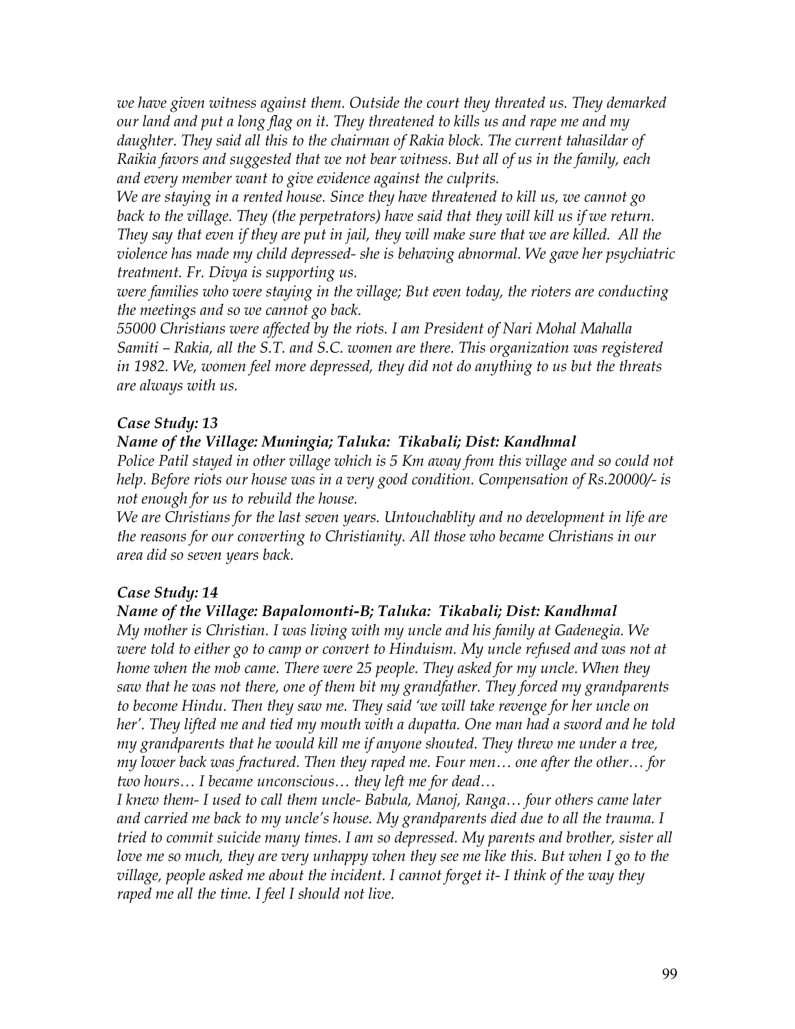*we have given witness against them. Outside the court they threated us. They demarked our land and put a long flag on it. They threatened to kills us and rape me and my daughter. They said all this to the chairman of Rakia block. The current tahasildar of Raikia favors and suggested that we not bear witness. But all of us in the family, each and every member want to give evidence against the culprits.*

*We are staying in a rented house. Since they have threatened to kill us, we cannot go back to the village. They (the perpetrators) have said that they will kill us if we return. They say that even if they are put in jail, they will make sure that we are killed. All the violence has made my child depressed- she is behaving abnormal. We gave her psychiatric treatment. Fr. Divya is supporting us.*

*were families who were staying in the village; But even today, the rioters are conducting the meetings and so we cannot go back.*

*55000 Christians were affected by the riots. I am President of Nari Mohal Mahalla Samiti – Rakia, all the S.T. and S.C. women are there. This organization was registered in 1982. We, women feel more depressed, they did not do anything to us but the threats are always with us.*

***Case Study: 13***

***Name of the Village: Muningia; Taluka: Tikabali; Dist: Kandhmal***

*Police Patil stayed in other village which is 5 Km away from this village and so could not help. Before riots our house was in a very good condition. Compensation of Rs.20000/- is not enough for us to rebuild the house.*

*We are Christians for the last seven years. Untouchablity and no development in life are the reasons for our converting to Christianity. All those who became Christians in our area did so seven years back.*

***Case Study: 14***

***Name of the Village: Bapalomonti-B; Taluka: Tikabali; Dist: Kandhmal***

*My mother is Christian. I was living with my uncle and his family at Gadenegia. We were told to either go to camp or convert to Hinduism. My uncle refused and was not at home when the mob came. There were 25 people. They asked for my uncle. When they saw that he was not there, one of them bit my grandfather. They forced my grandparents to become Hindu. Then they saw me. They said 'we will take revenge for her uncle on her'. They lifted me and tied my mouth with a dupatta. One man had a sword and he told my grandparents that he would kill me if anyone shouted. They threw me under a tree, my lower back was fractured. Then they raped me. Four men… one after the other… for two hours… I became unconscious… they left me for dead…*

*I knew them- I used to call them uncle- Babula, Manoj, Ranga… four others came later and carried me back to my uncle's house. My grandparents died due to all the trauma. I tried to commit suicide many times. I am so depressed. My parents and brother, sister all love me so much, they are very unhappy when they see me like this. But when I go to the village, people asked me about the incident. I cannot forget it- I think of the way they raped me all the time. I feel I should not live.*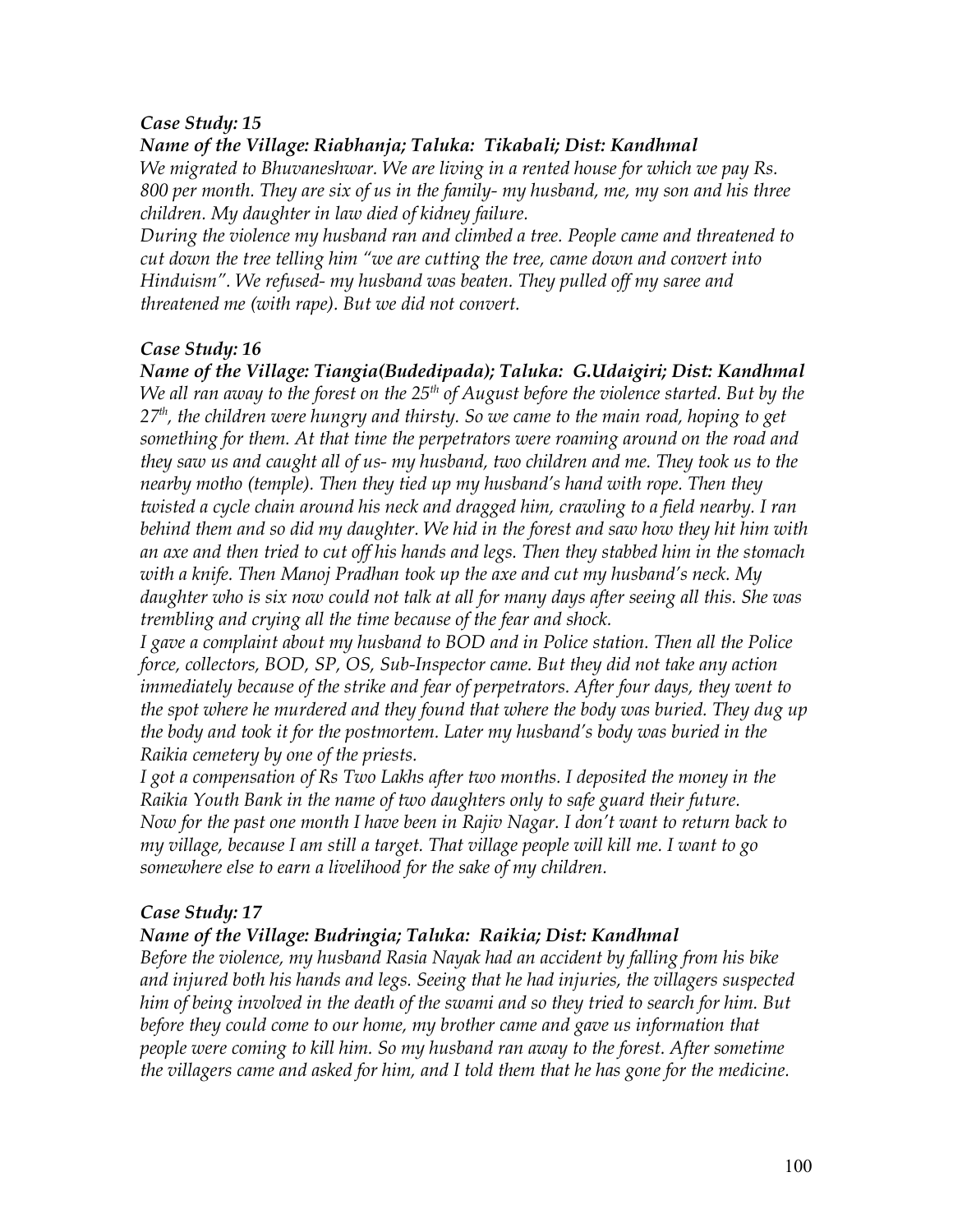### *Case Study: 15*

***Name of the Village: Riabhanja; Taluka: Tikabali; Dist: Kandhmal***

*We migrated to Bhuvaneshwar. We are living in a rented house for which we pay Rs. 800 per month. They are six of us in the family- my husband, me, my son and his three children. My daughter in law died of kidney failure.*

*During the violence my husband ran and climbed a tree. People came and threatened to cut down the tree telling him "we are cutting the tree, came down and convert into Hinduism". We refused- my husband was beaten. They pulled off my saree and threatened me (with rape). But we did not convert.*

### *Case Study: 16*

***Name of the Village: Tiangia(Budedipada); Taluka: G.Udaigiri; Dist: Kandhmal***

*We all ran away to the forest on the 25th of August before the violence started. But by the 27th, the children were hungry and thirsty. So we came to the main road, hoping to get something for them. At that time the perpetrators were roaming around on the road and they saw us and caught all of us- my husband, two children and me. They took us to the nearby motho (temple). Then they tied up my husband's hand with rope. Then they twisted a cycle chain around his neck and dragged him, crawling to a field nearby. I ran behind them and so did my daughter. We hid in the forest and saw how they hit him with an axe and then tried to cut off his hands and legs. Then they stabbed him in the stomach with a knife. Then Manoj Pradhan took up the axe and cut my husband's neck. My daughter who is six now could not talk at all for many days after seeing all this. She was trembling and crying all the time because of the fear and shock.*

*I gave a complaint about my husband to BOD and in Police station. Then all the Police force, collectors, BOD, SP, OS, Sub-Inspector came. But they did not take any action immediately because of the strike and fear of perpetrators. After four days, they went to the spot where he murdered and they found that where the body was buried. They dug up the body and took it for the postmortem. Later my husband's body was buried in the Raikia cemetery by one of the priests.*

*I got a compensation of Rs Two Lakhs after two months. I deposited the money in the Raikia Youth Bank in the name of two daughters only to safe guard their future.*

*Now for the past one month I have been in Rajiv Nagar. I don't want to return back to my village, because I am still a target. That village people will kill me. I want to go somewhere else to earn a livelihood for the sake of my children.*

### *Case Study: 17*

***Name of the Village: Budringia; Taluka: Raikia; Dist: Kandhmal***

*Before the violence, my husband Rasia Nayak had an accident by falling from his bike and injured both his hands and legs. Seeing that he had injuries, the villagers suspected him of being involved in the death of the swami and so they tried to search for him. But before they could come to our home, my brother came and gave us information that people were coming to kill him. So my husband ran away to the forest. After sometime the villagers came and asked for him, and I told them that he has gone for the medicine.*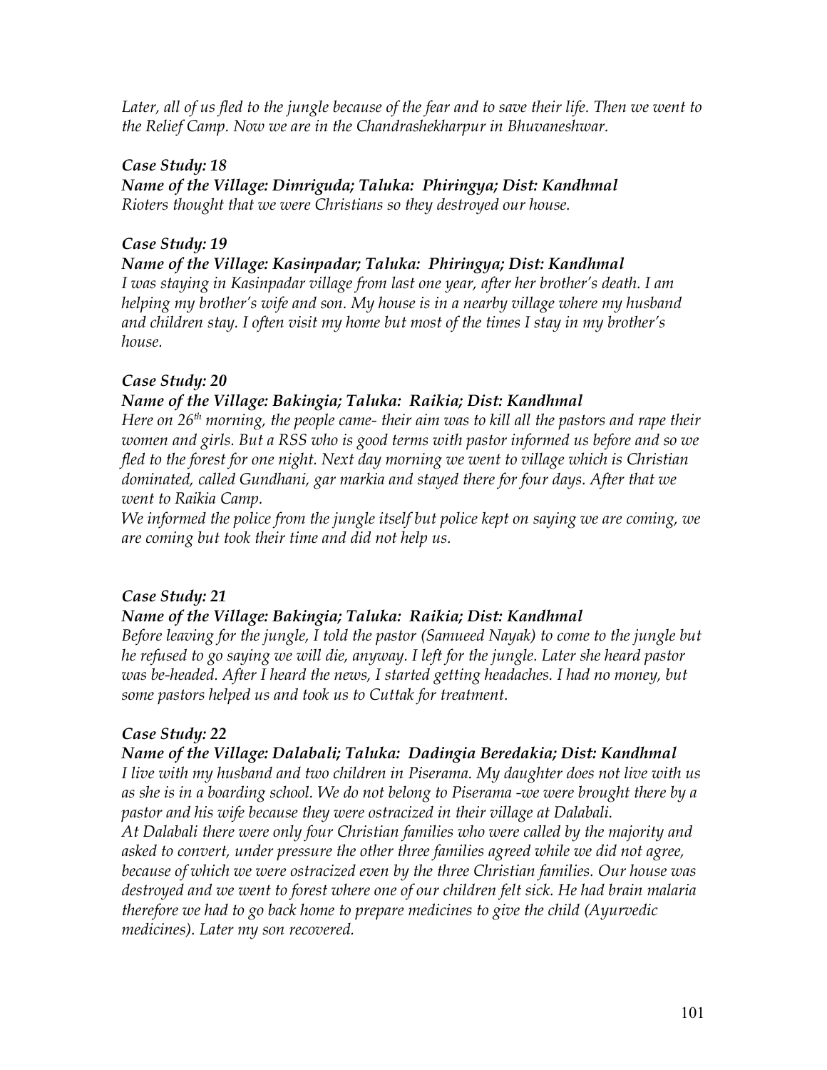*Later, all of us fled to the jungle because of the fear and to save their life. Then we went to the Relief Camp. Now we are in the Chandrashekharpur in Bhuvaneshwar.*

***Case Study: 18***

***Name of the Village: Dimriguda; Taluka: Phiringya; Dist: Kandhmal***

*Rioters thought that we were Christians so they destroyed our house.*

***Case Study: 19***

***Name of the Village: Kasinpadar; Taluka: Phiringya; Dist: Kandhmal***

*I was staying in Kasinpadar village from last one year, after her brother's death. I am helping my brother's wife and son. My house is in a nearby village where my husband and children stay. I often visit my home but most of the times I stay in my brother's house.*

***Case Study: 20***

***Name of the Village: Bakingia; Taluka: Raikia; Dist: Kandhmal***

*Here on 26th morning, the people came- their aim was to kill all the pastors and rape their women and girls. But a RSS who is good terms with pastor informed us before and so we fled to the forest for one night. Next day morning we went to village which is Christian dominated, called Gundhani, gar markia and stayed there for four days. After that we went to Raikia Camp.*

*We informed the police from the jungle itself but police kept on saying we are coming, we are coming but took their time and did not help us.*

***Case Study: 21***

***Name of the Village: Bakingia; Taluka: Raikia; Dist: Kandhmal***

*Before leaving for the jungle, I told the pastor (Samueed Nayak) to come to the jungle but he refused to go saying we will die, anyway. I left for the jungle. Later she heard pastor was be-headed. After I heard the news, I started getting headaches. I had no money, but some pastors helped us and took us to Cuttak for treatment.*

***Case Study: 22***

***Name of the Village: Dalabali; Taluka: Dadingia Beredakia; Dist: Kandhmal***

*I live with my husband and two children in Piserama. My daughter does not live with us as she is in a boarding school. We do not belong to Piserama -we were brought there by a pastor and his wife because they were ostracized in their village at Dalabali.*

*At Dalabali there were only four Christian families who were called by the majority and asked to convert, under pressure the other three families agreed while we did not agree, because of which we were ostracized even by the three Christian families. Our house was destroyed and we went to forest where one of our children felt sick. He had brain malaria therefore we had to go back home to prepare medicines to give the child (Ayurvedic medicines). Later my son recovered.*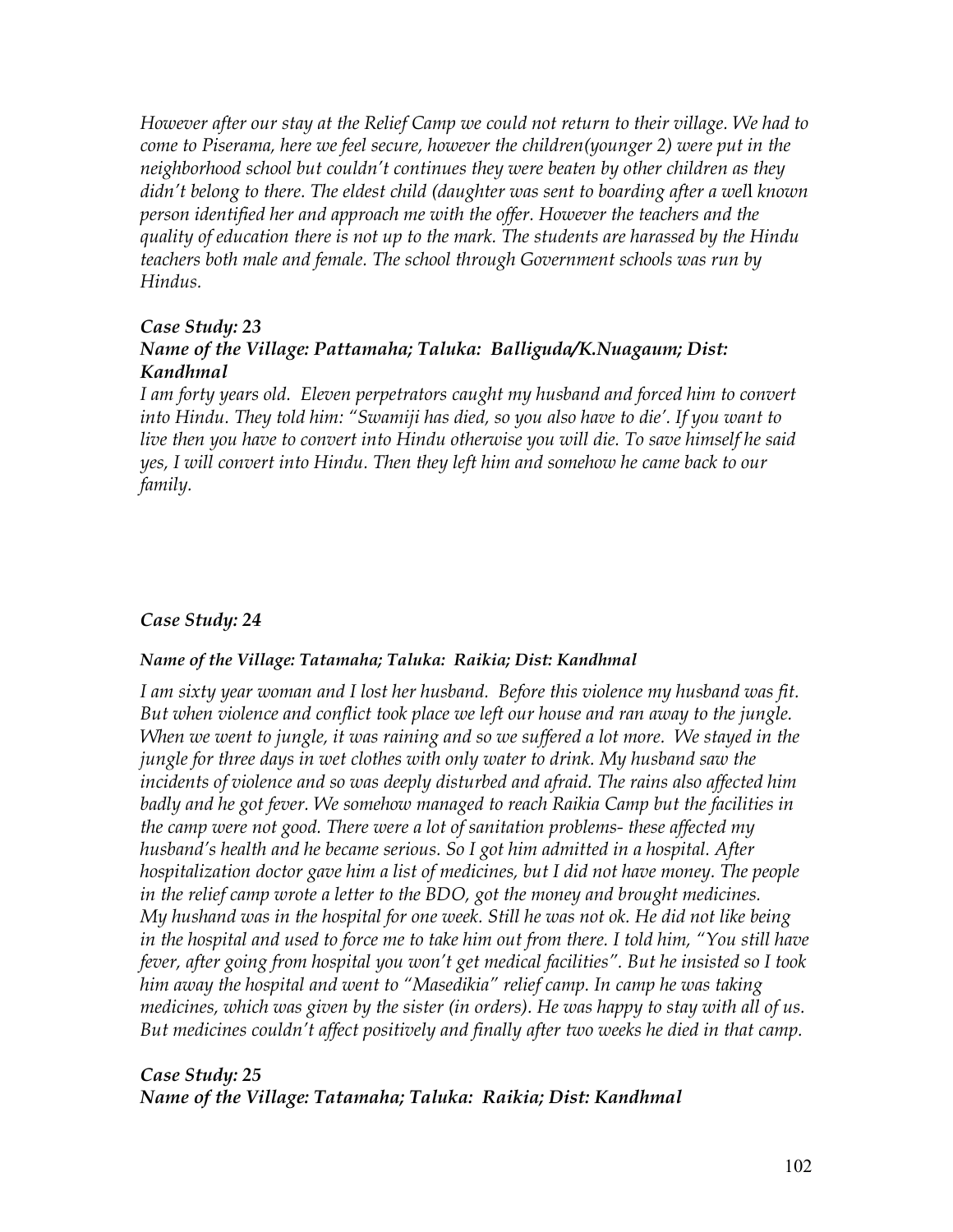*However after our stay at the Relief Camp we could not return to their village. We had to come to Piserama, here we feel secure, however the children(younger 2) were put in the neighborhood school but couldn't continues they were beaten by other children as they didn't belong to there. The eldest child (daughter was sent to boarding after a well known person identified her and approach me with the offer. However the teachers and the quality of education there is not up to the mark. The students are harassed by the Hindu teachers both male and female. The school through Government schools was run by Hindus.*

### *Case Study: 23*

### *Name of the Village: Pattamaha; Taluka: Balliguda/K.Nuagaum; Dist: Kandhmal*

*I am forty years old. Eleven perpetrators caught my husband and forced him to convert into Hindu. They told him: "Swamiji has died, so you also have to die'. If you want to live then you have to convert into Hindu otherwise you will die. To save himself he said yes, I will convert into Hindu. Then they left him and somehow he came back to our family.*

### *Case Study: 24*

### *Name of the Village: Tatamaha; Taluka: Raikia; Dist: Kandhmal*

*I am sixty year woman and I lost her husband. Before this violence my husband was fit. But when violence and conflict took place we left our house and ran away to the jungle. When we went to jungle, it was raining and so we suffered a lot more. We stayed in the jungle for three days in wet clothes with only water to drink. My husband saw the incidents of violence and so was deeply disturbed and afraid. The rains also affected him badly and he got fever. We somehow managed to reach Raikia Camp but the facilities in the camp were not good. There were a lot of sanitation problems- these affected my husband's health and he became serious. So I got him admitted in a hospital. After hospitalization doctor gave him a list of medicines, but I did not have money. The people in the relief camp wrote a letter to the BDO, got the money and brought medicines. My hushand was in the hospital for one week. Still he was not ok. He did not like being in the hospital and used to force me to take him out from there. I told him, "You still have fever, after going from hospital you won't get medical facilities". But he insisted so I took him away the hospital and went to "Masedikia" relief camp. In camp he was taking medicines, which was given by the sister (in orders). He was happy to stay with all of us. But medicines couldn't affect positively and finally after two weeks he died in that camp.*

### *Case Study: 25*

### *Name of the Village: Tatamaha; Taluka: Raikia; Dist: Kandhmal*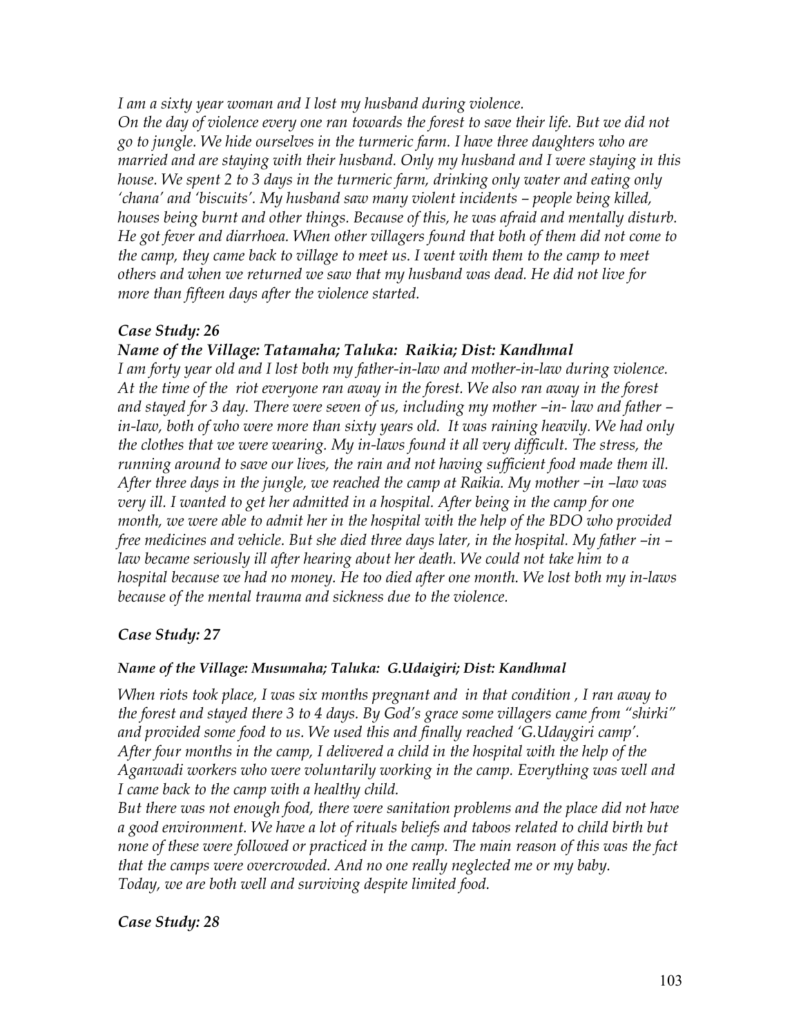*I am a sixty year woman and I lost my husband during violence.*
*On the day of violence every one ran towards the forest to save their life. But we did not go to jungle. We hide ourselves in the turmeric farm. I have three daughters who are married and are staying with their husband. Only my husband and I were staying in this house. We spent 2 to 3 days in the turmeric farm, drinking only water and eating only 'chana' and 'biscuits'. My husband saw many violent incidents – people being killed, houses being burnt and other things. Because of this, he was afraid and mentally disturb. He got fever and diarrhoea. When other villagers found that both of them did not come to the camp, they came back to village to meet us. I went with them to the camp to meet others and when we returned we saw that my husband was dead. He did not live for more than fifteen days after the violence started.*

***Case Study: 26***

***Name of the Village: Tatamaha; Taluka: Raikia; Dist: Kandhmal***

*I am forty year old and I lost both my father-in-law and mother-in-law during violence. At the time of the riot everyone ran away in the forest. We also ran away in the forest and stayed for 3 day. There were seven of us, including my mother –in- law and father –in-law, both of who were more than sixty years old. It was raining heavily. We had only the clothes that we were wearing. My in-laws found it all very difficult. The stress, the running around to save our lives, the rain and not having sufficient food made them ill. After three days in the jungle, we reached the camp at Raikia. My mother –in –law was very ill. I wanted to get her admitted in a hospital. After being in the camp for one month, we were able to admit her in the hospital with the help of the BDO who provided free medicines and vehicle. But she died three days later, in the hospital. My father –in –law became seriously ill after hearing about her death. We could not take him to a hospital because we had no money. He too died after one month. We lost both my in-laws because of the mental trauma and sickness due to the violence.*

***Case Study: 27***

***Name of the Village: Musumaha; Taluka: G.Udaigiri; Dist: Kandhmal***

*When riots took place, I was six months pregnant and in that condition , I ran away to the forest and stayed there 3 to 4 days. By God's grace some villagers came from "shirki" and provided some food to us. We used this and finally reached 'G.Udaygiri camp'. After four months in the camp, I delivered a child in the hospital with the help of the Aganwadi workers who were voluntarily working in the camp. Everything was well and I came back to the camp with a healthy child.*
*But there was not enough food, there were sanitation problems and the place did not have a good environment. We have a lot of rituals beliefs and taboos related to child birth but none of these were followed or practiced in the camp. The main reason of this was the fact that the camps were overcrowded. And no one really neglected me or my baby.*
*Today, we are both well and surviving despite limited food.*

***Case Study: 28***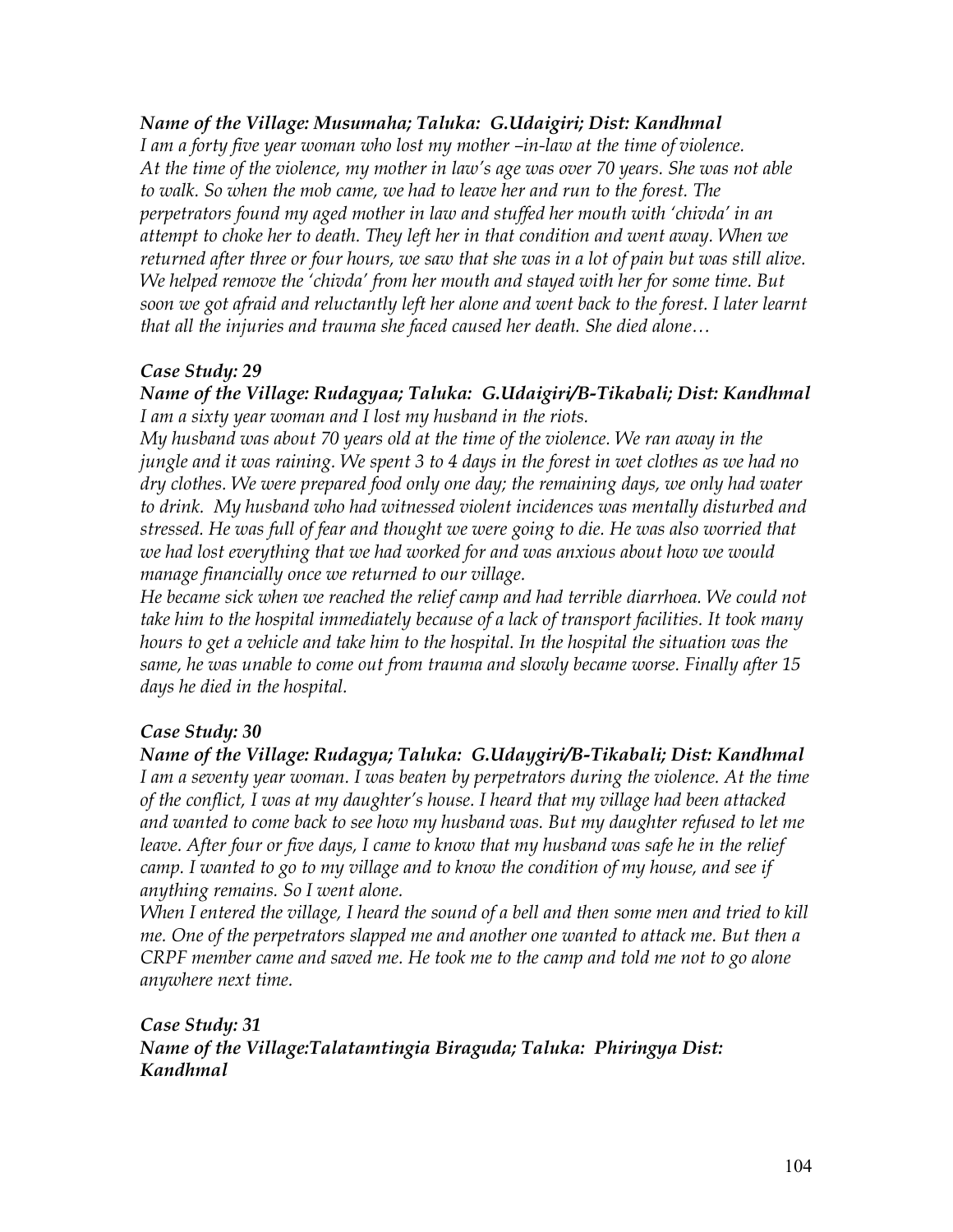***Name of the Village: Musumaha; Taluka: G.Udaigiri; Dist: Kandhmal***

*I am a forty five year woman who lost my mother –in-law at the time of violence. At the time of the violence, my mother in law's age was over 70 years. She was not able to walk. So when the mob came, we had to leave her and run to the forest. The perpetrators found my aged mother in law and stuffed her mouth with 'chivda' in an attempt to choke her to death. They left her in that condition and went away. When we returned after three or four hours, we saw that she was in a lot of pain but was still alive. We helped remove the 'chivda' from her mouth and stayed with her for some time. But soon we got afraid and reluctantly left her alone and went back to the forest. I later learnt that all the injuries and trauma she faced caused her death. She died alone…*

***Case Study: 29***

***Name of the Village: Rudagyaa; Taluka: G.Udaigiri/B-Tikabali; Dist: Kandhmal***

*I am a sixty year woman and I lost my husband in the riots.*

*My husband was about 70 years old at the time of the violence. We ran away in the jungle and it was raining. We spent 3 to 4 days in the forest in wet clothes as we had no dry clothes. We were prepared food only one day; the remaining days, we only had water to drink. My husband who had witnessed violent incidences was mentally disturbed and stressed. He was full of fear and thought we were going to die. He was also worried that we had lost everything that we had worked for and was anxious about how we would manage financially once we returned to our village.*

*He became sick when we reached the relief camp and had terrible diarrhoea. We could not take him to the hospital immediately because of a lack of transport facilities. It took many hours to get a vehicle and take him to the hospital. In the hospital the situation was the same, he was unable to come out from trauma and slowly became worse. Finally after 15 days he died in the hospital.*

***Case Study: 30***

***Name of the Village: Rudagya; Taluka: G.Udaygiri/B-Tikabali; Dist: Kandhmal***

*I am a seventy year woman. I was beaten by perpetrators during the violence. At the time of the conflict, I was at my daughter's house. I heard that my village had been attacked and wanted to come back to see how my husband was. But my daughter refused to let me leave. After four or five days, I came to know that my husband was safe he in the relief camp. I wanted to go to my village and to know the condition of my house, and see if anything remains. So I went alone.*

*When I entered the village, I heard the sound of a bell and then some men and tried to kill me. One of the perpetrators slapped me and another one wanted to attack me. But then a CRPF member came and saved me. He took me to the camp and told me not to go alone anywhere next time.*

***Case Study: 31***

***Name of the Village:Talatamtingia Biraguda; Taluka: Phiringya Dist: Kandhmal***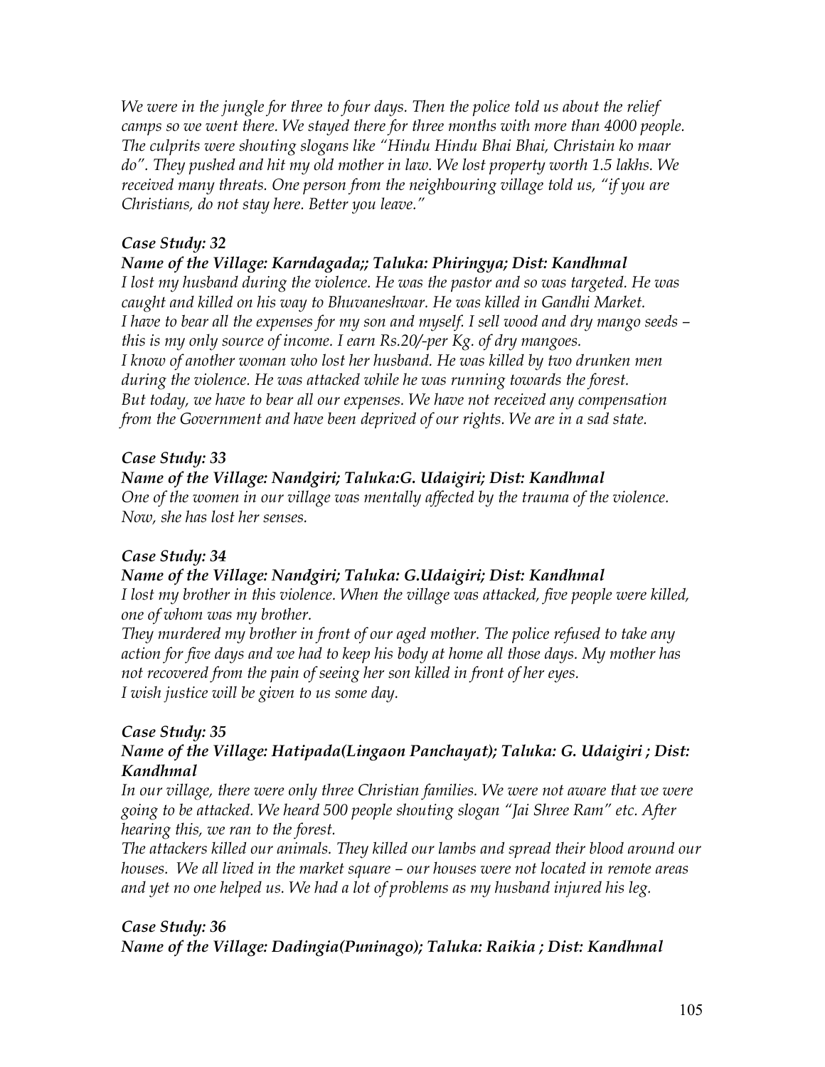*We were in the jungle for three to four days. Then the police told us about the relief camps so we went there. We stayed there for three months with more than 4000 people. The culprits were shouting slogans like "Hindu Hindu Bhai Bhai, Christain ko maar do". They pushed and hit my old mother in law. We lost property worth 1.5 lakhs. We received many threats. One person from the neighbouring village told us, "if you are Christians, do not stay here. Better you leave."*

***Case Study: 32***

***Name of the Village: Karndagada;; Taluka: Phiringya; Dist: Kandhmal***

*I lost my husband during the violence. He was the pastor and so was targeted. He was caught and killed on his way to Bhuvaneshwar. He was killed in Gandhi Market.*
*I have to bear all the expenses for my son and myself. I sell wood and dry mango seeds – this is my only source of income. I earn Rs.20/-per Kg. of dry mangoes.*
*I know of another woman who lost her husband. He was killed by two drunken men during the violence. He was attacked while he was running towards the forest.*
*But today, we have to bear all our expenses. We have not received any compensation from the Government and have been deprived of our rights. We are in a sad state.*

***Case Study: 33***

***Name of the Village: Nandgiri; Taluka:G. Udaigiri; Dist: Kandhmal***

*One of the women in our village was mentally affected by the trauma of the violence. Now, she has lost her senses.*

***Case Study: 34***

***Name of the Village: Nandgiri; Taluka: G.Udaigiri; Dist: Kandhmal***

*I lost my brother in this violence. When the village was attacked, five people were killed, one of whom was my brother.*
*They murdered my brother in front of our aged mother. The police refused to take any action for five days and we had to keep his body at home all those days. My mother has not recovered from the pain of seeing her son killed in front of her eyes.*
*I wish justice will be given to us some day.*

***Case Study: 35***

***Name of the Village: Hatipada(Lingaon Panchayat); Taluka: G. Udaigiri ; Dist: Kandhmal***

*In our village, there were only three Christian families. We were not aware that we were going to be attacked. We heard 500 people shouting slogan "Jai Shree Ram" etc. After hearing this, we ran to the forest.*
*The attackers killed our animals. They killed our lambs and spread their blood around our houses. We all lived in the market square – our houses were not located in remote areas and yet no one helped us. We had a lot of problems as my husband injured his leg.*

***Case Study: 36***

***Name of the Village: Dadingia(Puninago); Taluka: Raikia ; Dist: Kandhmal***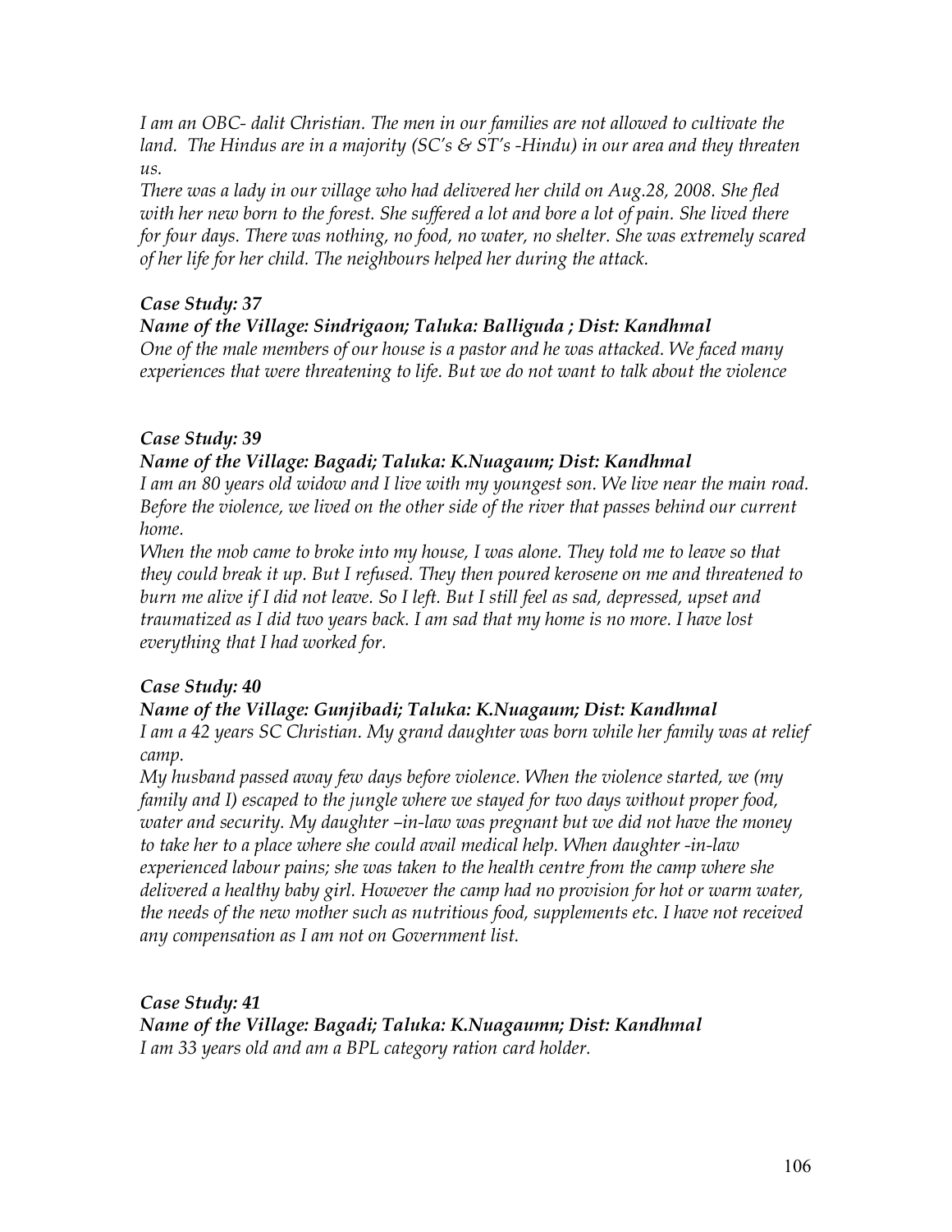*I am an OBC- dalit Christian. The men in our families are not allowed to cultivate the land. The Hindus are in a majority (SC's & ST's -Hindu) in our area and they threaten us.*

*There was a lady in our village who had delivered her child on Aug.28, 2008. She fled with her new born to the forest. She suffered a lot and bore a lot of pain. She lived there for four days. There was nothing, no food, no water, no shelter. She was extremely scared of her life for her child. The neighbours helped her during the attack.*

***Case Study: 37***

***Name of the Village: Sindrigaon; Taluka: Balliguda ; Dist: Kandhmal***

*One of the male members of our house is a pastor and he was attacked. We faced many experiences that were threatening to life. But we do not want to talk about the violence*

***Case Study: 39***

***Name of the Village: Bagadi; Taluka: K.Nuagaum; Dist: Kandhmal***

*I am an 80 years old widow and I live with my youngest son. We live near the main road. Before the violence, we lived on the other side of the river that passes behind our current home.*

*When the mob came to broke into my house, I was alone. They told me to leave so that they could break it up. But I refused. They then poured kerosene on me and threatened to burn me alive if I did not leave. So I left. But I still feel as sad, depressed, upset and traumatized as I did two years back. I am sad that my home is no more. I have lost everything that I had worked for.*

***Case Study: 40***

***Name of the Village: Gunjibadi; Taluka: K.Nuagaum; Dist: Kandhmal***

*I am a 42 years SC Christian. My grand daughter was born while her family was at relief camp.*

*My husband passed away few days before violence. When the violence started, we (my family and I) escaped to the jungle where we stayed for two days without proper food, water and security. My daughter –in-law was pregnant but we did not have the money to take her to a place where she could avail medical help. When daughter -in-law experienced labour pains; she was taken to the health centre from the camp where she delivered a healthy baby girl. However the camp had no provision for hot or warm water, the needs of the new mother such as nutritious food, supplements etc. I have not received any compensation as I am not on Government list.*

***Case Study: 41***

***Name of the Village: Bagadi; Taluka: K.Nuagaumn; Dist: Kandhmal***

*I am 33 years old and am a BPL category ration card holder.*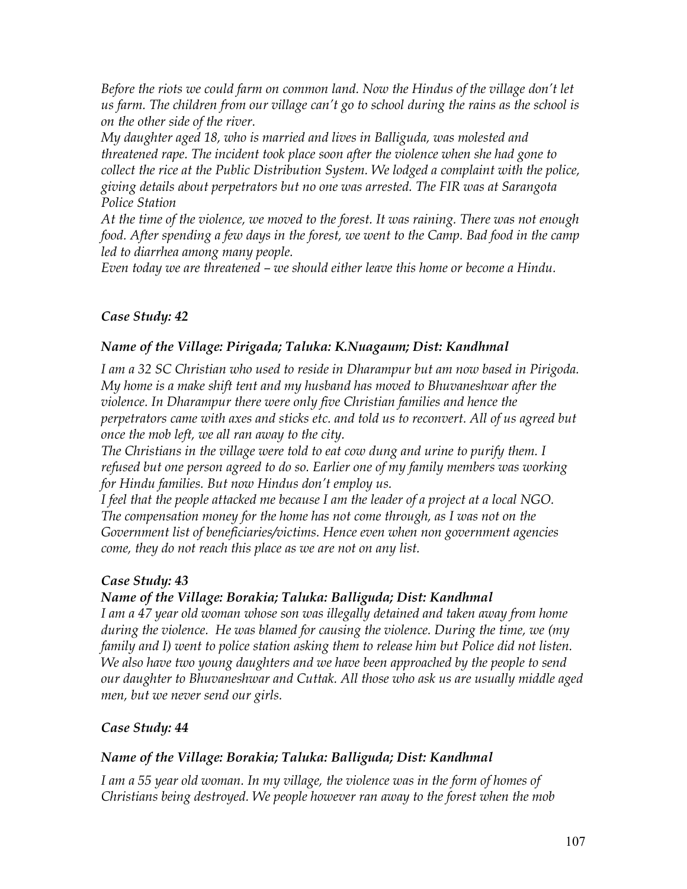*Before the riots we could farm on common land. Now the Hindus of the village don't let us farm. The children from our village can't go to school during the rains as the school is on the other side of the river.*

*My daughter aged 18, who is married and lives in Balliguda, was molested and threatened rape. The incident took place soon after the violence when she had gone to collect the rice at the Public Distribution System. We lodged a complaint with the police, giving details about perpetrators but no one was arrested. The FIR was at Sarangota Police Station*

*At the time of the violence, we moved to the forest. It was raining. There was not enough food. After spending a few days in the forest, we went to the Camp. Bad food in the camp led to diarrhea among many people.*

*Even today we are threatened – we should either leave this home or become a Hindu.*

### *Case Study: 42*

### *Name of the Village: Pirigada; Taluka: K.Nuagaum; Dist: Kandhmal*

*I am a 32 SC Christian who used to reside in Dharampur but am now based in Pirigoda. My home is a make shift tent and my husband has moved to Bhuvaneshwar after the violence. In Dharampur there were only five Christian families and hence the perpetrators came with axes and sticks etc. and told us to reconvert. All of us agreed but once the mob left, we all ran away to the city.*

*The Christians in the village were told to eat cow dung and urine to purify them. I refused but one person agreed to do so. Earlier one of my family members was working for Hindu families. But now Hindus don't employ us.*

*I feel that the people attacked me because I am the leader of a project at a local NGO. The compensation money for the home has not come through, as I was not on the Government list of beneficiaries/victims. Hence even when non government agencies come, they do not reach this place as we are not on any list.*

### *Case Study: 43*

### *Name of the Village: Borakia; Taluka: Balliguda; Dist: Kandhmal*

*I am a 47 year old woman whose son was illegally detained and taken away from home during the violence. He was blamed for causing the violence. During the time, we (my family and I) went to police station asking them to release him but Police did not listen. We also have two young daughters and we have been approached by the people to send our daughter to Bhuvaneshwar and Cuttak. All those who ask us are usually middle aged men, but we never send our girls.*

### *Case Study: 44*

### *Name of the Village: Borakia; Taluka: Balliguda; Dist: Kandhmal*

*I am a 55 year old woman. In my village, the violence was in the form of homes of Christians being destroyed. We people however ran away to the forest when the mob*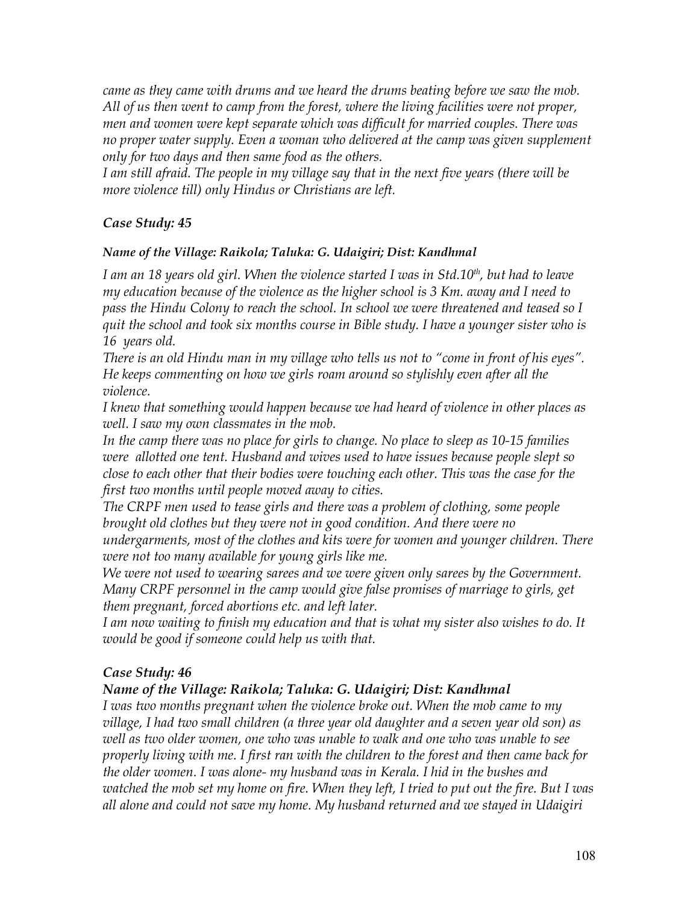*came as they came with drums and we heard the drums beating before we saw the mob. All of us then went to camp from the forest, where the living facilities were not proper, men and women were kept separate which was difficult for married couples. There was no proper water supply. Even a woman who delivered at the camp was given supplement only for two days and then same food as the others.*

*I am still afraid. The people in my village say that in the next five years (there will be more violence till) only Hindus or Christians are left.*

### *Case Study: 45*

***Name of the Village: Raikola; Taluka: G. Udaigiri; Dist: Kandhmal***

*I am an 18 years old girl. When the violence started I was in Std.10th, but had to leave my education because of the violence as the higher school is 3 Km. away and I need to pass the Hindu Colony to reach the school. In school we were threatened and teased so I quit the school and took six months course in Bible study. I have a younger sister who is 16 years old.*

*There is an old Hindu man in my village who tells us not to "come in front of his eyes". He keeps commenting on how we girls roam around so stylishly even after all the violence.*

*I knew that something would happen because we had heard of violence in other places as well. I saw my own classmates in the mob.*

*In the camp there was no place for girls to change. No place to sleep as 10-15 families were allotted one tent. Husband and wives used to have issues because people slept so close to each other that their bodies were touching each other. This was the case for the first two months until people moved away to cities.*

*The CRPF men used to tease girls and there was a problem of clothing, some people brought old clothes but they were not in good condition. And there were no undergarments, most of the clothes and kits were for women and younger children. There were not too many available for young girls like me.*

*We were not used to wearing sarees and we were given only sarees by the Government. Many CRPF personnel in the camp would give false promises of marriage to girls, get them pregnant, forced abortions etc. and left later.*

*I am now waiting to finish my education and that is what my sister also wishes to do. It would be good if someone could help us with that.*

### *Case Study: 46*

***Name of the Village: Raikola; Taluka: G. Udaigiri; Dist: Kandhmal***

*I was two months pregnant when the violence broke out. When the mob came to my village, I had two small children (a three year old daughter and a seven year old son) as well as two older women, one who was unable to walk and one who was unable to see properly living with me. I first ran with the children to the forest and then came back for the older women. I was alone- my husband was in Kerala. I hid in the bushes and watched the mob set my home on fire. When they left, I tried to put out the fire. But I was all alone and could not save my home. My husband returned and we stayed in Udaigiri*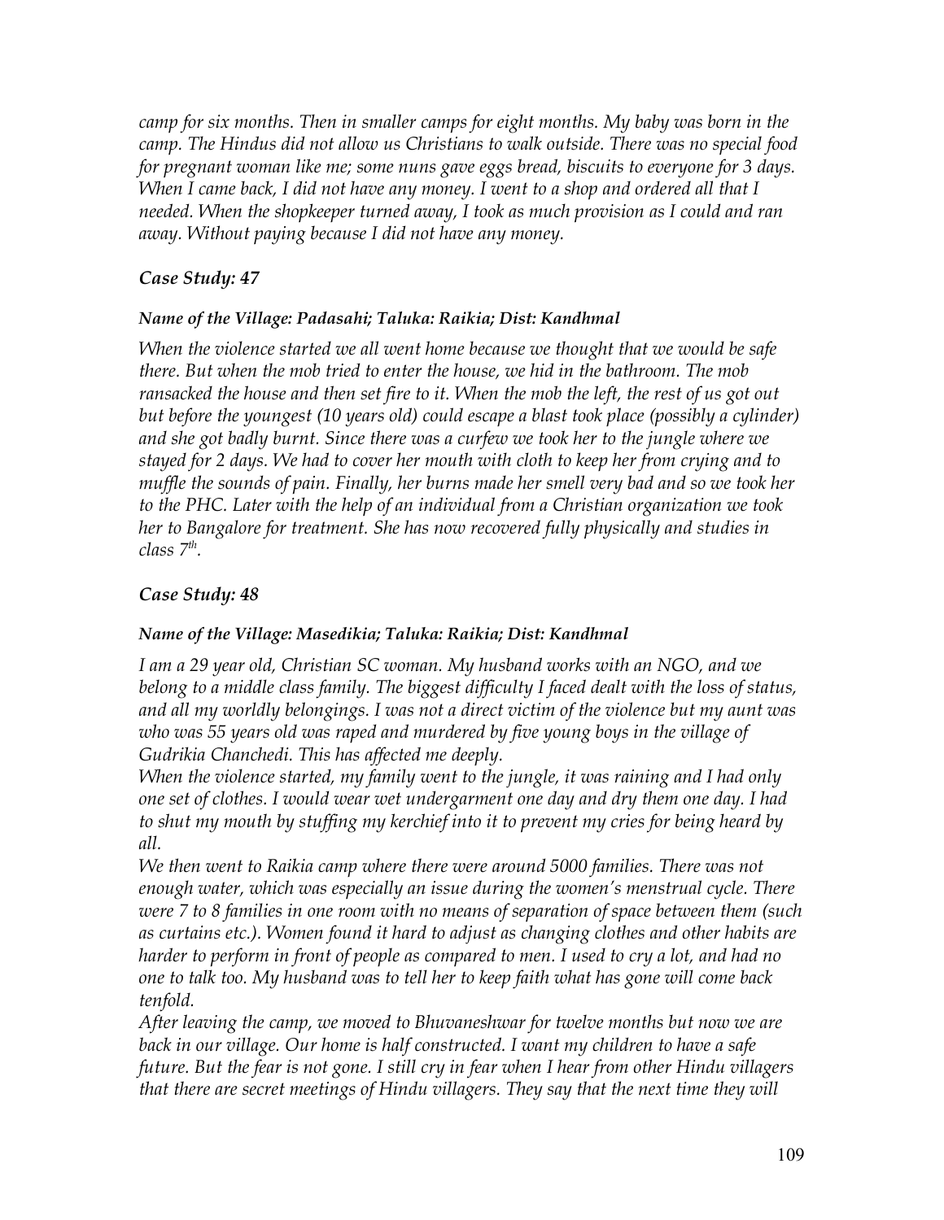*camp for six months. Then in smaller camps for eight months. My baby was born in the camp. The Hindus did not allow us Christians to walk outside. There was no special food for pregnant woman like me; some nuns gave eggs bread, biscuits to everyone for 3 days. When I came back, I did not have any money. I went to a shop and ordered all that I needed. When the shopkeeper turned away, I took as much provision as I could and ran away. Without paying because I did not have any money.*

### *Case Study: 47*

#### *Name of the Village: Padasahi; Taluka: Raikia; Dist: Kandhmal*

*When the violence started we all went home because we thought that we would be safe there. But when the mob tried to enter the house, we hid in the bathroom. The mob ransacked the house and then set fire to it. When the mob the left, the rest of us got out but before the youngest (10 years old) could escape a blast took place (possibly a cylinder) and she got badly burnt. Since there was a curfew we took her to the jungle where we stayed for 2 days. We had to cover her mouth with cloth to keep her from crying and to muffle the sounds of pain. Finally, her burns made her smell very bad and so we took her to the PHC. Later with the help of an individual from a Christian organization we took her to Bangalore for treatment. She has now recovered fully physically and studies in class 7th.*

### *Case Study: 48*

#### *Name of the Village: Masedikia; Taluka: Raikia; Dist: Kandhmal*

*I am a 29 year old, Christian SC woman. My husband works with an NGO, and we belong to a middle class family. The biggest difficulty I faced dealt with the loss of status, and all my worldly belongings. I was not a direct victim of the violence but my aunt was who was 55 years old was raped and murdered by five young boys in the village of Gudrikia Chanchedi. This has affected me deeply.*

*When the violence started, my family went to the jungle, it was raining and I had only one set of clothes. I would wear wet undergarment one day and dry them one day. I had to shut my mouth by stuffing my kerchief into it to prevent my cries for being heard by all.*

*We then went to Raikia camp where there were around 5000 families. There was not enough water, which was especially an issue during the women's menstrual cycle. There were 7 to 8 families in one room with no means of separation of space between them (such as curtains etc.). Women found it hard to adjust as changing clothes and other habits are harder to perform in front of people as compared to men. I used to cry a lot, and had no one to talk too. My husband was to tell her to keep faith what has gone will come back tenfold.*

*After leaving the camp, we moved to Bhuvaneshwar for twelve months but now we are back in our village. Our home is half constructed. I want my children to have a safe future. But the fear is not gone. I still cry in fear when I hear from other Hindu villagers that there are secret meetings of Hindu villagers. They say that the next time they will*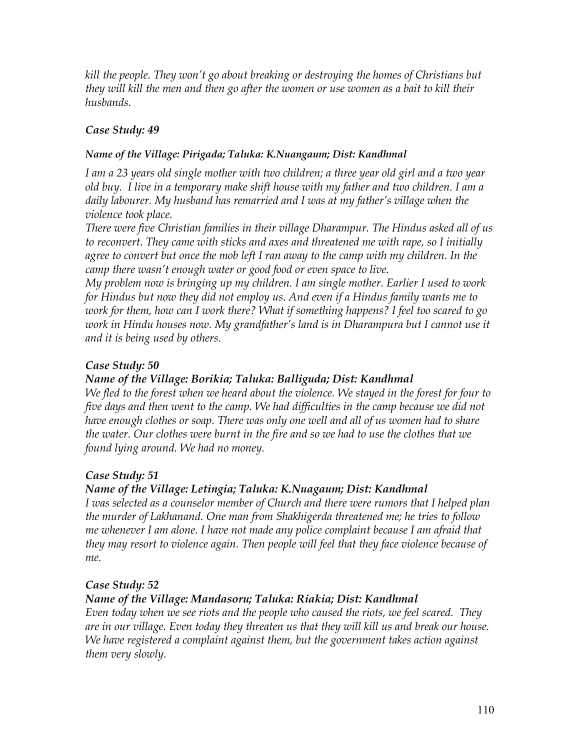*kill the people. They won't go about breaking or destroying the homes of Christians but they will kill the men and then go after the women or use women as a bait to kill their husbands.*

### *Case Study: 49*

***Name of the Village: Pirigada; Taluka: K.Nuangaum; Dist: Kandhmal***

*I am a 23 years old single mother with two children; a three year old girl and a two year old buy. I live in a temporary make shift house with my father and two children. I am a daily labourer. My husband has remarried and I was at my father's village when the violence took place.*

*There were five Christian families in their village Dharampur. The Hindus asked all of us to reconvert. They came with sticks and axes and threatened me with rape, so I initially agree to convert but once the mob left I ran away to the camp with my children. In the camp there wasn't enough water or good food or even space to live.*

*My problem now is bringing up my children. I am single mother. Earlier I used to work for Hindus but now they did not employ us. And even if a Hindus family wants me to work for them, how can I work there? What if something happens? I feel too scared to go work in Hindu houses now. My grandfather's land is in Dharampura but I cannot use it and it is being used by others.*

### *Case Study: 50*

***Name of the Village: Borikia; Taluka: Balliguda; Dist: Kandhmal***

*We fled to the forest when we heard about the violence. We stayed in the forest for four to five days and then went to the camp. We had difficulties in the camp because we did not have enough clothes or soap. There was only one well and all of us women had to share the water. Our clothes were burnt in the fire and so we had to use the clothes that we found lying around. We had no money.*

### *Case Study: 51*

***Name of the Village: Letingia; Taluka: K.Nuagaum; Dist: Kandhmal***

*I was selected as a counselor member of Church and there were rumors that I helped plan the murder of Lakhanand. One man from Shakhigerda threatened me; he tries to follow me whenever I am alone. I have not made any police complaint because I am afraid that they may resort to violence again. Then people will feel that they face violence because of me.*

### *Case Study: 52*

***Name of the Village: Mandasoru; Taluka: Riakia; Dist: Kandhmal***

*Even today when we see riots and the people who caused the riots, we feel scared. They are in our village. Even today they threaten us that they will kill us and break our house. We have registered a complaint against them, but the government takes action against them very slowly.*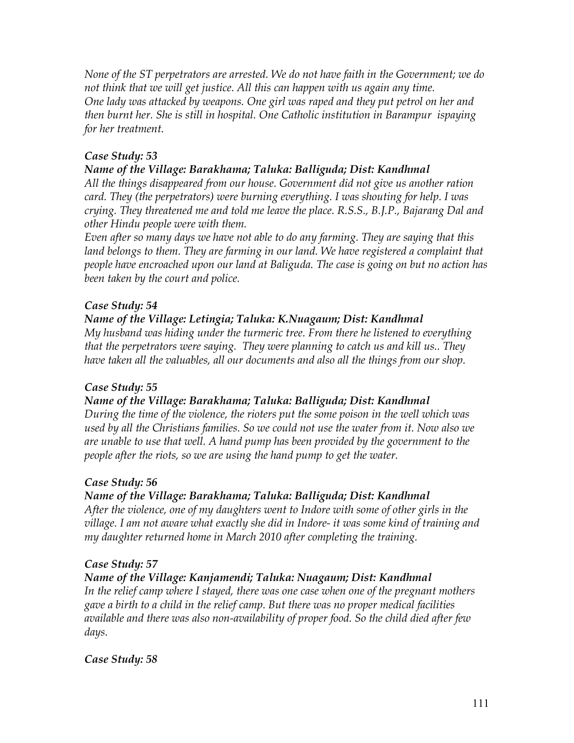*None of the ST perpetrators are arrested. We do not have faith in the Government; we do not think that we will get justice. All this can happen with us again any time.*
*One lady was attacked by weapons. One girl was raped and they put petrol on her and then burnt her. She is still in hospital. One Catholic institution in Barampur ispaying for her treatment.*

***Case Study: 53***

***Name of the Village: Barakhama; Taluka: Balliguda; Dist: Kandhmal***

*All the things disappeared from our house. Government did not give us another ration card. They (the perpetrators) were burning everything. I was shouting for help. I was crying. They threatened me and told me leave the place. R.S.S., B.J.P., Bajarang Dal and other Hindu people were with them.*
*Even after so many days we have not able to do any farming. They are saying that this land belongs to them. They are farming in our land. We have registered a complaint that people have encroached upon our land at Baliguda. The case is going on but no action has been taken by the court and police.*

***Case Study: 54***

***Name of the Village: Letingia; Taluka: K.Nuagaum; Dist: Kandhmal***

*My husband was hiding under the turmeric tree. From there he listened to everything that the perpetrators were saying. They were planning to catch us and kill us.. They have taken all the valuables, all our documents and also all the things from our shop.*

***Case Study: 55***

***Name of the Village: Barakhama; Taluka: Balliguda; Dist: Kandhmal***

*During the time of the violence, the rioters put the some poison in the well which was used by all the Christians families. So we could not use the water from it. Now also we are unable to use that well. A hand pump has been provided by the government to the people after the riots, so we are using the hand pump to get the water.*

***Case Study: 56***

***Name of the Village: Barakhama; Taluka: Balliguda; Dist: Kandhmal***

*After the violence, one of my daughters went to Indore with some of other girls in the village. I am not aware what exactly she did in Indore- it was some kind of training and my daughter returned home in March 2010 after completing the training.*

***Case Study: 57***

***Name of the Village: Kanjamendi; Taluka: Nuagaum; Dist: Kandhmal***

*In the relief camp where I stayed, there was one case when one of the pregnant mothers gave a birth to a child in the relief camp. But there was no proper medical facilities available and there was also non-availability of proper food. So the child died after few days.*

***Case Study: 58***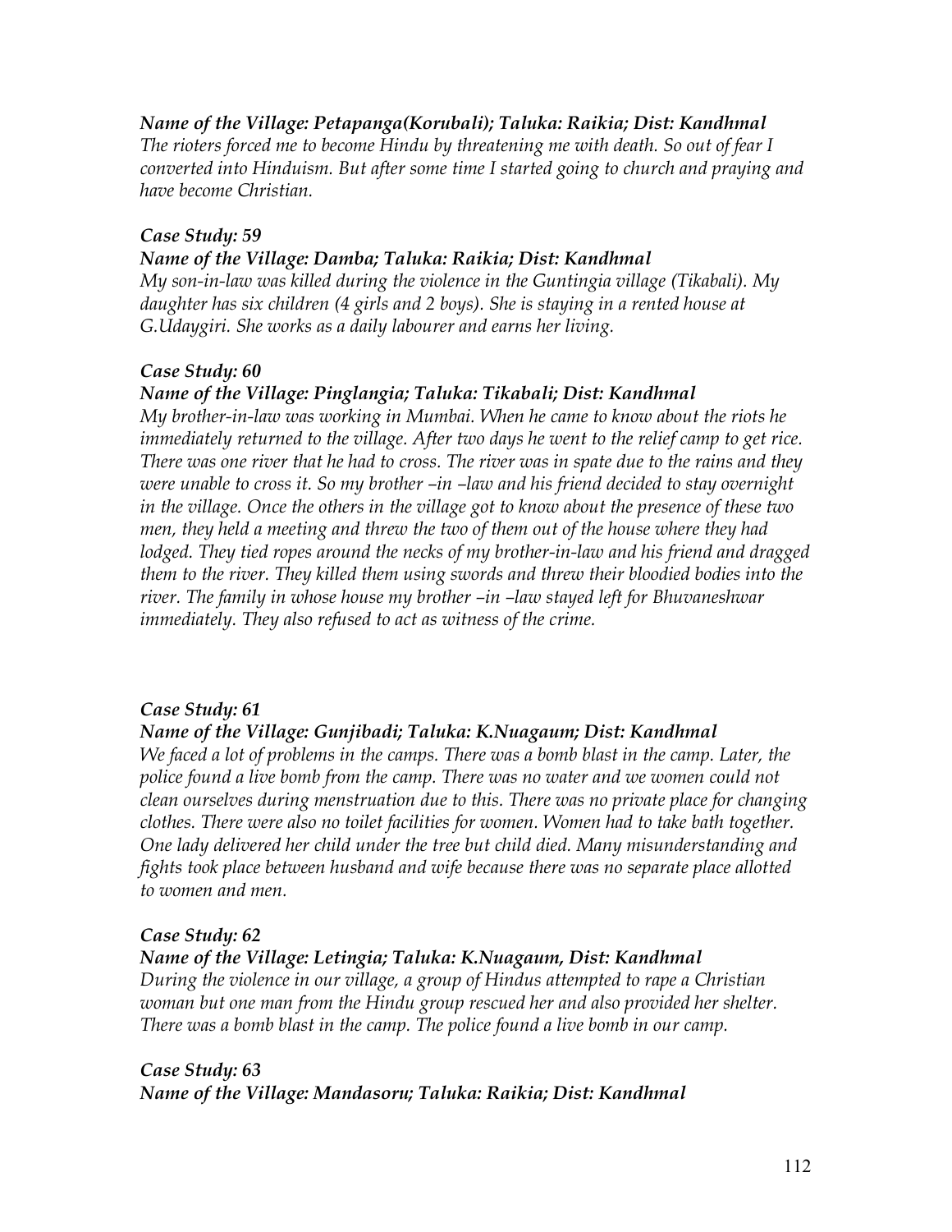***Name of the Village: Petapanga(Korubali); Taluka: Raikia; Dist: Kandhmal***
*The rioters forced me to become Hindu by threatening me with death. So out of fear I converted into Hinduism. But after some time I started going to church and praying and have become Christian.*

***Case Study: 59***
***Name of the Village: Damba; Taluka: Raikia; Dist: Kandhmal***
*My son-in-law was killed during the violence in the Guntingia village (Tikabali). My daughter has six children (4 girls and 2 boys). She is staying in a rented house at G.Udaygiri. She works as a daily labourer and earns her living.*

***Case Study: 60***
***Name of the Village: Pinglangia; Taluka: Tikabali; Dist: Kandhmal***
*My brother-in-law was working in Mumbai. When he came to know about the riots he immediately returned to the village. After two days he went to the relief camp to get rice. There was one river that he had to cross. The river was in spate due to the rains and they were unable to cross it. So my brother –in –law and his friend decided to stay overnight in the village. Once the others in the village got to know about the presence of these two men, they held a meeting and threw the two of them out of the house where they had lodged. They tied ropes around the necks of my brother-in-law and his friend and dragged them to the river. They killed them using swords and threw their bloodied bodies into the river. The family in whose house my brother –in –law stayed left for Bhuvaneshwar immediately. They also refused to act as witness of the crime.*

***Case Study: 61***
***Name of the Village: Gunjibadi; Taluka: K.Nuagaum; Dist: Kandhmal***
*We faced a lot of problems in the camps. There was a bomb blast in the camp. Later, the police found a live bomb from the camp. There was no water and we women could not clean ourselves during menstruation due to this. There was no private place for changing clothes. There were also no toilet facilities for women. Women had to take bath together. One lady delivered her child under the tree but child died. Many misunderstanding and fights took place between husband and wife because there was no separate place allotted to women and men.*

***Case Study: 62***
***Name of the Village: Letingia; Taluka: K.Nuagaum, Dist: Kandhmal***
*During the violence in our village, a group of Hindus attempted to rape a Christian woman but one man from the Hindu group rescued her and also provided her shelter. There was a bomb blast in the camp. The police found a live bomb in our camp.*

***Case Study: 63***
***Name of the Village: Mandasoru; Taluka: Raikia; Dist: Kandhmal***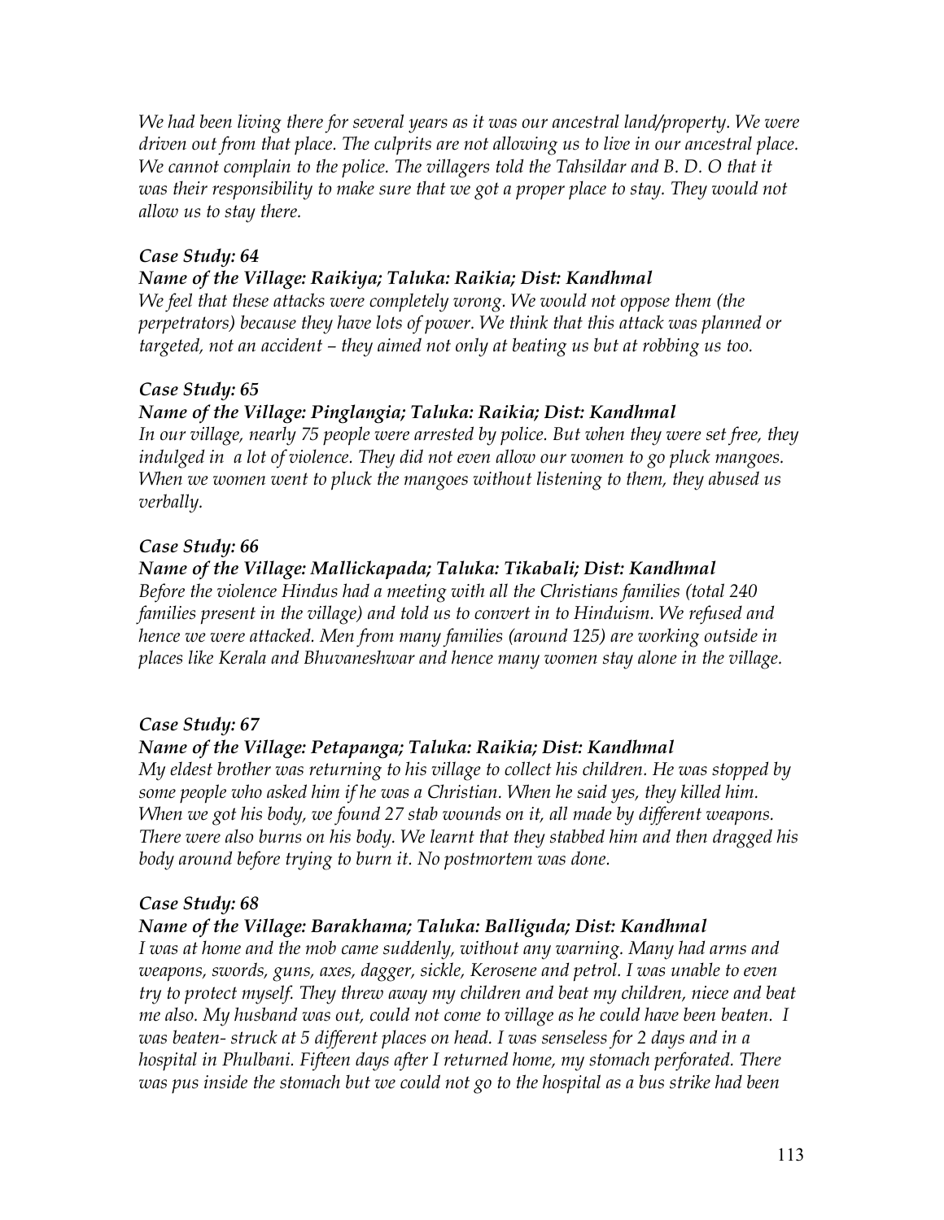*We had been living there for several years as it was our ancestral land/property. We were driven out from that place. The culprits are not allowing us to live in our ancestral place. We cannot complain to the police. The villagers told the Tahsildar and B. D. O that it was their responsibility to make sure that we got a proper place to stay. They would not allow us to stay there.*

***Case Study: 64***

***Name of the Village: Raikiya; Taluka: Raikia; Dist: Kandhmal***

*We feel that these attacks were completely wrong. We would not oppose them (the perpetrators) because they have lots of power. We think that this attack was planned or targeted, not an accident – they aimed not only at beating us but at robbing us too.*

***Case Study: 65***

***Name of the Village: Pinglangia; Taluka: Raikia; Dist: Kandhmal***

*In our village, nearly 75 people were arrested by police. But when they were set free, they indulged in a lot of violence. They did not even allow our women to go pluck mangoes. When we women went to pluck the mangoes without listening to them, they abused us verbally.*

***Case Study: 66***

***Name of the Village: Mallickapada; Taluka: Tikabali; Dist: Kandhmal***

*Before the violence Hindus had a meeting with all the Christians families (total 240 families present in the village) and told us to convert in to Hinduism. We refused and hence we were attacked. Men from many families (around 125) are working outside in places like Kerala and Bhuvaneshwar and hence many women stay alone in the village.*

***Case Study: 67***

***Name of the Village: Petapanga; Taluka: Raikia; Dist: Kandhmal***

*My eldest brother was returning to his village to collect his children. He was stopped by some people who asked him if he was a Christian. When he said yes, they killed him. When we got his body, we found 27 stab wounds on it, all made by different weapons. There were also burns on his body. We learnt that they stabbed him and then dragged his body around before trying to burn it. No postmortem was done.*

***Case Study: 68***

***Name of the Village: Barakhama; Taluka: Balliguda; Dist: Kandhmal***

*I was at home and the mob came suddenly, without any warning. Many had arms and weapons, swords, guns, axes, dagger, sickle, Kerosene and petrol. I was unable to even try to protect myself. They threw away my children and beat my children, niece and beat me also. My husband was out, could not come to village as he could have been beaten. I was beaten- struck at 5 different places on head. I was senseless for 2 days and in a hospital in Phulbani. Fifteen days after I returned home, my stomach perforated. There was pus inside the stomach but we could not go to the hospital as a bus strike had been*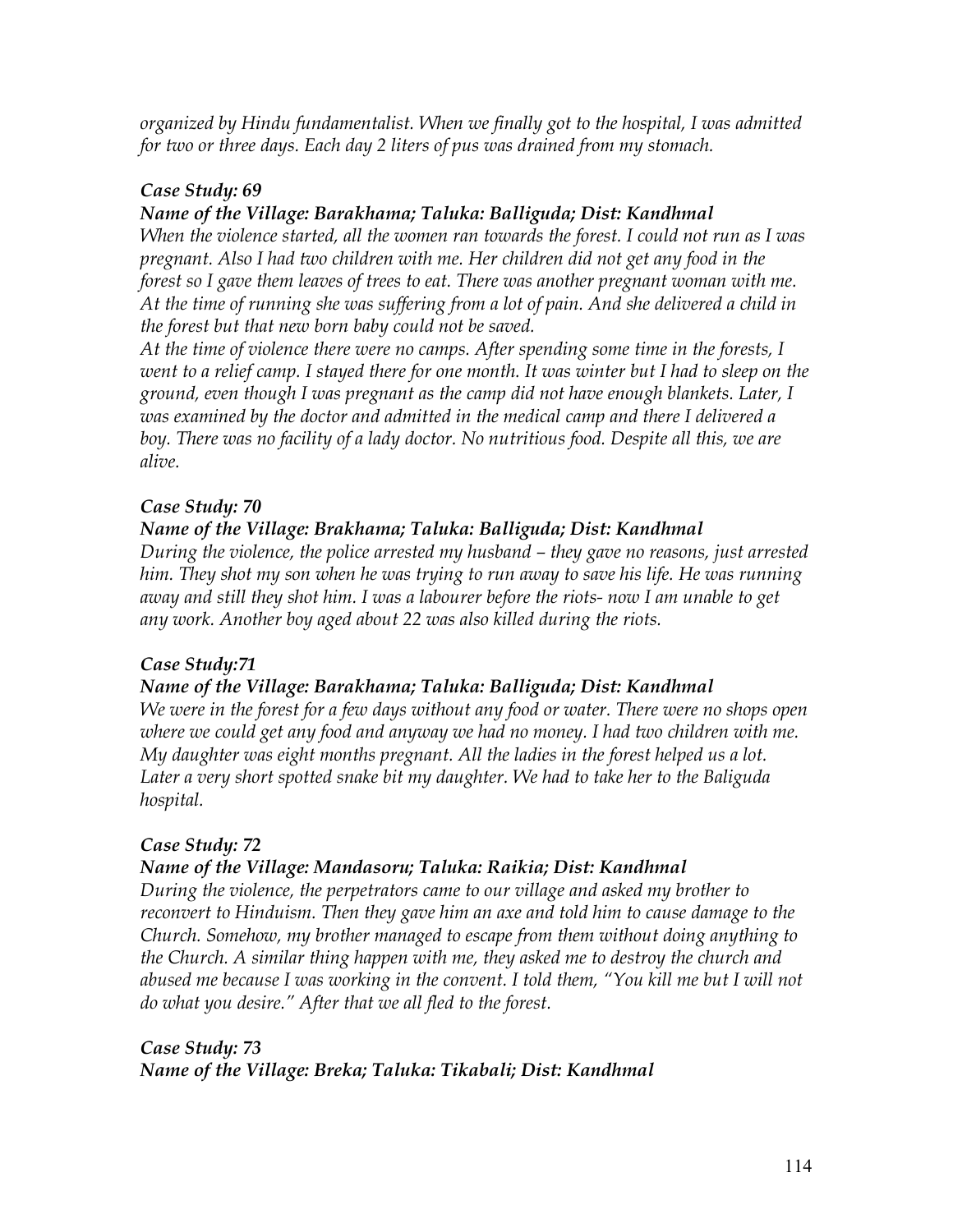*organized by Hindu fundamentalist. When we finally got to the hospital, I was admitted for two or three days. Each day 2 liters of pus was drained from my stomach.*

***Case Study: 69***

***Name of the Village: Barakhama; Taluka: Balliguda; Dist: Kandhmal***

*When the violence started, all the women ran towards the forest. I could not run as I was pregnant. Also I had two children with me. Her children did not get any food in the forest so I gave them leaves of trees to eat. There was another pregnant woman with me. At the time of running she was suffering from a lot of pain. And she delivered a child in the forest but that new born baby could not be saved.*

*At the time of violence there were no camps. After spending some time in the forests, I went to a relief camp. I stayed there for one month. It was winter but I had to sleep on the ground, even though I was pregnant as the camp did not have enough blankets. Later, I was examined by the doctor and admitted in the medical camp and there I delivered a boy. There was no facility of a lady doctor. No nutritious food. Despite all this, we are alive.*

***Case Study: 70***

***Name of the Village: Brakhama; Taluka: Balliguda; Dist: Kandhmal***

*During the violence, the police arrested my husband – they gave no reasons, just arrested him. They shot my son when he was trying to run away to save his life. He was running away and still they shot him. I was a labourer before the riots- now I am unable to get any work. Another boy aged about 22 was also killed during the riots.*

***Case Study:71***

***Name of the Village: Barakhama; Taluka: Balliguda; Dist: Kandhmal***

*We were in the forest for a few days without any food or water. There were no shops open where we could get any food and anyway we had no money. I had two children with me. My daughter was eight months pregnant. All the ladies in the forest helped us a lot. Later a very short spotted snake bit my daughter. We had to take her to the Baliguda hospital.*

***Case Study: 72***

***Name of the Village: Mandasoru; Taluka: Raikia; Dist: Kandhmal***

*During the violence, the perpetrators came to our village and asked my brother to reconvert to Hinduism. Then they gave him an axe and told him to cause damage to the Church. Somehow, my brother managed to escape from them without doing anything to the Church. A similar thing happen with me, they asked me to destroy the church and abused me because I was working in the convent. I told them, "You kill me but I will not do what you desire." After that we all fled to the forest.*

***Case Study: 73***

***Name of the Village: Breka; Taluka: Tikabali; Dist: Kandhmal***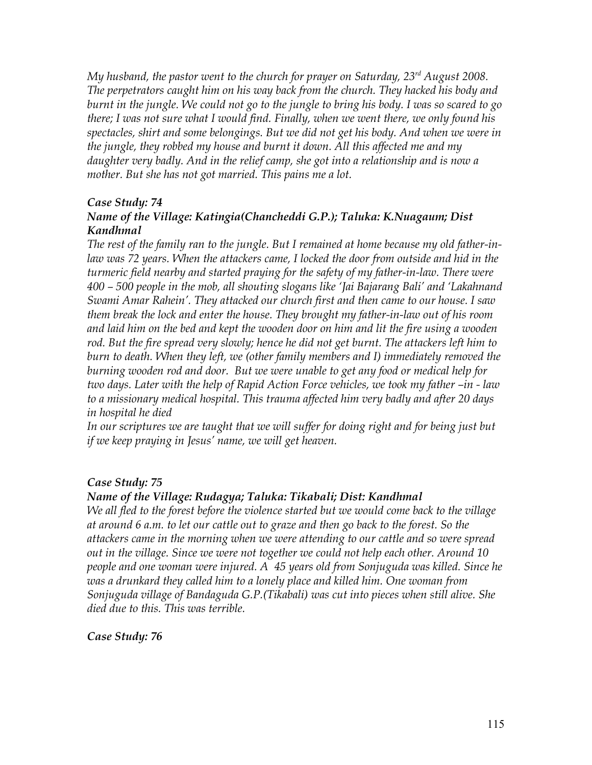*My husband, the pastor went to the church for prayer on Saturday, 23rd August 2008. The perpetrators caught him on his way back from the church. They hacked his body and burnt in the jungle. We could not go to the jungle to bring his body. I was so scared to go there; I was not sure what I would find. Finally, when we went there, we only found his spectacles, shirt and some belongings. But we did not get his body. And when we were in the jungle, they robbed my house and burnt it down. All this affected me and my daughter very badly. And in the relief camp, she got into a relationship and is now a mother. But she has not got married. This pains me a lot.*

### *Case Study: 74*

### *Name of the Village: Katingia(Chancheddi G.P.); Taluka: K.Nuagaum; Dist Kandhmal*

*The rest of the family ran to the jungle. But I remained at home because my old father-in-law was 72 years. When the attackers came, I locked the door from outside and hid in the turmeric field nearby and started praying for the safety of my father-in-law. There were 400 – 500 people in the mob, all shouting slogans like 'Jai Bajarang Bali' and 'Lakahnand Swami Amar Rahein'. They attacked our church first and then came to our house. I saw them break the lock and enter the house. They brought my father-in-law out of his room and laid him on the bed and kept the wooden door on him and lit the fire using a wooden rod. But the fire spread very slowly; hence he did not get burnt. The attackers left him to burn to death. When they left, we (other family members and I) immediately removed the burning wooden rod and door. But we were unable to get any food or medical help for two days. Later with the help of Rapid Action Force vehicles, we took my father –in - law to a missionary medical hospital. This trauma affected him very badly and after 20 days in hospital he died*

*In our scriptures we are taught that we will suffer for doing right and for being just but if we keep praying in Jesus' name, we will get heaven.*

### *Case Study: 75*

### *Name of the Village: Rudagya; Taluka: Tikabali; Dist: Kandhmal*

*We all fled to the forest before the violence started but we would come back to the village at around 6 a.m. to let our cattle out to graze and then go back to the forest. So the attackers came in the morning when we were attending to our cattle and so were spread out in the village. Since we were not together we could not help each other. Around 10 people and one woman were injured. A 45 years old from Sonjuguda was killed. Since he was a drunkard they called him to a lonely place and killed him. One woman from Sonjuguda village of Bandaguda G.P.(Tikabali) was cut into pieces when still alive. She died due to this. This was terrible.*

### *Case Study: 76*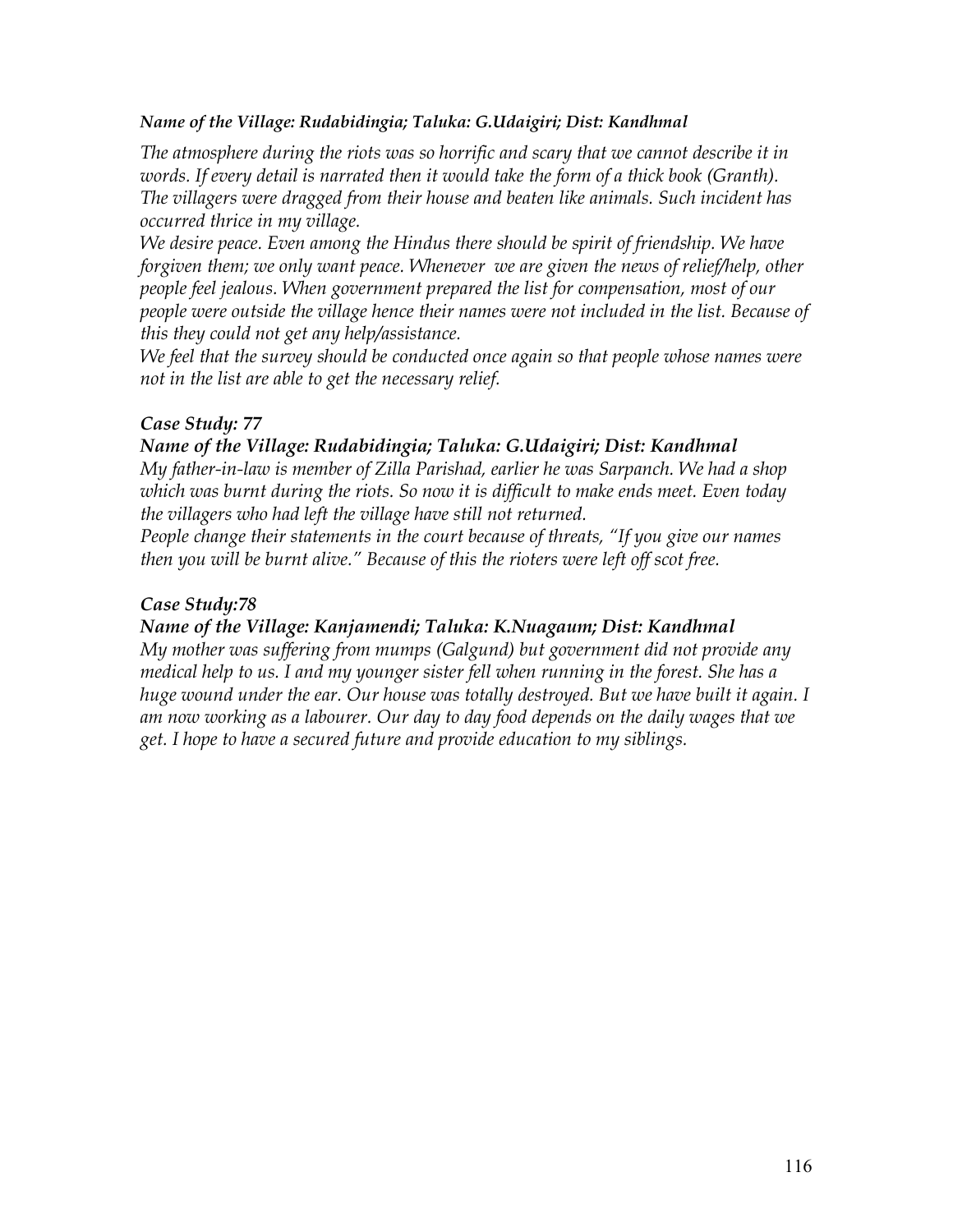***Name of the Village: Rudabidingia; Taluka: G.Udaigiri; Dist: Kandhmal***

*The atmosphere during the riots was so horrific and scary that we cannot describe it in words. If every detail is narrated then it would take the form of a thick book (Granth). The villagers were dragged from their house and beaten like animals. Such incident has occurred thrice in my village.*

*We desire peace. Even among the Hindus there should be spirit of friendship. We have forgiven them; we only want peace. Whenever we are given the news of relief/help, other people feel jealous. When government prepared the list for compensation, most of our people were outside the village hence their names were not included in the list. Because of this they could not get any help/assistance.*

*We feel that the survey should be conducted once again so that people whose names were not in the list are able to get the necessary relief.*

### *Case Study: 77*

### *Name of the Village: Rudabidingia; Taluka: G.Udaigiri; Dist: Kandhmal*

*My father-in-law is member of Zilla Parishad, earlier he was Sarpanch. We had a shop which was burnt during the riots. So now it is difficult to make ends meet. Even today the villagers who had left the village have still not returned.*

*People change their statements in the court because of threats, "If you give our names then you will be burnt alive." Because of this the rioters were left off scot free.*

### *Case Study:78*

### *Name of the Village: Kanjamendi; Taluka: K.Nuagaum; Dist: Kandhmal*

*My mother was suffering from mumps (Galgund) but government did not provide any medical help to us. I and my younger sister fell when running in the forest. She has a huge wound under the ear. Our house was totally destroyed. But we have built it again. I am now working as a labourer. Our day to day food depends on the daily wages that we get. I hope to have a secured future and provide education to my siblings.*